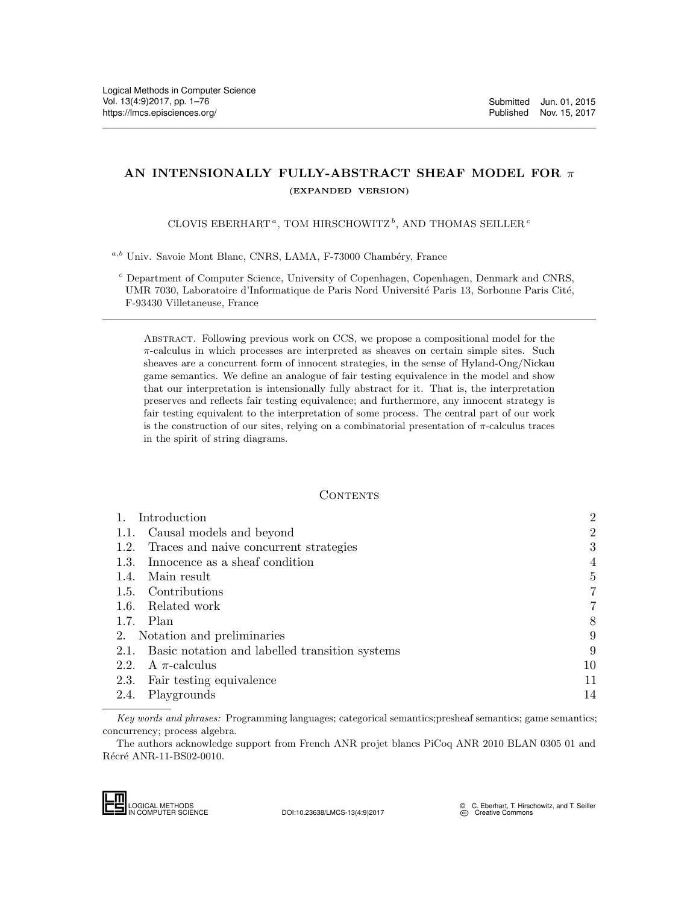# AN INTENSIONALLY FULLY-ABSTRACT SHEAF MODEL FOR $\pi$

## (EXPANDED VERSION)

CLOVIS EBERHART [a], TOM HIRSCHOWITZ [b], AND THOMAS SEILLER [c]

[a,b] Univ. Savoie Mont Blanc, CNRS, LAMA, F-73000 Chambéry, France

[c] Department of Computer Science, University of Copenhagen, Copenhagen, Denmark and CNRS, UMR 7030, Laboratoire d'Informatique de Paris Nord Université Paris 13, Sorbonne Paris Cité, F-93430 Villetaneuse, France

Abstract. Following previous work on CCS, we propose a compositional model for the $\pi$-calculus in which processes are interpreted as sheaves on certain simple sites. Such sheaves are a concurrent form of innocent strategies, in the sense of Hyland-Ong/Nickau game semantics. We define an analogue of fair testing equivalence in the model and show that our interpretation is intensionally fully abstract for it. That is, the interpretation preserves and reflects fair testing equivalence; and furthermore, any innocent strategy is fair testing equivalent to the interpretation of some process. The central part of our work is the construction of our sites, relying on a combinatorial presentation of $\pi$-calculus traces in the spirit of string diagrams.

## Contents

| | |
|---|---|
| 1. Introduction | 2 |
| 1.1. Causal models and beyond | 2 |
| 1.2. Traces and naive concurrent strategies | 3 |
| 1.3. Innocence as a sheaf condition | 4 |
| 1.4. Main result | 5 |
| 1.5. Contributions | 7 |
| 1.6. Related work | 7 |
| 1.7. Plan | 8 |
| 2. Notation and preliminaries | 9 |
| 2.1. Basic notation and labelled transition systems | 9 |
| 2.2. A $\pi$-calculus | 10 |
| 2.3. Fair testing equivalence | 11 |
| 2.4. Playgrounds | 14 |

*Key words and phrases:* Programming languages; categorical semantics;presheaf semantics; game semantics; concurrency; process algebra.

The authors acknowledge support from French ANR projet blancs PiCoq ANR 2010 BLAN 0305 01 and Récré ANR-11-BS02-0010.

DOI:10.23638/LMCS-13(4:9)2017

© C. Eberhart, T. Hirschowitz, and T. Seiller
Creative Commons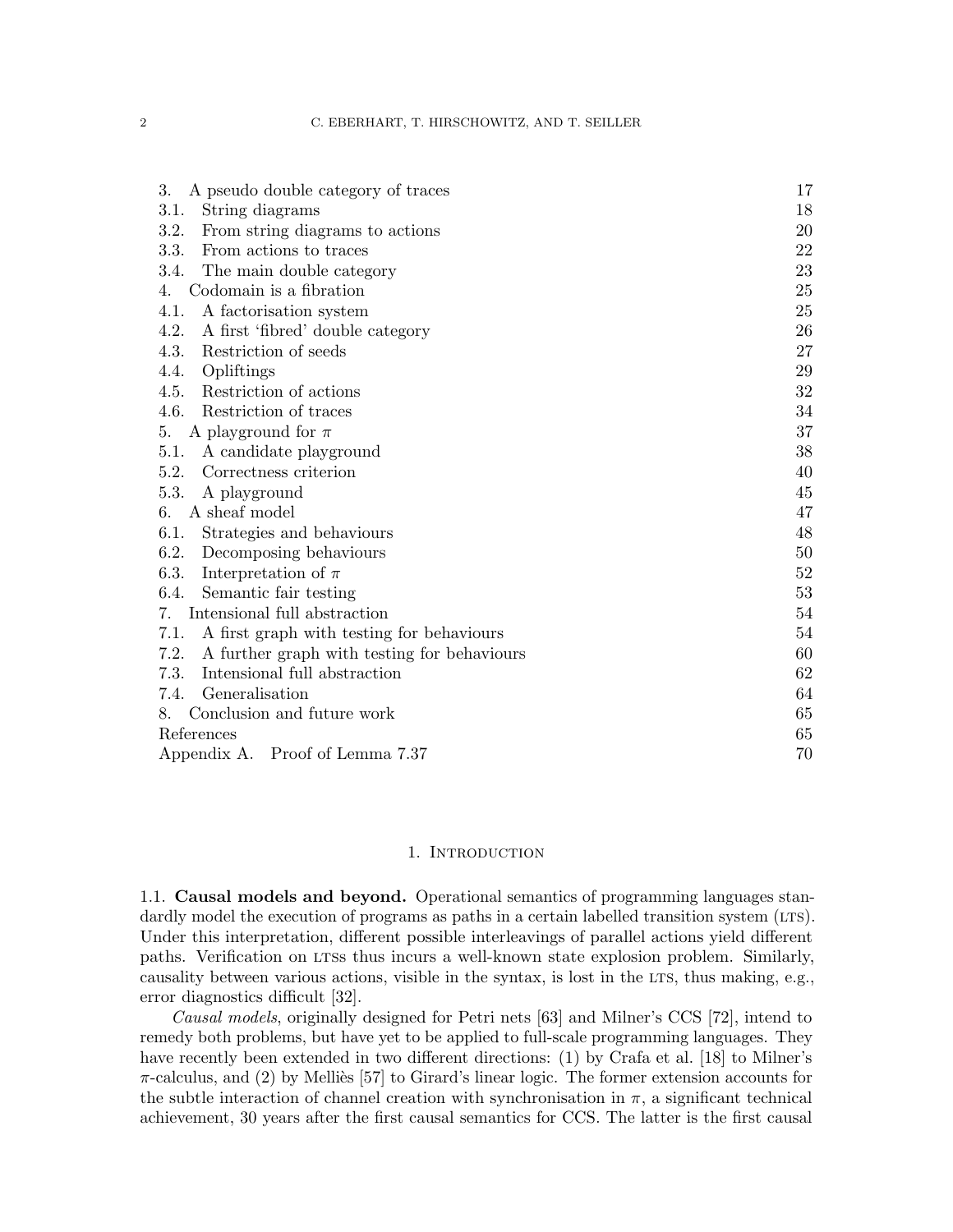| | |
|---|---|
| 3. A pseudo double category of traces | 17 |
| 3.1. String diagrams | 18 |
| 3.2. From string diagrams to actions | 20 |
| 3.3. From actions to traces | 22 |
| 3.4. The main double category | 23 |
| 4. Codomain is a fibration | 25 |
| 4.1. A factorisation system | 25 |
| 4.2. A first 'fibred' double category | 26 |
| 4.3. Restriction of seeds | 27 |
| 4.4. Opliftings | 29 |
| 4.5. Restriction of actions | 32 |
| 4.6. Restriction of traces | 34 |
| 5. A playground for $\pi$ | 37 |
| 5.1. A candidate playground | 38 |
| 5.2. Correctness criterion | 40 |
| 5.3. A playground | 45 |
| 6. A sheaf model | 47 |
| 6.1. Strategies and behaviours | 48 |
| 6.2. Decomposing behaviours | 50 |
| 6.3. Interpretation of $\pi$ | 52 |
| 6.4. Semantic fair testing | 53 |
| 7. Intensional full abstraction | 54 |
| 7.1. A first graph with testing for behaviours | 54 |
| 7.2. A further graph with testing for behaviours | 60 |
| 7.3. Intensional full abstraction | 62 |
| 7.4. Generalisation | 64 |
| 8. Conclusion and future work | 65 |
| References | 65 |
| Appendix A. Proof of Lemma 7.37 | 70 |

## 1. Introduction

1.1. **Causal models and beyond.** Operational semantics of programming languages standardly model the execution of programs as paths in a certain labelled transition system (LTS). Under this interpretation, different possible interleavings of parallel actions yield different paths. Verification on LTSs thus incurs a well-known state explosion problem. Similarly, causality between various actions, visible in the syntax, is lost in the LTS, thus making, e.g., error diagnostics difficult [32].

*Causal models*, originally designed for Petri nets [63] and Milner's CCS [72], intend to remedy both problems, but have yet to be applied to full-scale programming languages. They have recently been extended in two different directions: (1) by Crafa et al. [18] to Milner's $\pi$-calculus, and (2) by Melliès [57] to Girard's linear logic. The former extension accounts for the subtle interaction of channel creation with synchronisation in $\pi$, a significant technical achievement, 30 years after the first causal semantics for CCS. The latter is the first causal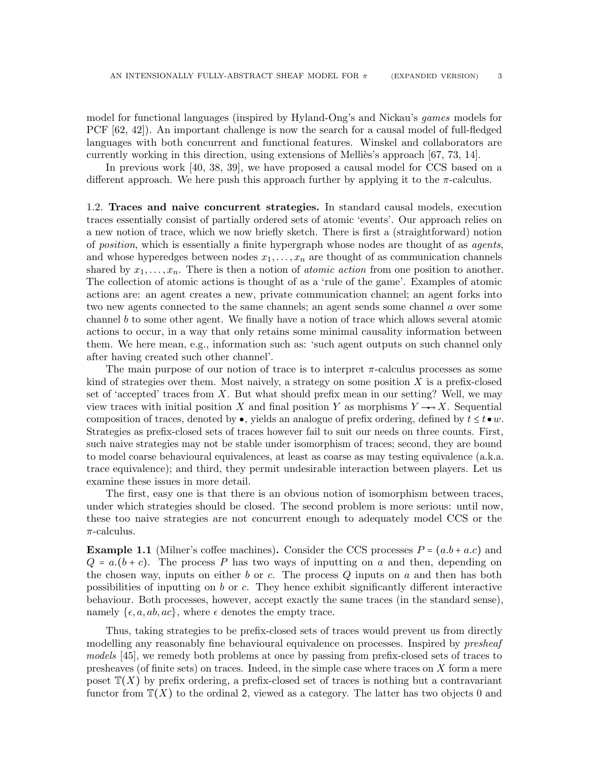model for functional languages (inspired by Hyland-Ong's and Nickau's *games* models for PCF [62, 42]). An important challenge is now the search for a causal model of full-fledged languages with both concurrent and functional features. Winskel and collaborators are currently working in this direction, using extensions of Melliès's approach [67, 73, 14].

In previous work [40, 38, 39], we have proposed a causal model for CCS based on a different approach. We here push this approach further by applying it to the $\pi$-calculus.

1.2. **Traces and naive concurrent strategies.** In standard causal models, execution traces essentially consist of partially ordered sets of atomic 'events'. Our approach relies on a new notion of trace, which we now briefly sketch. There is first a (straightforward) notion of *position*, which is essentially a finite hypergraph whose nodes are thought of as *agents*, and whose hyperedges between nodes $x_1, \ldots, x_n$ are thought of as communication channels shared by $x_1, \ldots, x_n$. There is then a notion of *atomic action* from one position to another. The collection of atomic actions is thought of as a 'rule of the game'. Examples of atomic actions are: an agent creates a new, private communication channel; an agent forks into two new agents connected to the same channels; an agent sends some channel $a$ over some channel $b$ to some other agent. We finally have a notion of trace which allows several atomic actions to occur, in a way that only retains some minimal causality information between them. We here mean, e.g., information such as: 'such agent outputs on such channel only after having created such other channel'.

The main purpose of our notion of trace is to interpret $\pi$-calculus processes as some kind of strategies over them. Most naively, a strategy on some position $X$ is a prefix-closed set of 'accepted' traces from $X$. But what should prefix mean in our setting? Well, we may view traces with initial position $X$ and final position $Y$ as morphisms $Y \twoheadrightarrow X$. Sequential composition of traces, denoted by $\bullet$, yields an analogue of prefix ordering, defined by $t \leq t \bullet w$. Strategies as prefix-closed sets of traces however fail to suit our needs on three counts. First, such naive strategies may not be stable under isomorphism of traces; second, they are bound to model coarse behavioural equivalences, at least as coarse as may testing equivalence (a.k.a. trace equivalence); and third, they permit undesirable interaction between players. Let us examine these issues in more detail.

The first, easy one is that there is an obvious notion of isomorphism between traces, under which strategies should be closed. The second problem is more serious: until now, these too naive strategies are not concurrent enough to adequately model CCS or the $\pi$-calculus.

**Example 1.1** (Milner's coffee machines)**.** Consider the CCS processes $P = (a.b + a.c)$ and $Q = a.(b + c)$. The process $P$ has two ways of inputting on $a$ and then, depending on the chosen way, inputs on either $b$ or $c$. The process $Q$ inputs on $a$ and then has both possibilities of inputting on $b$ or $c$. They hence exhibit significantly different interactive behaviour. Both processes, however, accept exactly the same traces (in the standard sense), namely $\{\epsilon, a, ab, ac\}$, where $\epsilon$ denotes the empty trace.

Thus, taking strategies to be prefix-closed sets of traces would prevent us from directly modelling any reasonably fine behavioural equivalence on processes. Inspired by *presheaf models* [45], we remedy both problems at once by passing from prefix-closed sets of traces to presheaves (of finite sets) on traces. Indeed, in the simple case where traces on $X$ form a mere poset $\mathbb{T}(X)$ by prefix ordering, a prefix-closed set of traces is nothing but a contravariant functor from $\mathbb{T}(X)$ to the ordinal $2$, viewed as a category. The latter has two objects 0 and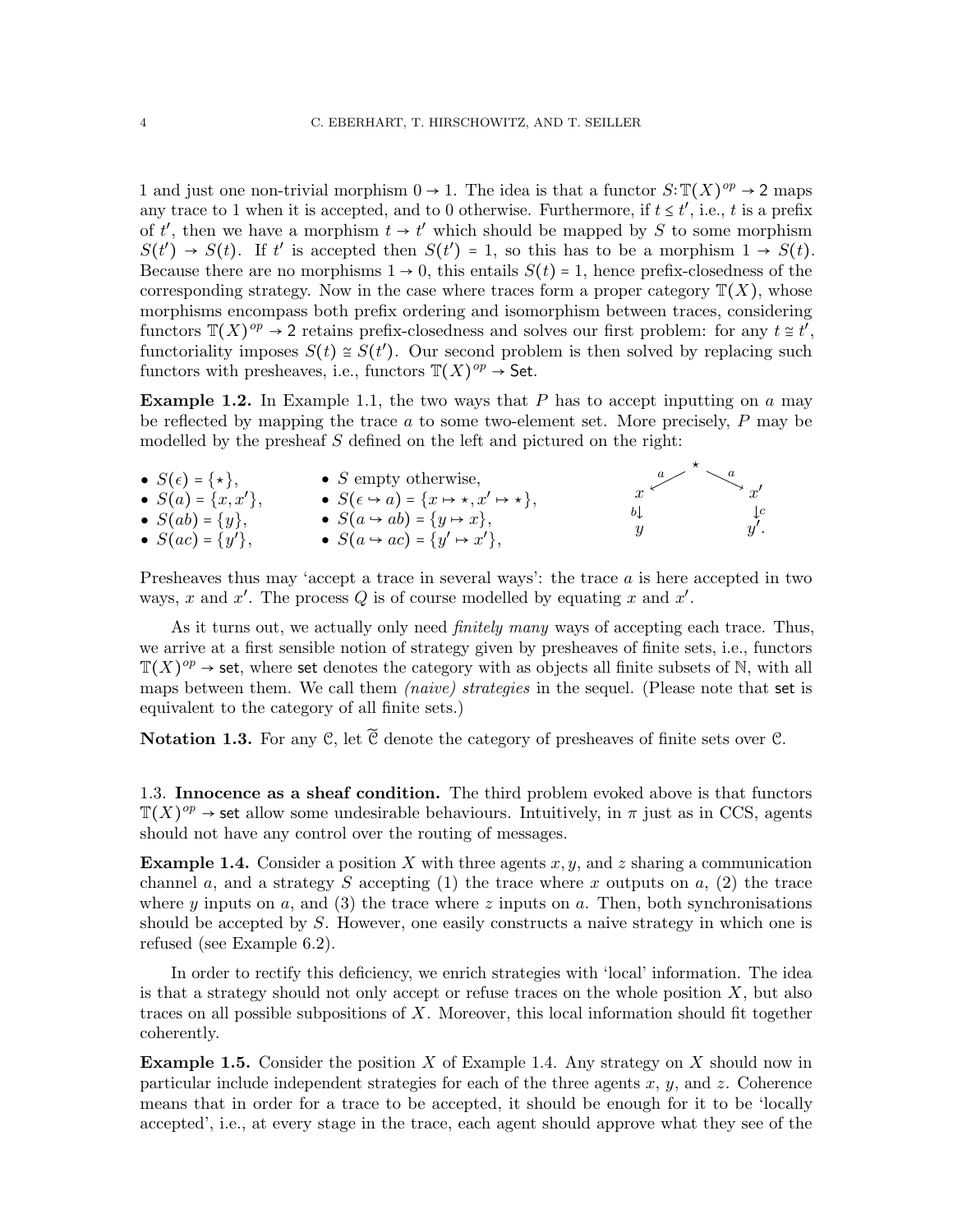1 and just one non-trivial morphism $0 \to 1$. The idea is that a functor $S: \mathbb{T}(X)^{op} \to 2$ maps any trace to 1 when it is accepted, and to 0 otherwise. Furthermore, if $t \leq t'$, i.e., $t$ is a prefix of $t'$, then we have a morphism $t \to t'$ which should be mapped by $S$ to some morphism $S(t') \to S(t)$. If $t'$ is accepted then $S(t') = 1$, so this has to be a morphism $1 \to S(t)$. Because there are no morphisms $1 \to 0$, this entails $S(t) = 1$, hence prefix-closedness of the corresponding strategy. Now in the case where traces form a proper category $\mathbb{T}(X)$, whose morphisms encompass both prefix ordering and isomorphism between traces, considering functors $\mathbb{T}(X)^{op} \to 2$ retains prefix-closedness and solves our first problem: for any $t \cong t'$, functoriality imposes $S(t) \cong S(t')$. Our second problem is then solved by replacing such functors with presheaves, i.e., functors $\mathbb{T}(X)^{op} \to \mathsf{Set}$.

**Example 1.2.** In Example 1.1, the two ways that $P$ has to accept inputting on $a$ may be reflected by mapping the trace $a$ to some two-element set. More precisely, $P$ may be modelled by the presheaf $S$ defined on the left and pictured on the right:

- $S(\epsilon) = \{\star\}$,
- $S(a) = \{x, x'\}$,
- $S(ab) = \{y\}$,
- $S(ac) = \{y'\}$,
- $S$ empty otherwise,
- $S(\epsilon \hookrightarrow a) = \{x \mapsto \star, x' \mapsto \star\}$,
- $S(a \hookrightarrow ab) = \{y \mapsto x\}$,
- $S(a \hookrightarrow ac) = \{y' \mapsto x'\}$,

$$
\begin{array}{ccccc}
 & & \star & & \\
 & \overset{a}{\swarrow} & & \overset{a}{\searrow} & \\
x & & & & x' \\
{\scriptstyle b}\downarrow & & & & \downarrow{\scriptstyle c} \\
y & & & & y'.
\end{array}
$$

Presheaves thus may 'accept a trace in several ways': the trace $a$ is here accepted in two ways, $x$ and $x'$. The process $Q$ is of course modelled by equating $x$ and $x'$.

As it turns out, we actually only need *finitely many* ways of accepting each trace. Thus, we arrive at a first sensible notion of strategy given by presheaves of finite sets, i.e., functors $\mathbb{T}(X)^{op} \to \mathsf{set}$, where $\mathsf{set}$ denotes the category with as objects all finite subsets of $\mathbb{N}$, with all maps between them. We call them *(naive) strategies* in the sequel. (Please note that $\mathsf{set}$ is equivalent to the category of all finite sets.)

**Notation 1.3.** For any $\mathcal{C}$, let $\widetilde{\mathcal{C}}$ denote the category of presheaves of finite sets over $\mathcal{C}$.

### 1.3. Innocence as a sheaf condition.

The third problem evoked above is that functors $\mathbb{T}(X)^{op} \to \mathsf{set}$ allow some undesirable behaviours. Intuitively, in $\pi$ just as in CCS, agents should not have any control over the routing of messages.

**Example 1.4.** Consider a position $X$ with three agents $x, y$, and $z$ sharing a communication channel $a$, and a strategy $S$ accepting (1) the trace where $x$ outputs on $a$, (2) the trace where $y$ inputs on $a$, and (3) the trace where $z$ inputs on $a$. Then, both synchronisations should be accepted by $S$. However, one easily constructs a naive strategy in which one is refused (see Example 6.2).

In order to rectify this deficiency, we enrich strategies with 'local' information. The idea is that a strategy should not only accept or refuse traces on the whole position $X$, but also traces on all possible subpositions of $X$. Moreover, this local information should fit together coherently.

**Example 1.5.** Consider the position $X$ of Example 1.4. Any strategy on $X$ should now in particular include independent strategies for each of the three agents $x$, $y$, and $z$. Coherence means that in order for a trace to be accepted, it should be enough for it to be 'locally accepted', i.e., at every stage in the trace, each agent should approve what they see of the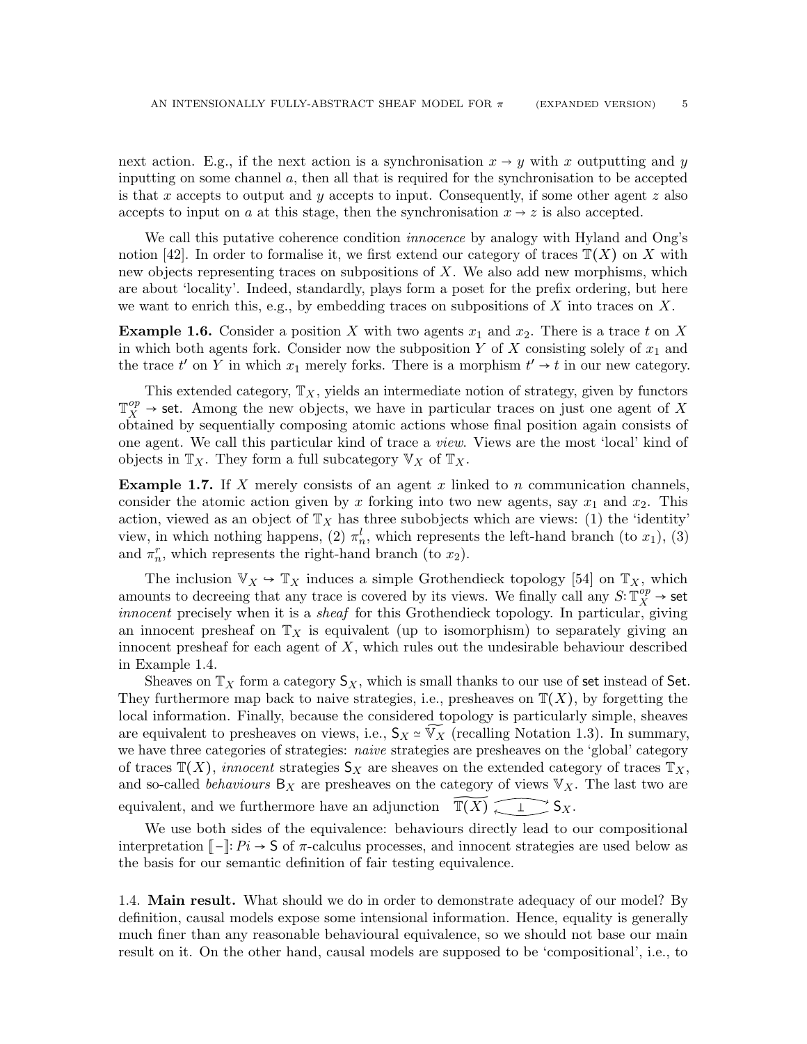next action. E.g., if the next action is a synchronisation $x \to y$ with $x$ outputting and $y$ inputting on some channel $a$, then all that is required for the synchronisation to be accepted is that $x$ accepts to output and $y$ accepts to input. Consequently, if some other agent $z$ also accepts to input on $a$ at this stage, then the synchronisation $x \to z$ is also accepted.

We call this putative coherence condition *innocence* by analogy with Hyland and Ong's notion [42]. In order to formalise it, we first extend our category of traces $\mathbb{T}(X)$ on $X$ with new objects representing traces on subpositions of $X$. We also add new morphisms, which are about 'locality'. Indeed, standardly, plays form a poset for the prefix ordering, but here we want to enrich this, e.g., by embedding traces on subpositions of $X$ into traces on $X$.

**Example 1.6.** Consider a position $X$ with two agents $x_1$ and $x_2$. There is a trace $t$ on $X$ in which both agents fork. Consider now the subposition $Y$ of $X$ consisting solely of $x_1$ and the trace $t'$ on $Y$ in which $x_1$ merely forks. There is a morphism $t' \to t$ in our new category.

This extended category, $\mathbb{T}_X$, yields an intermediate notion of strategy, given by functors $\mathbb{T}_X^{op} \to \mathsf{set}$. Among the new objects, we have in particular traces on just one agent of $X$ obtained by sequentially composing atomic actions whose final position again consists of one agent. We call this particular kind of trace a *view*. Views are the most 'local' kind of objects in $\mathbb{T}_X$. They form a full subcategory $\mathbb{V}_X$ of $\mathbb{T}_X$.

**Example 1.7.** If $X$ merely consists of an agent $x$ linked to $n$ communication channels, consider the atomic action given by $x$ forking into two new agents, say $x_1$ and $x_2$. This action, viewed as an object of $\mathbb{T}_X$ has three subobjects which are views: (1) the 'identity' view, in which nothing happens, (2) $\pi_n^l$, which represents the left-hand branch (to $x_1$), (3) and $\pi_n^r$, which represents the right-hand branch (to $x_2$).

The inclusion $\mathbb{V}_X \hookrightarrow \mathbb{T}_X$ induces a simple Grothendieck topology [54] on $\mathbb{T}_X$, which amounts to decreeing that any trace is covered by its views. We finally call any $S\colon \mathbb{T}_X^{op} \to \mathsf{set}$ *innocent* precisely when it is a *sheaf* for this Grothendieck topology. In particular, giving an innocent presheaf on $\mathbb{T}_X$ is equivalent (up to isomorphism) to separately giving an innocent presheaf for each agent of $X$, which rules out the undesirable behaviour described in Example 1.4.

Sheaves on $\mathbb{T}_X$ form a category $\mathsf{S}_X$, which is small thanks to our use of $\mathsf{set}$ instead of $\mathsf{Set}$. They furthermore map back to naive strategies, i.e., presheaves on $\mathbb{T}(X)$, by forgetting the local information. Finally, because the considered topology is particularly simple, sheaves are equivalent to presheaves on views, i.e., $\mathsf{S}_X \simeq \widetilde{\mathbb{V}_X}$ (recalling Notation 1.3). In summary, we have three categories of strategies: *naive* strategies are presheaves on the 'global' category of traces $\mathbb{T}(X)$, *innocent* strategies $\mathsf{S}_X$ are sheaves on the extended category of traces $\mathbb{T}_X$, and so-called *behaviours* $\mathsf{B}_X$ are presheaves on the category of views $\mathbb{V}_X$. The last two are equivalent, and we furthermore have an adjunction $\widetilde{\mathbb{T}(X)} \underset{\longleftarrow}{\overset{\longrightarrow}{\perp}} \mathsf{S}_X$.

We use both sides of the equivalence: behaviours directly lead to our compositional interpretation $[\![-]\!]\colon Pi \to \mathsf{S}$ of $\pi$-calculus processes, and innocent strategies are used below as the basis for our semantic definition of fair testing equivalence.

## 1.4. Main result.

What should we do in order to demonstrate adequacy of our model? By definition, causal models expose some intensional information. Hence, equality is generally much finer than any reasonable behavioural equivalence, so we should not base our main result on it. On the other hand, causal models are supposed to be 'compositional', i.e., to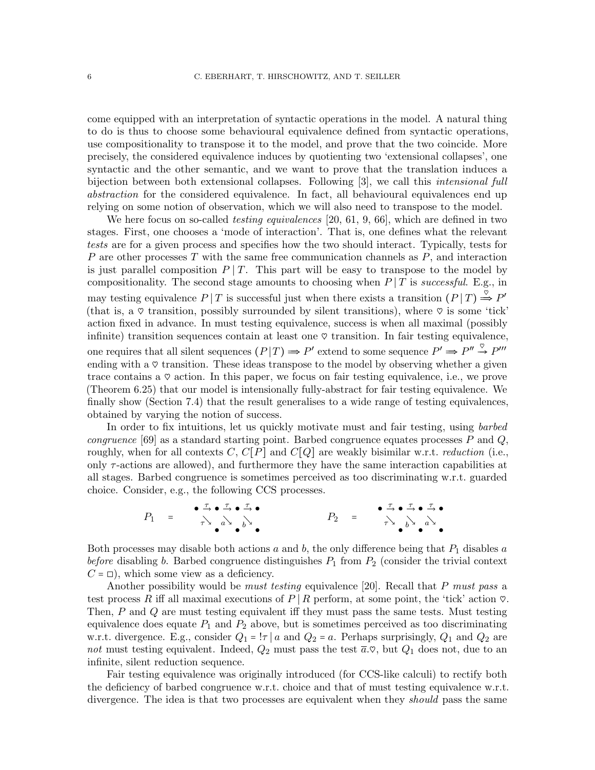come equipped with an interpretation of syntactic operations in the model. A natural thing to do is thus to choose some behavioural equivalence defined from syntactic operations, use compositionality to transpose it to the model, and prove that the two coincide. More precisely, the considered equivalence induces by quotienting two 'extensional collapses', one syntactic and the other semantic, and we want to prove that the translation induces a bijection between both extensional collapses. Following [3], we call this *intensional full abstraction* for the considered equivalence. In fact, all behavioural equivalences end up relying on some notion of observation, which we will also need to transpose to the model.

We here focus on so-called *testing equivalences* [20, 61, 9, 66], which are defined in two stages. First, one chooses a 'mode of interaction'. That is, one defines what the relevant *tests* are for a given process and specifies how the two should interact. Typically, tests for $P$ are other processes $T$ with the same free communication channels as $P$, and interaction is just parallel composition $P \mid T$. This part will be easy to transpose to the model by compositionality. The second stage amounts to choosing when $P \mid T$ is *successful*. E.g., in may testing equivalence $P \mid T$ is successful just when there exists a transition $(P \mid T) \stackrel{\heartsuit}{\Longrightarrow} P'$ (that is, a $\heartsuit$ transition, possibly surrounded by silent transitions), where $\heartsuit$ is some 'tick' action fixed in advance. In must testing equivalence, success is when all maximal (possibly infinite) transition sequences contain at least one $\heartsuit$ transition. In fair testing equivalence, one requires that all silent sequences $(P \mid T) \Longrightarrow P'$ extend to some sequence $P' \Longrightarrow P'' \stackrel{\heartsuit}{\rightarrow} P'''$ ending with a $\heartsuit$ transition. These ideas transpose to the model by observing whether a given trace contains a $\heartsuit$ action. In this paper, we focus on fair testing equivalence, i.e., we prove (Theorem 6.25) that our model is intensionally fully-abstract for fair testing equivalence. We finally show (Section 7.4) that the result generalises to a wide range of testing equivalences, obtained by varying the notion of success.

In order to fix intuitions, let us quickly motivate must and fair testing, using *barbed congruence* [69] as a standard starting point. Barbed congruence equates processes $P$ and $Q$, roughly, when for all contexts $C$, $C[P]$ and $C[Q]$ are weakly bisimilar w.r.t. *reduction* (i.e., only $\tau$-actions are allowed), and furthermore they have the same interaction capabilities at all stages. Barbed congruence is sometimes perceived as too discriminating w.r.t. guarded choice. Consider, e.g., the following CCS processes.

$$P_1 = \begin{array}{ccccccc} \bullet & \xrightarrow{\tau} & \bullet & \xrightarrow{\tau} & \bullet & \xrightarrow{\tau} & \bullet \\ & \searrow^{\tau} & & \searrow^{a} & & \searrow^{b} & \\ & & \bullet & & \bullet & & \bullet \end{array} \qquad P_2 = \begin{array}{ccccccc} \bullet & \xrightarrow{\tau} & \bullet & \xrightarrow{\tau} & \bullet & \xrightarrow{\tau} & \bullet \\ & \searrow^{\tau} & & \searrow^{b} & & \searrow^{a} & \\ & & \bullet & & \bullet & & \bullet \end{array}$$

Both processes may disable both actions $a$ and $b$, the only difference being that $P_1$ disables $a$ *before* disabling $b$. Barbed congruence distinguishes $P_1$ from $P_2$ (consider the trivial context $C = \square$), which some view as a deficiency.

Another possibility would be *must testing* equivalence [20]. Recall that $P$ *must pass* a test process $R$ iff all maximal executions of $P \mid R$ perform, at some point, the 'tick' action $\heartsuit$. Then, $P$ and $Q$ are must testing equivalent iff they must pass the same tests. Must testing equivalence does equate $P_1$ and $P_2$ above, but is sometimes perceived as too discriminating w.r.t. divergence. E.g., consider $Q_1 = !\tau \mid a$ and $Q_2 = a$. Perhaps surprisingly, $Q_1$ and $Q_2$ are *not* must testing equivalent. Indeed, $Q_2$ must pass the test $\overline{a}.\heartsuit$, but $Q_1$ does not, due to an infinite, silent reduction sequence.

Fair testing equivalence was originally introduced (for CCS-like calculi) to rectify both the deficiency of barbed congruence w.r.t. choice and that of must testing equivalence w.r.t. divergence. The idea is that two processes are equivalent when they *should* pass the same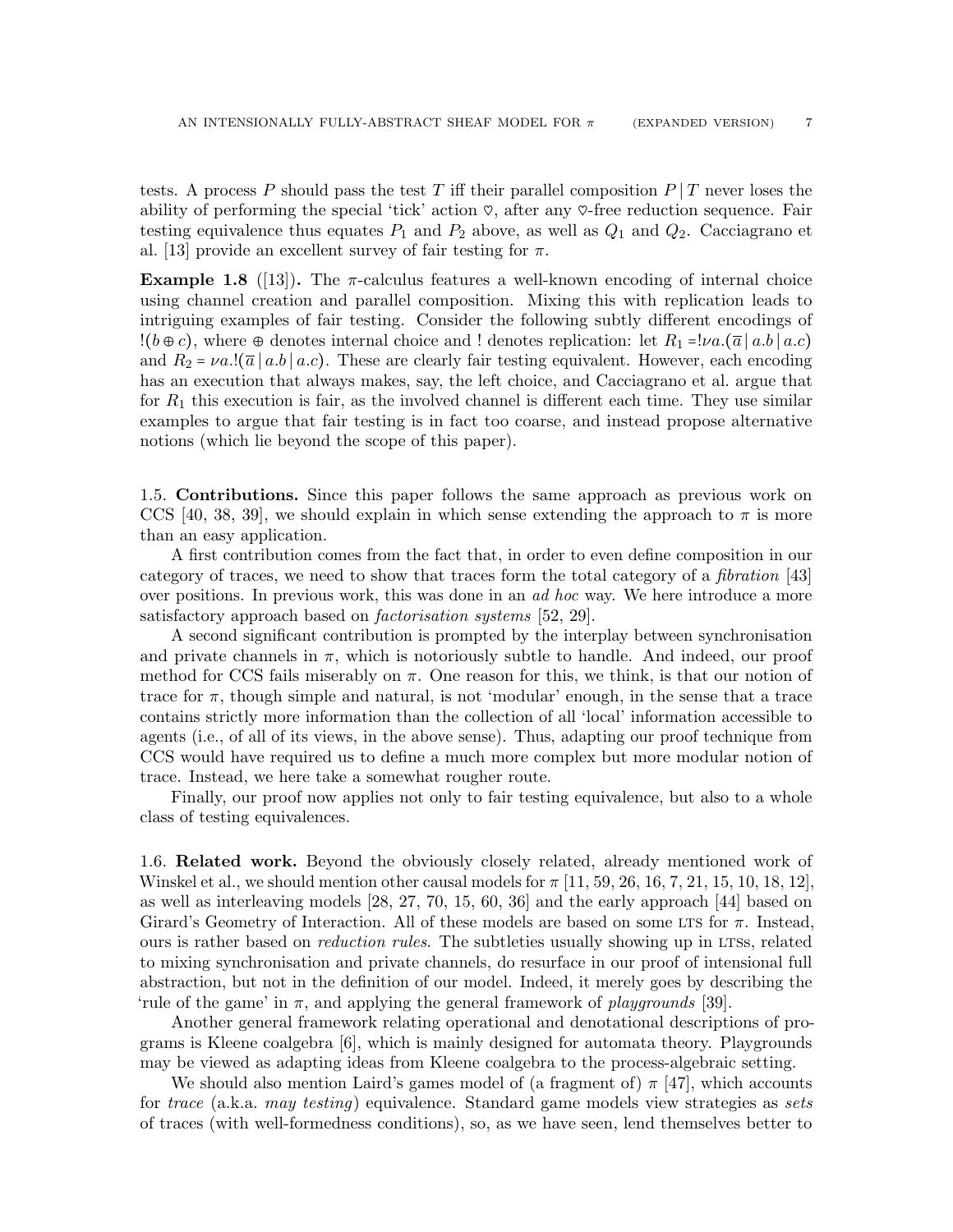tests. A process $P$ should pass the test $T$ iff their parallel composition $P \mid T$ never loses the ability of performing the special 'tick' action ♡, after any ♡-free reduction sequence. Fair testing equivalence thus equates $P_1$ and $P_2$ above, as well as $Q_1$ and $Q_2$. Cacciagrano et al. [13] provide an excellent survey of fair testing for $\pi$.

**Example 1.8** ([13])**.** The $\pi$-calculus features a well-known encoding of internal choice using channel creation and parallel composition. Mixing this with replication leads to intriguing examples of fair testing. Consider the following subtly different encodings of $!(b \oplus c)$, where $\oplus$ denotes internal choice and ! denotes replication: let $R_1 = !\nu a.(\overline{a} \mid a.b \mid a.c)$ and $R_2 = \nu a.!(\overline{a} \mid a.b \mid a.c)$. These are clearly fair testing equivalent. However, each encoding has an execution that always makes, say, the left choice, and Cacciagrano et al. argue that for $R_1$ this execution is fair, as the involved channel is different each time. They use similar examples to argue that fair testing is in fact too coarse, and instead propose alternative notions (which lie beyond the scope of this paper).

1.5. **Contributions.** Since this paper follows the same approach as previous work on CCS [40, 38, 39], we should explain in which sense extending the approach to $\pi$ is more than an easy application.

A first contribution comes from the fact that, in order to even define composition in our category of traces, we need to show that traces form the total category of a *fibration* [43] over positions. In previous work, this was done in an *ad hoc* way. We here introduce a more satisfactory approach based on *factorisation systems* [52, 29].

A second significant contribution is prompted by the interplay between synchronisation and private channels in $\pi$, which is notoriously subtle to handle. And indeed, our proof method for CCS fails miserably on $\pi$. One reason for this, we think, is that our notion of trace for $\pi$, though simple and natural, is not 'modular' enough, in the sense that a trace contains strictly more information than the collection of all 'local' information accessible to agents (i.e., of all of its views, in the above sense). Thus, adapting our proof technique from CCS would have required us to define a much more complex but more modular notion of trace. Instead, we here take a somewhat rougher route.

Finally, our proof now applies not only to fair testing equivalence, but also to a whole class of testing equivalences.

1.6. **Related work.** Beyond the obviously closely related, already mentioned work of Winskel et al., we should mention other causal models for $\pi$ [11, 59, 26, 16, 7, 21, 15, 10, 18, 12], as well as interleaving models [28, 27, 70, 15, 60, 36] and the early approach [44] based on Girard's Geometry of Interaction. All of these models are based on some LTS for $\pi$. Instead, ours is rather based on *reduction rules*. The subtleties usually showing up in LTSs, related to mixing synchronisation and private channels, do resurface in our proof of intensional full abstraction, but not in the definition of our model. Indeed, it merely goes by describing the 'rule of the game' in $\pi$, and applying the general framework of *playgrounds* [39].

Another general framework relating operational and denotational descriptions of programs is Kleene coalgebra [6], which is mainly designed for automata theory. Playgrounds may be viewed as adapting ideas from Kleene coalgebra to the process-algebraic setting.

We should also mention Laird's games model of (a fragment of) $\pi$ [47], which accounts for *trace* (a.k.a. *may testing*) equivalence. Standard game models view strategies as *sets* of traces (with well-formedness conditions), so, as we have seen, lend themselves better to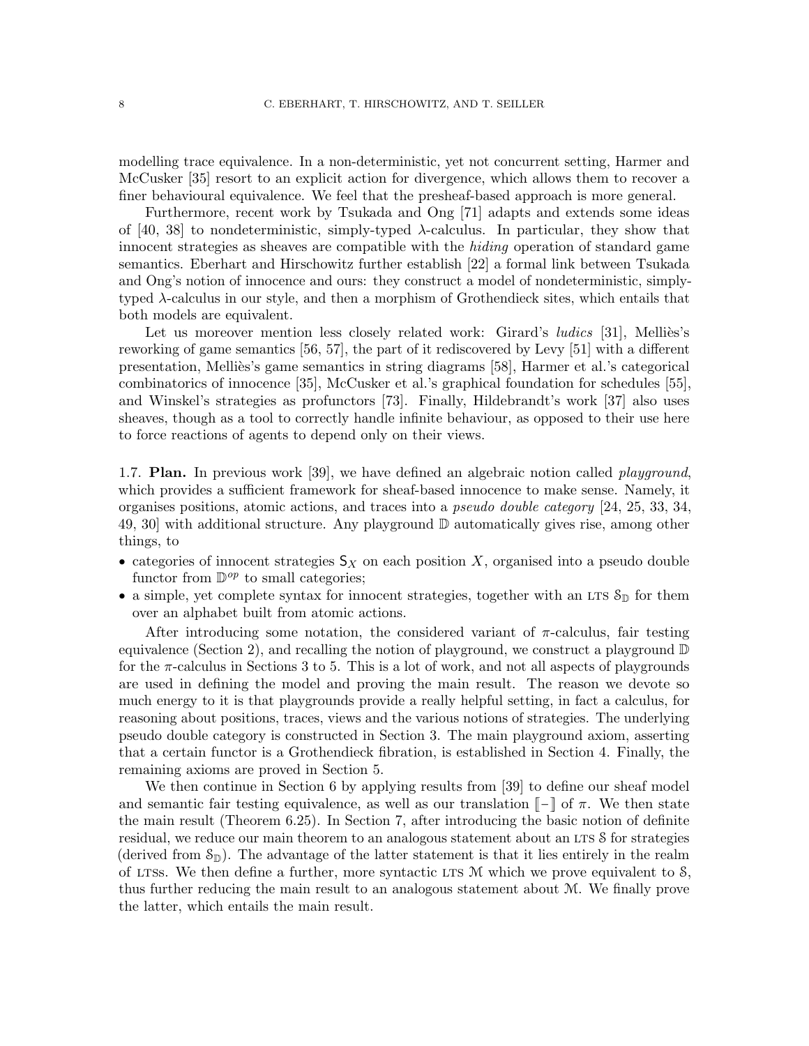modelling trace equivalence. In a non-deterministic, yet not concurrent setting, Harmer and McCusker [35] resort to an explicit action for divergence, which allows them to recover a finer behavioural equivalence. We feel that the presheaf-based approach is more general.

Furthermore, recent work by Tsukada and Ong [71] adapts and extends some ideas of [40, 38] to nondeterministic, simply-typed $\lambda$-calculus. In particular, they show that innocent strategies as sheaves are compatible with the *hiding* operation of standard game semantics. Eberhart and Hirschowitz further establish [22] a formal link between Tsukada and Ong's notion of innocence and ours: they construct a model of nondeterministic, simply-typed $\lambda$-calculus in our style, and then a morphism of Grothendieck sites, which entails that both models are equivalent.

Let us moreover mention less closely related work: Girard's *ludics* [31], Melliès's reworking of game semantics [56, 57], the part of it rediscovered by Levy [51] with a different presentation, Melliès's game semantics in string diagrams [58], Harmer et al.'s categorical combinatorics of innocence [35], McCusker et al.'s graphical foundation for schedules [55], and Winskel's strategies as profunctors [73]. Finally, Hildebrandt's work [37] also uses sheaves, though as a tool to correctly handle infinite behaviour, as opposed to their use here to force reactions of agents to depend only on their views.

1.7. **Plan.** In previous work [39], we have defined an algebraic notion called *playground*, which provides a sufficient framework for sheaf-based innocence to make sense. Namely, it organises positions, atomic actions, and traces into a *pseudo double category* [24, 25, 33, 34, 49, 30] with additional structure. Any playground $\mathbb{D}$ automatically gives rise, among other things, to

- categories of innocent strategies $\mathsf{S}_X$ on each position $X$, organised into a pseudo double functor from $\mathbb{D}^{op}$ to small categories;
- a simple, yet complete syntax for innocent strategies, together with an LTS $\mathcal{S}_{\mathbb{D}}$ for them over an alphabet built from atomic actions.

After introducing some notation, the considered variant of $\pi$-calculus, fair testing equivalence (Section 2), and recalling the notion of playground, we construct a playground $\mathbb{D}$ for the $\pi$-calculus in Sections 3 to 5. This is a lot of work, and not all aspects of playgrounds are used in defining the model and proving the main result. The reason we devote so much energy to it is that playgrounds provide a really helpful setting, in fact a calculus, for reasoning about positions, traces, views and the various notions of strategies. The underlying pseudo double category is constructed in Section 3. The main playground axiom, asserting that a certain functor is a Grothendieck fibration, is established in Section 4. Finally, the remaining axioms are proved in Section 5.

We then continue in Section 6 by applying results from [39] to define our sheaf model and semantic fair testing equivalence, as well as our translation $[\![-]\!]$ of $\pi$. We then state the main result (Theorem 6.25). In Section 7, after introducing the basic notion of definite residual, we reduce our main theorem to an analogous statement about an LTS $\mathcal{S}$ for strategies (derived from $\mathcal{S}_{\mathbb{D}}$). The advantage of the latter statement is that it lies entirely in the realm of LTSs. We then define a further, more syntactic LTS $\mathcal{M}$ which we prove equivalent to $\mathcal{S}$, thus further reducing the main result to an analogous statement about $\mathcal{M}$. We finally prove the latter, which entails the main result.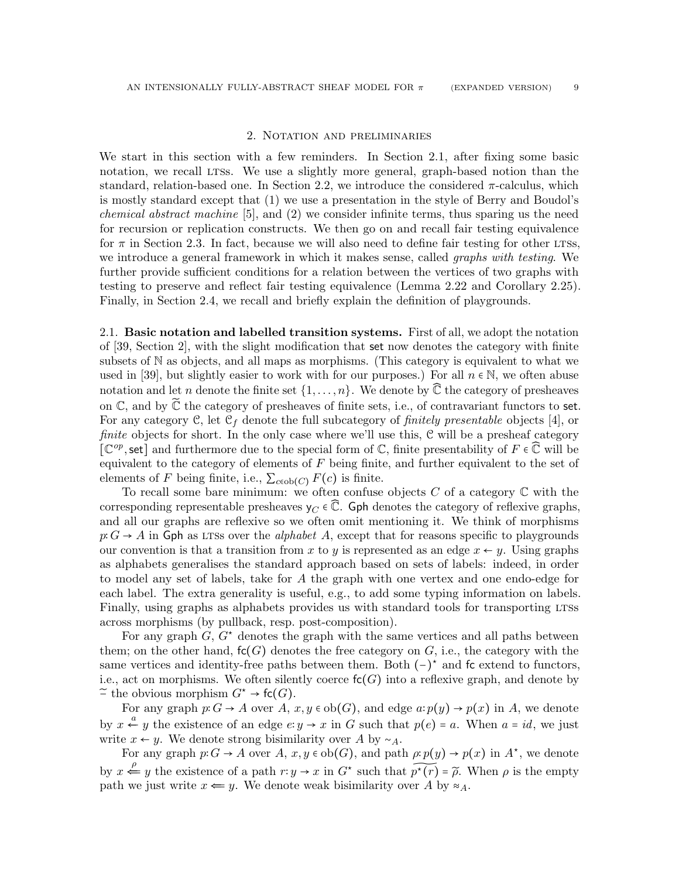## 2. Notation and preliminaries

We start in this section with a few reminders. In Section 2.1, after fixing some basic notation, we recall LTSs. We use a slightly more general, graph-based notion than the standard, relation-based one. In Section 2.2, we introduce the considered $\pi$-calculus, which is mostly standard except that (1) we use a presentation in the style of Berry and Boudol's *chemical abstract machine* [5], and (2) we consider infinite terms, thus sparing us the need for recursion or replication constructs. We then go on and recall fair testing equivalence for $\pi$ in Section 2.3. In fact, because we will also need to define fair testing for other LTSs, we introduce a general framework in which it makes sense, called *graphs with testing*. We further provide sufficient conditions for a relation between the vertices of two graphs with testing to preserve and reflect fair testing equivalence (Lemma 2.22 and Corollary 2.25). Finally, in Section 2.4, we recall and briefly explain the definition of playgrounds.

2.1. **Basic notation and labelled transition systems.** First of all, we adopt the notation of [39, Section 2], with the slight modification that $\mathsf{set}$ now denotes the category with finite subsets of $\mathbb{N}$ as objects, and all maps as morphisms. (This category is equivalent to what we used in [39], but slightly easier to work with for our purposes.) For all $n \in \mathbb{N}$, we often abuse notation and let $n$ denote the finite set $\{1, \ldots, n\}$. We denote by $\widehat{\mathbb{C}}$ the category of presheaves on $\mathbb{C}$, and by $\widetilde{\mathbb{C}}$ the category of presheaves of finite sets, i.e., of contravariant functors to $\mathsf{set}$. For any category $\mathcal{C}$, let $\mathcal{C}_f$ denote the full subcategory of *finitely presentable* objects [4], or *finite* objects for short. In the only case where we'll use this, $\mathcal{C}$ will be a presheaf category $[\mathbb{C}^{op}, \mathsf{set}]$ and furthermore due to the special form of $\mathbb{C}$, finite presentability of $F \in \widehat{\mathbb{C}}$ will be equivalent to the category of elements of $F$ being finite, and further equivalent to the set of elements of $F$ being finite, i.e., $\sum_{c \in \mathrm{ob}(C)} F(c)$ is finite.

To recall some bare minimum: we often confuse objects $C$ of a category $\mathbb{C}$ with the corresponding representable presheaves $\mathsf{y}_C \in \widehat{\mathbb{C}}$. $\mathsf{Gph}$ denotes the category of reflexive graphs, and all our graphs are reflexive so we often omit mentioning it. We think of morphisms $p: G \to A$ in $\mathsf{Gph}$ as LTSs over the *alphabet* $A$, except that for reasons specific to playgrounds our convention is that a transition from $x$ to $y$ is represented as an edge $x \leftarrow y$. Using graphs as alphabets generalises the standard approach based on sets of labels: indeed, in order to model any set of labels, take for $A$ the graph with one vertex and one endo-edge for each label. The extra generality is useful, e.g., to add some typing information on labels. Finally, using graphs as alphabets provides us with standard tools for transporting LTSs across morphisms (by pullback, resp. post-composition).

For any graph $G$, $G^\star$ denotes the graph with the same vertices and all paths between them; on the other hand, $\mathsf{fc}(G)$ denotes the free category on $G$, i.e., the category with the same vertices and identity-free paths between them. Both $(-)^\star$ and $\mathsf{fc}$ extend to functors, i.e., act on morphisms. We often silently coerce $\mathsf{fc}(G)$ into a reflexive graph, and denote by $\widetilde{-}$ the obvious morphism $G^\star \to \mathsf{fc}(G)$.

For any graph $p: G \to A$ over $A$, $x, y \in \mathrm{ob}(G)$, and edge $a: p(y) \to p(x)$ in $A$, we denote by $x \xleftarrow{a} y$ the existence of an edge $e: y \to x$ in $G$ such that $p(e) = a$. When $a = id$, we just write $x \leftarrow y$. We denote strong bisimilarity over $A$ by $\sim_A$.

For any graph $p: G \to A$ over $A$, $x, y \in \mathrm{ob}(G)$, and path $\rho: p(y) \to p(x)$ in $A^\star$, we denote by $x \overset{\rho}{\Longleftarrow} y$ the existence of a path $r: y \to x$ in $G^\star$ such that $\widetilde{p^\star(r)} = \widetilde{\rho}$. When $\rho$ is the empty path we just write $x \Longleftarrow y$. We denote weak bisimilarity over $A$ by $\approx_A$.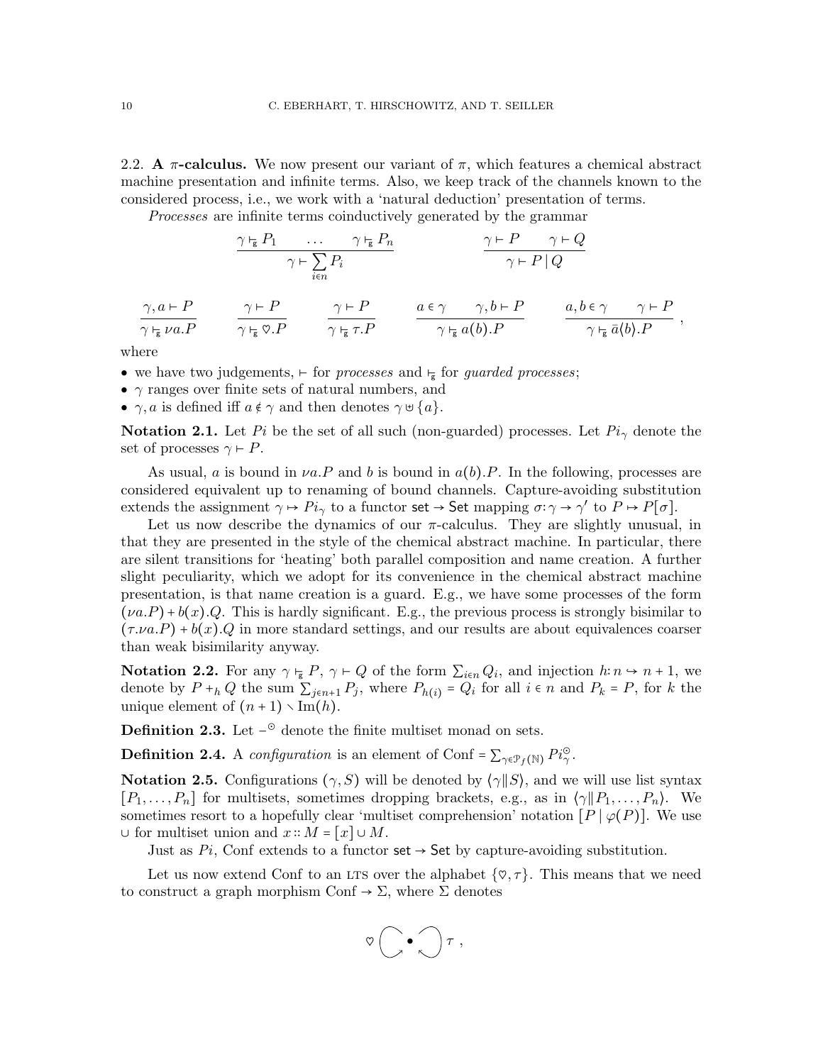2.2. **A $\pi$-calculus.** We now present our variant of $\pi$, which features a chemical abstract machine presentation and infinite terms. Also, we keep track of the channels known to the considered process, i.e., we work with a 'natural deduction' presentation of terms.

*Processes* are infinite terms coinductively generated by the grammar

$$\frac{\gamma \vdash_{\mathsf{g}} P_1 \quad \ldots \quad \gamma \vdash_{\mathsf{g}} P_n}{\gamma \vdash \sum_{i \in n} P_i} \qquad\qquad \frac{\gamma \vdash P \quad \gamma \vdash Q}{\gamma \vdash P \mid Q}$$

$$\frac{\gamma, a \vdash P}{\gamma \vdash_{\mathsf{g}} \nu a.P} \qquad \frac{\gamma \vdash P}{\gamma \vdash_{\mathsf{g}} \heartsuit.P} \qquad \frac{\gamma \vdash P}{\gamma \vdash_{\mathsf{g}} \tau.P} \qquad \frac{a \in \gamma \quad \gamma, b \vdash P}{\gamma \vdash_{\mathsf{g}} a(b).P} \qquad \frac{a, b \in \gamma \quad \gamma \vdash P}{\gamma \vdash_{\mathsf{g}} \bar{a}\langle b \rangle.P},$$

where

- we have two judgements, $\vdash$ for *processes* and $\vdash_{\mathsf{g}}$ for *guarded processes*;
- $\gamma$ ranges over finite sets of natural numbers, and
- $\gamma, a$ is defined iff $a \notin \gamma$ and then denotes $\gamma \uplus \{a\}$.

**Notation 2.1.** Let $Pi$ be the set of all such (non-guarded) processes. Let $Pi_\gamma$ denote the set of processes $\gamma \vdash P$.

As usual, $a$ is bound in $\nu a.P$ and $b$ is bound in $a(b).P$. In the following, processes are considered equivalent up to renaming of bound channels. Capture-avoiding substitution extends the assignment $\gamma \mapsto Pi_\gamma$ to a functor $\mathsf{set} \to \mathsf{Set}$ mapping $\sigma: \gamma \to \gamma'$ to $P \mapsto P[\sigma]$.

Let us now describe the dynamics of our $\pi$-calculus. They are slightly unusual, in that they are presented in the style of the chemical abstract machine. In particular, there are silent transitions for 'heating' both parallel composition and name creation. A further slight peculiarity, which we adopt for its convenience in the chemical abstract machine presentation, is that name creation is a guard. E.g., we have some processes of the form $(\nu a.P) + b(x).Q$. This is hardly significant. E.g., the previous process is strongly bisimilar to $(\tau.\nu a.P) + b(x).Q$ in more standard settings, and our results are about equivalences coarser than weak bisimilarity anyway.

**Notation 2.2.** For any $\gamma \vdash_{\mathsf{g}} P$, $\gamma \vdash Q$ of the form $\sum_{i \in n} Q_i$, and injection $h: n \hookrightarrow n+1$, we denote by $P +_h Q$ the sum $\sum_{j \in n+1} P_j$, where $P_{h(i)} = Q_i$ for all $i \in n$ and $P_k = P$, for $k$ the unique element of $(n+1) \setminus \mathrm{Im}(h)$.

**Definition 2.3.** Let $-^{\odot}$ denote the finite multiset monad on sets.

**Definition 2.4.** A *configuration* is an element of $\mathrm{Conf} = \sum_{\gamma \in \mathcal{P}_f(\mathbb{N})} Pi_\gamma^{\odot}$.

**Notation 2.5.** Configurations $(\gamma, S)$ will be denoted by $\langle \gamma \| S \rangle$, and we will use list syntax $[P_1, \ldots, P_n]$ for multisets, sometimes dropping brackets, e.g., as in $\langle \gamma \| P_1, \ldots, P_n \rangle$. We sometimes resort to a hopefully clear 'multiset comprehension' notation $[P \mid \varphi(P)]$. We use $\cup$ for multiset union and $x :: M = [x] \cup M$.

Just as $Pi$, Conf extends to a functor $\mathsf{set} \to \mathsf{Set}$ by capture-avoiding substitution.

Let us now extend Conf to an LTS over the alphabet $\{\heartsuit, \tau\}$. This means that we need to construct a graph morphism $\mathrm{Conf} \to \Sigma$, where $\Sigma$ denotes

$$\heartsuit \circlearrowright \bullet \circlearrowleft \tau \, ,$$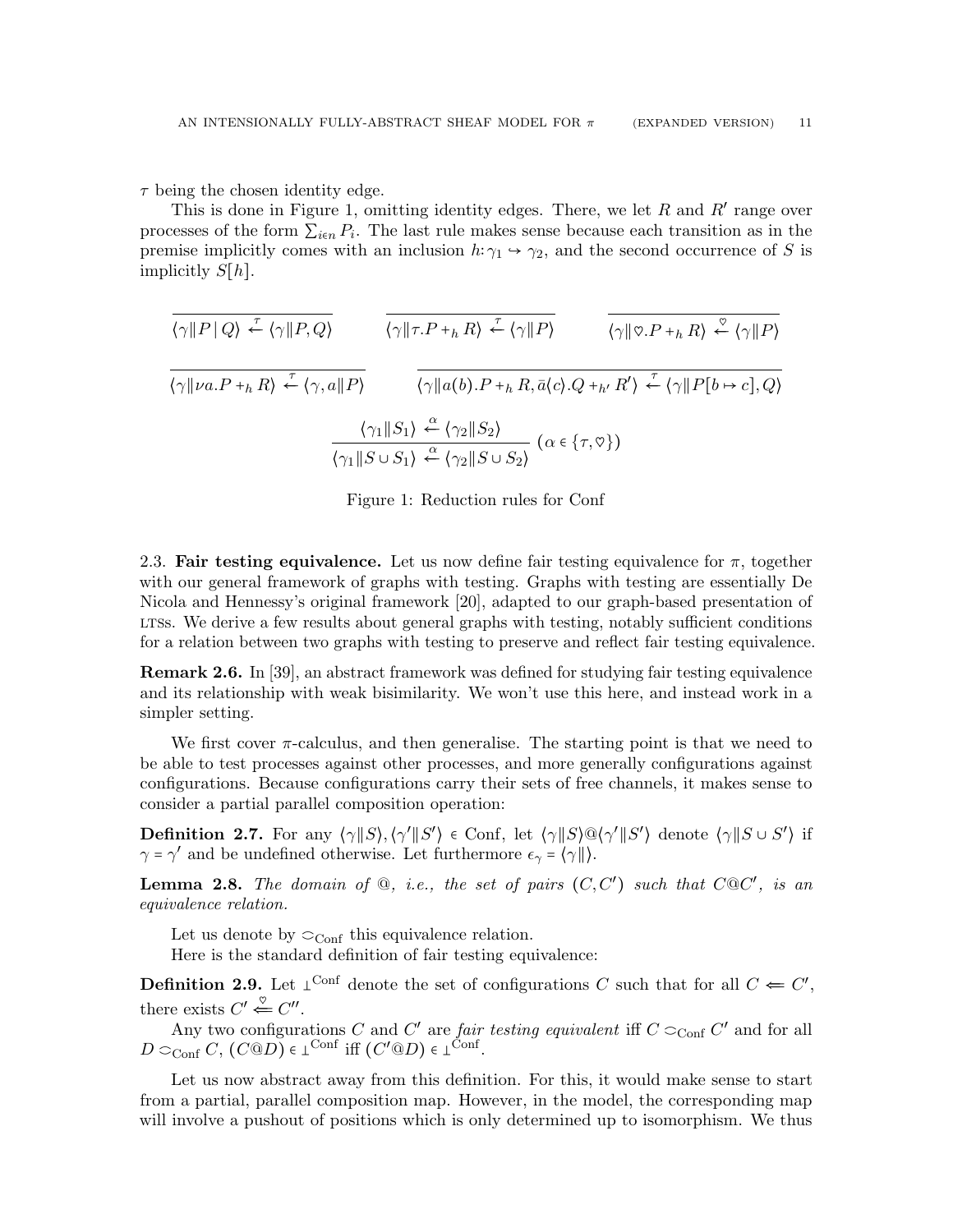$\tau$ being the chosen identity edge.

This is done in Figure 1, omitting identity edges. There, we let $R$ and $R'$ range over processes of the form $\sum_{i \in n} P_i$. The last rule makes sense because each transition as in the premise implicitly comes with an inclusion $h: \gamma_1 \hookrightarrow \gamma_2$, and the second occurrence of $S$ is implicitly $S[h]$.

$$
\frac{}{\langle \gamma \| P \mid Q \rangle \xleftarrow{\tau} \langle \gamma \| P, Q \rangle}
\qquad
\frac{}{\langle \gamma \| \tau.P +_h R \rangle \xleftarrow{\tau} \langle \gamma \| P \rangle}
\qquad
\frac{}{\langle \gamma \| \heartsuit.P +_h R \rangle \xleftarrow{\heartsuit} \langle \gamma \| P \rangle}
$$

$$
\frac{}{\langle \gamma \| \nu a.P +_h R \rangle \xleftarrow{\tau} \langle \gamma, a \| P \rangle}
\qquad
\frac{}{\langle \gamma \| a(b).P +_h R, \bar{a}\langle c \rangle.Q +_{h'} R' \rangle \xleftarrow{\tau} \langle \gamma \| P[b \mapsto c], Q \rangle}
$$

$$
\frac{\langle \gamma_1 \| S_1 \rangle \xleftarrow{\alpha} \langle \gamma_2 \| S_2 \rangle}{\langle \gamma_1 \| S \cup S_1 \rangle \xleftarrow{\alpha} \langle \gamma_2 \| S \cup S_2 \rangle} \ (\alpha \in \{\tau, \heartsuit\})
$$

Figure 1: Reduction rules for Conf

2.3. **Fair testing equivalence.** Let us now define fair testing equivalence for $\pi$, together with our general framework of graphs with testing. Graphs with testing are essentially De Nicola and Hennessy's original framework [20], adapted to our graph-based presentation of LTSs. We derive a few results about general graphs with testing, notably sufficient conditions for a relation between two graphs with testing to preserve and reflect fair testing equivalence.

**Remark 2.6.** In [39], an abstract framework was defined for studying fair testing equivalence and its relationship with weak bisimilarity. We won't use this here, and instead work in a simpler setting.

We first cover $\pi$-calculus, and then generalise. The starting point is that we need to be able to test processes against other processes, and more generally configurations against configurations. Because configurations carry their sets of free channels, it makes sense to consider a partial parallel composition operation:

**Definition 2.7.** For any $\langle \gamma \| S \rangle, \langle \gamma' \| S' \rangle \in \mathrm{Conf}$, let $\langle \gamma \| S \rangle @ \langle \gamma' \| S' \rangle$ denote $\langle \gamma \| S \cup S' \rangle$ if $\gamma = \gamma'$ and be undefined otherwise. Let furthermore $\epsilon_\gamma = \langle \gamma \| \rangle$.

**Lemma 2.8.** *The domain of @, i.e., the set of pairs $(C, C')$ such that $C@C'$, is an equivalence relation.*

Let us denote by $\subset\!\!\!\!\supset_{\mathrm{Conf}}$ this equivalence relation.

Here is the standard definition of fair testing equivalence:

**Definition 2.9.** Let $\perp^{\mathrm{Conf}}$ denote the set of configurations $C$ such that for all $C \Leftarrow C'$, there exists $C' \overset{\heartsuit}{\Leftarrow} C''$.

Any two configurations $C$ and $C'$ are *fair testing equivalent* iff $C \subset\!\!\!\!\supset_{\mathrm{Conf}} C'$ and for all $D \subset\!\!\!\!\supset_{\mathrm{Conf}} C$, $(C@D) \in \perp^{\mathrm{Conf}}$ iff $(C'@D) \in \perp^{\mathrm{Conf}}$.

Let us now abstract away from this definition. For this, it would make sense to start from a partial, parallel composition map. However, in the model, the corresponding map will involve a pushout of positions which is only determined up to isomorphism. We thus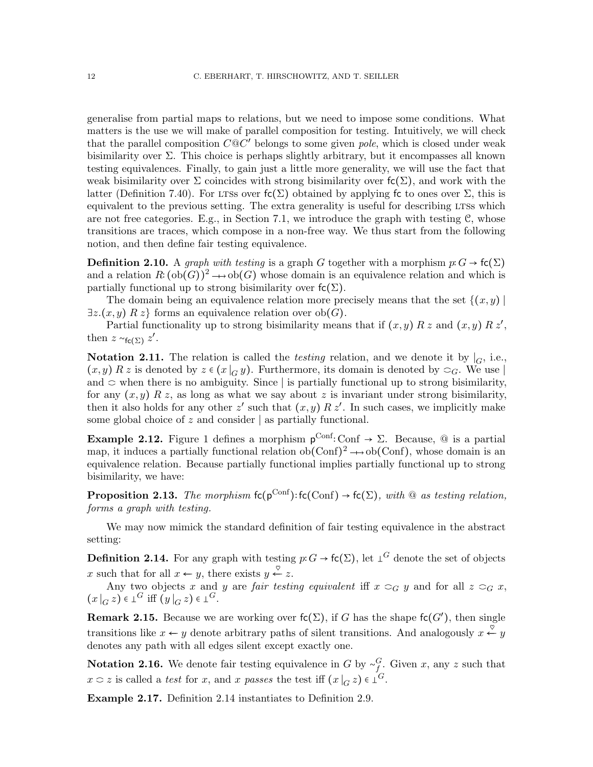generalise from partial maps to relations, but we need to impose some conditions. What matters is the use we will make of parallel composition for testing. Intuitively, we will check that the parallel composition $C@C'$ belongs to some given *pole*, which is closed under weak bisimilarity over $\Sigma$. This choice is perhaps slightly arbitrary, but it encompasses all known testing equivalences. Finally, to gain just a little more generality, we will use the fact that weak bisimilarity over $\Sigma$ coincides with strong bisimilarity over $\mathsf{fc}(\Sigma)$, and work with the latter (Definition 7.40). For LTSs over $\mathsf{fc}(\Sigma)$ obtained by applying $\mathsf{fc}$ to ones over $\Sigma$, this is equivalent to the previous setting. The extra generality is useful for describing LTSs which are not free categories. E.g., in Section 7.1, we introduce the graph with testing $\mathcal{C}$, whose transitions are traces, which compose in a non-free way. We thus start from the following notion, and then define fair testing equivalence.

**Definition 2.10.** A *graph with testing* is a graph $G$ together with a morphism $p: G \to \mathsf{fc}(\Sigma)$ and a relation $R: (\mathrm{ob}(G))^2 \twoheadrightarrow \mathrm{ob}(G)$ whose domain is an equivalence relation and which is partially functional up to strong bisimilarity over $\mathsf{fc}(\Sigma)$.

The domain being an equivalence relation more precisely means that the set $\{(x,y) \mid \exists z.(x,y)\ R\ z\}$ forms an equivalence relation over $\mathrm{ob}(G)$.

Partial functionality up to strong bisimilarity means that if $(x,y)\ R\ z$ and $(x,y)\ R\ z'$, then $z \sim_{\mathsf{fc}(\Sigma)} z'$.

**Notation 2.11.** The relation is called the *testing* relation, and we denote it by $|_G$, i.e., $(x,y)\ R\ z$ is denoted by $z \in (x\,|_G\,y)$. Furthermore, its domain is denoted by $\supset_G$. We use $|$ and $\supset$ when there is no ambiguity. Since $|$ is partially functional up to strong bisimilarity, for any $(x,y)\ R\ z$, as long as what we say about $z$ is invariant under strong bisimilarity, then it also holds for any other $z'$ such that $(x,y)\ R\ z'$. In such cases, we implicitly make some global choice of $z$ and consider $|$ as partially functional.

**Example 2.12.** Figure 1 defines a morphism $\mathsf{p}^{\mathrm{Conf}}: \mathrm{Conf} \to \Sigma$. Because, @ is a partial map, it induces a partially functional relation $\mathrm{ob}(\mathrm{Conf})^2 \twoheadrightarrow \mathrm{ob}(\mathrm{Conf})$, whose domain is an equivalence relation. Because partially functional implies partially functional up to strong bisimilarity, we have:

**Proposition 2.13.** *The morphism $\mathsf{fc}(\mathsf{p}^{\mathrm{Conf}}): \mathsf{fc}(\mathrm{Conf}) \to \mathsf{fc}(\Sigma)$, with @ as testing relation, forms a graph with testing.*

We may now mimick the standard definition of fair testing equivalence in the abstract setting:

**Definition 2.14.** For any graph with testing $p: G \to \mathsf{fc}(\Sigma)$, let $\perp^G$ denote the set of objects $x$ such that for all $x \leftarrow y$, there exists $y \overset{\heartsuit}{\leftarrow} z$.

Any two objects $x$ and $y$ are *fair testing equivalent* iff $x \supset_G y$ and for all $z \supset_G x$, $(x\,|_G\,z) \in \perp^G$ iff $(y\,|_G\,z) \in \perp^G$.

**Remark 2.15.** Because we are working over $\mathsf{fc}(\Sigma)$, if $G$ has the shape $\mathsf{fc}(G')$, then single transitions like $x \leftarrow y$ denote arbitrary paths of silent transitions. And analogously $x \overset{\heartsuit}{\leftarrow} y$ denotes any path with all edges silent except exactly one.

**Notation 2.16.** We denote fair testing equivalence in $G$ by $\sim_f^G$. Given $x$, any $z$ such that $x \supset z$ is called a *test* for $x$, and $x$ *passes* the test iff $(x\,|_G\,z) \in \perp^G$.

**Example 2.17.** Definition 2.14 instantiates to Definition 2.9.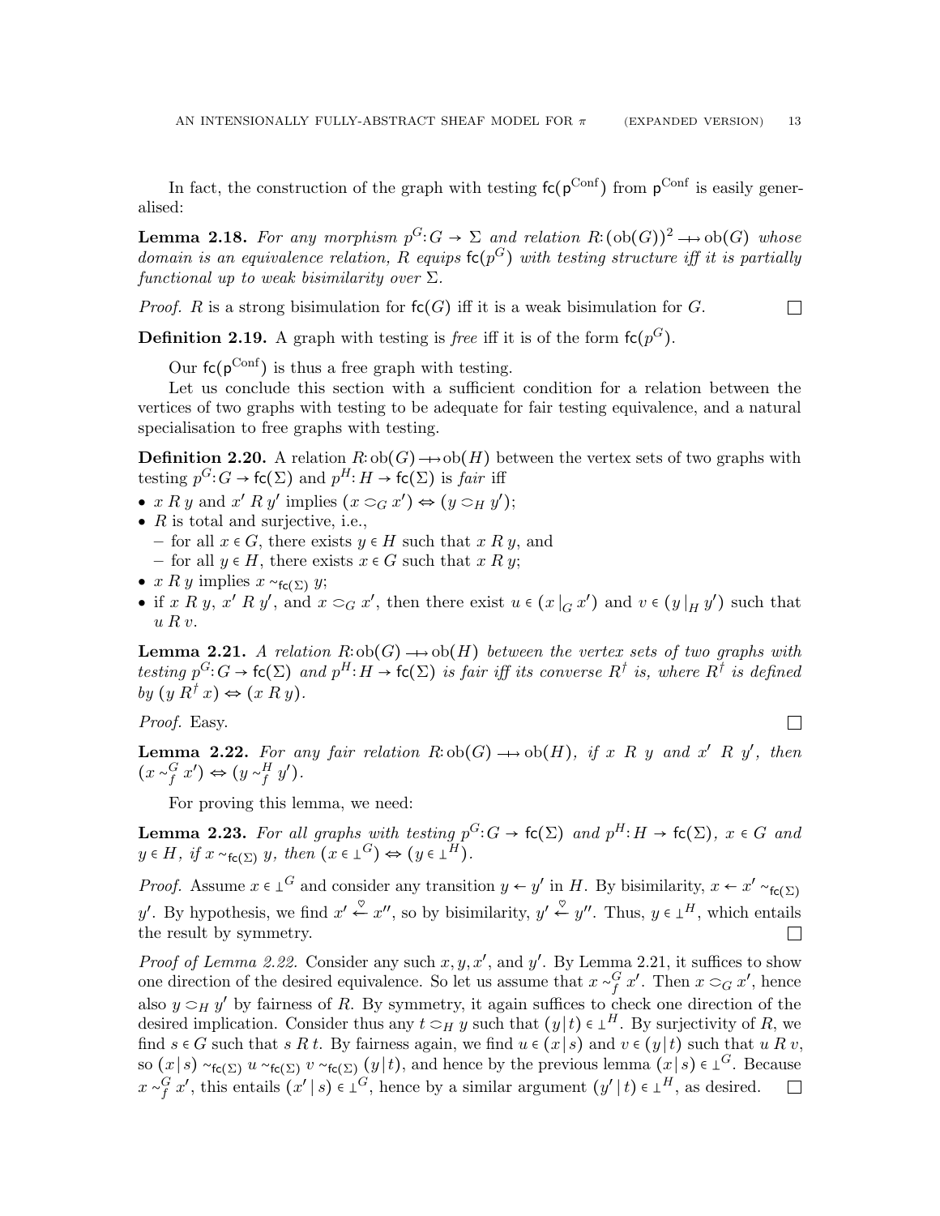In fact, the construction of the graph with testing $\mathsf{fc}(\mathsf{p}^{\mathrm{Conf}})$ from $\mathsf{p}^{\mathrm{Conf}}$ is easily generalised:

**Lemma 2.18.** *For any morphism $p^G: G \to \Sigma$ and relation $R: (\mathrm{ob}(G))^2 \twoheadrightarrow \mathrm{ob}(G)$ whose domain is an equivalence relation, $R$ equips $\mathsf{fc}(p^G)$ with testing structure iff it is partially functional up to weak bisimilarity over $\Sigma$.*

*Proof.* $R$ is a strong bisimulation for $\mathsf{fc}(G)$ iff it is a weak bisimulation for $G$. □

**Definition 2.19.** A graph with testing is *free* iff it is of the form $\mathsf{fc}(p^G)$.

Our $\mathsf{fc}(\mathsf{p}^{\mathrm{Conf}})$ is thus a free graph with testing.

Let us conclude this section with a sufficient condition for a relation between the vertices of two graphs with testing to be adequate for fair testing equivalence, and a natural specialisation to free graphs with testing.

**Definition 2.20.** A relation $R: \mathrm{ob}(G) \twoheadrightarrow \mathrm{ob}(H)$ between the vertex sets of two graphs with testing $p^G: G \to \mathsf{fc}(\Sigma)$ and $p^H: H \to \mathsf{fc}(\Sigma)$ is *fair* iff

- $x \mathrel{R} y$ and $x' \mathrel{R} y'$ implies $(x \circ_G x') \Leftrightarrow (y \circ_H y')$;
- $R$ is total and surjective, i.e.,
  - for all $x \in G$, there exists $y \in H$ such that $x \mathrel{R} y$, and
  - for all $y \in H$, there exists $x \in G$ such that $x \mathrel{R} y$;
- $x \mathrel{R} y$ implies $x \sim_{\mathsf{fc}(\Sigma)} y$;
- if $x \mathrel{R} y$, $x' \mathrel{R} y'$, and $x \circ_G x'$, then there exist $u \in (x \,|_G\, x')$ and $v \in (y \,|_H\, y')$ such that $u \mathrel{R} v$.

**Lemma 2.21.** *A relation $R: \mathrm{ob}(G) \twoheadrightarrow \mathrm{ob}(H)$ between the vertex sets of two graphs with testing $p^G: G \to \mathsf{fc}(\Sigma)$ and $p^H: H \to \mathsf{fc}(\Sigma)$ is fair iff its converse $R^\dagger$ is, where $R^\dagger$ is defined by $(y \mathrel{R^\dagger} x) \Leftrightarrow (x \mathrel{R} y)$.*

*Proof.* Easy. □

**Lemma 2.22.** *For any fair relation $R: \mathrm{ob}(G) \twoheadrightarrow \mathrm{ob}(H)$, if $x \mathrel{R} y$ and $x' \mathrel{R} y'$, then $(x \sim_f^G x') \Leftrightarrow (y \sim_f^H y')$.*

For proving this lemma, we need:

**Lemma 2.23.** *For all graphs with testing $p^G: G \to \mathsf{fc}(\Sigma)$ and $p^H: H \to \mathsf{fc}(\Sigma)$, $x \in G$ and $y \in H$, if $x \sim_{\mathsf{fc}(\Sigma)} y$, then $(x \in \bot^G) \Leftrightarrow (y \in \bot^H)$.*

*Proof.* Assume $x \in \bot^G$ and consider any transition $y \leftarrow y'$ in $H$. By bisimilarity, $x \leftarrow x' \sim_{\mathsf{fc}(\Sigma)} y'$. By hypothesis, we find $x' \overset{\heartsuit}{\leftarrow} x''$, so by bisimilarity, $y' \overset{\heartsuit}{\leftarrow} y''$. Thus, $y \in \bot^H$, which entails the result by symmetry. □

*Proof of Lemma 2.22.* Consider any such $x, y, x'$, and $y'$. By Lemma 2.21, it suffices to show one direction of the desired equivalence. So let us assume that $x \sim_f^G x'$. Then $x \circ_G x'$, hence also $y \circ_H y'$ by fairness of $R$. By symmetry, it again suffices to check one direction of the desired implication. Consider thus any $t \circ_H y$ such that $(y \,|\, t) \in \bot^H$. By surjectivity of $R$, we find $s \in G$ such that $s \mathrel{R} t$. By fairness again, we find $u \in (x \,|\, s)$ and $v \in (y \,|\, t)$ such that $u \mathrel{R} v$, so $(x \,|\, s) \sim_{\mathsf{fc}(\Sigma)} u \sim_{\mathsf{fc}(\Sigma)} v \sim_{\mathsf{fc}(\Sigma)} (y \,|\, t)$, and hence by the previous lemma $(x \,|\, s) \in \bot^G$. Because $x \sim_f^G x'$, this entails $(x' \,|\, s) \in \bot^G$, hence by a similar argument $(y' \,|\, t) \in \bot^H$, as desired. □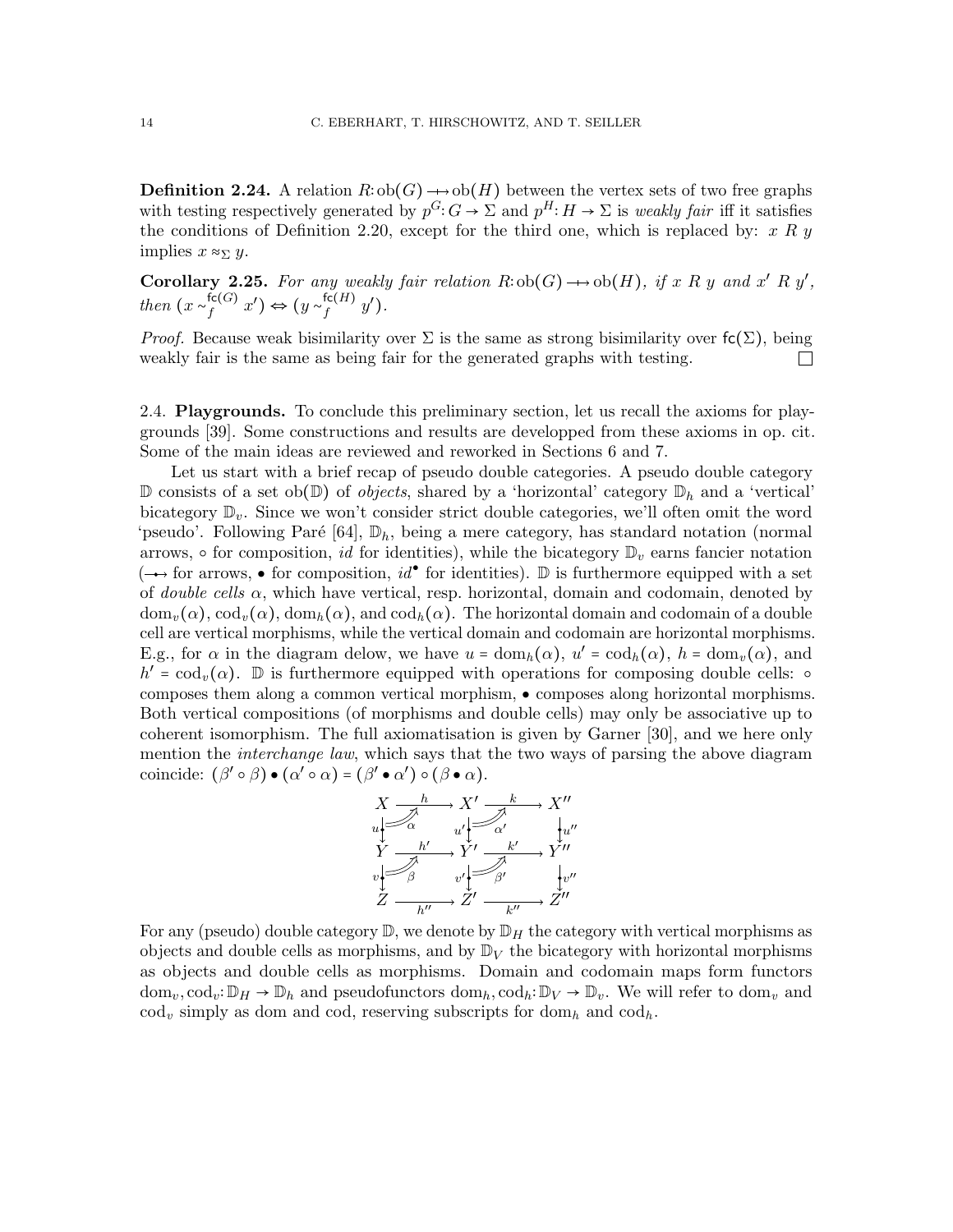**Definition 2.24.** A relation $R: \mathrm{ob}(G) \rightarrow\!\!\!\!\!\rightarrow \mathrm{ob}(H)$ between the vertex sets of two free graphs with testing respectively generated by $p^G: G \to \Sigma$ and $p^H: H \to \Sigma$ is *weakly fair* iff it satisfies the conditions of Definition 2.20, except for the third one, which is replaced by: $x \; R \; y$ implies $x \approx_\Sigma y$.

**Corollary 2.25.** *For any weakly fair relation* $R: \mathrm{ob}(G) \rightarrow\!\!\!\!\!\rightarrow \mathrm{ob}(H)$*, if* $x \; R \; y$ *and* $x' \; R \; y'$*, then* $(x \sim_f^{\mathsf{fc}(G)} x') \Leftrightarrow (y \sim_f^{\mathsf{fc}(H)} y')$.

*Proof.* Because weak bisimilarity over $\Sigma$ is the same as strong bisimilarity over $\mathsf{fc}(\Sigma)$, being weakly fair is the same as being fair for the generated graphs with testing. □

2.4. **Playgrounds.** To conclude this preliminary section, let us recall the axioms for playgrounds [39]. Some constructions and results are developped from these axioms in op. cit. Some of the main ideas are reviewed and reworked in Sections 6 and 7.

Let us start with a brief recap of pseudo double categories. A pseudo double category $\mathbb{D}$ consists of a set $\mathrm{ob}(\mathbb{D})$ of *objects*, shared by a 'horizontal' category $\mathbb{D}_h$ and a 'vertical' bicategory $\mathbb{D}_v$. Since we won't consider strict double categories, we'll often omit the word 'pseudo'. Following Paré [64], $\mathbb{D}_h$, being a mere category, has standard notation (normal arrows, $\circ$ for composition, $id$ for identities), while the bicategory $\mathbb{D}_v$ earns fancier notation ($\rightarrow\!\!\!\!\!\rightarrow$ for arrows, $\bullet$ for composition, $id^\bullet$ for identities). $\mathbb{D}$ is furthermore equipped with a set of *double cells* $\alpha$, which have vertical, resp. horizontal, domain and codomain, denoted by $\mathrm{dom}_v(\alpha)$, $\mathrm{cod}_v(\alpha)$, $\mathrm{dom}_h(\alpha)$, and $\mathrm{cod}_h(\alpha)$. The horizontal domain and codomain of a double cell are vertical morphisms, while the vertical domain and codomain are horizontal morphisms. E.g., for $\alpha$ in the diagram delow, we have $u = \mathrm{dom}_h(\alpha)$, $u' = \mathrm{cod}_h(\alpha)$, $h = \mathrm{dom}_v(\alpha)$, and $h' = \mathrm{cod}_v(\alpha)$. $\mathbb{D}$ is furthermore equipped with operations for composing double cells: $\circ$ composes them along a common vertical morphism, $\bullet$ composes along horizontal morphisms. Both vertical compositions (of morphisms and double cells) may only be associative up to coherent isomorphism. The full axiomatisation is given by Garner [30], and we here only mention the *interchange law*, which says that the two ways of parsing the above diagram coincide: $(\beta' \circ \beta) \bullet (\alpha' \circ \alpha) = (\beta' \bullet \alpha') \circ (\beta \bullet \alpha)$.

$$
\begin{array}{ccccc}
X & \xrightarrow{\quad h \quad} & X' & \xrightarrow{\quad k \quad} & X'' \\
{\scriptstyle u}\downarrow & \alpha & {\scriptstyle u'}\downarrow & \alpha' & \downarrow{\scriptstyle u''} \\
Y & \xrightarrow{\quad h' \quad} & Y' & \xrightarrow{\quad k' \quad} & Y'' \\
{\scriptstyle v}\downarrow & \beta & {\scriptstyle v'}\downarrow & \beta' & \downarrow{\scriptstyle v''} \\
Z & \xrightarrow[\quad h'' \quad]{} & Z' & \xrightarrow[\quad k'' \quad]{} & Z''
\end{array}
$$

For any (pseudo) double category $\mathbb{D}$, we denote by $\mathbb{D}_H$ the category with vertical morphisms as objects and double cells as morphisms, and by $\mathbb{D}_V$ the bicategory with horizontal morphisms as objects and double cells as morphisms. Domain and codomain maps form functors $\mathrm{dom}_v, \mathrm{cod}_v: \mathbb{D}_H \to \mathbb{D}_h$ and pseudofunctors $\mathrm{dom}_h, \mathrm{cod}_h: \mathbb{D}_V \to \mathbb{D}_v$. We will refer to $\mathrm{dom}_v$ and $\mathrm{cod}_v$ simply as dom and cod, reserving subscripts for $\mathrm{dom}_h$ and $\mathrm{cod}_h$.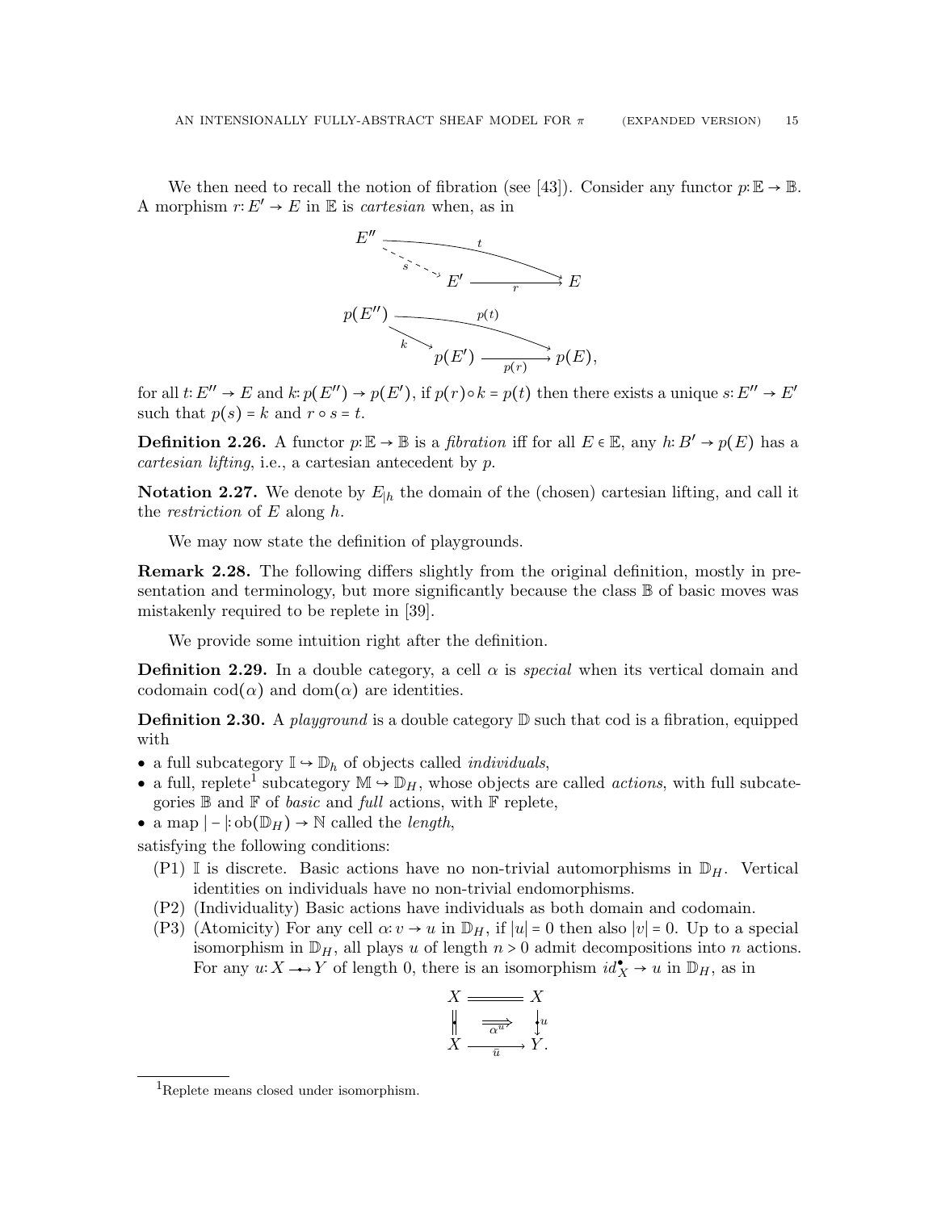We then need to recall the notion of fibration (see [43]). Consider any functor $p: \mathbb{E} \to \mathbb{B}$. A morphism $r: E' \to E$ in $\mathbb{E}$ is *cartesian* when, as in

$$
\begin{array}{ccc}
E'' & \xrightarrow{\quad t \quad} & E \\
 & \overset{s}{\searrow} E' \xrightarrow{r} & E
\end{array}
\qquad
\begin{array}{ccc}
p(E'') & \xrightarrow{\quad p(t) \quad} & p(E) \\
 & \overset{k}{\searrow} p(E') \xrightarrow{p(r)} & p(E),
\end{array}
$$

for all $t: E'' \to E$ and $k: p(E'') \to p(E')$, if $p(r) \circ k = p(t)$ then there exists a unique $s: E'' \to E'$ such that $p(s) = k$ and $r \circ s = t$.

**Definition 2.26.** A functor $p: \mathbb{E} \to \mathbb{B}$ is a *fibration* iff for all $E \in \mathbb{E}$, any $h: B' \to p(E)$ has a *cartesian lifting*, i.e., a cartesian antecedent by $p$.

**Notation 2.27.** We denote by $E_{|h}$ the domain of the (chosen) cartesian lifting, and call it the *restriction* of $E$ along $h$.

We may now state the definition of playgrounds.

**Remark 2.28.** The following differs slightly from the original definition, mostly in presentation and terminology, but more significantly because the class $\mathbb{B}$ of basic moves was mistakenly required to be replete in [39].

We provide some intuition right after the definition.

**Definition 2.29.** In a double category, a cell $\alpha$ is *special* when its vertical domain and codomain $\mathrm{cod}(\alpha)$ and $\mathrm{dom}(\alpha)$ are identities.

**Definition 2.30.** A *playground* is a double category $\mathbb{D}$ such that cod is a fibration, equipped with

- a full subcategory $\mathbb{I} \hookrightarrow \mathbb{D}_h$ of objects called *individuals*,
- a full, replete[1] subcategory $\mathbb{M} \hookrightarrow \mathbb{D}_H$, whose objects are called *actions*, with full subcategories $\mathbb{B}$ and $\mathbb{F}$ of *basic* and *full* actions, with $\mathbb{F}$ replete,
- a map $|-|: \mathrm{ob}(\mathbb{D}_H) \to \mathbb{N}$ called the *length*,

satisfying the following conditions:

(P1) $\mathbb{I}$ is discrete. Basic actions have no non-trivial automorphisms in $\mathbb{D}_H$. Vertical identities on individuals have no non-trivial endomorphisms.

(P2) (Individuality) Basic actions have individuals as both domain and codomain.

(P3) (Atomicity) For any cell $\alpha: v \to u$ in $\mathbb{D}_H$, if $|u| = 0$ then also $|v| = 0$. Up to a special isomorphism in $\mathbb{D}_H$, all plays $u$ of length $n > 0$ admit decompositions into $n$ actions. For any $u: X \nrightarrow Y$ of length 0, there is an isomorphism $id^\bullet_X \to u$ in $\mathbb{D}_H$, as in

$$
\begin{array}{ccc}
X & = = = & X \\
\| & \overset{\alpha^u}{\Longrightarrow} & \downarrow u \\
X & \xrightarrow{\bar{u}} & Y.
\end{array}
$$

[1] Replete means closed under isomorphism.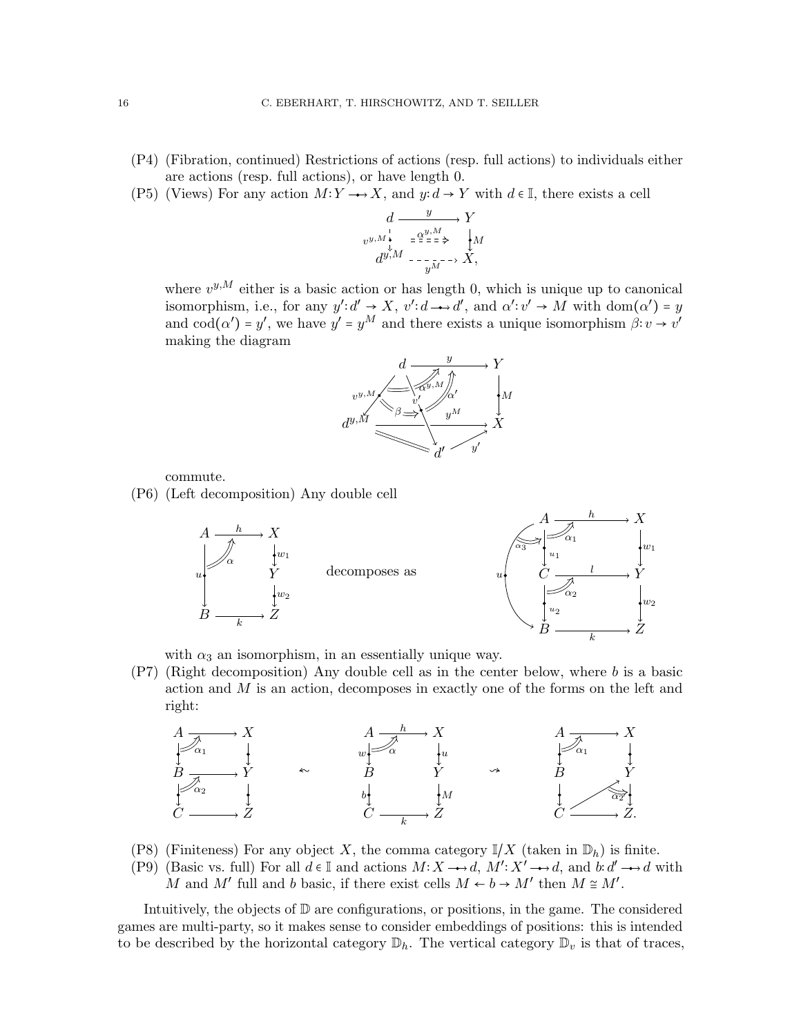(P4) (Fibration, continued) Restrictions of actions (resp. full actions) to individuals either are actions (resp. full actions), or have length 0.

(P5) (Views) For any action $M: Y \to X$, and $y: d \to Y$ with $d \in \mathbb{I}$, there exists a cell

$$
\begin{array}{ccc}
d & \xrightarrow{y} & Y \\
{\scriptstyle v^{y,M}} \downarrow & \overset{\alpha^{y,M}}{\Rightarrow} & \downarrow {\scriptstyle M} \\
d^{y,M} & \underset{y^M}{\dashrightarrow} & X,
\end{array}
$$

where $v^{y,M}$ either is a basic action or has length 0, which is unique up to canonical isomorphism, i.e., for any $y': d' \to X$, $v': d \to d'$, and $\alpha': v' \to M$ with $\text{dom}(\alpha') = y$ and $\text{cod}(\alpha') = y'$, we have $y' = y^M$ and there exists a unique isomorphism $\beta: v \to v'$ making the diagram

$$
\begin{array}{ccc}
d & \xrightarrow{y} & Y \\
{\scriptstyle v^{y,M}} \downarrow \; \overset{\beta}{\Rightarrow} \; \downarrow {\scriptstyle v'} & \overset{\alpha^{y,M}}{\Rightarrow} \; \overset{\alpha'}{\Rightarrow} & \downarrow {\scriptstyle M} \\
d^{y,M} & \xrightarrow{y^M} & X \\
& d' \xrightarrow{y'} X &
\end{array}
$$

commute.

(P6) (Left decomposition) Any double cell

$$
\begin{array}{ccc}
A & \xrightarrow{h} & X \\
& \overset{\alpha}{\Rightarrow} & \downarrow {\scriptstyle w_1} \\
{\scriptstyle u} \downarrow & & Y \\
& & \downarrow {\scriptstyle w_2} \\
B & \xrightarrow{k} & Z
\end{array}
$$

decomposes as

$$
\begin{array}{ccc}
A & \xrightarrow{h} & X \\
{\scriptstyle u_1} \downarrow & \overset{\alpha_1}{\Rightarrow} & \downarrow {\scriptstyle w_1} \\
C & \xrightarrow{l} & Y \\
{\scriptstyle u_2} \downarrow & \overset{\alpha_2}{\Rightarrow} & \downarrow {\scriptstyle w_2} \\
B & \xrightarrow{k} & Z
\end{array}
\qquad (\alpha_3 : u \Rightarrow u_2 \circ u_1)
$$

with $\alpha_3$ an isomorphism, in an essentially unique way.

(P7) (Right decomposition) Any double cell as in the center below, where $b$ is a basic action and $M$ is an action, decomposes in exactly one of the forms on the left and right:

$$
\begin{array}{ccc}
A & \longrightarrow & X \\
\downarrow & \overset{\alpha_1}{\Rightarrow} & \downarrow \\
B & \longrightarrow & Y \\
\downarrow & \overset{\alpha_2}{\Rightarrow} & \downarrow \\
C & \longrightarrow & Z
\end{array}
\quad \leftsquigarrow \quad
\begin{array}{ccc}
A & \xrightarrow{h} & X \\
{\scriptstyle w} \downarrow & \overset{\alpha}{\Rightarrow} & \downarrow {\scriptstyle u} \\
B & & Y \\
{\scriptstyle b} \downarrow & & \downarrow {\scriptstyle M} \\
C & \xrightarrow{k} & Z
\end{array}
\quad \rightsquigarrow \quad
\begin{array}{ccc}
A & \longrightarrow & X \\
\downarrow & \overset{\alpha_1}{\Rightarrow} & \downarrow \\
B & & Y \\
\downarrow & \nearrow \; \overset{\alpha_2}{\Rightarrow} & \downarrow \\
C & \longrightarrow & Z.
\end{array}
$$

(P8) (Finiteness) For any object $X$, the comma category $\mathbb{I}/X$ (taken in $\mathbb{D}_h$) is finite.

(P9) (Basic vs. full) For all $d \in \mathbb{I}$ and actions $M: X \to d$, $M': X' \to d$, and $b: d' \to d$ with $M$ and $M'$ full and $b$ basic, if there exist cells $M \leftarrow b \to M'$ then $M \cong M'$.

Intuitively, the objects of $\mathbb{D}$ are configurations, or positions, in the game. The considered games are multi-party, so it makes sense to consider embeddings of positions: this is intended to be described by the horizontal category $\mathbb{D}_h$. The vertical category $\mathbb{D}_v$ is that of traces,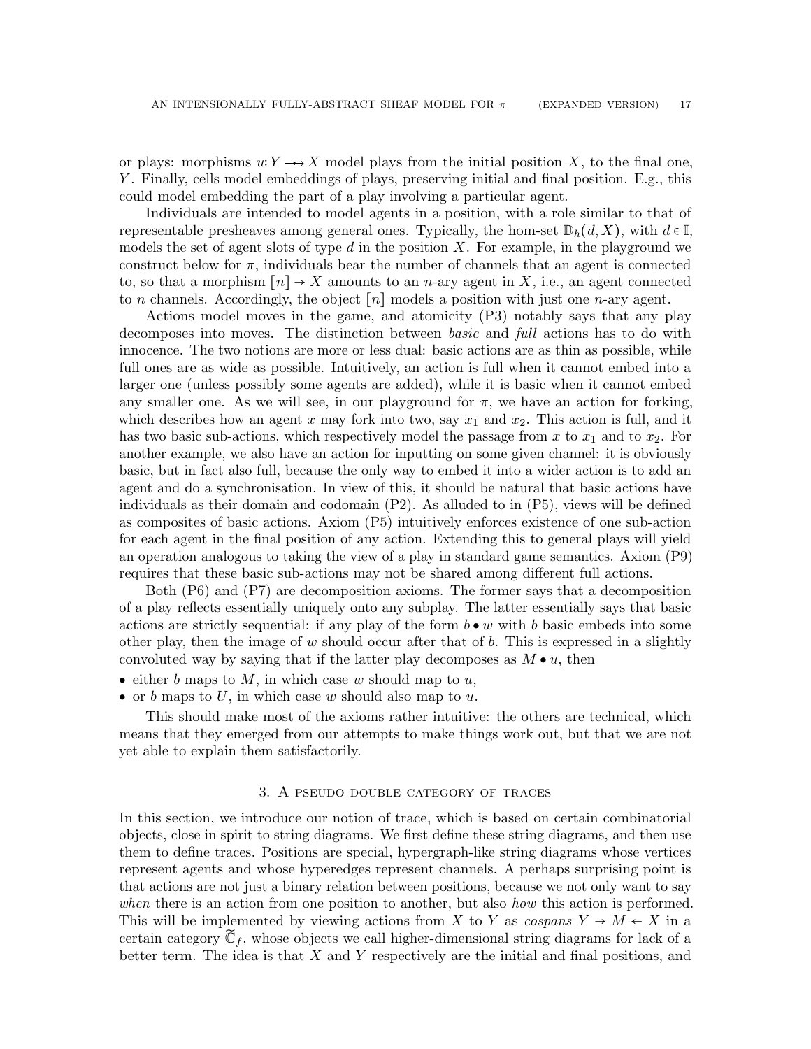or plays: morphisms $u: Y \rightarrow\!\!\!\!\!\rightarrow X$ model plays from the initial position $X$, to the final one, $Y$. Finally, cells model embeddings of plays, preserving initial and final position. E.g., this could model embedding the part of a play involving a particular agent.

Individuals are intended to model agents in a position, with a role similar to that of representable presheaves among general ones. Typically, the hom-set $\mathbb{D}_h(d, X)$, with $d \in \mathbb{I}$, models the set of agent slots of type $d$ in the position $X$. For example, in the playground we construct below for $\pi$, individuals bear the number of channels that an agent is connected to, so that a morphism $[n] \to X$ amounts to an $n$-ary agent in $X$, i.e., an agent connected to $n$ channels. Accordingly, the object $[n]$ models a position with just one $n$-ary agent.

Actions model moves in the game, and atomicity (P3) notably says that any play decomposes into moves. The distinction between *basic* and *full* actions has to do with innocence. The two notions are more or less dual: basic actions are as thin as possible, while full ones are as wide as possible. Intuitively, an action is full when it cannot embed into a larger one (unless possibly some agents are added), while it is basic when it cannot embed any smaller one. As we will see, in our playground for $\pi$, we have an action for forking, which describes how an agent $x$ may fork into two, say $x_1$ and $x_2$. This action is full, and it has two basic sub-actions, which respectively model the passage from $x$ to $x_1$ and to $x_2$. For another example, we also have an action for inputting on some given channel: it is obviously basic, but in fact also full, because the only way to embed it into a wider action is to add an agent and do a synchronisation. In view of this, it should be natural that basic actions have individuals as their domain and codomain (P2). As alluded to in (P5), views will be defined as composites of basic actions. Axiom (P5) intuitively enforces existence of one sub-action for each agent in the final position of any action. Extending this to general plays will yield an operation analogous to taking the view of a play in standard game semantics. Axiom (P9) requires that these basic sub-actions may not be shared among different full actions.

Both (P6) and (P7) are decomposition axioms. The former says that a decomposition of a play reflects essentially uniquely onto any subplay. The latter essentially says that basic actions are strictly sequential: if any play of the form $b \bullet w$ with $b$ basic embeds into some other play, then the image of $w$ should occur after that of $b$. This is expressed in a slightly convoluted way by saying that if the latter play decomposes as $M \bullet u$, then

- either $b$ maps to $M$, in which case $w$ should map to $u$,
- or $b$ maps to $U$, in which case $w$ should also map to $u$.

This should make most of the axioms rather intuitive: the others are technical, which means that they emerged from our attempts to make things work out, but that we are not yet able to explain them satisfactorily.

## 3. A pseudo double category of traces

In this section, we introduce our notion of trace, which is based on certain combinatorial objects, close in spirit to string diagrams. We first define these string diagrams, and then use them to define traces. Positions are special, hypergraph-like string diagrams whose vertices represent agents and whose hyperedges represent channels. A perhaps surprising point is that actions are not just a binary relation between positions, because we not only want to say *when* there is an action from one position to another, but also *how* this action is performed. This will be implemented by viewing actions from $X$ to $Y$ as *cospans* $Y \to M \leftarrow X$ in a certain category $\widetilde{\mathbb{C}}_f$, whose objects we call higher-dimensional string diagrams for lack of a better term. The idea is that $X$ and $Y$ respectively are the initial and final positions, and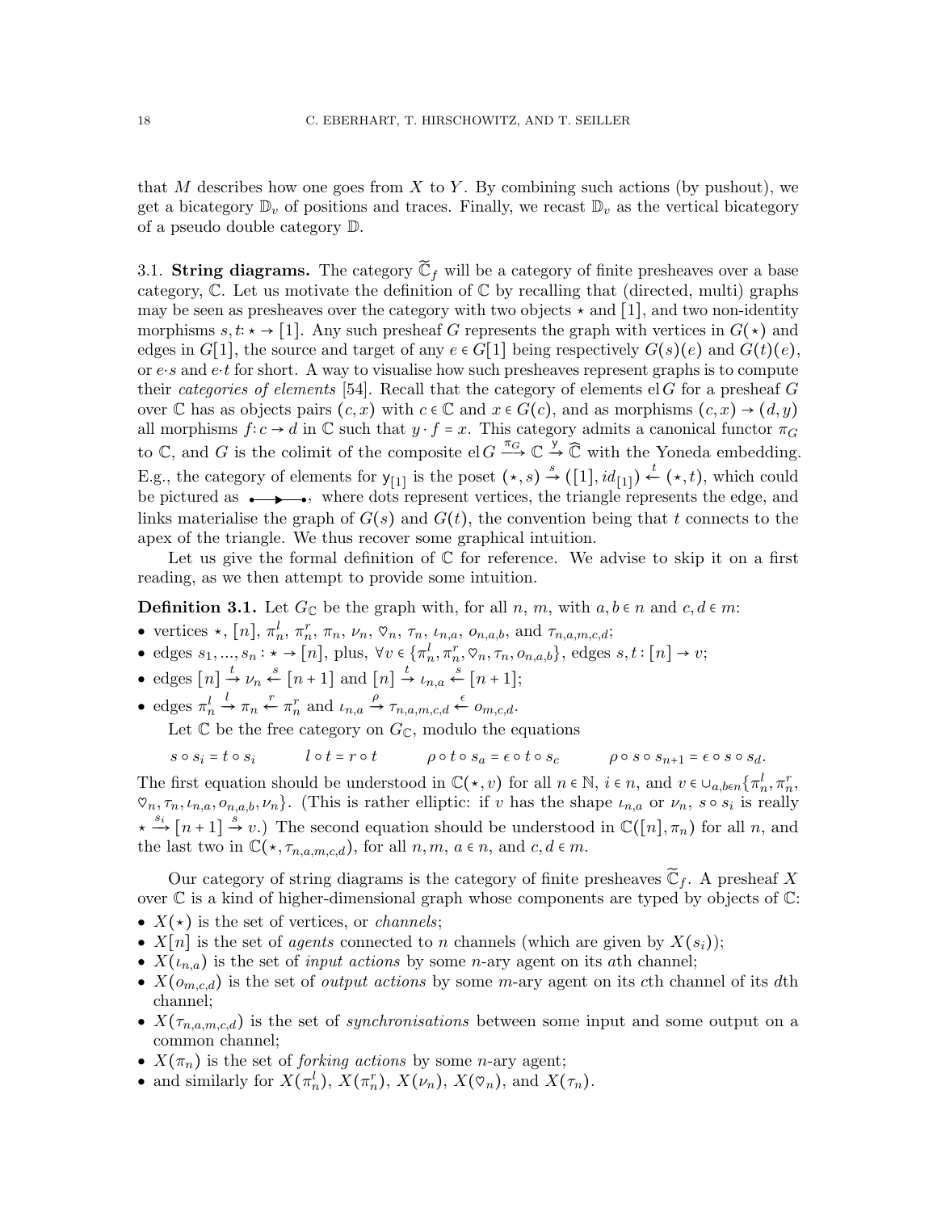that $M$ describes how one goes from $X$ to $Y$. By combining such actions (by pushout), we get a bicategory $\mathbb{D}_v$ of positions and traces. Finally, we recast $\mathbb{D}_v$ as the vertical bicategory of a pseudo double category $\mathbb{D}$.

3.1. **String diagrams.** The category $\widetilde{\mathbb{C}}_f$ will be a category of finite presheaves over a base category, $\mathbb{C}$. Let us motivate the definition of $\mathbb{C}$ by recalling that (directed, multi) graphs may be seen as presheaves over the category with two objects $\star$ and $[1]$, and two non-identity morphisms $s, t \colon \star \to [1]$. Any such presheaf $G$ represents the graph with vertices in $G(\star)$ and edges in $G[1]$, the source and target of any $e \in G[1]$ being respectively $G(s)(e)$ and $G(t)(e)$, or $e{\cdot}s$ and $e{\cdot}t$ for short. A way to visualise how such presheaves represent graphs is to compute their *categories of elements* [54]. Recall that the category of elements $\mathrm{el}\, G$ for a presheaf $G$ over $\mathbb{C}$ has as objects pairs $(c, x)$ with $c \in \mathbb{C}$ and $x \in G(c)$, and as morphisms $(c, x) \to (d, y)$ all morphisms $f \colon c \to d$ in $\mathbb{C}$ such that $y \cdot f = x$. This category admits a canonical functor $\pi_G$ to $\mathbb{C}$, and $G$ is the colimit of the composite $\mathrm{el}\, G \xrightarrow{\pi_G} \mathbb{C} \xrightarrow{\mathsf{y}} \widehat{\mathbb{C}}$ with the Yoneda embedding. E.g., the category of elements for $\mathsf{y}_{[1]}$ is the poset $(\star, s) \xrightarrow{s} ([1], id_{[1]}) \xleftarrow{t} (\star, t)$, which could be pictured as $\bullet\!\!\longrightarrow\!\!\!\blacktriangleright\!\!\!\longrightarrow\!\!\bullet$, where dots represent vertices, the triangle represents the edge, and links materialise the graph of $G(s)$ and $G(t)$, the convention being that $t$ connects to the apex of the triangle. We thus recover some graphical intuition.

Let us give the formal definition of $\mathbb{C}$ for reference. We advise to skip it on a first reading, as we then attempt to provide some intuition.

**Definition 3.1.** Let $G_{\mathbb{C}}$ be the graph with, for all $n$, $m$, with $a, b \in n$ and $c, d \in m$:

- vertices $\star$, $[n]$, $\pi_n^l$, $\pi_n^r$, $\pi_n$, $\nu_n$, $\heartsuit_n$, $\tau_n$, $\iota_{n,a}$, $o_{n,a,b}$, and $\tau_{n,a,m,c,d}$;
- edges $s_1, \ldots, s_n \colon \star \to [n]$, plus, $\forall v \in \{\pi_n^l, \pi_n^r, \heartsuit_n, \tau_n, o_{n,a,b}\}$, edges $s, t \colon [n] \to v$;
- edges $[n] \xrightarrow{t} \nu_n \xleftarrow{s} [n+1]$ and $[n] \xrightarrow{t} \iota_{n,a} \xleftarrow{s} [n+1]$;
- edges $\pi_n^l \xrightarrow{l} \pi_n \xleftarrow{r} \pi_n^r$ and $\iota_{n,a} \xrightarrow{\rho} \tau_{n,a,m,c,d} \xleftarrow{\epsilon} o_{m,c,d}$.

Let $\mathbb{C}$ be the free category on $G_{\mathbb{C}}$, modulo the equations

$$s \circ s_i = t \circ s_i \qquad l \circ t = r \circ t \qquad \rho \circ t \circ s_a = \epsilon \circ t \circ s_c \qquad \rho \circ s \circ s_{n+1} = \epsilon \circ s \circ s_d.$$

The first equation should be understood in $\mathbb{C}(\star, v)$ for all $n \in \mathbb{N}$, $i \in n$, and $v \in \cup_{a,b \in n}\{\pi_n^l, \pi_n^r, \heartsuit_n, \tau_n, \iota_{n,a}, o_{n,a,b}, \nu_n\}$. (This is rather elliptic: if $v$ has the shape $\iota_{n,a}$ or $\nu_n$, $s \circ s_i$ is really $\star \xrightarrow{s_i} [n+1] \xrightarrow{s} v$.) The second equation should be understood in $\mathbb{C}([n], \pi_n)$ for all $n$, and the last two in $\mathbb{C}(\star, \tau_{n,a,m,c,d})$, for all $n, m$, $a \in n$, and $c, d \in m$.

Our category of string diagrams is the category of finite presheaves $\widetilde{\mathbb{C}}_f$. A presheaf $X$ over $\mathbb{C}$ is a kind of higher-dimensional graph whose components are typed by objects of $\mathbb{C}$:

- $X(\star)$ is the set of vertices, or *channels*;
- $X[n]$ is the set of *agents* connected to $n$ channels (which are given by $X(s_i)$);
- $X(\iota_{n,a})$ is the set of *input actions* by some $n$-ary agent on its $a$th channel;
- $X(o_{m,c,d})$ is the set of *output actions* by some $m$-ary agent on its $c$th channel of its $d$th channel;
- $X(\tau_{n,a,m,c,d})$ is the set of *synchronisations* between some input and some output on a common channel;
- $X(\pi_n)$ is the set of *forking actions* by some $n$-ary agent;
- and similarly for $X(\pi_n^l)$, $X(\pi_n^r)$, $X(\nu_n)$, $X(\heartsuit_n)$, and $X(\tau_n)$.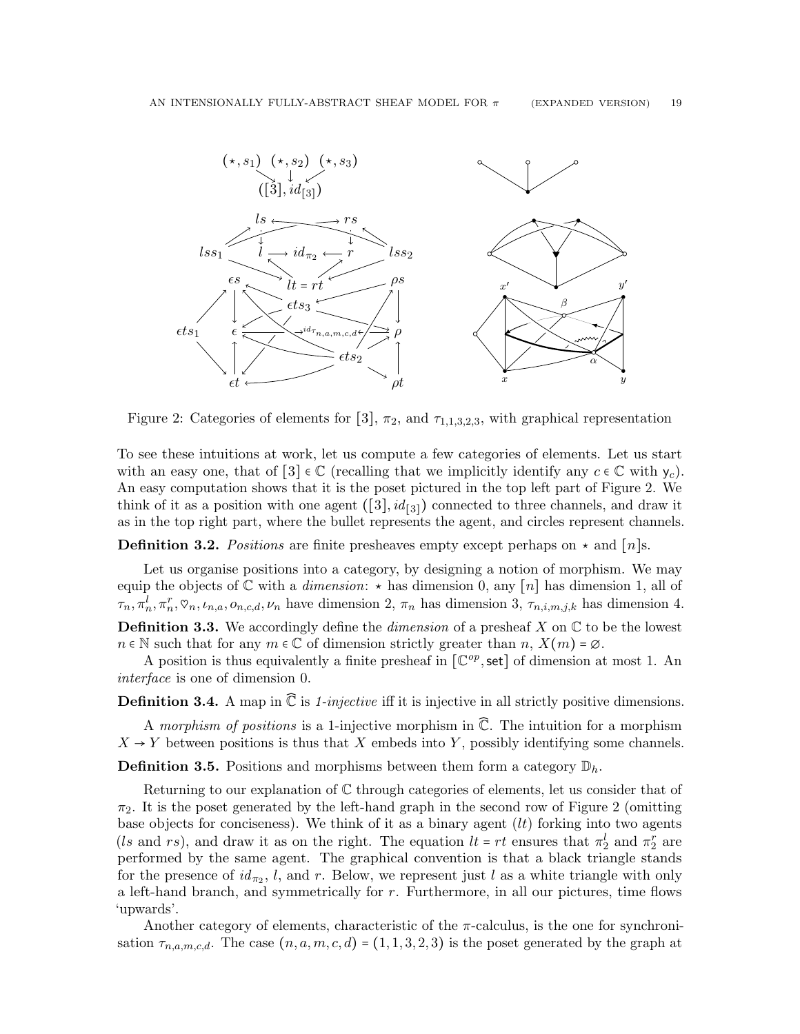Figure 2: Categories of elements for $[3]$, $\pi_2$, and $\tau_{1,1,3,2,3}$, with graphical representation

To see these intuitions at work, let us compute a few categories of elements. Let us start with an easy one, that of $[3] \in \mathbb{C}$ (recalling that we implicitly identify any $c \in \mathbb{C}$ with $\mathsf{y}_c$). An easy computation shows that it is the poset pictured in the top left part of Figure 2. We think of it as a position with one agent $([3], id_{[3]})$ connected to three channels, and draw it as in the top right part, where the bullet represents the agent, and circles represent channels.

**Definition 3.2.** *Positions* are finite presheaves empty except perhaps on $\star$ and $[n]$s.

Let us organise positions into a category, by designing a notion of morphism. We may equip the objects of $\mathbb{C}$ with a *dimension*: $\star$ has dimension 0, any $[n]$ has dimension 1, all of $\tau_n, \pi_n^l, \pi_n^r, \heartsuit_n, \iota_{n,a}, o_{n,c,d}, \nu_n$ have dimension 2, $\pi_n$ has dimension 3, $\tau_{n,i,m,j,k}$ has dimension 4.

**Definition 3.3.** We accordingly define the *dimension* of a presheaf $X$ on $\mathbb{C}$ to be the lowest $n \in \mathbb{N}$ such that for any $m \in \mathbb{C}$ of dimension strictly greater than $n$, $X(m) = \varnothing$.

A position is thus equivalently a finite presheaf in $[\mathbb{C}^{op}, \mathsf{set}]$ of dimension at most 1. An *interface* is one of dimension 0.

**Definition 3.4.** A map in $\widehat{\mathbb{C}}$ is *1-injective* iff it is injective in all strictly positive dimensions.

A *morphism of positions* is a 1-injective morphism in $\widehat{\mathbb{C}}$. The intuition for a morphism $X \to Y$ between positions is thus that $X$ embeds into $Y$, possibly identifying some channels.

**Definition 3.5.** Positions and morphisms between them form a category $\mathbb{D}_h$.

Returning to our explanation of $\mathbb{C}$ through categories of elements, let us consider that of $\pi_2$. It is the poset generated by the left-hand graph in the second row of Figure 2 (omitting base objects for conciseness). We think of it as a binary agent ($lt$) forking into two agents ($ls$ and $rs$), and draw it as on the right. The equation $lt = rt$ ensures that $\pi_2^l$ and $\pi_2^r$ are performed by the same agent. The graphical convention is that a black triangle stands for the presence of $id_{\pi_2}$, $l$, and $r$. Below, we represent just $l$ as a white triangle with only a left-hand branch, and symmetrically for $r$. Furthermore, in all our pictures, time flows 'upwards'.

Another category of elements, characteristic of the $\pi$-calculus, is the one for synchronisation $\tau_{n,a,m,c,d}$. The case $(n, a, m, c, d) = (1, 1, 3, 2, 3)$ is the poset generated by the graph at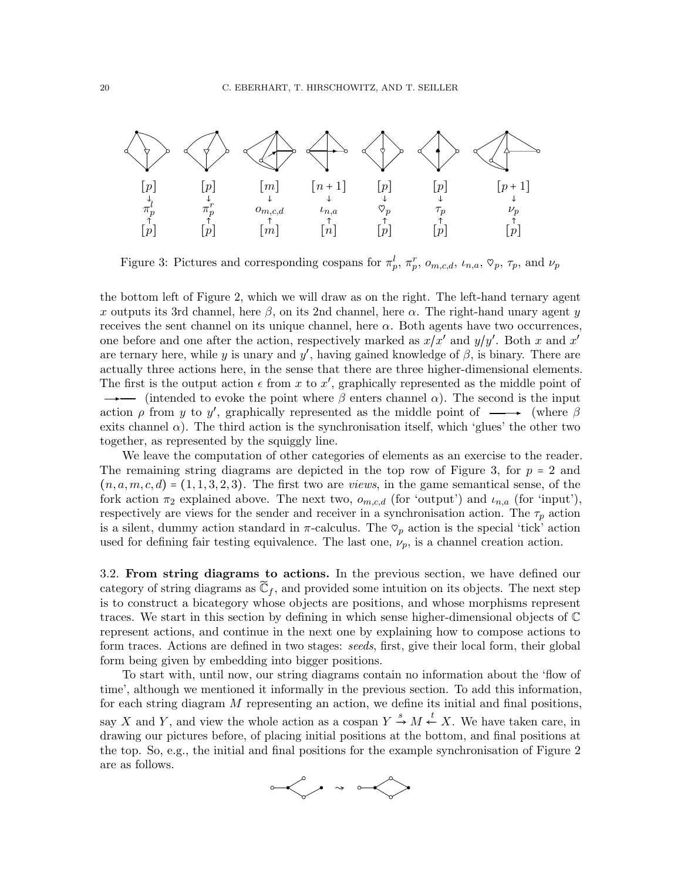$$
\begin{array}{ccccccc}
[p] & [p] & [m] & [n+1] & [p] & [p] & [p+1] \\
\downarrow & \downarrow & \downarrow & \downarrow & \downarrow & \downarrow & \downarrow \\
\pi^l_p & \pi^r_p & o_{m,c,d} & \iota_{n,a} & \heartsuit_p & \tau_p & \nu_p \\
\uparrow & \uparrow & \uparrow & \uparrow & \uparrow & \uparrow & \uparrow \\
[p] & [p] & [m] & [n] & [p] & [p] & [p]
\end{array}
$$

Figure 3: Pictures and corresponding cospans for $\pi^l_p$, $\pi^r_p$, $o_{m,c,d}$, $\iota_{n,a}$, $\heartsuit_p$, $\tau_p$, and $\nu_p$

the bottom left of Figure 2, which we will draw as on the right. The left-hand ternary agent $x$ outputs its 3rd channel, here $\beta$, on its 2nd channel, here $\alpha$. The right-hand unary agent $y$ receives the sent channel on its unique channel, here $\alpha$. Both agents have two occurrences, one before and one after the action, respectively marked as $x/x'$ and $y/y'$. Both $x$ and $x'$ are ternary here, while $y$ is unary and $y'$, having gained knowledge of $\beta$, is binary. There are actually three actions here, in the sense that there are three higher-dimensional elements. The first is the output action $\epsilon$ from $x$ to $x'$, graphically represented as the middle point of $\rightarrow\!-\!-$ (intended to evoke the point where $\beta$ enters channel $\alpha$). The second is the input action $\rho$ from $y$ to $y'$, graphically represented as the middle point of $-\!-\!\rightarrow$ (where $\beta$ exits channel $\alpha$). The third action is the synchronisation itself, which 'glues' the other two together, as represented by the squiggly line.

We leave the computation of other categories of elements as an exercise to the reader. The remaining string diagrams are depicted in the top row of Figure 3, for $p = 2$ and $(n, a, m, c, d) = (1, 1, 3, 2, 3)$. The first two are *views*, in the game semantical sense, of the fork action $\pi_2$ explained above. The next two, $o_{m,c,d}$ (for 'output') and $\iota_{n,a}$ (for 'input'), respectively are views for the sender and receiver in a synchronisation action. The $\tau_p$ action is a silent, dummy action standard in $\pi$-calculus. The $\heartsuit_p$ action is the special 'tick' action used for defining fair testing equivalence. The last one, $\nu_p$, is a channel creation action.

## 3.2. From string diagrams to actions.

In the previous section, we have defined our category of string diagrams as $\widetilde{\mathbb{C}}_f$, and provided some intuition on its objects. The next step is to construct a bicategory whose objects are positions, and whose morphisms represent traces. We start in this section by defining in which sense higher-dimensional objects of $\mathbb{C}$ represent actions, and continue in the next one by explaining how to compose actions to form traces. Actions are defined in two stages: *seeds*, first, give their local form, their global form being given by embedding into bigger positions.

To start with, until now, our string diagrams contain no information about the 'flow of time', although we mentioned it informally in the previous section. To add this information, for each string diagram $M$ representing an action, we define its initial and final positions, say $X$ and $Y$, and view the whole action as a cospan $Y \xrightarrow{s} M \xleftarrow{t} X$. We have taken care, in drawing our pictures before, of placing initial positions at the bottom, and final positions at the top. So, e.g., the initial and final positions for the example synchronisation of Figure 2 are as follows.

$$\rightsquigarrow$$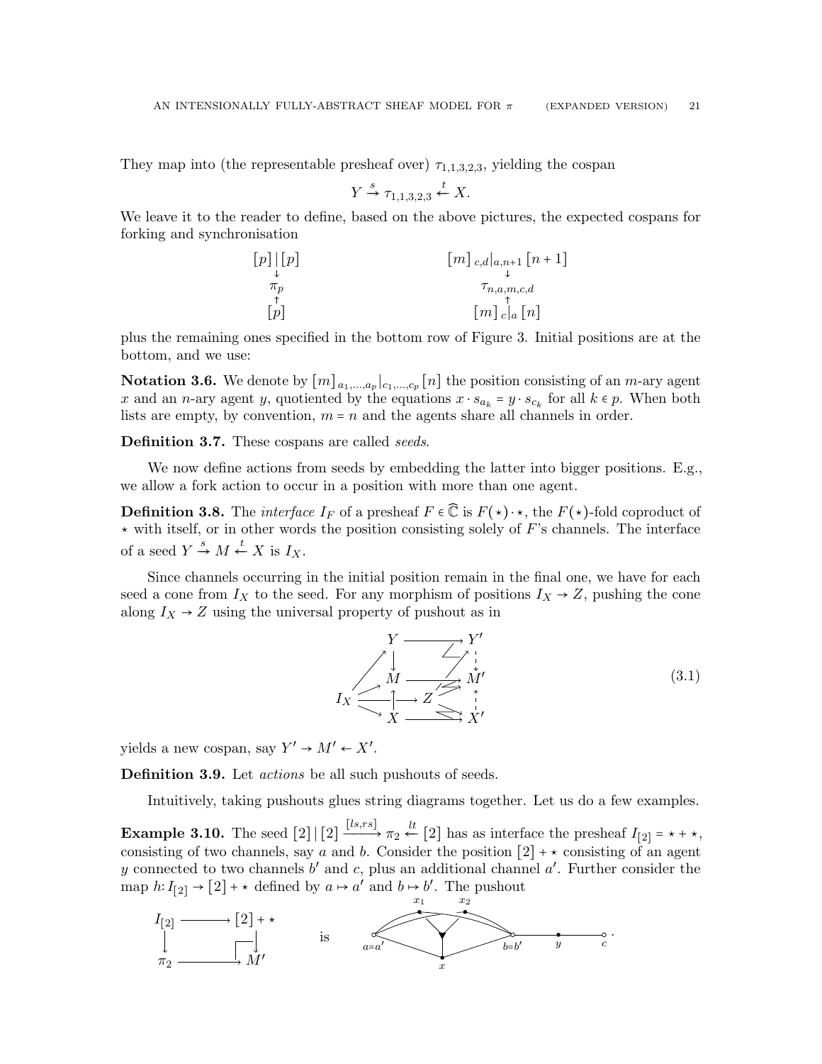They map into (the representable presheaf over) $\tau_{1,1,3,2,3}$, yielding the cospan

$$Y \xrightarrow{s} \tau_{1,1,3,2,3} \xleftarrow{t} X.$$

We leave it to the reader to define, based on the above pictures, the expected cospans for forking and synchronisation

$$\begin{array}{ccc} [p] \mid [p] & \qquad\qquad & [m]\ {}_{c,d}|_{a,n+1}\ [n+1] \\ \downarrow & & \downarrow \\ \pi_p & & \tau_{n,a,m,c,d} \\ \uparrow & & \uparrow \\ [p] & & [m]\ {}_{c}|_{a}\ [n] \end{array}$$

plus the remaining ones specified in the bottom row of Figure 3. Initial positions are at the bottom, and we use:

**Notation 3.6.** We denote by $[m]\ {}_{a_1,\ldots,a_p}|_{c_1,\ldots,c_p}\ [n]$ the position consisting of an $m$-ary agent $x$ and an $n$-ary agent $y$, quotiented by the equations $x \cdot s_{a_k} = y \cdot s_{c_k}$ for all $k \in p$. When both lists are empty, by convention, $m = n$ and the agents share all channels in order.

**Definition 3.7.** These cospans are called *seeds*.

We now define actions from seeds by embedding the latter into bigger positions. E.g., we allow a fork action to occur in a position with more than one agent.

**Definition 3.8.** The *interface* $I_F$ of a presheaf $F \in \widehat{\mathbb{C}}$ is $F(\star) \cdot \star$, the $F(\star)$-fold coproduct of $\star$ with itself, or in other words the position consisting solely of $F$'s channels. The interface of a seed $Y \xrightarrow{s} M \xleftarrow{t} X$ is $I_X$.

Since channels occurring in the initial position remain in the final one, we have for each seed a cone from $I_X$ to the seed. For any morphism of positions $I_X \to Z$, pushing the cone along $I_X \to Z$ using the universal property of pushout as in

$$\begin{array}{ccc} & Y \longrightarrow & Y' \\ & \downarrow & \downarrow \\ & M \longrightarrow & M' \\ I_X \longrightarrow & Z & \\ & \uparrow & \uparrow \\ & X \longrightarrow & X' \end{array} \tag{3.1}$$

yields a new cospan, say $Y' \to M' \leftarrow X'$.

**Definition 3.9.** Let *actions* be all such pushouts of seeds.

Intuitively, taking pushouts glues string diagrams together. Let us do a few examples.

**Example 3.10.** The seed $[2] \mid [2] \xrightarrow{[ls,rs]} \pi_2 \xleftarrow{lt} [2]$ has as interface the presheaf $I_{[2]} = \star + \star$, consisting of two channels, say $a$ and $b$. Consider the position $[2] + \star$ consisting of an agent $y$ connected to two channels $b'$ and $c$, plus an additional channel $a'$. Further consider the map $h: I_{[2]} \to [2] + \star$ defined by $a \mapsto a'$ and $b \mapsto b'$. The pushout

$$\begin{array}{ccc} I_{[2]} & \longrightarrow & [2] + \star \\ \downarrow & & \downarrow \\ \pi_2 & \longrightarrow & M' \end{array}$$

is [string diagram with nodes $x_1$, $x_2$, $x$, channels $a{=}a'$, $b{=}b'$, agent $y$, channel $c$].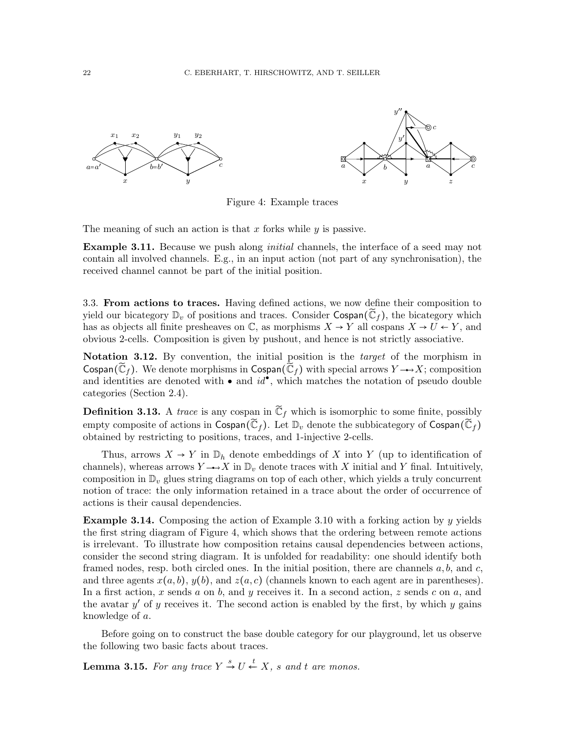Figure 4: Example traces

The meaning of such an action is that $x$ forks while $y$ is passive.

**Example 3.11.** Because we push along *initial* channels, the interface of a seed may not contain all involved channels. E.g., in an input action (not part of any synchronisation), the received channel cannot be part of the initial position.

### 3.3. From actions to traces.

Having defined actions, we now define their composition to yield our bicategory $\mathbb{D}_v$ of positions and traces. Consider $\mathsf{Cospan}(\widetilde{\mathbb{C}}_f)$, the bicategory which has as objects all finite presheaves on $\mathbb{C}$, as morphisms $X \to Y$ all cospans $X \to U \leftarrow Y$, and obvious 2-cells. Composition is given by pushout, and hence is not strictly associative.

**Notation 3.12.** By convention, the initial position is the *target* of the morphism in $\mathsf{Cospan}(\widetilde{\mathbb{C}}_f)$. We denote morphisms in $\mathsf{Cospan}(\widetilde{\mathbb{C}}_f)$ with special arrows $Y \twoheadrightarrow X$; composition and identities are denoted with $\bullet$ and $id^{\bullet}$, which matches the notation of pseudo double categories (Section 2.4).

**Definition 3.13.** A *trace* is any cospan in $\widetilde{\mathbb{C}}_f$ which is isomorphic to some finite, possibly empty composite of actions in $\mathsf{Cospan}(\widetilde{\mathbb{C}}_f)$. Let $\mathbb{D}_v$ denote the subbicategory of $\mathsf{Cospan}(\widetilde{\mathbb{C}}_f)$ obtained by restricting to positions, traces, and 1-injective 2-cells.

Thus, arrows $X \to Y$ in $\mathbb{D}_h$ denote embeddings of $X$ into $Y$ (up to identification of channels), whereas arrows $Y \twoheadrightarrow X$ in $\mathbb{D}_v$ denote traces with $X$ initial and $Y$ final. Intuitively, composition in $\mathbb{D}_v$ glues string diagrams on top of each other, which yields a truly concurrent notion of trace: the only information retained in a trace about the order of occurrence of actions is their causal dependencies.

**Example 3.14.** Composing the action of Example 3.10 with a forking action by $y$ yields the first string diagram of Figure 4, which shows that the ordering between remote actions is irrelevant. To illustrate how composition retains causal dependencies between actions, consider the second string diagram. It is unfolded for readability: one should identify both framed nodes, resp. both circled ones. In the initial position, there are channels $a, b$, and $c$, and three agents $x(a, b)$, $y(b)$, and $z(a, c)$ (channels known to each agent are in parentheses). In a first action, $x$ sends $a$ on $b$, and $y$ receives it. In a second action, $z$ sends $c$ on $a$, and the avatar $y'$ of $y$ receives it. The second action is enabled by the first, by which $y$ gains knowledge of $a$.

Before going on to construct the base double category for our playground, let us observe the following two basic facts about traces.

**Lemma 3.15.** *For any trace $Y \xrightarrow{s} U \xleftarrow{t} X$, $s$ and $t$ are monos.*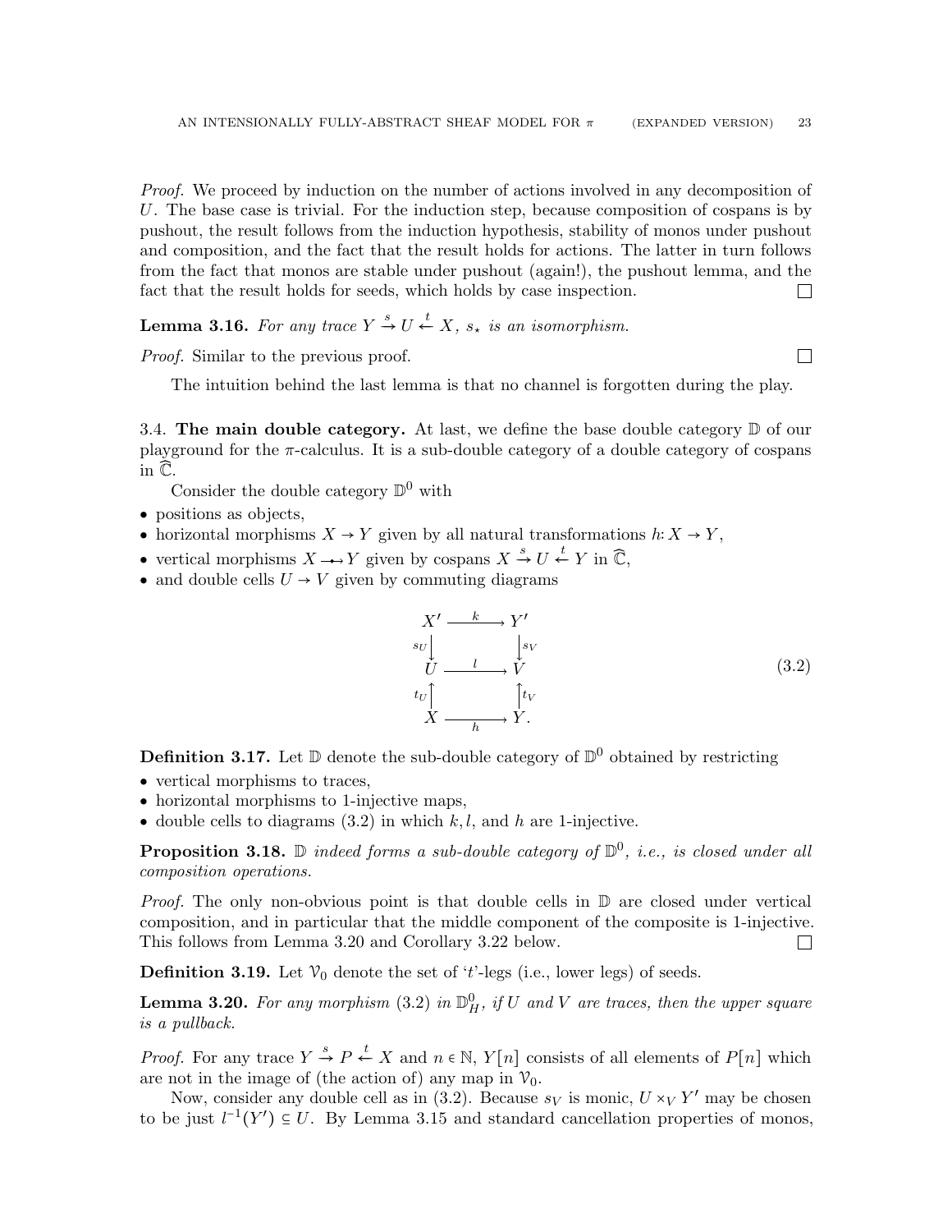*Proof.* We proceed by induction on the number of actions involved in any decomposition of $U$. The base case is trivial. For the induction step, because composition of cospans is by pushout, the result follows from the induction hypothesis, stability of monos under pushout and composition, and the fact that the result holds for actions. The latter in turn follows from the fact that monos are stable under pushout (again!), the pushout lemma, and the fact that the result holds for seeds, which holds by case inspection. □

**Lemma 3.16.** *For any trace $Y \xrightarrow{s} U \xleftarrow{t} X$, $s_\star$ is an isomorphism.*

*Proof.* Similar to the previous proof. □

The intuition behind the last lemma is that no channel is forgotten during the play.

3.4. **The main double category.** At last, we define the base double category $\mathbb{D}$ of our playground for the $\pi$-calculus. It is a sub-double category of a double category of cospans in $\widehat{\mathbb{C}}$.

Consider the double category $\mathbb{D}^0$ with

- positions as objects,
- horizontal morphisms $X \to Y$ given by all natural transformations $h: X \to Y$,
- vertical morphisms $X \multimap Y$ given by cospans $X \xrightarrow{s} U \xleftarrow{t} Y$ in $\widehat{\mathbb{C}}$,
- and double cells $U \to V$ given by commuting diagrams

$$\begin{array}{ccc} X' & \xrightarrow{k} & Y' \\ {\scriptstyle s_U}\downarrow & & \downarrow{\scriptstyle s_V} \\ U & \xrightarrow{l} & V \\ {\scriptstyle t_U}\uparrow & & \uparrow{\scriptstyle t_V} \\ X & \xrightarrow[h]{} & Y. \end{array} \tag{3.2}$$

**Definition 3.17.** Let $\mathbb{D}$ denote the sub-double category of $\mathbb{D}^0$ obtained by restricting

- vertical morphisms to traces,
- horizontal morphisms to 1-injective maps,
- double cells to diagrams (3.2) in which $k, l$, and $h$ are 1-injective.

**Proposition 3.18.** *$\mathbb{D}$ indeed forms a sub-double category of $\mathbb{D}^0$, i.e., is closed under all composition operations.*

*Proof.* The only non-obvious point is that double cells in $\mathbb{D}$ are closed under vertical composition, and in particular that the middle component of the composite is 1-injective. This follows from Lemma 3.20 and Corollary 3.22 below. □

**Definition 3.19.** Let $\mathcal{V}_0$ denote the set of '$t$'-legs (i.e., lower legs) of seeds.

**Lemma 3.20.** *For any morphism (3.2) in $\mathbb{D}^0_H$, if $U$ and $V$ are traces, then the upper square is a pullback.*

*Proof.* For any trace $Y \xrightarrow{s} P \xleftarrow{t} X$ and $n \in \mathbb{N}$, $Y[n]$ consists of all elements of $P[n]$ which are not in the image of (the action of) any map in $\mathcal{V}_0$.

Now, consider any double cell as in (3.2). Because $s_V$ is monic, $U \times_V Y'$ may be chosen to be just $l^{-1}(Y') \subseteq U$. By Lemma 3.15 and standard cancellation properties of monos,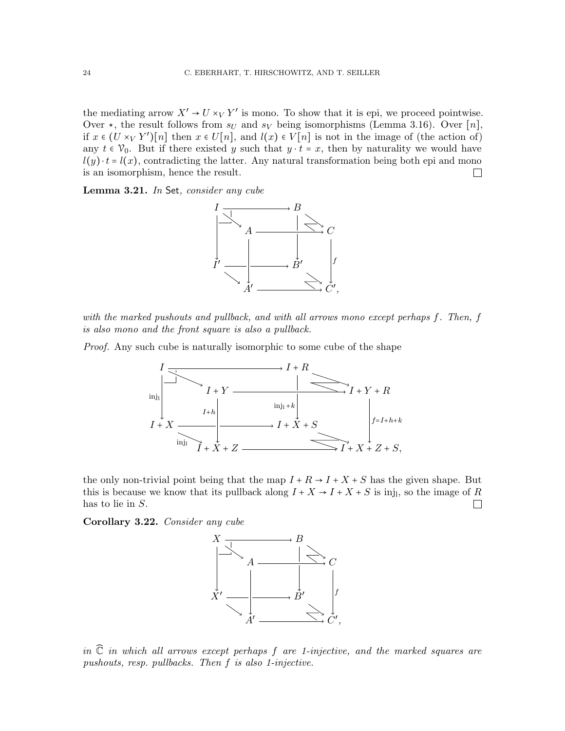the mediating arrow $X' \to U \times_V Y'$ is mono. To show that it is epi, we proceed pointwise. Over $\star$, the result follows from $s_U$ and $s_V$ being isomorphisms (Lemma 3.16). Over $[n]$, if $x \in (U \times_V Y')[n]$ then $x \in U[n]$, and $l(x) \in V[n]$ is not in the image of (the action of) any $t \in \mathcal{V}_0$. But if there existed $y$ such that $y \cdot t = x$, then by naturality we would have $l(y) \cdot t = l(x)$, contradicting the latter. Any natural transformation being both epi and mono is an isomorphism, hence the result. $\square$

**Lemma 3.21.** *In* Set*, consider any cube*

$$
\begin{array}{ccccccc}
I & & \longrightarrow & & B & & \\
& \searrow & & & & \searrow & \\
& & A & \longrightarrow & & & C \\
\downarrow & & \downarrow & & \downarrow & & \downarrow f \\
I' & & \longrightarrow & & B' & & \\
& \searrow & & & & \searrow & \\
& & A' & \longrightarrow & & & C',
\end{array}
$$

*with the marked pushouts and pullback, and with all arrows mono except perhaps $f$. Then, $f$ is also mono and the front square is also a pullback.*

*Proof.* Any such cube is naturally isomorphic to some cube of the shape

$$
\begin{array}{ccccccc}
I & & \longrightarrow & & I+R & & \\
& \searrow & & & & \searrow & \\
& & I+Y & \longrightarrow & & & I+Y+R \\
\downarrow \mathrm{inj_l} & & \downarrow I+h & & \downarrow \mathrm{inj_l}+k & & \downarrow f=I+h+k \\
I+X & & \longrightarrow & & I+X+S & & \\
& \searrow \mathrm{inj_l} & & & & \searrow & \\
& & I+X+Z & \longrightarrow & & & I+X+Z+S,
\end{array}
$$

the only non-trivial point being that the map $I + R \to I + X + S$ has the given shape. But this is because we know that its pullback along $I + X \to I + X + S$ is $\mathrm{inj_l}$, so the image of $R$ has to lie in $S$. $\square$

**Corollary 3.22.** *Consider any cube*

$$
\begin{array}{ccccccc}
X & & \longrightarrow & & B & & \\
& \searrow & & & & \searrow & \\
& & A & \longrightarrow & & & C \\
\downarrow & & \downarrow & & \downarrow & & \downarrow f \\
X' & & \longrightarrow & & B' & & \\
& \searrow & & & & \searrow & \\
& & A' & \longrightarrow & & & C',
\end{array}
$$

*in $\widehat{\mathbb{C}}$ in which all arrows except perhaps $f$ are 1-injective, and the marked squares are pushouts, resp. pullbacks. Then $f$ is also 1-injective.*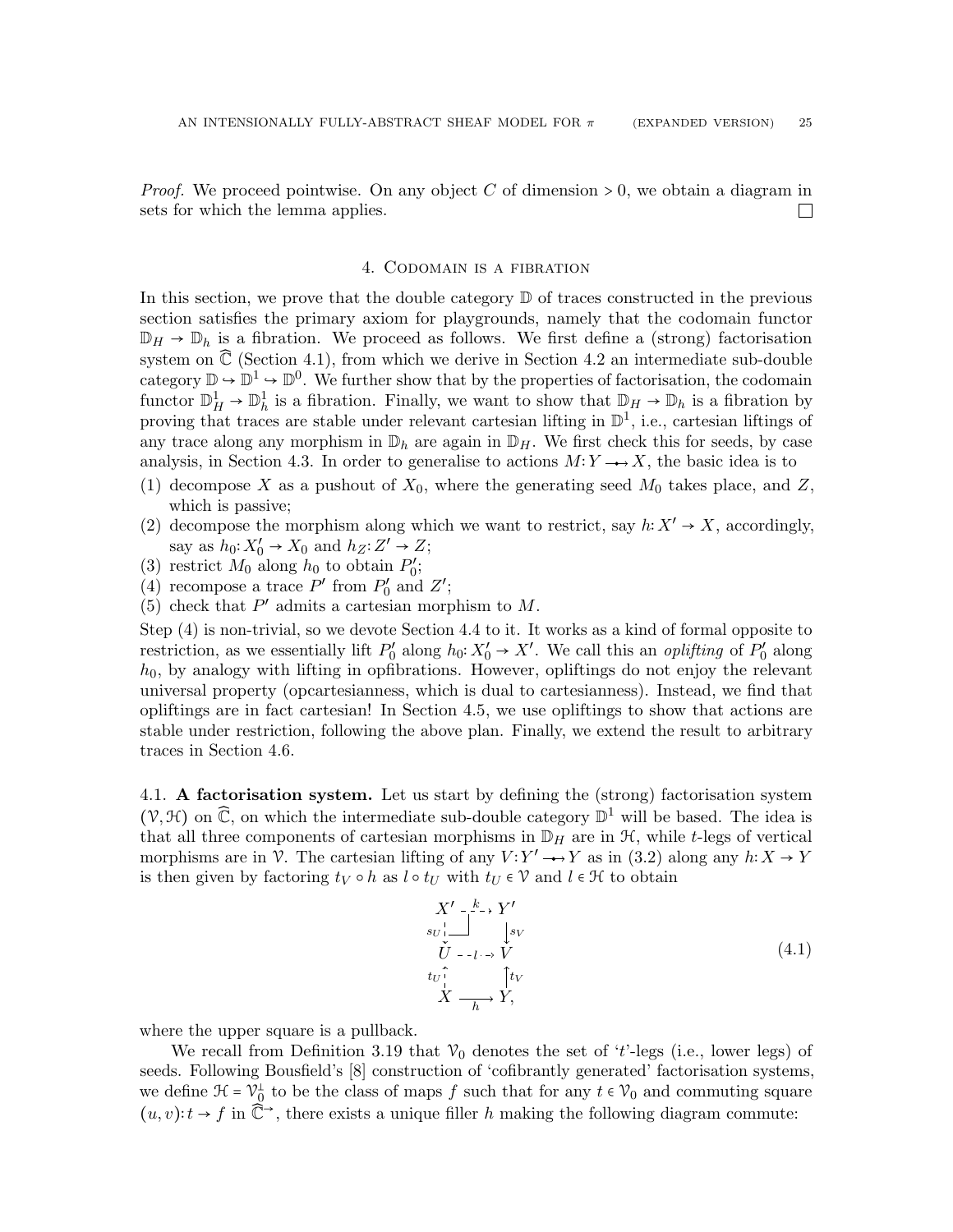*Proof.* We proceed pointwise. On any object $C$ of dimension $> 0$, we obtain a diagram in sets for which the lemma applies. $\square$

## 4. Codomain is a fibration

In this section, we prove that the double category $\mathbb{D}$ of traces constructed in the previous section satisfies the primary axiom for playgrounds, namely that the codomain functor $\mathbb{D}_H \to \mathbb{D}_h$ is a fibration. We proceed as follows. We first define a (strong) factorisation system on $\widehat{\mathbb{C}}$ (Section 4.1), from which we derive in Section 4.2 an intermediate sub-double category $\mathbb{D} \hookrightarrow \mathbb{D}^1 \hookrightarrow \mathbb{D}^0$. We further show that by the properties of factorisation, the codomain functor $\mathbb{D}^1_H \to \mathbb{D}^1_h$ is a fibration. Finally, we want to show that $\mathbb{D}_H \to \mathbb{D}_h$ is a fibration by proving that traces are stable under relevant cartesian lifting in $\mathbb{D}^1$, i.e., cartesian liftings of any trace along any morphism in $\mathbb{D}_h$ are again in $\mathbb{D}_H$. We first check this for seeds, by case analysis, in Section 4.3. In order to generalise to actions $M : Y \to\!\!\!\!\!\!\bullet\;\, X$, the basic idea is to

1. decompose $X$ as a pushout of $X_0$, where the generating seed $M_0$ takes place, and $Z$, which is passive;
2. decompose the morphism along which we want to restrict, say $h : X' \to X$, accordingly, say as $h_0 : X'_0 \to X_0$ and $h_Z : Z' \to Z$;
3. restrict $M_0$ along $h_0$ to obtain $P'_0$;
4. recompose a trace $P'$ from $P'_0$ and $Z'$;
5. check that $P'$ admits a cartesian morphism to $M$.

Step (4) is non-trivial, so we devote Section 4.4 to it. It works as a kind of formal opposite to restriction, as we essentially lift $P'_0$ along $h_0 : X'_0 \to X'$. We call this an *oplifting* of $P'_0$ along $h_0$, by analogy with lifting in opfibrations. However, opliftings do not enjoy the relevant universal property (opcartesianness, which is dual to cartesianness). Instead, we find that opliftings are in fact cartesian! In Section 4.5, we use opliftings to show that actions are stable under restriction, following the above plan. Finally, we extend the result to arbitrary traces in Section 4.6.

### 4.1. A factorisation system.

Let us start by defining the (strong) factorisation system $(\mathcal{V}, \mathcal{H})$ on $\widehat{\mathbb{C}}$, on which the intermediate sub-double category $\mathbb{D}^1$ will be based. The idea is that all three components of cartesian morphisms in $\mathbb{D}_H$ are in $\mathcal{H}$, while $t$-legs of vertical morphisms are in $\mathcal{V}$. The cartesian lifting of any $V : Y' \to\!\!\!\!\!\!\bullet\;\, Y$ as in (3.2) along any $h : X \to Y$ is then given by factoring $t_V \circ h$ as $l \circ t_U$ with $t_U \in \mathcal{V}$ and $l \in \mathcal{H}$ to obtain

$$
\begin{array}{ccc}
X' & \overset{k}{\dashrightarrow} & Y' \\
{\scriptstyle s_U}\downarrow & \lrcorner & \downarrow{\scriptstyle s_V} \\
U & \overset{l}{\dashrightarrow} & V \\
{\scriptstyle t_U}\uparrow & & \uparrow{\scriptstyle t_V} \\
X & \xrightarrow[h]{} & Y,
\end{array}
\tag{4.1}
$$

where the upper square is a pullback.

We recall from Definition 3.19 that $\mathcal{V}_0$ denotes the set of '$t$'-legs (i.e., lower legs) of seeds. Following Bousfield's [8] construction of 'cofibrantly generated' factorisation systems, we define $\mathcal{H} = \mathcal{V}_0^\perp$ to be the class of maps $f$ such that for any $t \in \mathcal{V}_0$ and commuting square $(u, v) : t \to f$ in $\widehat{\mathbb{C}}^\to$, there exists a unique filler $h$ making the following diagram commute: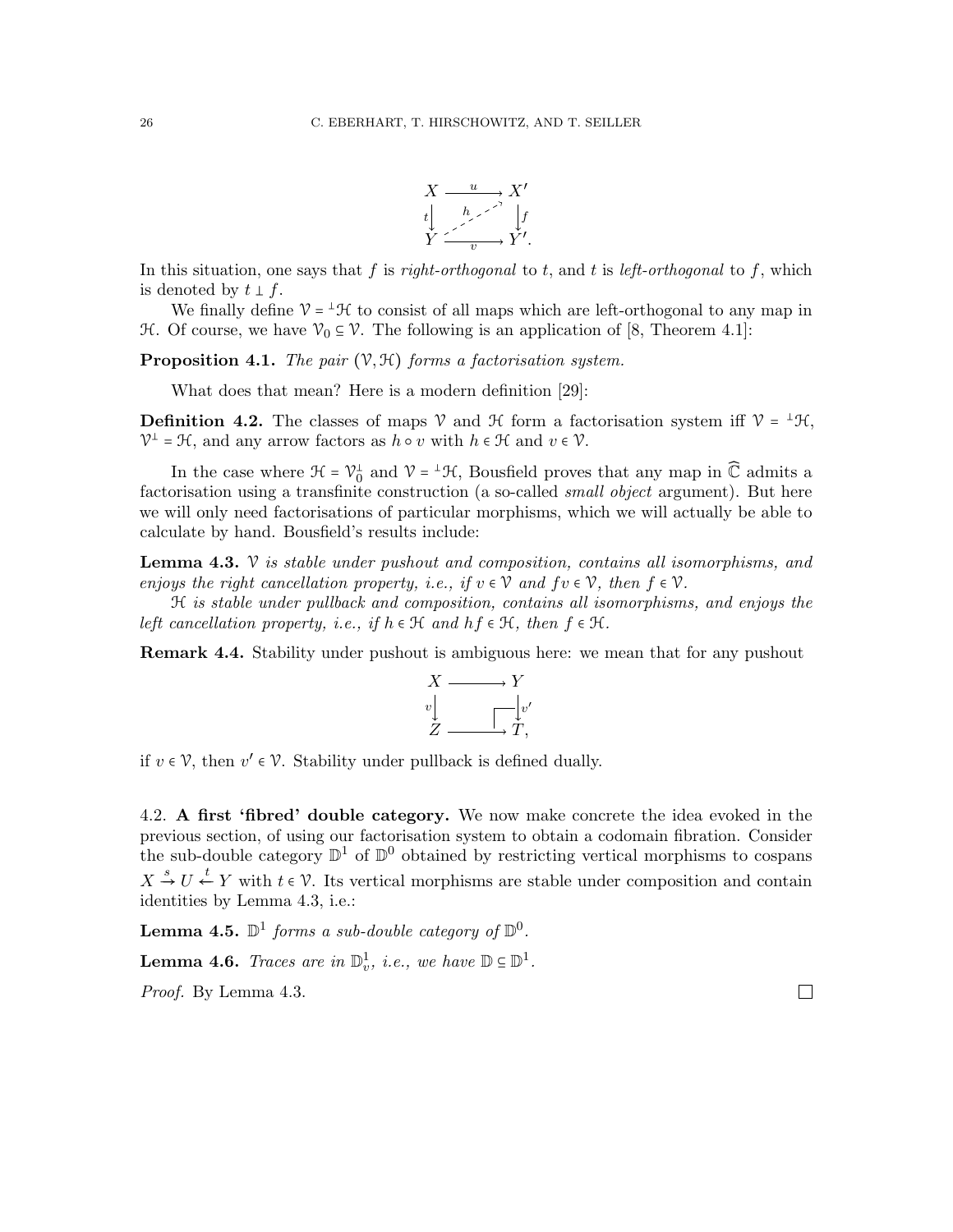$$
\begin{array}{ccc}
X & \xrightarrow{u} & X' \\
{\scriptstyle t}\downarrow & \overset{h}{\nearrow} & \downarrow{\scriptstyle f} \\
Y & \xrightarrow[v]{} & Y'.
\end{array}
$$

In this situation, one says that $f$ is *right-orthogonal* to $t$, and $t$ is *left-orthogonal* to $f$, which is denoted by $t \perp f$.

We finally define $\mathcal{V} = {}^{\perp}\mathcal{H}$ to consist of all maps which are left-orthogonal to any map in $\mathcal{H}$. Of course, we have $\mathcal{V}_0 \subseteq \mathcal{V}$. The following is an application of [8, Theorem 4.1]:

**Proposition 4.1.** *The pair $(\mathcal{V}, \mathcal{H})$ forms a factorisation system.*

What does that mean? Here is a modern definition [29]:

**Definition 4.2.** The classes of maps $\mathcal{V}$ and $\mathcal{H}$ form a factorisation system iff $\mathcal{V} = {}^{\perp}\mathcal{H}$, $\mathcal{V}^{\perp} = \mathcal{H}$, and any arrow factors as $h \circ v$ with $h \in \mathcal{H}$ and $v \in \mathcal{V}$.

In the case where $\mathcal{H} = \mathcal{V}_0^{\perp}$ and $\mathcal{V} = {}^{\perp}\mathcal{H}$, Bousfield proves that any map in $\widehat{\mathbb{C}}$ admits a factorisation using a transfinite construction (a so-called *small object* argument). But here we will only need factorisations of particular morphisms, which we will actually be able to calculate by hand. Bousfield's results include:

**Lemma 4.3.** *$\mathcal{V}$ is stable under pushout and composition, contains all isomorphisms, and enjoys the right cancellation property, i.e., if $v \in \mathcal{V}$ and $fv \in \mathcal{V}$, then $f \in \mathcal{V}$.*

*$\mathcal{H}$ is stable under pullback and composition, contains all isomorphisms, and enjoys the left cancellation property, i.e., if $h \in \mathcal{H}$ and $hf \in \mathcal{H}$, then $f \in \mathcal{H}$.*

**Remark 4.4.** Stability under pushout is ambiguous here: we mean that for any pushout

$$
\begin{array}{ccc}
X & \longrightarrow & Y \\
{\scriptstyle v}\downarrow & & \downarrow{\scriptstyle v'} \\
Z & \longrightarrow & T,
\end{array}
$$

if $v \in \mathcal{V}$, then $v' \in \mathcal{V}$. Stability under pullback is defined dually.

### 4.2. A first 'fibred' double category.

We now make concrete the idea evoked in the previous section, of using our factorisation system to obtain a codomain fibration. Consider the sub-double category $\mathbb{D}^1$ of $\mathbb{D}^0$ obtained by restricting vertical morphisms to cospans $X \xrightarrow{s} U \xleftarrow{t} Y$ with $t \in \mathcal{V}$. Its vertical morphisms are stable under composition and contain identities by Lemma 4.3, i.e.:

**Lemma 4.5.** *$\mathbb{D}^1$ forms a sub-double category of $\mathbb{D}^0$.*

**Lemma 4.6.** *Traces are in $\mathbb{D}^1_v$, i.e., we have $\mathbb{D} \subseteq \mathbb{D}^1$.*

*Proof.* By Lemma 4.3. ☐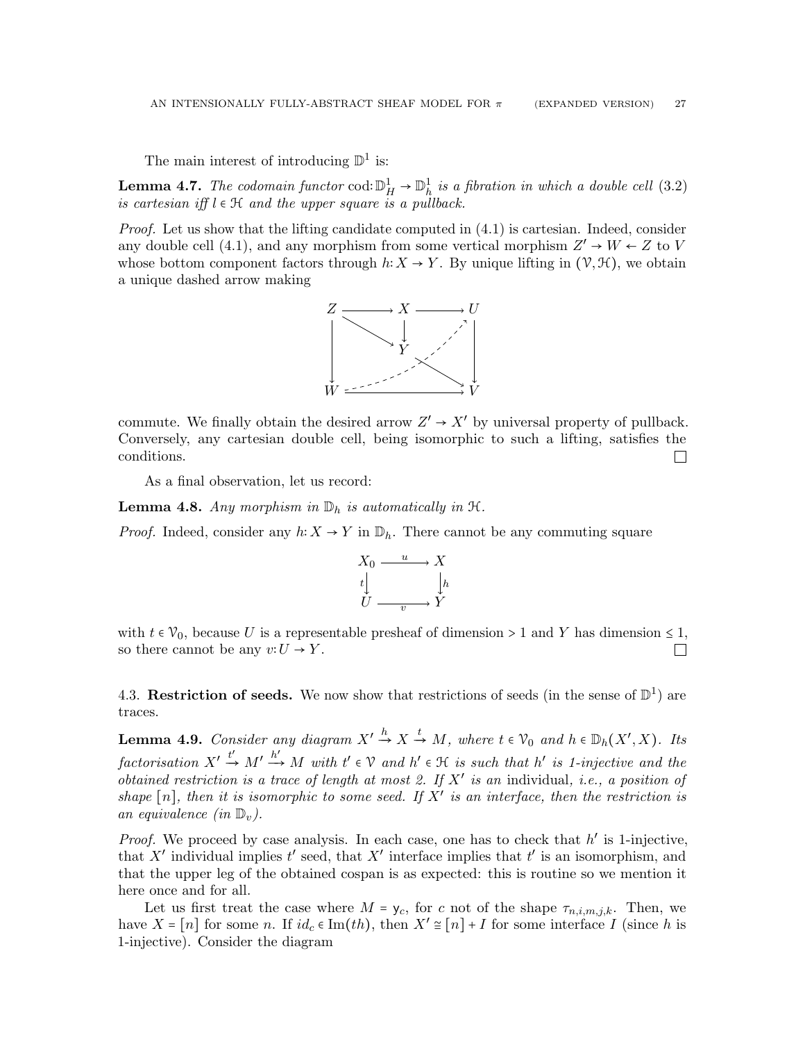The main interest of introducing $\mathbb{D}^1$ is:

**Lemma 4.7.** *The codomain functor* $\mathrm{cod}: \mathbb{D}^1_H \to \mathbb{D}^1_h$ *is a fibration in which a double cell (3.2) is cartesian iff* $l \in \mathcal{H}$ *and the upper square is a pullback.*

*Proof.* Let us show that the lifting candidate computed in (4.1) is cartesian. Indeed, consider any double cell (4.1), and any morphism from some vertical morphism $Z' \to W \leftarrow Z$ to $V$ whose bottom component factors through $h: X \to Y$. By unique lifting in $(\mathcal{V}, \mathcal{H})$, we obtain a unique dashed arrow making

$$
\begin{array}{ccccc}
Z & \longrightarrow & X & \longrightarrow & U \\
\downarrow & \searrow & \downarrow & \nearrow & \downarrow \\
 & & Y & & \\
 & & & \searrow & \\
W & \longrightarrow & & \longrightarrow & V
\end{array}
$$

commute. We finally obtain the desired arrow $Z' \to X'$ by universal property of pullback. Conversely, any cartesian double cell, being isomorphic to such a lifting, satisfies the conditions. □

As a final observation, let us record:

**Lemma 4.8.** *Any morphism in* $\mathbb{D}_h$ *is automatically in* $\mathcal{H}$.

*Proof.* Indeed, consider any $h: X \to Y$ in $\mathbb{D}_h$. There cannot be any commuting square

$$
\begin{array}{ccc}
X_0 & \xrightarrow{u} & X \\
{\scriptstyle t}\downarrow & & \downarrow{\scriptstyle h} \\
U & \xrightarrow[v]{} & Y
\end{array}
$$

with $t \in \mathcal{V}_0$, because $U$ is a representable presheaf of dimension $> 1$ and $Y$ has dimension $\leq 1$, so there cannot be any $v: U \to Y$. □

## 4.3. Restriction of seeds.

We now show that restrictions of seeds (in the sense of $\mathbb{D}^1$) are traces.

**Lemma 4.9.** *Consider any diagram* $X' \xrightarrow{h} X \xrightarrow{t} M$, *where* $t \in \mathcal{V}_0$ *and* $h \in \mathbb{D}_h(X', X)$. *Its factorisation* $X' \xrightarrow{t'} M' \xrightarrow{h'} M$ *with* $t' \in \mathcal{V}$ *and* $h' \in \mathcal{H}$ *is such that* $h'$ *is 1-injective and the obtained restriction is a trace of length at most 2. If* $X'$ *is an* individual, *i.e., a position of shape* $[n]$, *then it is isomorphic to some seed. If* $X'$ *is an interface, then the restriction is an equivalence (in* $\mathbb{D}_v$*).*

*Proof.* We proceed by case analysis. In each case, one has to check that $h'$ is 1-injective, that $X'$ individual implies $t'$ seed, that $X'$ interface implies that $t'$ is an isomorphism, and that the upper leg of the obtained cospan is as expected: this is routine so we mention it here once and for all.

Let us first treat the case where $M = \mathsf{y}_c$, for $c$ not of the shape $\tau_{n,i,m,j,k}$. Then, we have $X = [n]$ for some $n$. If $id_c \in \mathrm{Im}(th)$, then $X' \cong [n] + I$ for some interface $I$ (since $h$ is 1-injective). Consider the diagram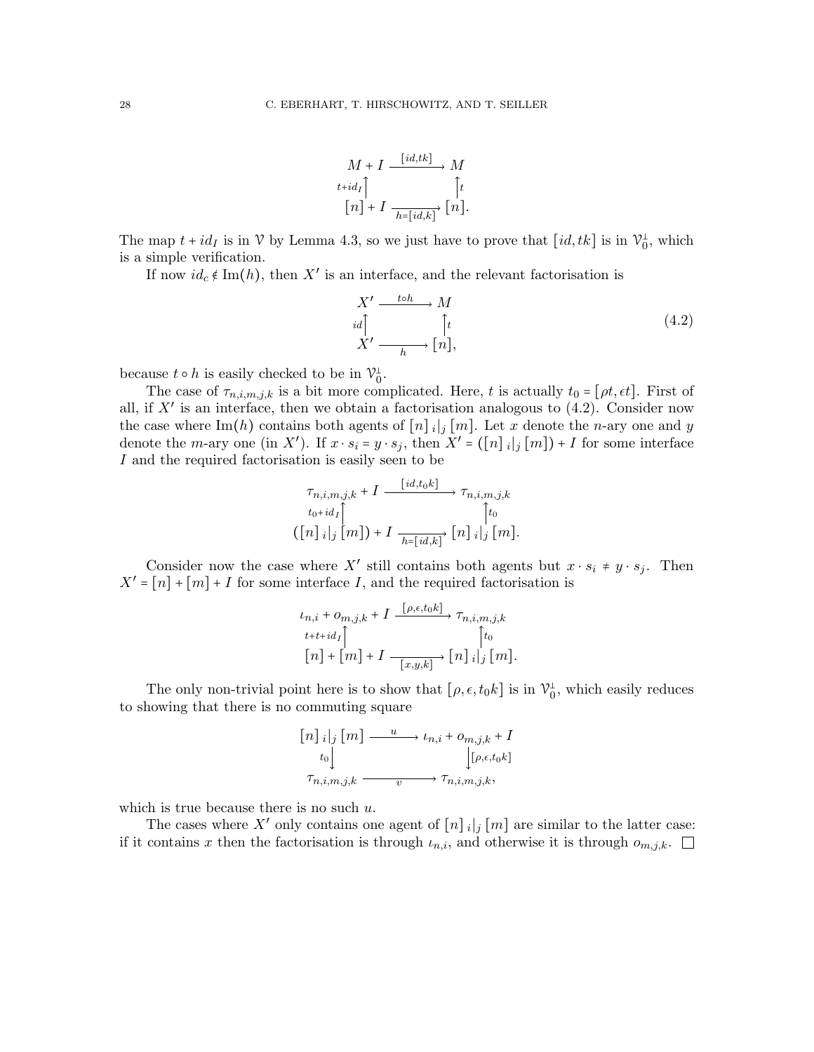$$
\begin{array}{ccc}
M + I & \xrightarrow{[id, tk]} & M \\
{\scriptstyle t+id_I}\uparrow & & \uparrow{\scriptstyle t} \\
[n] + I & \xrightarrow[h=[id,k]]{} & [n].
\end{array}
$$

The map $t + id_I$ is in $\mathcal{V}$ by Lemma 4.3, so we just have to prove that $[id, tk]$ is in $\mathcal{V}_0^{\perp}$, which is a simple verification.

If now $id_c \notin \mathrm{Im}(h)$, then $X'$ is an interface, and the relevant factorisation is

$$
\begin{array}{ccc}
X' & \xrightarrow{t \circ h} & M \\
{\scriptstyle id}\uparrow & & \uparrow{\scriptstyle t} \\
X' & \xrightarrow[h]{} & [n],
\end{array}
\tag{4.2}
$$

because $t \circ h$ is easily checked to be in $\mathcal{V}_0^{\perp}$.

The case of $\tau_{n,i,m,j,k}$ is a bit more complicated. Here, $t$ is actually $t_0 = [\rho t, \epsilon t]$. First of all, if $X'$ is an interface, then we obtain a factorisation analogous to (4.2). Consider now the case where $\mathrm{Im}(h)$ contains both agents of $[n]\,{}_i|_j\,[m]$. Let $x$ denote the $n$-ary one and $y$ denote the $m$-ary one (in $X'$). If $x \cdot s_i = y \cdot s_j$, then $X' = ([n]\,{}_i|_j\,[m]) + I$ for some interface $I$ and the required factorisation is easily seen to be

$$
\begin{array}{ccc}
\tau_{n,i,m,j,k} + I & \xrightarrow{[id, t_0 k]} & \tau_{n,i,m,j,k} \\
{\scriptstyle t_0+id_I}\uparrow & & \uparrow{\scriptstyle t_0} \\
([n]\,{}_i|_j\,[m]) + I & \xrightarrow[h=[id,k]]{} & [n]\,{}_i|_j\,[m].
\end{array}
$$

Consider now the case where $X'$ still contains both agents but $x \cdot s_i \neq y \cdot s_j$. Then $X' = [n] + [m] + I$ for some interface $I$, and the required factorisation is

$$
\begin{array}{ccc}
\iota_{n,i} + o_{m,j,k} + I & \xrightarrow{[\rho, \epsilon, t_0 k]} & \tau_{n,i,m,j,k} \\
{\scriptstyle t+t+id_I}\uparrow & & \uparrow{\scriptstyle t_0} \\
[n] + [m] + I & \xrightarrow[{[x,y,k]}]{} & [n]\,{}_i|_j\,[m].
\end{array}
$$

The only non-trivial point here is to show that $[\rho, \epsilon, t_0 k]$ is in $\mathcal{V}_0^{\perp}$, which easily reduces to showing that there is no commuting square

$$
\begin{array}{ccc}
[n]\,{}_i|_j\,[m] & \xrightarrow{u} & \iota_{n,i} + o_{m,j,k} + I \\
{\scriptstyle t_0}\downarrow & & \downarrow{\scriptstyle [\rho,\epsilon,t_0 k]} \\
\tau_{n,i,m,j,k} & \xrightarrow[v]{} & \tau_{n,i,m,j,k},
\end{array}
$$

which is true because there is no such $u$.

The cases where $X'$ only contains one agent of $[n]\,{}_i|_j\,[m]$ are similar to the latter case: if it contains $x$ then the factorisation is through $\iota_{n,i}$, and otherwise it is through $o_{m,j,k}$. $\square$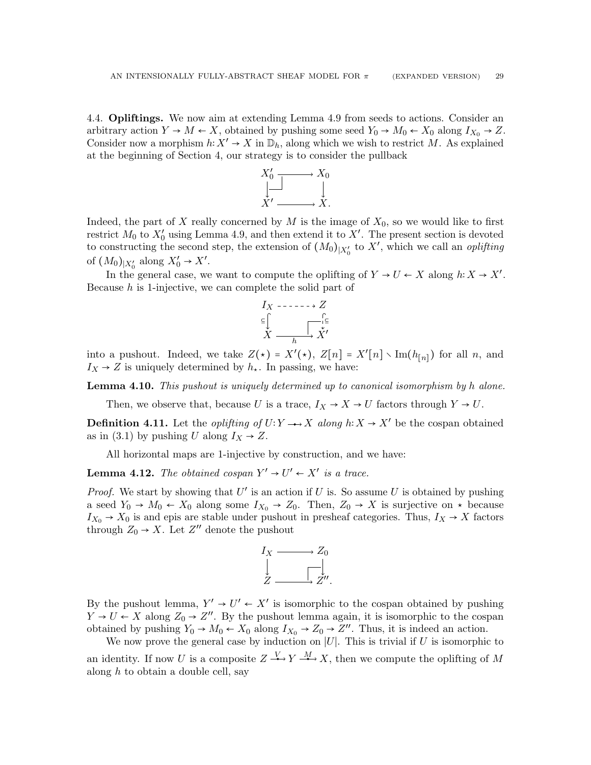4.4. **Opliftings.** We now aim at extending Lemma 4.9 from seeds to actions. Consider an arbitrary action $Y \to M \leftarrow X$, obtained by pushing some seed $Y_0 \to M_0 \leftarrow X_0$ along $I_{X_0} \to Z$. Consider now a morphism $h: X' \to X$ in $\mathbb{D}_h$, along which we wish to restrict $M$. As explained at the beginning of Section 4, our strategy is to consider the pullback

$$\begin{array}{ccc} X'_0 & \longrightarrow & X_0 \\ \downarrow & \lrcorner & \downarrow \\ X' & \longrightarrow & X. \end{array}$$

Indeed, the part of $X$ really concerned by $M$ is the image of $X_0$, so we would like to first restrict $M_0$ to $X'_0$ using Lemma 4.9, and then extend it to $X'$. The present section is devoted to constructing the second step, the extension of $(M_0)_{|X'_0}$ to $X'$, which we call an *oplifting* of $(M_0)_{|X'_0}$ along $X'_0 \to X'$.

In the general case, we want to compute the oplifting of $Y \to U \leftarrow X$ along $h: X \to X'$. Because $h$ is 1-injective, we can complete the solid part of

$$\begin{array}{ccc} I_X & \dashrightarrow & Z \\ \subseteq\downarrow & & \downarrow\subseteq \\ X & \xrightarrow[h]{} & X' \end{array}$$

into a pushout. Indeed, we take $Z(\star) = X'(\star)$, $Z[n] = X'[n] \setminus \mathrm{Im}(h_{[n]})$ for all $n$, and $I_X \to Z$ is uniquely determined by $h_\star$. In passing, we have:

**Lemma 4.10.** *This pushout is uniquely determined up to canonical isomorphism by h alone.*

Then, we observe that, because $U$ is a trace, $I_X \to X \to U$ factors through $Y \to U$.

**Definition 4.11.** Let the *oplifting of* $U: Y \to X$ *along* $h: X \to X'$ be the cospan obtained as in (3.1) by pushing $U$ along $I_X \to Z$.

All horizontal maps are 1-injective by construction, and we have:

**Lemma 4.12.** *The obtained cospan* $Y' \to U' \leftarrow X'$ *is a trace.*

*Proof.* We start by showing that $U'$ is an action if $U$ is. So assume $U$ is obtained by pushing a seed $Y_0 \to M_0 \leftarrow X_0$ along some $I_{X_0} \to Z_0$. Then, $Z_0 \to X$ is surjective on $\star$ because $I_{X_0} \to X_0$ is and epis are stable under pushout in presheaf categories. Thus, $I_X \to X$ factors through $Z_0 \to X$. Let $Z''$ denote the pushout

$$\begin{array}{ccc} I_X & \longrightarrow & Z_0 \\ \downarrow & & \downarrow \\ Z & \longrightarrow & Z''. \end{array}$$

By the pushout lemma, $Y' \to U' \leftarrow X'$ is isomorphic to the cospan obtained by pushing $Y \to U \leftarrow X$ along $Z_0 \to Z''$. By the pushout lemma again, it is isomorphic to the cospan obtained by pushing $Y_0 \to M_0 \leftarrow X_0$ along $I_{X_0} \to Z_0 \to Z''$. Thus, it is indeed an action.

We now prove the general case by induction on $|U|$. This is trivial if $U$ is isomorphic to an identity. If now $U$ is a composite $Z \xrightarrow{V} Y \xrightarrow{M} X$, then we compute the oplifting of $M$ along $h$ to obtain a double cell, say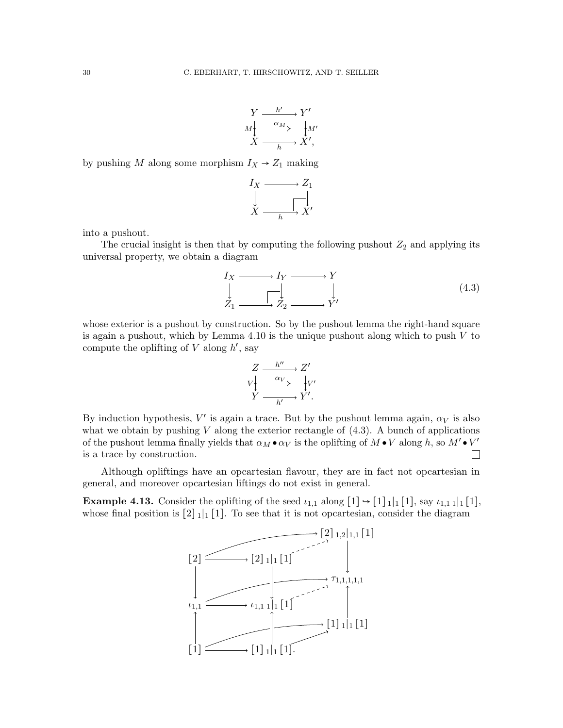$$
\begin{array}{ccc}
Y & \xrightarrow{h'} & Y' \\
{\scriptstyle M}\downarrow & \alpha_M \succ & \downarrow{\scriptstyle M'} \\
X & \xrightarrow[h]{} & X',
\end{array}
$$

by pushing $M$ along some morphism $I_X \to Z_1$ making

$$
\begin{array}{ccc}
I_X & \longrightarrow & Z_1 \\
\downarrow & & \downarrow \\
X & \xrightarrow[h]{} & X'
\end{array}
$$

into a pushout.

The crucial insight is then that by computing the following pushout $Z_2$ and applying its universal property, we obtain a diagram

$$
\begin{array}{ccccc}
I_X & \longrightarrow & I_Y & \longrightarrow & Y \\
\downarrow & & \downarrow & & \downarrow \\
Z_1 & \longrightarrow & Z_2 & \longrightarrow & Y'
\end{array}
\tag{4.3}
$$

whose exterior is a pushout by construction. So by the pushout lemma the right-hand square is again a pushout, which by Lemma 4.10 is the unique pushout along which to push $V$ to compute the oplifting of $V$ along $h'$, say

$$
\begin{array}{ccc}
Z & \xrightarrow{h''} & Z' \\
{\scriptstyle V}\downarrow & \alpha_V \succ & \downarrow{\scriptstyle V'} \\
Y & \xrightarrow[h']{} & Y'.
\end{array}
$$

By induction hypothesis, $V'$ is again a trace. But by the pushout lemma again, $\alpha_V$ is also what we obtain by pushing $V$ along the exterior rectangle of (4.3). A bunch of applications of the pushout lemma finally yields that $\alpha_M \bullet \alpha_V$ is the oplifting of $M \bullet V$ along $h$, so $M' \bullet V'$ is a trace by construction. ☐

Although opliftings have an opcartesian flavour, they are in fact not opcartesian in general, and moreover opcartesian liftings do not exist in general.

**Example 4.13.** Consider the oplifting of the seed $\iota_{1,1}$ along $[1] \hookrightarrow [1]\,{}_1|_1\,[1]$, say $\iota_{1,1}\,{}_1|_1\,[1]$, whose final position is $[2]\,{}_1|_1\,[1]$. To see that it is not opcartesian, consider the diagram

$$
\begin{array}{ccccc}
 & & & & [2]\,{}_{1,2}|_{1,1}\,[1] \\
[2] & \longrightarrow & [2]\,{}_1|_1\,[1] & \dashrightarrow & \downarrow \\
\downarrow & & \downarrow & & \tau_{1,1,1,1,1} \\
\iota_{1,1} & \longrightarrow & \iota_{1,1}\,{}_1|_1\,[1] & \dashrightarrow & \uparrow \\
\uparrow & & \uparrow & & [1]\,{}_1|_1\,[1] \\
[1] & \longrightarrow & [1]\,{}_1|_1\,[1]. & &
\end{array}
$$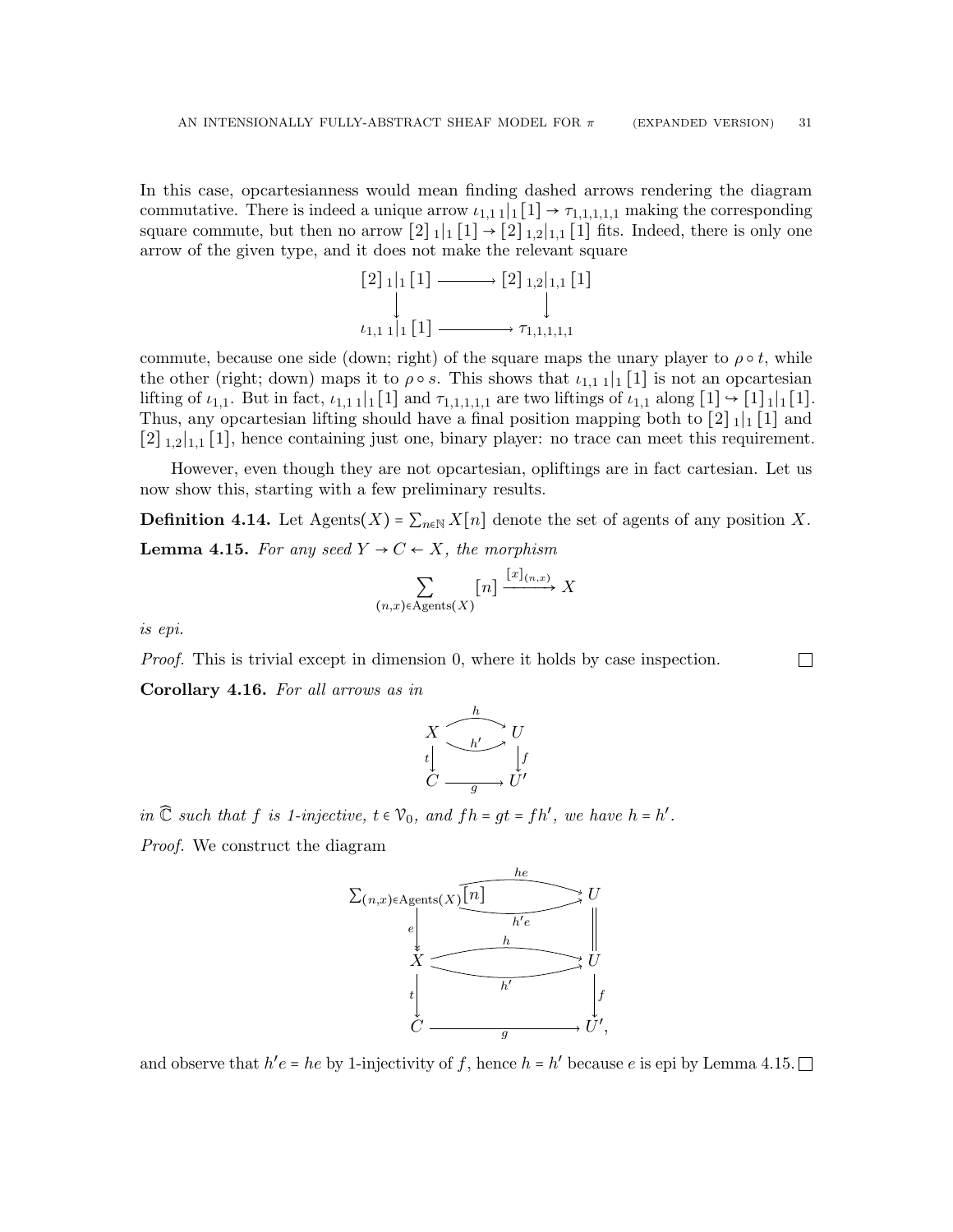In this case, opcartesianness would mean finding dashed arrows rendering the diagram commutative. There is indeed a unique arrow $\iota_{1,1\,1}|_1\,[1] \to \tau_{1,1,1,1,1}$ making the corresponding square commute, but then no arrow $[2]\,_1|_1\,[1] \to [2]\,_{1,2}|_{1,1}\,[1]$ fits. Indeed, there is only one arrow of the given type, and it does not make the relevant square

$$\begin{array}{ccc}
[2]\,_1|_1\,[1] & \longrightarrow & [2]\,_{1,2}|_{1,1}\,[1] \\
\downarrow & & \downarrow \\
\iota_{1,1\,1}|_1\,[1] & \longrightarrow & \tau_{1,1,1,1,1}
\end{array}$$

commute, because one side (down; right) of the square maps the unary player to $\rho \circ t$, while the other (right; down) maps it to $\rho \circ s$. This shows that $\iota_{1,1\,1}|_1\,[1]$ is not an opcartesian lifting of $\iota_{1,1}$. But in fact, $\iota_{1,1\,1}|_1\,[1]$ and $\tau_{1,1,1,1,1}$ are two liftings of $\iota_{1,1}$ along $[1] \hookrightarrow [1]\,_1|_1\,[1]$. Thus, any opcartesian lifting should have a final position mapping both to $[2]\,_1|_1\,[1]$ and $[2]\,_{1,2}|_{1,1}\,[1]$, hence containing just one, binary player: no trace can meet this requirement.

However, even though they are not opcartesian, opliftings are in fact cartesian. Let us now show this, starting with a few preliminary results.

**Definition 4.14.** Let $\mathrm{Agents}(X) = \sum_{n\in\mathbb{N}} X[n]$ denote the set of agents of any position $X$.

**Lemma 4.15.** *For any seed $Y \to C \leftarrow X$, the morphism*

$$\sum_{(n,x)\in\mathrm{Agents}(X)} [n] \xrightarrow{[x]_{(n,x)}} X$$

*is epi.*

*Proof.* This is trivial except in dimension 0, where it holds by case inspection. $\square$

**Corollary 4.16.** *For all arrows as in*

$$\begin{array}{ccc}
X & \overset{h}{\underset{h'}{\rightrightarrows}} & U \\
{\scriptstyle t}\downarrow & & \downarrow{\scriptstyle f} \\
C & \xrightarrow[g]{} & U'
\end{array}$$

*in $\widehat{\mathbb{C}}$ such that $f$ is 1-injective, $t \in \mathcal{V}_0$, and $fh = gt = fh'$, we have $h = h'$.*

*Proof.* We construct the diagram

$$\begin{array}{ccc}
\sum_{(n,x)\in\mathrm{Agents}(X)}[n] & \overset{he}{\underset{h'e}{\rightrightarrows}} & U \\
{\scriptstyle e}\downarrow & & \| \\
X & \overset{h}{\underset{h'}{\rightrightarrows}} & U \\
{\scriptstyle t}\downarrow & & \downarrow{\scriptstyle f} \\
C & \xrightarrow[g]{} & U',
\end{array}$$

and observe that $h'e = he$ by 1-injectivity of $f$, hence $h = h'$ because $e$ is epi by Lemma 4.15. $\square$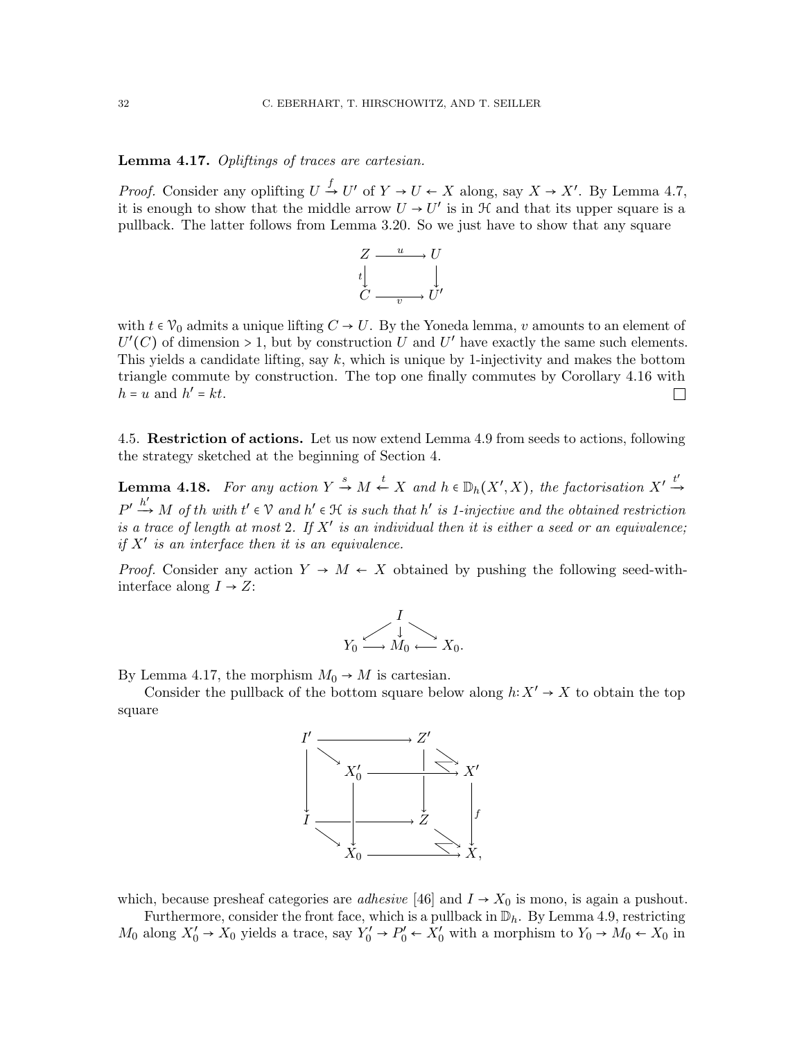**Lemma 4.17.** *Opliftings of traces are cartesian.*

*Proof.* Consider any oplifting $U \xrightarrow{f} U'$ of $Y \to U \leftarrow X$ along, say $X \to X'$. By Lemma 4.7, it is enough to show that the middle arrow $U \to U'$ is in $\mathcal{H}$ and that its upper square is a pullback. The latter follows from Lemma 3.20. So we just have to show that any square

$$\begin{array}{ccc} Z & \xrightarrow{u} & U \\ {\scriptstyle t}\downarrow & & \downarrow \\ C & \xrightarrow[v]{} & U' \end{array}$$

with $t \in \mathcal{V}_0$ admits a unique lifting $C \to U$. By the Yoneda lemma, $v$ amounts to an element of $U'(C)$ of dimension $> 1$, but by construction $U$ and $U'$ have exactly the same such elements. This yields a candidate lifting, say $k$, which is unique by 1-injectivity and makes the bottom triangle commute by construction. The top one finally commutes by Corollary 4.16 with $h = u$ and $h' = kt$. $\square$

4.5. **Restriction of actions.** Let us now extend Lemma 4.9 from seeds to actions, following the strategy sketched at the beginning of Section 4.

**Lemma 4.18.** *For any action $Y \xrightarrow{s} M \xleftarrow{t} X$ and $h \in \mathbb{D}_h(X', X)$, the factorisation $X' \xrightarrow{t'} P' \xrightarrow{h'} M$ of $th$ with $t' \in \mathcal{V}$ and $h' \in \mathcal{H}$ is such that $h'$ is 1-injective and the obtained restriction is a trace of length at most 2. If $X'$ is an individual then it is either a seed or an equivalence; if $X'$ is an interface then it is an equivalence.*

*Proof.* Consider any action $Y \to M \leftarrow X$ obtained by pushing the following seed-with-interface along $I \to Z$:

$$\begin{array}{ccccc} & & I & & \\ & \swarrow & \downarrow & \searrow & \\ Y_0 & \longrightarrow & M_0 & \longleftarrow & X_0. \end{array}$$

By Lemma 4.17, the morphism $M_0 \to M$ is cartesian.

Consider the pullback of the bottom square below along $h \colon X' \to X$ to obtain the top square

$$\begin{array}{ccccccc} I' & & \longrightarrow & & Z' & & \\ \downarrow & \searrow & & & \downarrow & \searrow & \\ & & X'_0 & \longrightarrow & & & X' \\ I & & \longrightarrow & & Z & & \downarrow f \\ & \searrow & \downarrow & & & \searrow & \\ & & X_0 & \longrightarrow & & & X, \end{array}$$

which, because presheaf categories are *adhesive* [46] and $I \to X_0$ is mono, is again a pushout.

Furthermore, consider the front face, which is a pullback in $\mathbb{D}_h$. By Lemma 4.9, restricting $M_0$ along $X'_0 \to X_0$ yields a trace, say $Y'_0 \to P'_0 \leftarrow X'_0$ with a morphism to $Y_0 \to M_0 \leftarrow X_0$ in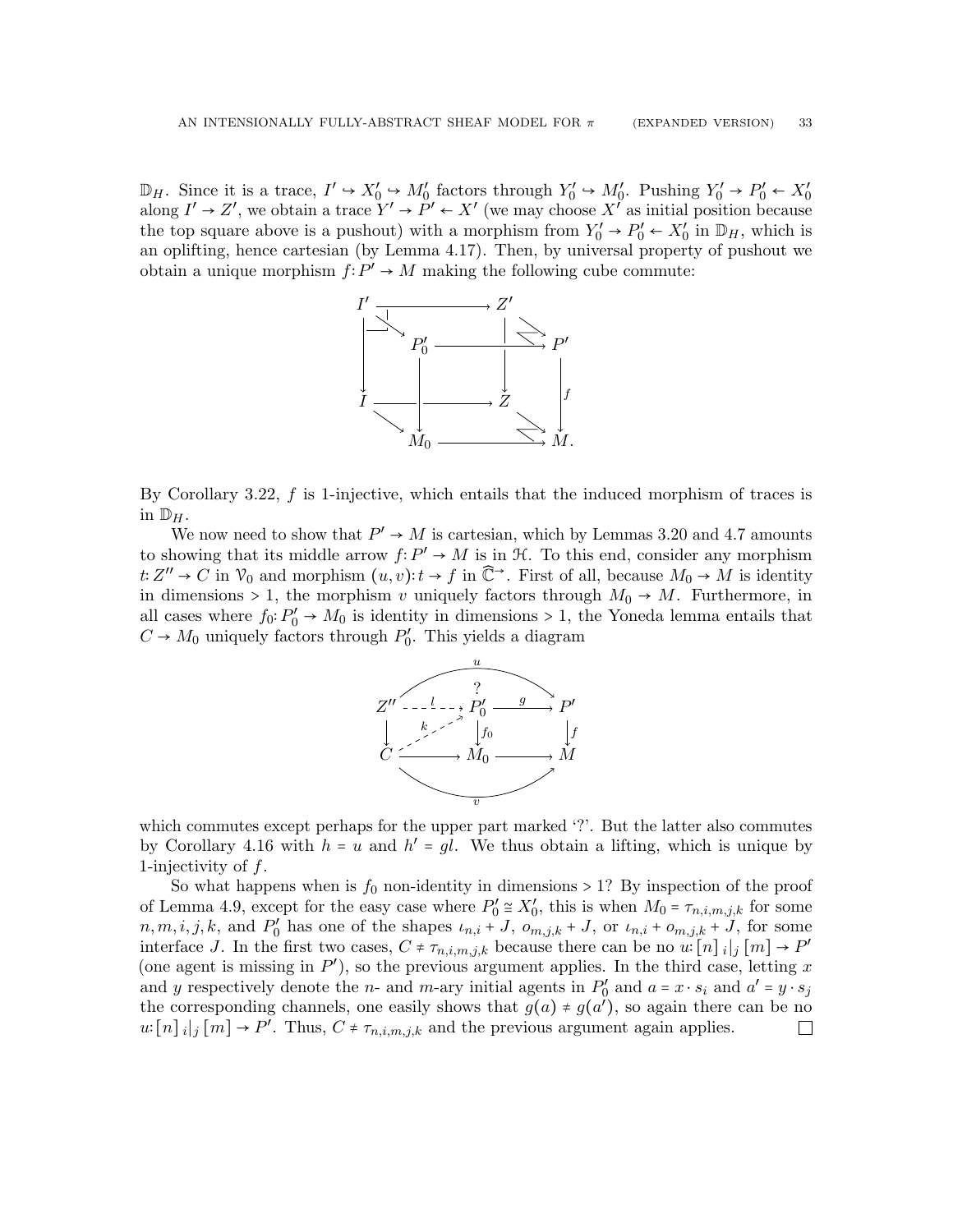$\mathbb{D}_H$. Since it is a trace, $I' \hookrightarrow X'_0 \hookrightarrow M'_0$ factors through $Y'_0 \hookrightarrow M'_0$. Pushing $Y'_0 \to P'_0 \leftarrow X'_0$ along $I' \to Z'$, we obtain a trace $Y' \to P' \leftarrow X'$ (we may choose $X'$ as initial position because the top square above is a pushout) with a morphism from $Y'_0 \to P'_0 \leftarrow X'_0$ in $\mathbb{D}_H$, which is an oplifting, hence cartesian (by Lemma 4.17). Then, by universal property of pushout we obtain a unique morphism $f: P' \to M$ making the following cube commute:

$$
\begin{array}{ccccc}
I' & \longrightarrow & & & Z' \\
& \searrow & & & & \searrow \\
& & P'_0 & \longrightarrow & & & P' \\
\downarrow & & \downarrow & & \downarrow & & \downarrow f \\
I & \longrightarrow & & & Z \\
& \searrow & & & & \searrow \\
& & M_0 & \longrightarrow & & & M.
\end{array}
$$

By Corollary 3.22, $f$ is 1-injective, which entails that the induced morphism of traces is in $\mathbb{D}_H$.

We now need to show that $P' \to M$ is cartesian, which by Lemmas 3.20 and 4.7 amounts to showing that its middle arrow $f: P' \to M$ is in $\mathcal{H}$. To this end, consider any morphism $t: Z'' \to C$ in $\mathcal{V}_0$ and morphism $(u,v): t \to f$ in $\widehat{\mathbb{C}}^{\to}$. First of all, because $M_0 \to M$ is identity in dimensions $> 1$, the morphism $v$ uniquely factors through $M_0 \to M$. Furthermore, in all cases where $f_0: P'_0 \to M_0$ is identity in dimensions $> 1$, the Yoneda lemma entails that $C \to M_0$ uniquely factors through $P'_0$. This yields a diagram

$$
\begin{array}{ccccc}
 & & \overset{u}{\frown} & & \\
Z'' & \overset{l}{\dashrightarrow} & P'_0 \; (?) & \xrightarrow{g} & P' \\
\downarrow & \overset{k}{\nearrow} & \downarrow f_0 & & \downarrow f \\
C & \longrightarrow & M_0 & \longrightarrow & M \\
 & & \underset{v}{\smile} & &
\end{array}
$$

which commutes except perhaps for the upper part marked '?'. But the latter also commutes by Corollary 4.16 with $h = u$ and $h' = gl$. We thus obtain a lifting, which is unique by 1-injectivity of $f$.

So what happens when is $f_0$ non-identity in dimensions $> 1$? By inspection of the proof of Lemma 4.9, except for the easy case where $P'_0 \cong X'_0$, this is when $M_0 = \tau_{n,i,m,j,k}$ for some $n, m, i, j, k$, and $P'_0$ has one of the shapes $\iota_{n,i} + J$, $o_{m,j,k} + J$, or $\iota_{n,i} + o_{m,j,k} + J$, for some interface $J$. In the first two cases, $C \neq \tau_{n,i,m,j,k}$ because there can be no $u: [n]\,{}_i|_j\,[m] \to P'$ (one agent is missing in $P'$), so the previous argument applies. In the third case, letting $x$ and $y$ respectively denote the $n$- and $m$-ary initial agents in $P'_0$ and $a = x \cdot s_i$ and $a' = y \cdot s_j$ the corresponding channels, one easily shows that $g(a) \neq g(a')$, so again there can be no $u: [n]\,{}_i|_j\,[m] \to P'$. Thus, $C \neq \tau_{n,i,m,j,k}$ and the previous argument again applies. $\square$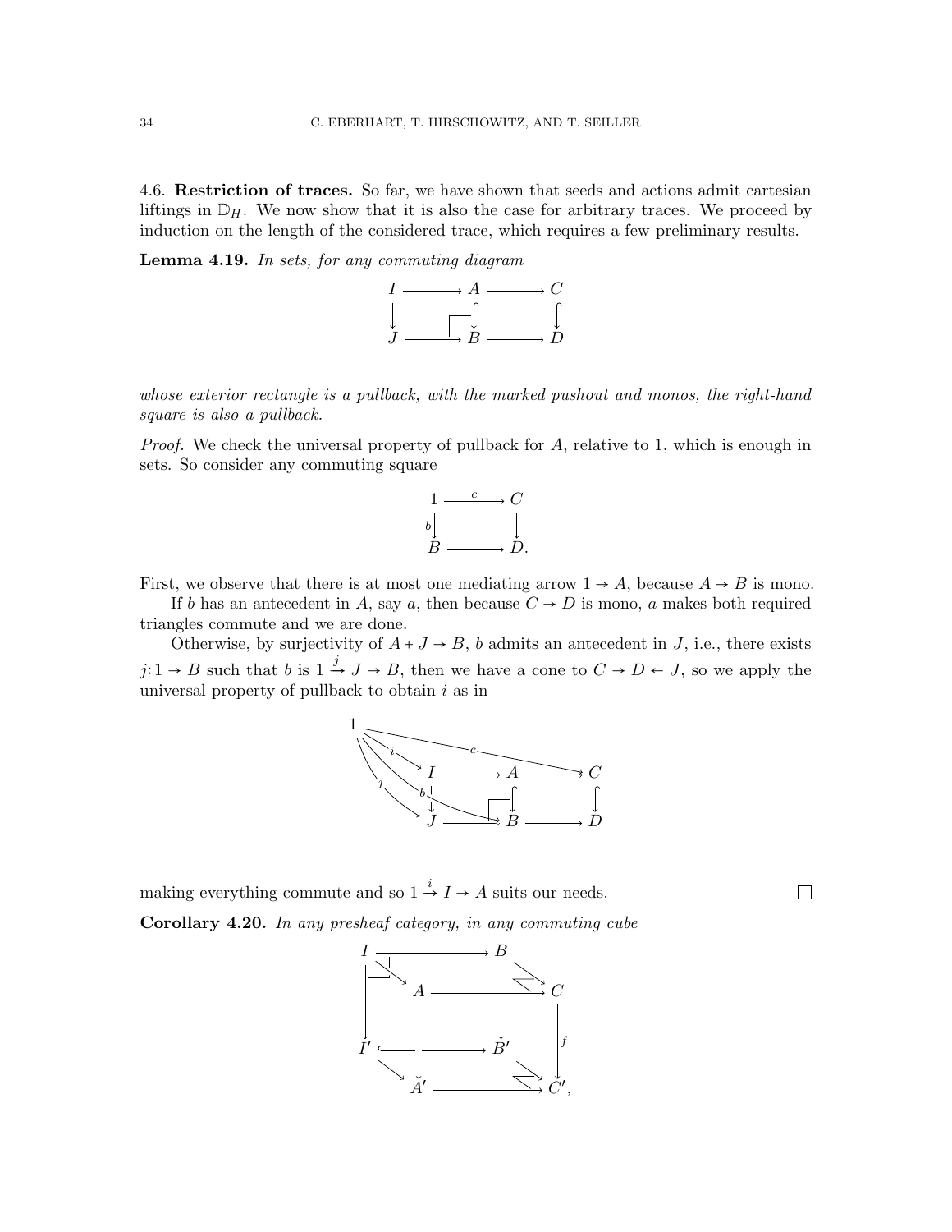### 4.6. Restriction of traces.

So far, we have shown that seeds and actions admit cartesian liftings in $\mathbb{D}_H$. We now show that it is also the case for arbitrary traces. We proceed by induction on the length of the considered trace, which requires a few preliminary results.

**Lemma 4.19.** *In sets, for any commuting diagram*

$$\begin{array}{ccccc} I & \longrightarrow & A & \longrightarrow & C \\ \downarrow & & \downarrow & & \downarrow \\ J & \longrightarrow & B & \longrightarrow & D \end{array}$$

*whose exterior rectangle is a pullback, with the marked pushout and monos, the right-hand square is also a pullback.*

*Proof.* We check the universal property of pullback for $A$, relative to 1, which is enough in sets. So consider any commuting square

$$\begin{array}{ccc} 1 & \xrightarrow{c} & C \\ {\scriptstyle b}\downarrow & & \downarrow \\ B & \longrightarrow & D. \end{array}$$

First, we observe that there is at most one mediating arrow $1 \to A$, because $A \to B$ is mono.

If $b$ has an antecedent in $A$, say $a$, then because $C \to D$ is mono, $a$ makes both required triangles commute and we are done.

Otherwise, by surjectivity of $A + J \to B$, $b$ admits an antecedent in $J$, i.e., there exists $j: 1 \to B$ such that $b$ is $1 \xrightarrow{j} J \to B$, then we have a cone to $C \to D \leftarrow J$, so we apply the universal property of pullback to obtain $i$ as in

$$\begin{array}{ccccc} 1 \xrightarrow{i} I & \longrightarrow & A & \longrightarrow & C \\ {\scriptstyle j}\searrow \downarrow & & \downarrow & & \downarrow \\ J & \longrightarrow & B & \longrightarrow & D \end{array}$$

making everything commute and so $1 \xrightarrow{i} I \to A$ suits our needs. $\square$

**Corollary 4.20.** *In any presheaf category, in any commuting cube*

$$\begin{array}{ccccc} I & \longrightarrow & B & & \\ & \searrow & & \searrow & \\ & & A & \longrightarrow & C \\ \downarrow & & \downarrow & & \downarrow f \\ I' & \longrightarrow & B' & & \\ & \searrow & & \searrow & \\ & & A' & \longrightarrow & C', \end{array}$$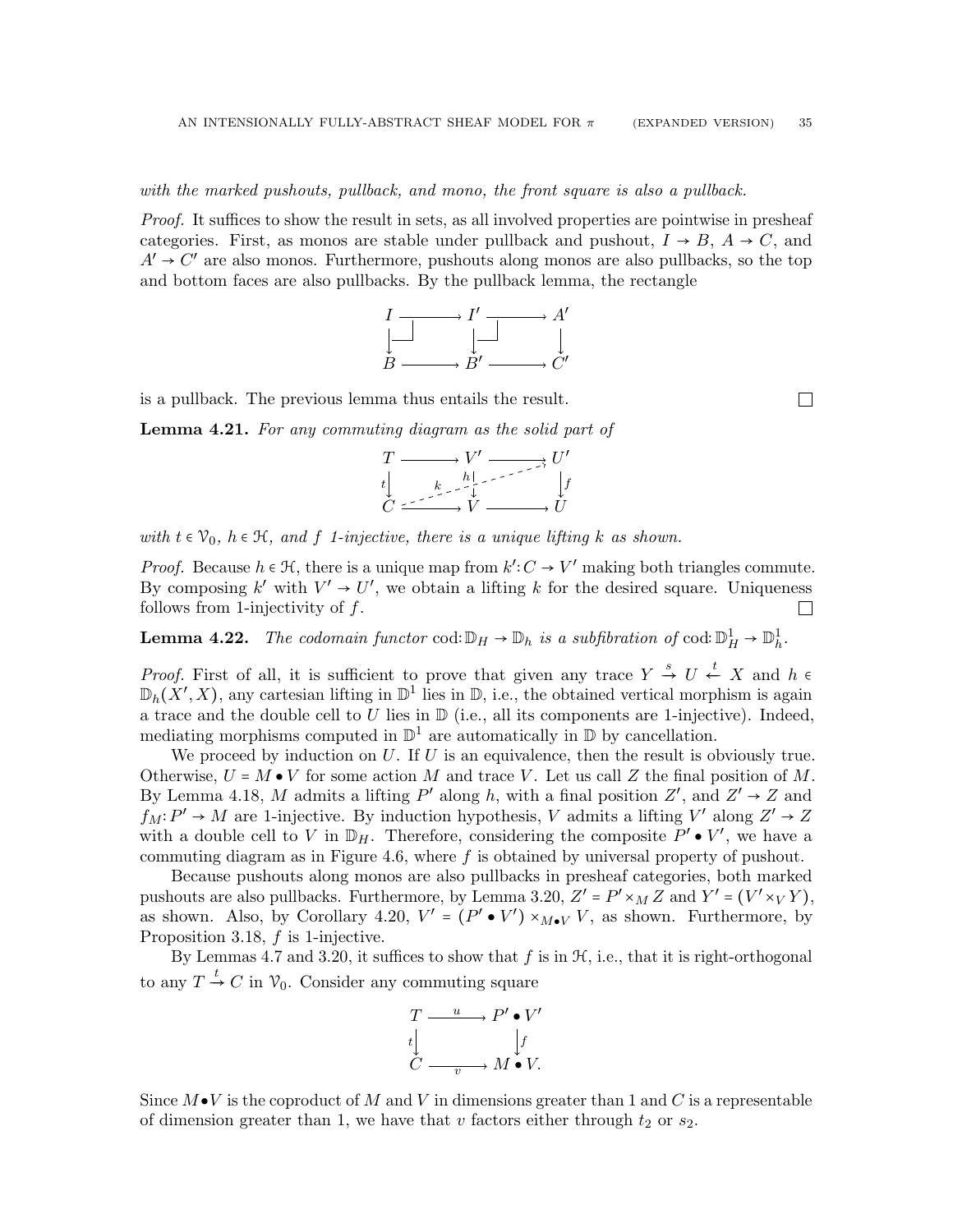*with the marked pushouts, pullback, and mono, the front square is also a pullback.*

*Proof.* It suffices to show the result in sets, as all involved properties are pointwise in presheaf categories. First, as monos are stable under pullback and pushout, $I \to B$, $A \to C$, and $A' \to C'$ are also monos. Furthermore, pushouts along monos are also pullbacks, so the top and bottom faces are also pullbacks. By the pullback lemma, the rectangle

$$\begin{array}{ccccc} I & \longrightarrow & I' & \longrightarrow & A' \\ \downarrow & \lrcorner & \downarrow & \lrcorner & \downarrow \\ B & \longrightarrow & B' & \longrightarrow & C' \end{array}$$

is a pullback. The previous lemma thus entails the result. □

**Lemma 4.21.** *For any commuting diagram as the solid part of*

$$\begin{array}{ccccc} T & \longrightarrow & V' & \longrightarrow & U' \\ {\scriptstyle t}\downarrow & {\scriptstyle k} & {\scriptstyle h}\downarrow & & \downarrow{\scriptstyle f} \\ C & \longrightarrow & V & \longrightarrow & U \end{array}$$

*with $t \in \mathcal{V}_0$, $h \in \mathcal{H}$, and $f$ 1-injective, there is a unique lifting $k$ as shown.*

*Proof.* Because $h \in \mathcal{H}$, there is a unique map from $k' : C \to V'$ making both triangles commute. By composing $k'$ with $V' \to U'$, we obtain a lifting $k$ for the desired square. Uniqueness follows from 1-injectivity of $f$. □

**Lemma 4.22.** *The codomain functor* $\mathrm{cod}: \mathbb{D}_H \to \mathbb{D}_h$ *is a subfibration of* $\mathrm{cod}: \mathbb{D}^1_H \to \mathbb{D}^1_h$.

*Proof.* First of all, it is sufficient to prove that given any trace $Y \xrightarrow{s} U \xleftarrow{t} X$ and $h \in \mathbb{D}_h(X', X)$, any cartesian lifting in $\mathbb{D}^1$ lies in $\mathbb{D}$, i.e., the obtained vertical morphism is again a trace and the double cell to $U$ lies in $\mathbb{D}$ (i.e., all its components are 1-injective). Indeed, mediating morphisms computed in $\mathbb{D}^1$ are automatically in $\mathbb{D}$ by cancellation.

We proceed by induction on $U$. If $U$ is an equivalence, then the result is obviously true. Otherwise, $U = M \bullet V$ for some action $M$ and trace $V$. Let us call $Z$ the final position of $M$. By Lemma 4.18, $M$ admits a lifting $P'$ along $h$, with a final position $Z'$, and $Z' \to Z$ and $f_M : P' \to M$ are 1-injective. By induction hypothesis, $V$ admits a lifting $V'$ along $Z' \to Z$ with a double cell to $V$ in $\mathbb{D}_H$. Therefore, considering the composite $P' \bullet V'$, we have a commuting diagram as in Figure 4.6, where $f$ is obtained by universal property of pushout.

Because pushouts along monos are also pullbacks in presheaf categories, both marked pushouts are also pullbacks. Furthermore, by Lemma 3.20, $Z' = P' \times_M Z$ and $Y' = (V' \times_V Y)$, as shown. Also, by Corollary 4.20, $V' = (P' \bullet V') \times_{M \bullet V} V$, as shown. Furthermore, by Proposition 3.18, $f$ is 1-injective.

By Lemmas 4.7 and 3.20, it suffices to show that $f$ is in $\mathcal{H}$, i.e., that it is right-orthogonal to any $T \xrightarrow{t} C$ in $\mathcal{V}_0$. Consider any commuting square

$$\begin{array}{ccc} T & \xrightarrow{u} & P' \bullet V' \\ {\scriptstyle t}\downarrow & & \downarrow{\scriptstyle f} \\ C & \xrightarrow[v]{} & M \bullet V. \end{array}$$

Since $M \bullet V$ is the coproduct of $M$ and $V$ in dimensions greater than 1 and $C$ is a representable of dimension greater than 1, we have that $v$ factors either through $t_2$ or $s_2$.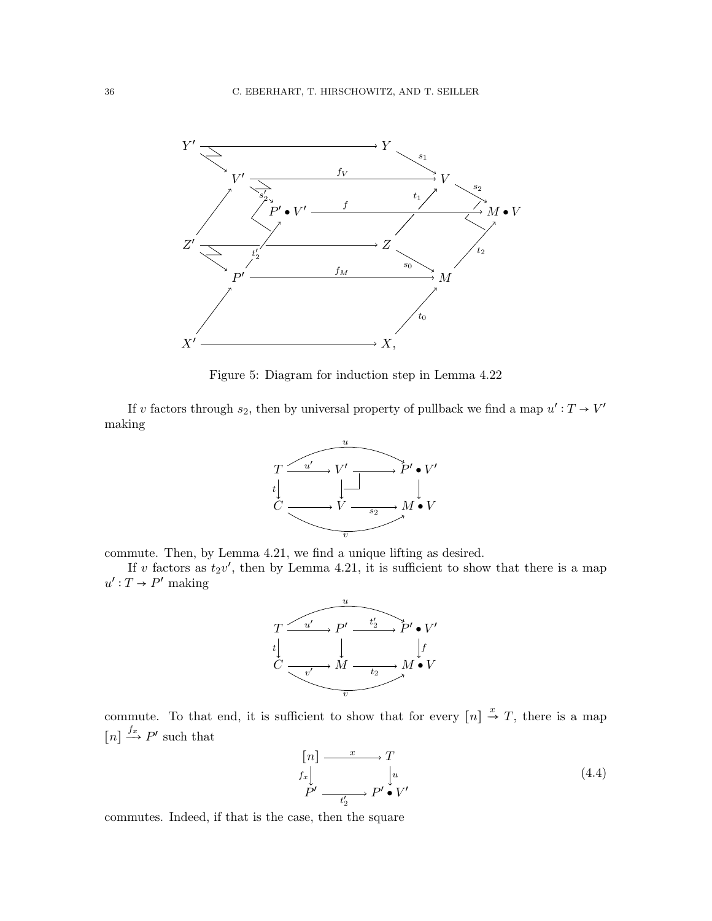Figure 5: Diagram for induction step in Lemma 4.22

If $v$ factors through $s_2$, then by universal property of pullback we find a map $u' : T \to V'$ making

$$
\begin{array}{ccccc}
T & \xrightarrow{u'} & V' & \longrightarrow & P' \bullet V' \\
{\scriptstyle t}\downarrow & & \downarrow & & \downarrow \\
C & \longrightarrow & V & \xrightarrow{s_2} & M \bullet V
\end{array}
\qquad (u : T \to P' \bullet V',\ v : C \to M \bullet V)
$$

commute. Then, by Lemma 4.21, we find a unique lifting as desired.

If $v$ factors as $t_2 v'$, then by Lemma 4.21, it is sufficient to show that there is a map $u' : T \to P'$ making

$$
\begin{array}{ccccc}
T & \xrightarrow{u'} & P' & \xrightarrow{t'_2} & P' \bullet V' \\
{\scriptstyle t}\downarrow & & \downarrow & & \downarrow{\scriptstyle f} \\
C & \xrightarrow{v'} & M & \xrightarrow{t_2} & M \bullet V
\end{array}
\qquad (u : T \to P' \bullet V',\ v : C \to M \bullet V)
$$

commute. To that end, it is sufficient to show that for every $[n] \xrightarrow{x} T$, there is a map $[n] \xrightarrow{f_x} P'$ such that

$$
\begin{array}{ccc}
[n] & \xrightarrow{x} & T \\
{\scriptstyle f_x}\downarrow & & \downarrow{\scriptstyle u} \\
P' & \xrightarrow{t'_2} & P' \bullet V'
\end{array}
\tag{4.4}
$$

commutes. Indeed, if that is the case, then the square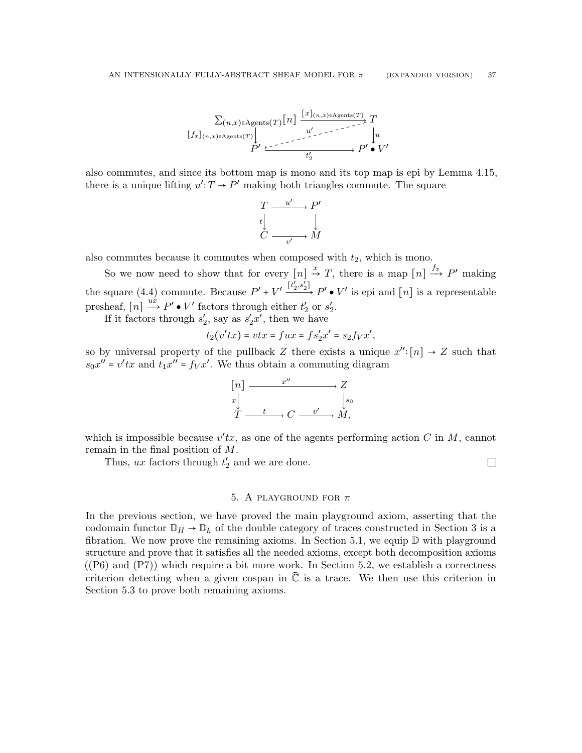$$
\begin{array}{ccc}
\sum_{(n,x)\in \mathrm{Agents}(T)}[n] & \xrightarrow{[x]_{(n,x)\in \mathrm{Agents}(T)}} & T \\
{\scriptstyle [f_x]_{(n,x)\in \mathrm{Agents}(T)}}\downarrow & \overset{u'}{\swarrow} & \downarrow{\scriptstyle u} \\
P' & \xrightarrow[t_2']{} & P' \bullet V'
\end{array}
$$

also commutes, and since its bottom map is mono and its top map is epi by Lemma 4.15, there is a unique lifting $u' : T \to P'$ making both triangles commute. The square

$$
\begin{array}{ccc}
T & \xrightarrow{u'} & P' \\
{\scriptstyle t}\downarrow & & \downarrow \\
C & \xrightarrow[v']{} & M
\end{array}
$$

also commutes because it commutes when composed with $t_2$, which is mono.

So we now need to show that for every $[n] \xrightarrow{x} T$, there is a map $[n] \xrightarrow{f_x} P'$ making the square (4.4) commute. Because $P' + V' \xrightarrow{[t_2', s_2']} P' \bullet V'$ is epi and $[n]$ is a representable presheaf, $[n] \xrightarrow{ux} P' \bullet V'$ factors through either $t_2'$ or $s_2'$.

If it factors through $s_2'$, say as $s_2' x'$, then we have

$$t_2(v'tx) = vtx = fux = fs_2'x' = s_2 f_V x',$$

so by universal property of the pullback $Z$ there exists a unique $x'' : [n] \to Z$ such that $s_0 x'' = v'tx$ and $t_1 x'' = f_V x'$. We thus obtain a commuting diagram

$$
\begin{array}{ccccc}
[n] & & \xrightarrow{x''} & & Z \\
{\scriptstyle x}\downarrow & & & & \downarrow{\scriptstyle s_0} \\
T & \xrightarrow{t} & C & \xrightarrow{v'} & M,
\end{array}
$$

which is impossible because $v'tx$, as one of the agents performing action $C$ in $M$, cannot remain in the final position of $M$.

Thus, $ux$ factors through $t_2'$ and we are done. □

## 5. A playground for $\pi$

In the previous section, we have proved the main playground axiom, asserting that the codomain functor $\mathbb{D}_H \to \mathbb{D}_h$ of the double category of traces constructed in Section 3 is a fibration. We now prove the remaining axioms. In Section 5.1, we equip $\mathbb{D}$ with playground structure and prove that it satisfies all the needed axioms, except both decomposition axioms ((P6) and (P7)) which require a bit more work. In Section 5.2, we establish a correctness criterion detecting when a given cospan in $\widehat{\mathbb{C}}$ is a trace. We then use this criterion in Section 5.3 to prove both remaining axioms.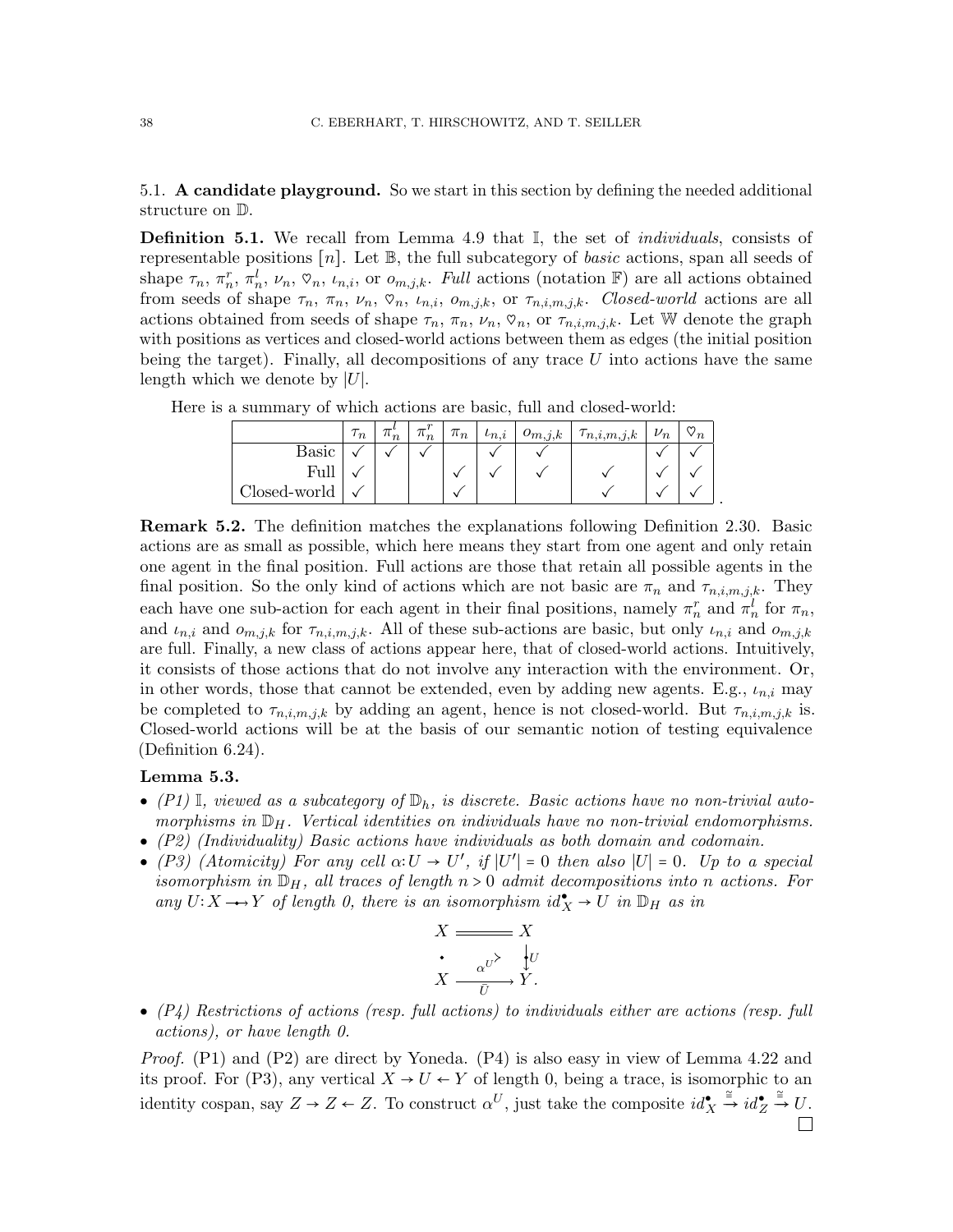### 5.1. **A candidate playground.**

So we start in this section by defining the needed additional structure on $\mathbb{D}$.

**Definition 5.1.** We recall from Lemma 4.9 that $\mathbb{I}$, the set of *individuals*, consists of representable positions $[n]$. Let $\mathbb{B}$, the full subcategory of *basic* actions, span all seeds of shape $\tau_n$, $\pi_n^r$, $\pi_n^l$, $\nu_n$, $\heartsuit_n$, $\iota_{n,i}$, or $o_{m,j,k}$. *Full* actions (notation $\mathbb{F}$) are all actions obtained from seeds of shape $\tau_n$, $\pi_n$, $\nu_n$, $\heartsuit_n$, $\iota_{n,i}$, $o_{m,j,k}$, or $\tau_{n,i,m,j,k}$. *Closed-world* actions are all actions obtained from seeds of shape $\tau_n$, $\pi_n$, $\nu_n$, $\heartsuit_n$, or $\tau_{n,i,m,j,k}$. Let $\mathbb{W}$ denote the graph with positions as vertices and closed-world actions between them as edges (the initial position being the target). Finally, all decompositions of any trace $U$ into actions have the same length which we denote by $|U|$.

Here is a summary of which actions are basic, full and closed-world:

| | $\tau_n$ | $\pi_n^l$ | $\pi_n^r$ | $\pi_n$ | $\iota_{n,i}$ | $o_{m,j,k}$ | $\tau_{n,i,m,j,k}$ | $\nu_n$ | $\heartsuit_n$ |
|---|---|---|---|---|---|---|---|---|---|
| Basic | ✓ | ✓ | ✓ | | ✓ | ✓ | | ✓ | ✓ |
| Full | ✓ | | | ✓ | ✓ | ✓ | ✓ | ✓ | ✓ |
| Closed-world | ✓ | | | ✓ | | | ✓ | ✓ | ✓ |

**Remark 5.2.** The definition matches the explanations following Definition 2.30. Basic actions are as small as possible, which here means they start from one agent and only retain one agent in the final position. Full actions are those that retain all possible agents in the final position. So the only kind of actions which are not basic are $\pi_n$ and $\tau_{n,i,m,j,k}$. They each have one sub-action for each agent in their final positions, namely $\pi_n^r$ and $\pi_n^l$ for $\pi_n$, and $\iota_{n,i}$ and $o_{m,j,k}$ for $\tau_{n,i,m,j,k}$. All of these sub-actions are basic, but only $\iota_{n,i}$ and $o_{m,j,k}$ are full. Finally, a new class of actions appear here, that of closed-world actions. Intuitively, it consists of those actions that do not involve any interaction with the environment. Or, in other words, those that cannot be extended, even by adding new agents. E.g., $\iota_{n,i}$ may be completed to $\tau_{n,i,m,j,k}$ by adding an agent, hence is not closed-world. But $\tau_{n,i,m,j,k}$ is. Closed-world actions will be at the basis of our semantic notion of testing equivalence (Definition 6.24).

**Lemma 5.3.**

- *(P1) $\mathbb{I}$, viewed as a subcategory of $\mathbb{D}_h$, is discrete. Basic actions have no non-trivial automorphisms in $\mathbb{D}_H$. Vertical identities on individuals have no non-trivial endomorphisms.*
- *(P2) (Individuality) Basic actions have individuals as both domain and codomain.*
- *(P3) (Atomicity) For any cell $\alpha: U \to U'$, if $|U'| = 0$ then also $|U| = 0$. Up to a special isomorphism in $\mathbb{D}_H$, all traces of length $n > 0$ admit decompositions into $n$ actions. For any $U: X \twoheadrightarrow Y$ of length 0, there is an isomorphism $id_X^\bullet \to U$ in $\mathbb{D}_H$ as in*

$$\begin{array}{ccc} X & = & X \\ \bullet & \overset{\alpha^U}{\Rightarrow} & \downarrow U \\ X & \xrightarrow[\bar{U}]{} & Y. \end{array}$$

- *(P4) Restrictions of actions (resp. full actions) to individuals either are actions (resp. full actions), or have length 0.*

*Proof.* (P1) and (P2) are direct by Yoneda. (P4) is also easy in view of Lemma 4.22 and its proof. For (P3), any vertical $X \to U \leftarrow Y$ of length 0, being a trace, is isomorphic to an identity cospan, say $Z \to Z \leftarrow Z$. To construct $\alpha^U$, just take the composite $id_X^\bullet \xrightarrow{\cong} id_Z^\bullet \xrightarrow{\cong} U$. □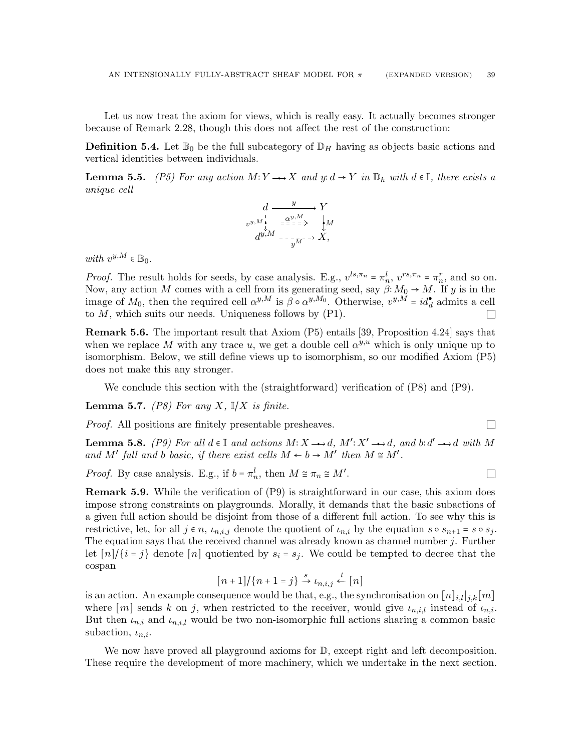Let us now treat the axiom for views, which is really easy. It actually becomes stronger because of Remark 2.28, though this does not affect the rest of the construction:

**Definition 5.4.** Let $\mathbb{B}_0$ be the full subcategory of $\mathbb{D}_H$ having as objects basic actions and vertical identities between individuals.

**Lemma 5.5.** *(P5) For any action $M\colon Y \twoheadrightarrow X$ and $y\colon d \to Y$ in $\mathbb{D}_h$ with $d \in \mathbb{I}$, there exists a unique cell*

$$\begin{array}{ccc} d & \xrightarrow{\quad y \quad} & Y \\ {\scriptstyle v^{y,M}} \downarrow & \overset{\alpha^{y,M}}{\Rightarrow} & \downarrow {\scriptstyle M} \\ d^{y,M} & \xrightarrow[\quad y^M \quad]{} & X, \end{array}$$

*with $v^{y,M} \in \mathbb{B}_0$.*

*Proof.* The result holds for seeds, by case analysis. E.g., $v^{ls,\pi_n} = \pi^l_n$, $v^{rs,\pi_n} = \pi^r_n$, and so on. Now, any action $M$ comes with a cell from its generating seed, say $\beta\colon M_0 \to M$. If $y$ is in the image of $M_0$, then the required cell $\alpha^{y,M}$ is $\beta \circ \alpha^{y,M_0}$. Otherwise, $v^{y,M} = id^\bullet_d$ admits a cell to $M$, which suits our needs. Uniqueness follows by (P1). □

**Remark 5.6.** The important result that Axiom (P5) entails [39, Proposition 4.24] says that when we replace $M$ with any trace $u$, we get a double cell $\alpha^{y,u}$ which is only unique up to isomorphism. Below, we still define views up to isomorphism, so our modified Axiom (P5) does not make this any stronger.

We conclude this section with the (straightforward) verification of (P8) and (P9).

**Lemma 5.7.** *(P8) For any $X$, $\mathbb{I}/X$ is finite.*

*Proof.* All positions are finitely presentable presheaves. □

**Lemma 5.8.** *(P9) For all $d \in \mathbb{I}$ and actions $M\colon X \twoheadrightarrow d$, $M'\colon X' \twoheadrightarrow d$, and $b\colon d' \twoheadrightarrow d$ with $M$ and $M'$ full and $b$ basic, if there exist cells $M \leftarrow b \to M'$ then $M \cong M'$.*

*Proof.* By case analysis. E.g., if $b = \pi^l_n$, then $M \cong \pi_n \cong M'$. □

**Remark 5.9.** While the verification of (P9) is straightforward in our case, this axiom does impose strong constraints on playgrounds. Morally, it demands that the basic subactions of a given full action should be disjoint from those of a different full action. To see why this is restrictive, let, for all $j \in n$, $\iota_{n,i,j}$ denote the quotient of $\iota_{n,i}$ by the equation $s \circ s_{n+1} = s \circ s_j$. The equation says that the received channel was already known as channel number $j$. Further let $[n]/\{i = j\}$ denote $[n]$ quotiented by $s_i = s_j$. We could be tempted to decree that the cospan

$$[n+1]/\{n+1 = j\} \xrightarrow{s} \iota_{n,i,j} \xleftarrow{t} [n]$$

is an action. An example consequence would be that, e.g., the synchronisation on $[n]_{i,l}|_{j,k}[m]$ where $[m]$ sends $k$ on $j$, when restricted to the receiver, would give $\iota_{n,i,l}$ instead of $\iota_{n,i}$. But then $\iota_{n,i}$ and $\iota_{n,i,l}$ would be two non-isomorphic full actions sharing a common basic subaction, $\iota_{n,i}$.

We now have proved all playground axioms for $\mathbb{D}$, except right and left decomposition. These require the development of more machinery, which we undertake in the next section.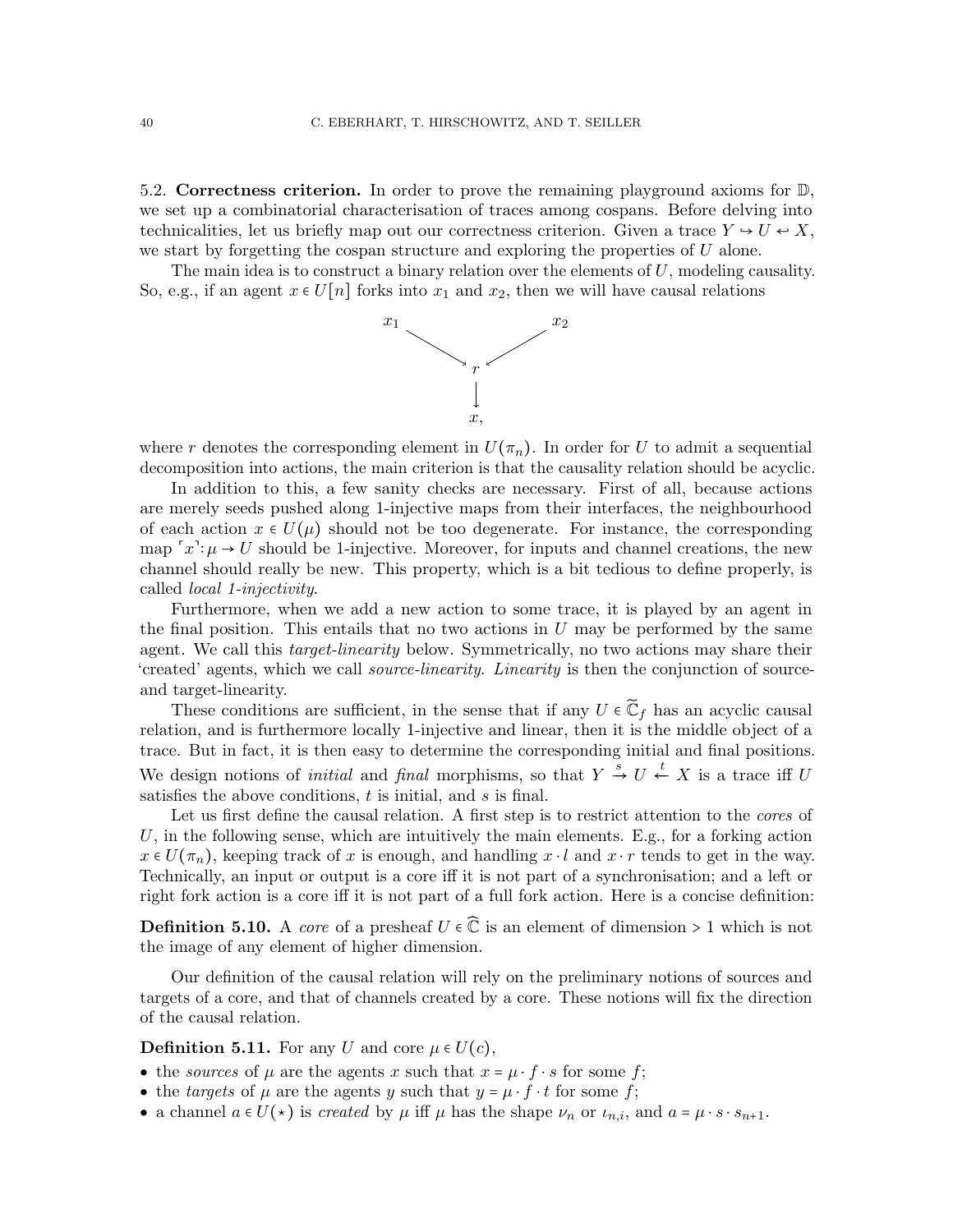5.2. **Correctness criterion.** In order to prove the remaining playground axioms for $\mathbb{D}$, we set up a combinatorial characterisation of traces among cospans. Before delving into technicalities, let us briefly map out our correctness criterion. Given a trace $Y \hookrightarrow U \hookleftarrow X$, we start by forgetting the cospan structure and exploring the properties of $U$ alone.

The main idea is to construct a binary relation over the elements of $U$, modeling causality. So, e.g., if an agent $x \in U[n]$ forks into $x_1$ and $x_2$, then we will have causal relations

$$\begin{array}{ccc} x_1 & & x_2 \\ & \searrow \quad \swarrow & \\ & r & \\ & \downarrow & \\ & x, & \end{array}$$

where $r$ denotes the corresponding element in $U(\pi_n)$. In order for $U$ to admit a sequential decomposition into actions, the main criterion is that the causality relation should be acyclic.

In addition to this, a few sanity checks are necessary. First of all, because actions are merely seeds pushed along 1-injective maps from their interfaces, the neighbourhood of each action $x \in U(\mu)$ should not be too degenerate. For instance, the corresponding map $\ulcorner x \urcorner : \mu \to U$ should be 1-injective. Moreover, for inputs and channel creations, the new channel should really be new. This property, which is a bit tedious to define properly, is called *local 1-injectivity*.

Furthermore, when we add a new action to some trace, it is played by an agent in the final position. This entails that no two actions in $U$ may be performed by the same agent. We call this *target-linearity* below. Symmetrically, no two actions may share their 'created' agents, which we call *source-linearity*. *Linearity* is then the conjunction of source- and target-linearity.

These conditions are sufficient, in the sense that if any $U \in \widetilde{\mathbb{C}}_f$ has an acyclic causal relation, and is furthermore locally 1-injective and linear, then it is the middle object of a trace. But in fact, it is then easy to determine the corresponding initial and final positions. We design notions of *initial* and *final* morphisms, so that $Y \xrightarrow{s} U \xleftarrow{t} X$ is a trace iff $U$ satisfies the above conditions, $t$ is initial, and $s$ is final.

Let us first define the causal relation. A first step is to restrict attention to the *cores* of $U$, in the following sense, which are intuitively the main elements. E.g., for a forking action $x \in U(\pi_n)$, keeping track of $x$ is enough, and handling $x \cdot l$ and $x \cdot r$ tends to get in the way. Technically, an input or output is a core iff it is not part of a synchronisation; and a left or right fork action is a core iff it is not part of a full fork action. Here is a concise definition:

**Definition 5.10.** A *core* of a presheaf $U \in \widehat{\mathbb{C}}$ is an element of dimension $> 1$ which is not the image of any element of higher dimension.

Our definition of the causal relation will rely on the preliminary notions of sources and targets of a core, and that of channels created by a core. These notions will fix the direction of the causal relation.

**Definition 5.11.** For any $U$ and core $\mu \in U(c)$,

- the *sources* of $\mu$ are the agents $x$ such that $x = \mu \cdot f \cdot s$ for some $f$;
- the *targets* of $\mu$ are the agents $y$ such that $y = \mu \cdot f \cdot t$ for some $f$;
- a channel $a \in U(\star)$ is *created* by $\mu$ iff $\mu$ has the shape $\nu_n$ or $\iota_{n,i}$, and $a = \mu \cdot s \cdot s_{n+1}$.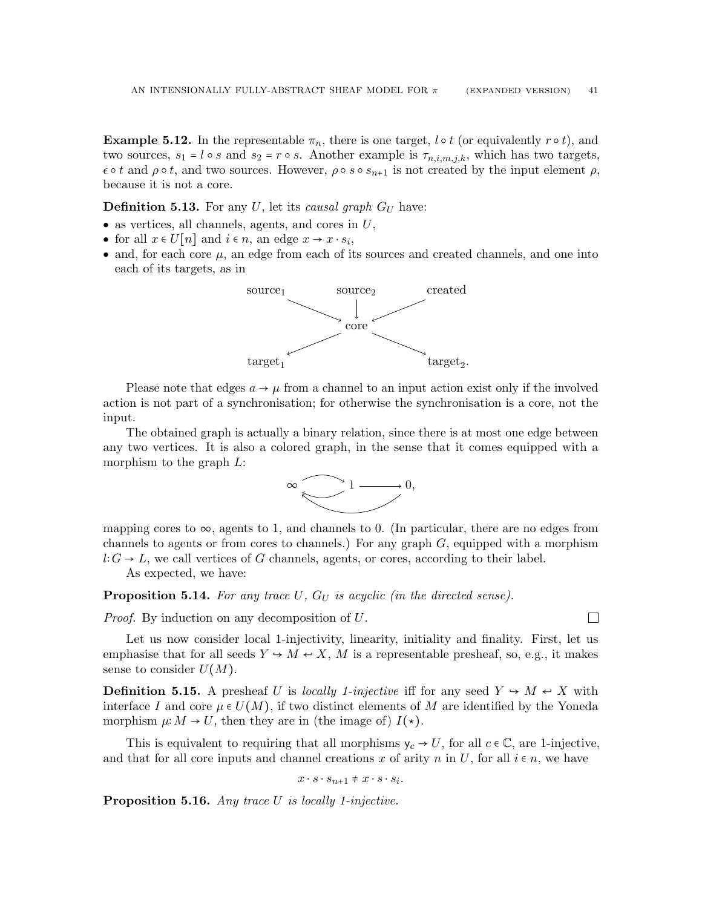**Example 5.12.** In the representable $\pi_n$, there is one target, $l \circ t$ (or equivalently $r \circ t$), and two sources, $s_1 = l \circ s$ and $s_2 = r \circ s$. Another example is $\tau_{n,i,m,j,k}$, which has two targets, $\epsilon \circ t$ and $\rho \circ t$, and two sources. However, $\rho \circ s \circ s_{n+1}$ is not created by the input element $\rho$, because it is not a core.

**Definition 5.13.** For any $U$, let its *causal graph* $G_U$ have:

- as vertices, all channels, agents, and cores in $U$,
- for all $x \in U[n]$ and $i \in n$, an edge $x \to x \cdot s_i$,
- and, for each core $\mu$, an edge from each of its sources and created channels, and one into each of its targets, as in

$$\begin{array}{ccccc} \text{source}_1 & & \text{source}_2 & & \text{created} \\ & \searrow & \downarrow & \swarrow & \\ & & \text{core} & & \\ & \swarrow & & \searrow & \\ \text{target}_1 & & & & \text{target}_2. \end{array}$$

Please note that edges $a \to \mu$ from a channel to an input action exist only if the involved action is not part of a synchronisation; for otherwise the synchronisation is a core, not the input.

The obtained graph is actually a binary relation, since there is at most one edge between any two vertices. It is also a colored graph, in the sense that it comes equipped with a morphism to the graph $L$:

$$\infty \rightleftarrows 1 \longrightarrow 0, \quad 0 \to \infty,$$

mapping cores to $\infty$, agents to 1, and channels to 0. (In particular, there are no edges from channels to agents or from cores to channels.) For any graph $G$, equipped with a morphism $l: G \to L$, we call vertices of $G$ channels, agents, or cores, according to their label.

As expected, we have:

**Proposition 5.14.** *For any trace $U$, $G_U$ is acyclic (in the directed sense).*

*Proof.* By induction on any decomposition of $U$. $\square$

Let us now consider local 1-injectivity, linearity, initiality and finality. First, let us emphasise that for all seeds $Y \hookrightarrow M \hookleftarrow X$, $M$ is a representable presheaf, so, e.g., it makes sense to consider $U(M)$.

**Definition 5.15.** A presheaf $U$ is *locally 1-injective* iff for any seed $Y \hookrightarrow M \hookleftarrow X$ with interface $I$ and core $\mu \in U(M)$, if two distinct elements of $M$ are identified by the Yoneda morphism $\mu: M \to U$, then they are in (the image of) $I(\star)$.

This is equivalent to requiring that all morphisms $\mathsf{y}_c \to U$, for all $c \in \mathbb{C}$, are 1-injective, and that for all core inputs and channel creations $x$ of arity $n$ in $U$, for all $i \in n$, we have

$$x \cdot s \cdot s_{n+1} \neq x \cdot s \cdot s_i.$$

**Proposition 5.16.** *Any trace $U$ is locally 1-injective.*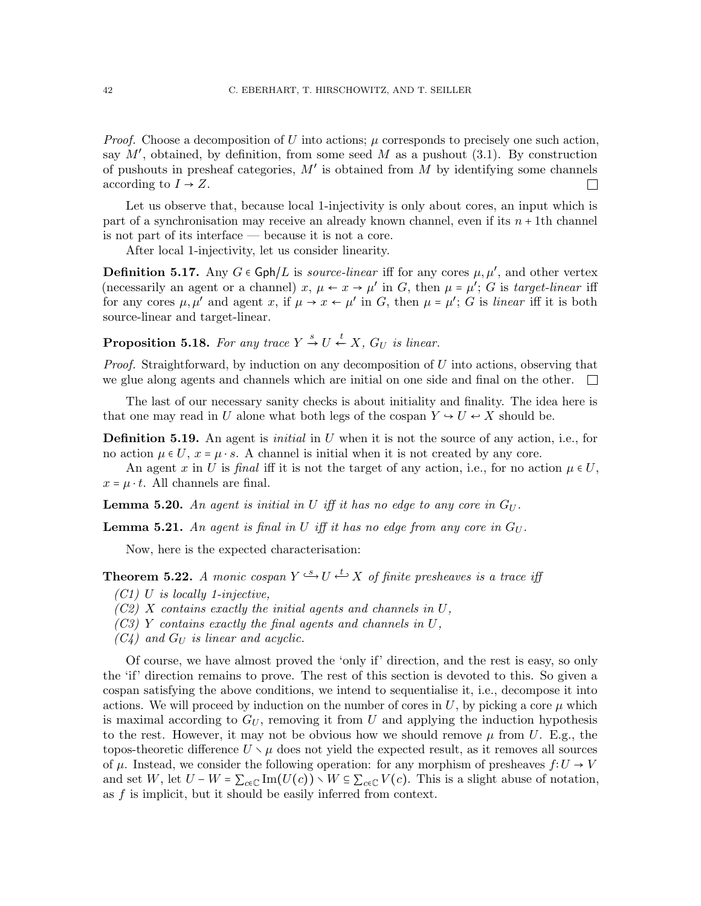*Proof.* Choose a decomposition of $U$ into actions; $\mu$ corresponds to precisely one such action, say $M'$, obtained, by definition, from some seed $M$ as a pushout (3.1). By construction of pushouts in presheaf categories, $M'$ is obtained from $M$ by identifying some channels according to $I \to Z$. □

Let us observe that, because local 1-injectivity is only about cores, an input which is part of a synchronisation may receive an already known channel, even if its $n+1$th channel is not part of its interface — because it is not a core.

After local 1-injectivity, let us consider linearity.

**Definition 5.17.** Any $G \in \mathsf{Gph}/L$ is *source-linear* iff for any cores $\mu, \mu'$, and other vertex (necessarily an agent or a channel) $x$, $\mu \leftarrow x \rightarrow \mu'$ in $G$, then $\mu = \mu'$; $G$ is *target-linear* iff for any cores $\mu, \mu'$ and agent $x$, if $\mu \rightarrow x \leftarrow \mu'$ in $G$, then $\mu = \mu'$; $G$ is *linear* iff it is both source-linear and target-linear.

**Proposition 5.18.** *For any trace $Y \xrightarrow{s} U \xleftarrow{t} X$, $G_U$ is linear.*

*Proof.* Straightforward, by induction on any decomposition of $U$ into actions, observing that we glue along agents and channels which are initial on one side and final on the other. □

The last of our necessary sanity checks is about initiality and finality. The idea here is that one may read in $U$ alone what both legs of the cospan $Y \hookrightarrow U \hookleftarrow X$ should be.

**Definition 5.19.** An agent is *initial* in $U$ when it is not the source of any action, i.e., for no action $\mu \in U$, $x = \mu \cdot s$. A channel is initial when it is not created by any core.

An agent $x$ in $U$ is *final* iff it is not the target of any action, i.e., for no action $\mu \in U$, $x = \mu \cdot t$. All channels are final.

**Lemma 5.20.** *An agent is initial in $U$ iff it has no edge to any core in $G_U$.*

**Lemma 5.21.** *An agent is final in $U$ iff it has no edge from any core in $G_U$.*

Now, here is the expected characterisation:

**Theorem 5.22.** *A monic cospan $Y \overset{s}{\hookrightarrow} U \overset{t}{\hookleftarrow} X$ of finite presheaves is a trace iff*

*(C1) $U$ is locally 1-injective,*
*(C2) $X$ contains exactly the initial agents and channels in $U$,*
*(C3) $Y$ contains exactly the final agents and channels in $U$,*
*(C4) and $G_U$ is linear and acyclic.*

Of course, we have almost proved the 'only if' direction, and the rest is easy, so only the 'if' direction remains to prove. The rest of this section is devoted to this. So given a cospan satisfying the above conditions, we intend to sequentialise it, i.e., decompose it into actions. We will proceed by induction on the number of cores in $U$, by picking a core $\mu$ which is maximal according to $G_U$, removing it from $U$ and applying the induction hypothesis to the rest. However, it may not be obvious how we should remove $\mu$ from $U$. E.g., the topos-theoretic difference $U \smallsetminus \mu$ does not yield the expected result, as it removes all sources of $\mu$. Instead, we consider the following operation: for any morphism of presheaves $f: U \to V$ and set $W$, let $U - W = \sum_{c \in \mathbb{C}} \mathrm{Im}(U(c)) \smallsetminus W \subseteq \sum_{c \in \mathbb{C}} V(c)$. This is a slight abuse of notation, as $f$ is implicit, but it should be easily inferred from context.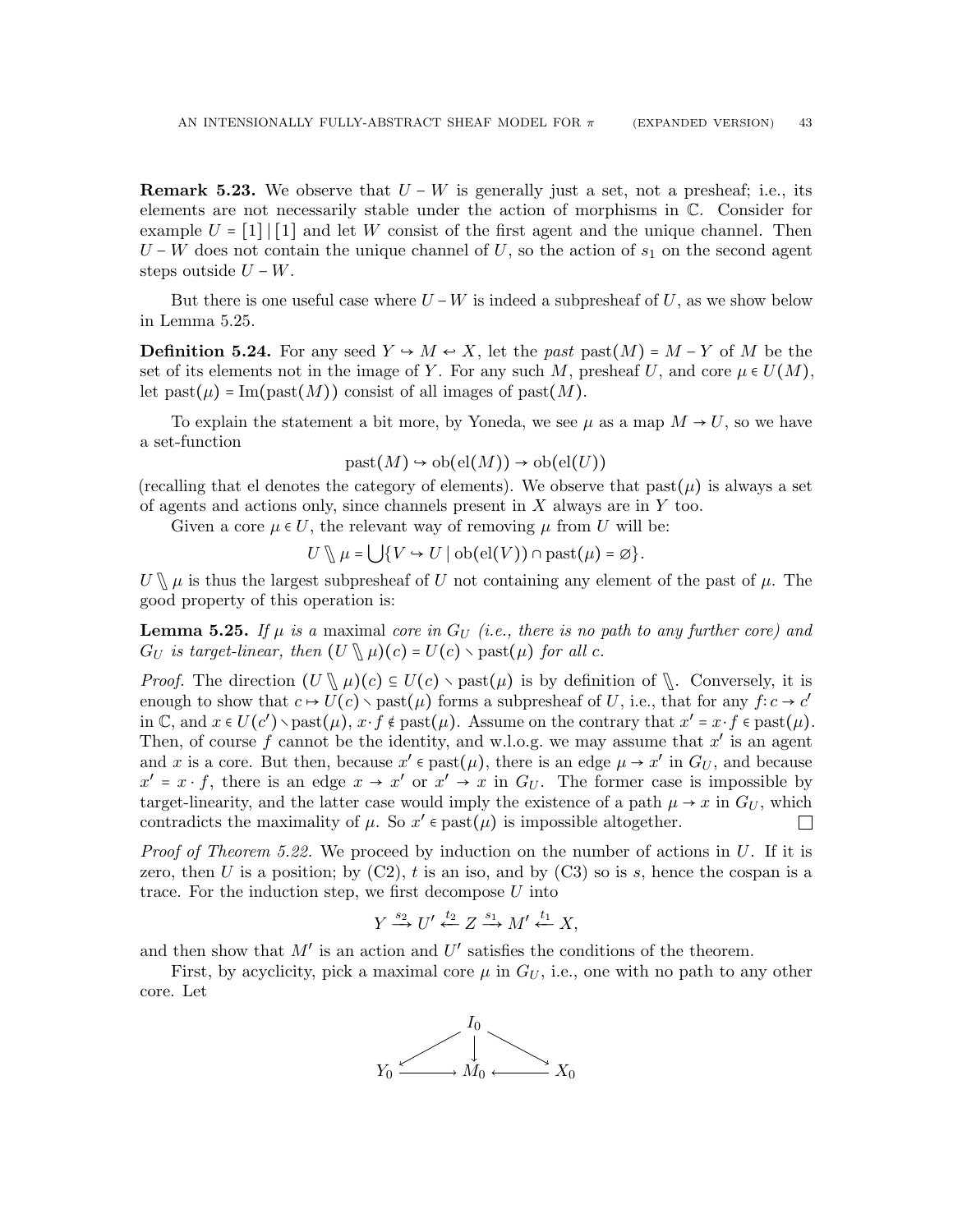**Remark 5.23.** We observe that $U - W$ is generally just a set, not a presheaf; i.e., its elements are not necessarily stable under the action of morphisms in $\mathbb{C}$. Consider for example $U = [1] \mid [1]$ and let $W$ consist of the first agent and the unique channel. Then $U - W$ does not contain the unique channel of $U$, so the action of $s_1$ on the second agent steps outside $U - W$.

But there is one useful case where $U - W$ is indeed a subpresheaf of $U$, as we show below in Lemma 5.25.

**Definition 5.24.** For any seed $Y \hookrightarrow M \hookleftarrow X$, let the *past* $\mathrm{past}(M) = M - Y$ of $M$ be the set of its elements not in the image of $Y$. For any such $M$, presheaf $U$, and core $\mu \in U(M)$, let $\mathrm{past}(\mu) = \mathrm{Im}(\mathrm{past}(M))$ consist of all images of $\mathrm{past}(M)$.

To explain the statement a bit more, by Yoneda, we see $\mu$ as a map $M \to U$, so we have a set-function

$$\mathrm{past}(M) \hookrightarrow \mathrm{ob}(\mathrm{el}(M)) \to \mathrm{ob}(\mathrm{el}(U))$$

(recalling that el denotes the category of elements). We observe that $\mathrm{past}(\mu)$ is always a set of agents and actions only, since channels present in $X$ always are in $Y$ too.

Given a core $\mu \in U$, the relevant way of removing $\mu$ from $U$ will be:

$$U \setminus\!\!\setminus \mu = \bigcup \{V \hookrightarrow U \mid \mathrm{ob}(\mathrm{el}(V)) \cap \mathrm{past}(\mu) = \varnothing\}.$$

$U \setminus\!\!\setminus \mu$ is thus the largest subpresheaf of $U$ not containing any element of the past of $\mu$. The good property of this operation is:

**Lemma 5.25.** *If $\mu$ is a* maximal *core in $G_U$ (i.e., there is no path to any further core) and $G_U$ is target-linear, then $(U \setminus\!\!\setminus \mu)(c) = U(c) \setminus \mathrm{past}(\mu)$ for all $c$.*

*Proof.* The direction $(U \setminus\!\!\setminus \mu)(c) \subseteq U(c) \setminus \mathrm{past}(\mu)$ is by definition of $\setminus\!\!\setminus$. Conversely, it is enough to show that $c \mapsto U(c) \setminus \mathrm{past}(\mu)$ forms a subpresheaf of $U$, i.e., that for any $f\colon c \to c'$ in $\mathbb{C}$, and $x \in U(c') \setminus \mathrm{past}(\mu)$, $x \cdot f \notin \mathrm{past}(\mu)$. Assume on the contrary that $x' = x \cdot f \in \mathrm{past}(\mu)$. Then, of course $f$ cannot be the identity, and w.l.o.g. we may assume that $x'$ is an agent and $x$ is a core. But then, because $x' \in \mathrm{past}(\mu)$, there is an edge $\mu \to x'$ in $G_U$, and because $x' = x \cdot f$, there is an edge $x \to x'$ or $x' \to x$ in $G_U$. The former case is impossible by target-linearity, and the latter case would imply the existence of a path $\mu \to x$ in $G_U$, which contradicts the maximality of $\mu$. So $x' \in \mathrm{past}(\mu)$ is impossible altogether. $\square$

*Proof of Theorem 5.22.* We proceed by induction on the number of actions in $U$. If it is zero, then $U$ is a position; by (C2), $t$ is an iso, and by (C3) so is $s$, hence the cospan is a trace. For the induction step, we first decompose $U$ into

$$Y \xrightarrow{s_2} U' \xleftarrow{t_2} Z \xrightarrow{s_1} M' \xleftarrow{t_1} X,$$

and then show that $M'$ is an action and $U'$ satisfies the conditions of the theorem.

First, by acyclicity, pick a maximal core $\mu$ in $G_U$, i.e., one with no path to any other core. Let

$$\begin{array}{ccccc} & & I_0 & & \\ & \swarrow & \downarrow & \searrow & \\ Y_0 & \longrightarrow & M_0 & \longleftarrow & X_0 \end{array}$$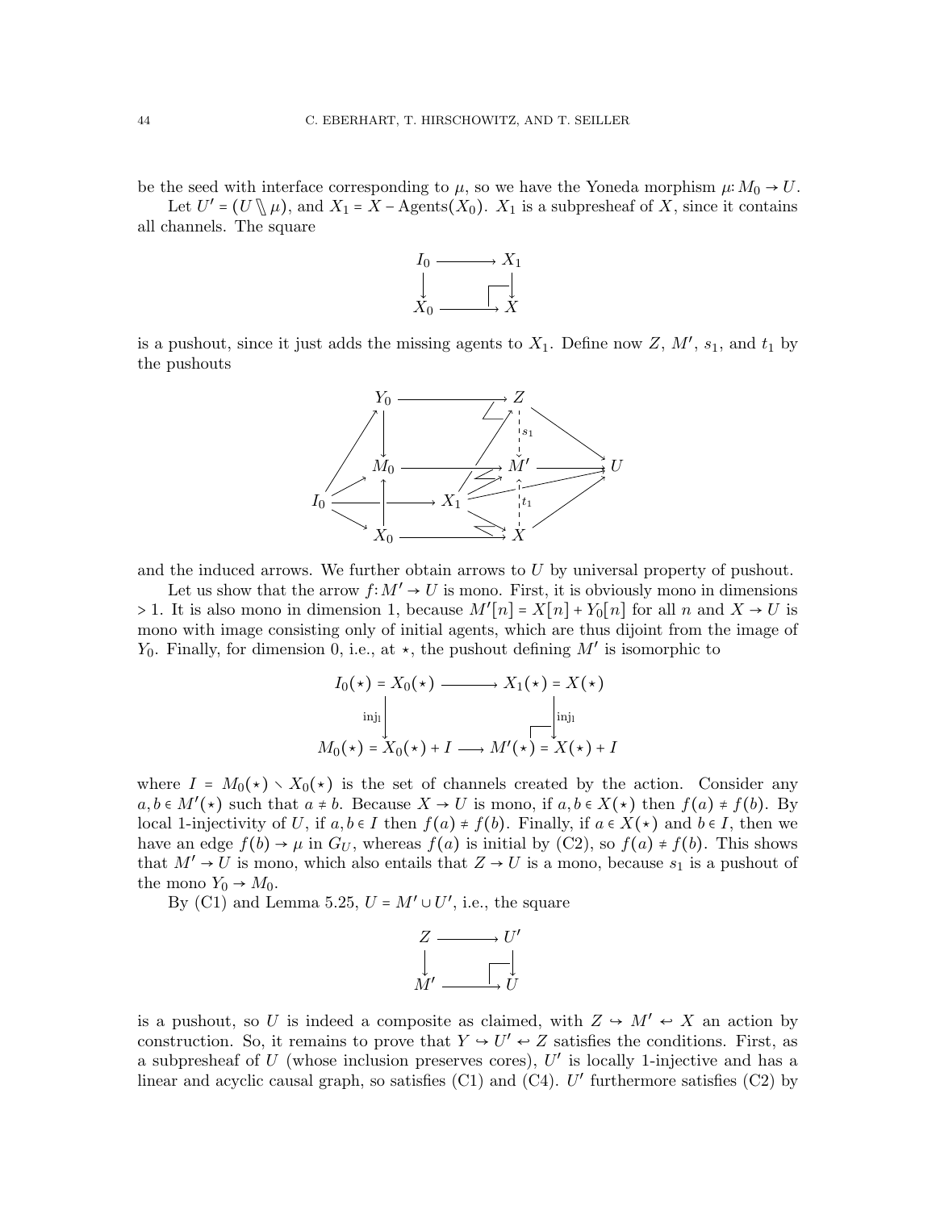be the seed with interface corresponding to $\mu$, so we have the Yoneda morphism $\mu: M_0 \to U$.

Let $U' = (U \setminus\!\!\setminus \mu)$, and $X_1 = X - \mathrm{Agents}(X_0)$. $X_1$ is a subpresheaf of $X$, since it contains all channels. The square

$$\begin{array}{ccc} I_0 & \longrightarrow & X_1 \\ \downarrow & & \downarrow \\ X_0 & \longrightarrow & X \end{array}$$

is a pushout, since it just adds the missing agents to $X_1$. Define now $Z$, $M'$, $s_1$, and $t_1$ by the pushouts

$$\begin{array}{ccccc} & Y_0 & \longrightarrow & Z & \\ & \downarrow & & \downarrow s_1 & \searrow \\ I_0 & M_0 & \longrightarrow & M' & \longrightarrow U \\ & & X_1 & \uparrow t_1 & \nearrow \\ & X_0 & \longrightarrow & X & \end{array}$$

and the induced arrows. We further obtain arrows to $U$ by universal property of pushout.

Let us show that the arrow $f: M' \to U$ is mono. First, it is obviously mono in dimensions $> 1$. It is also mono in dimension 1, because $M'[n] = X[n] + Y_0[n]$ for all $n$ and $X \to U$ is mono with image consisting only of initial agents, which are thus dijoint from the image of $Y_0$. Finally, for dimension 0, i.e., at $\star$, the pushout defining $M'$ is isomorphic to

$$\begin{array}{ccc} I_0(\star) = X_0(\star) & \longrightarrow & X_1(\star) = X(\star) \\ {\scriptstyle \mathrm{inj}_l}\downarrow & & \downarrow{\scriptstyle \mathrm{inj}_l} \\ M_0(\star) = X_0(\star) + I & \longrightarrow & M'(\star) = X(\star) + I \end{array}$$

where $I = M_0(\star) \setminus X_0(\star)$ is the set of channels created by the action. Consider any $a, b \in M'(\star)$ such that $a \neq b$. Because $X \to U$ is mono, if $a, b \in X(\star)$ then $f(a) \neq f(b)$. By local 1-injectivity of $U$, if $a, b \in I$ then $f(a) \neq f(b)$. Finally, if $a \in X(\star)$ and $b \in I$, then we have an edge $f(b) \to \mu$ in $G_U$, whereas $f(a)$ is initial by (C2), so $f(a) \neq f(b)$. This shows that $M' \to U$ is mono, which also entails that $Z \to U$ is a mono, because $s_1$ is a pushout of the mono $Y_0 \to M_0$.

By (C1) and Lemma 5.25, $U = M' \cup U'$, i.e., the square

$$\begin{array}{ccc} Z & \longrightarrow & U' \\ \downarrow & & \downarrow \\ M' & \longrightarrow & U \end{array}$$

is a pushout, so $U$ is indeed a composite as claimed, with $Z \hookrightarrow M' \hookleftarrow X$ an action by construction. So, it remains to prove that $Y \hookrightarrow U' \hookleftarrow Z$ satisfies the conditions. First, as a subpresheaf of $U$ (whose inclusion preserves cores), $U'$ is locally 1-injective and has a linear and acyclic causal graph, so satisfies (C1) and (C4). $U'$ furthermore satisfies (C2) by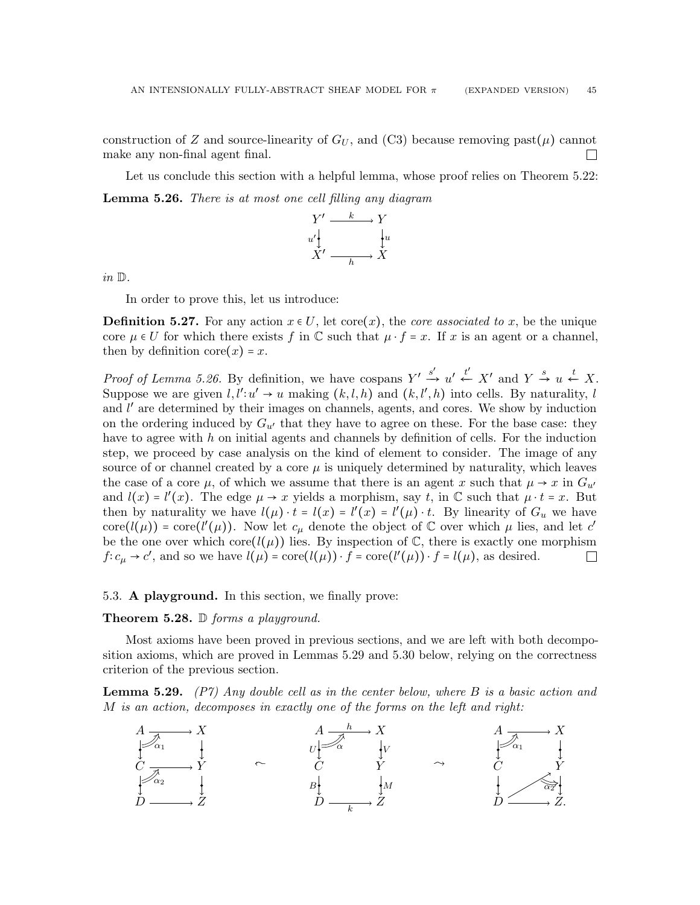construction of $Z$ and source-linearity of $G_U$, and (C3) because removing past($\mu$) cannot make any non-final agent final. $\square$

Let us conclude this section with a helpful lemma, whose proof relies on Theorem 5.22:

**Lemma 5.26.** *There is at most one cell filling any diagram*

$$
\begin{array}{ccc}
Y' & \xrightarrow{\ k\ } & Y \\
{\scriptstyle u'}\downarrow & & \downarrow{\scriptstyle u} \\
X' & \xrightarrow[\ h\ ]{} & X
\end{array}
$$

*in* $\mathbb{D}$.

In order to prove this, let us introduce:

**Definition 5.27.** For any action $x \in U$, let core$(x)$, the *core associated to* $x$, be the unique core $\mu \in U$ for which there exists $f$ in $\mathbb{C}$ such that $\mu \cdot f = x$. If $x$ is an agent or a channel, then by definition core$(x) = x$.

*Proof of Lemma 5.26.* By definition, we have cospans $Y' \xrightarrow{s'} u' \xleftarrow{t'} X'$ and $Y \xrightarrow{s} u \xleftarrow{t} X$. Suppose we are given $l, l' : u' \to u$ making $(k, l, h)$ and $(k, l', h)$ into cells. By naturality, $l$ and $l'$ are determined by their images on channels, agents, and cores. We show by induction on the ordering induced by $G_{u'}$ that they have to agree on these. For the base case: they have to agree with $h$ on initial agents and channels by definition of cells. For the induction step, we proceed by case analysis on the kind of element to consider. The image of any source of or channel created by a core $\mu$ is uniquely determined by naturality, which leaves the case of a core $\mu$, of which we assume that there is an agent $x$ such that $\mu \to x$ in $G_{u'}$ and $l(x) = l'(x)$. The edge $\mu \to x$ yields a morphism, say $t$, in $\mathbb{C}$ such that $\mu \cdot t = x$. But then by naturality we have $l(\mu) \cdot t = l(x) = l'(x) = l'(\mu) \cdot t$. By linearity of $G_u$ we have $\mathrm{core}(l(\mu)) = \mathrm{core}(l'(\mu))$. Now let $c_\mu$ denote the object of $\mathbb{C}$ over which $\mu$ lies, and let $c'$ be the one over which $\mathrm{core}(l(\mu))$ lies. By inspection of $\mathbb{C}$, there is exactly one morphism $f : c_\mu \to c'$, and so we have $l(\mu) = \mathrm{core}(l(\mu)) \cdot f = \mathrm{core}(l'(\mu)) \cdot f = l(\mu)$, as desired. $\square$

### 5.3. A playground.

In this section, we finally prove:

**Theorem 5.28.** $\mathbb{D}$ *forms a playground.*

Most axioms have been proved in previous sections, and we are left with both decomposition axioms, which are proved in Lemmas 5.29 and 5.30 below, relying on the correctness criterion of the previous section.

**Lemma 5.29.** *(P7) Any double cell as in the center below, where* $B$ *is a basic action and* $M$ *is an action, decomposes in exactly one of the forms on the left and right:*

$$
\begin{array}{ccc}
A & \longrightarrow & X \\
\downarrow & \alpha_1 & \downarrow \\
C & \longrightarrow & Y \\
\downarrow & \alpha_2 & \downarrow \\
D & \longrightarrow & Z
\end{array}
\quad \leftsquigarrow \quad
\begin{array}{ccc}
A & \xrightarrow{\ h\ } & X \\
{\scriptstyle U}\downarrow & \alpha & \downarrow{\scriptstyle V} \\
C & & Y \\
{\scriptstyle B}\downarrow & & \downarrow{\scriptstyle M} \\
D & \xrightarrow[\ k\ ]{} & Z
\end{array}
\quad \rightsquigarrow \quad
\begin{array}{ccc}
A & \longrightarrow & X \\
\downarrow & \alpha_1 & \downarrow \\
C & & Y \\
\downarrow & \nearrow \ \alpha_2 & \downarrow \\
D & \longrightarrow & Z.
\end{array}
$$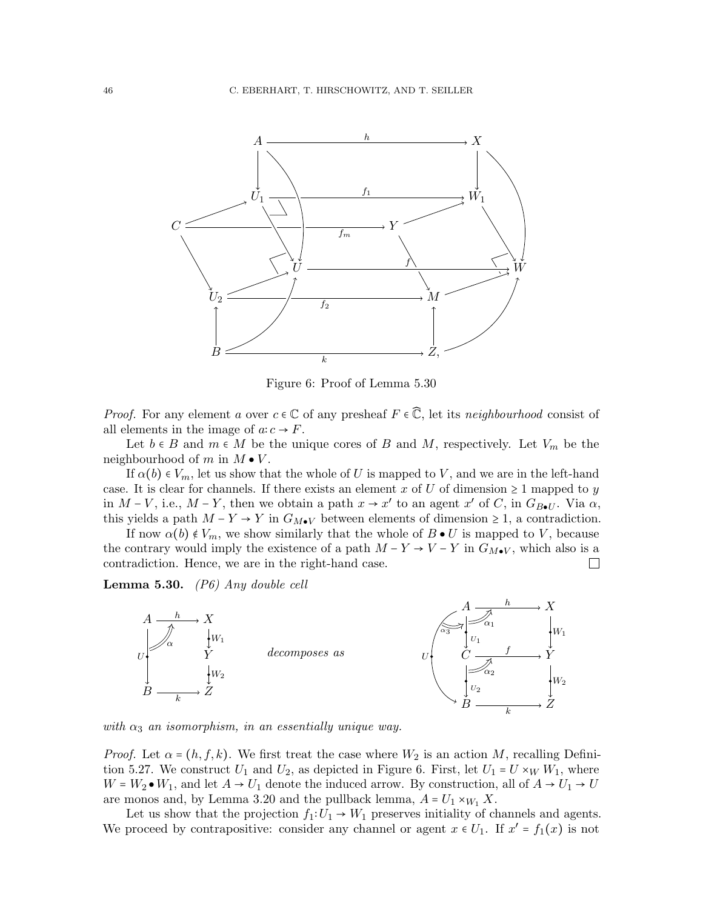Figure 6: Proof of Lemma 5.30

*Proof.* For any element $a$ over $c \in \mathbb{C}$ of any presheaf $F \in \widehat{\mathbb{C}}$, let its *neighbourhood* consist of all elements in the image of $a: c \to F$.

Let $b \in B$ and $m \in M$ be the unique cores of $B$ and $M$, respectively. Let $V_m$ be the neighbourhood of $m$ in $M \bullet V$.

If $\alpha(b) \in V_m$, let us show that the whole of $U$ is mapped to $V$, and we are in the left-hand case. It is clear for channels. If there exists an element $x$ of $U$ of dimension $\geq 1$ mapped to $y$ in $M - V$, i.e., $M - Y$, then we obtain a path $x \to x'$ to an agent $x'$ of $C$, in $G_{B \bullet U}$. Via $\alpha$, this yields a path $M - Y \to Y$ in $G_{M \bullet V}$ between elements of dimension $\geq 1$, a contradiction.

If now $\alpha(b) \notin V_m$, we show similarly that the whole of $B \bullet U$ is mapped to $V$, because the contrary would imply the existence of a path $M - Y \to V - Y$ in $G_{M \bullet V}$, which also is a contradiction. Hence, we are in the right-hand case. □

**Lemma 5.30.** *(P6) Any double cell*

$$\begin{array}{ccc} A & \xrightarrow{h} & X \\ U \downarrow & \alpha & \downarrow W_1 \\ & & Y \\ & & \downarrow W_2 \\ B & \xrightarrow{k} & Z \end{array} \qquad \text{decomposes as} \qquad \begin{array}{ccc} A & \xrightarrow{h} & X \\ \alpha_3 \quad U_1 \downarrow & \alpha_1 & \downarrow W_1 \\ U \quad C & \xrightarrow{f} & Y \\ U_2 \downarrow & \alpha_2 & \downarrow W_2 \\ B & \xrightarrow{k} & Z \end{array}$$

*with $\alpha_3$ an isomorphism, in an essentially unique way.*

*Proof.* Let $\alpha = (h, f, k)$. We first treat the case where $W_2$ is an action $M$, recalling Definition 5.27. We construct $U_1$ and $U_2$, as depicted in Figure 6. First, let $U_1 = U \times_W W_1$, where $W = W_2 \bullet W_1$, and let $A \to U_1$ denote the induced arrow. By construction, all of $A \to U_1 \to U$ are monos and, by Lemma 3.20 and the pullback lemma, $A = U_1 \times_{W_1} X$.

Let us show that the projection $f_1: U_1 \to W_1$ preserves initiality of channels and agents. We proceed by contrapositive: consider any channel or agent $x \in U_1$. If $x' = f_1(x)$ is not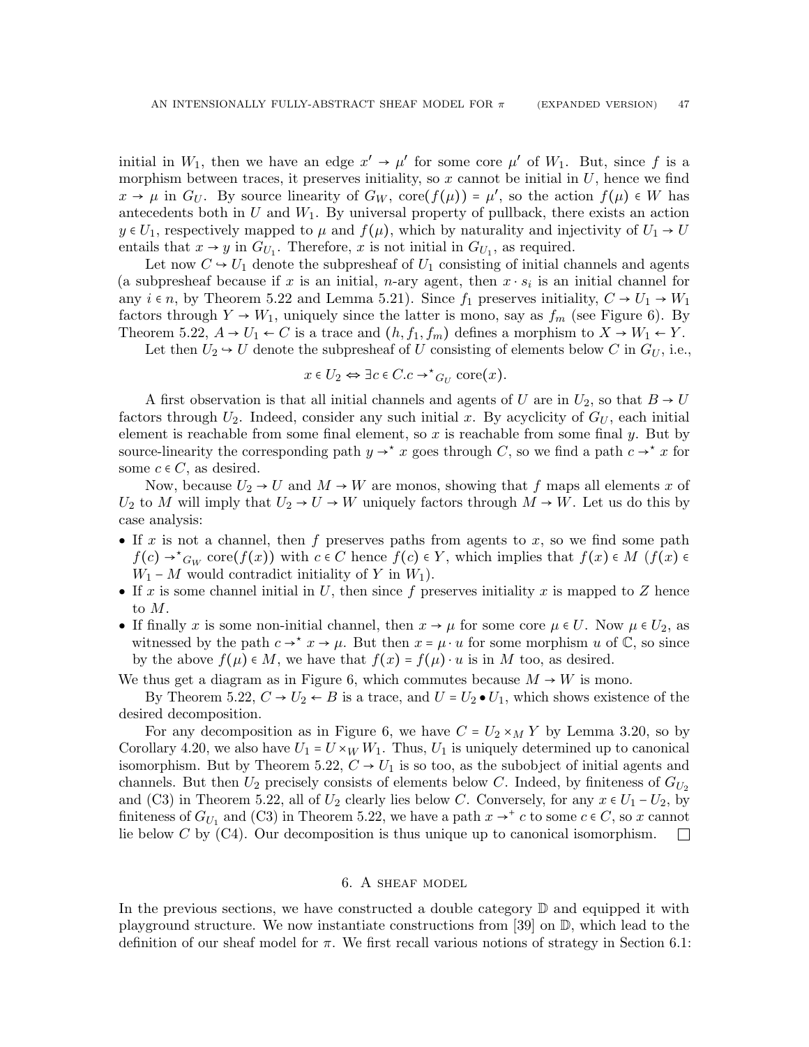initial in $W_1$, then we have an edge $x' \to \mu'$ for some core $\mu'$ of $W_1$. But, since $f$ is a morphism between traces, it preserves initiality, so $x$ cannot be initial in $U$, hence we find $x \to \mu$ in $G_U$. By source linearity of $G_W$, $\mathrm{core}(f(\mu)) = \mu'$, so the action $f(\mu) \in W$ has antecedents both in $U$ and $W_1$. By universal property of pullback, there exists an action $y \in U_1$, respectively mapped to $\mu$ and $f(\mu)$, which by naturality and injectivity of $U_1 \to U$ entails that $x \to y$ in $G_{U_1}$. Therefore, $x$ is not initial in $G_{U_1}$, as required.

Let now $C \hookrightarrow U_1$ denote the subpresheaf of $U_1$ consisting of initial channels and agents (a subpresheaf because if $x$ is an initial, $n$-ary agent, then $x \cdot s_i$ is an initial channel for any $i \in n$, by Theorem 5.22 and Lemma 5.21). Since $f_1$ preserves initiality, $C \to U_1 \to W_1$ factors through $Y \to W_1$, uniquely since the latter is mono, say as $f_m$ (see Figure 6). By Theorem 5.22, $A \to U_1 \leftarrow C$ is a trace and $(h, f_1, f_m)$ defines a morphism to $X \to W_1 \leftarrow Y$.

Let then $U_2 \hookrightarrow U$ denote the subpresheaf of $U$ consisting of elements below $C$ in $G_U$, i.e.,

$$x \in U_2 \Leftrightarrow \exists c \in C. c \to^\star{}_{G_U} \mathrm{core}(x).$$

A first observation is that all initial channels and agents of $U$ are in $U_2$, so that $B \to U$ factors through $U_2$. Indeed, consider any such initial $x$. By acyclicity of $G_U$, each initial element is reachable from some final element, so $x$ is reachable from some final $y$. But by source-linearity the corresponding path $y \to^\star x$ goes through $C$, so we find a path $c \to^\star x$ for some $c \in C$, as desired.

Now, because $U_2 \to U$ and $M \to W$ are monos, showing that $f$ maps all elements $x$ of $U_2$ to $M$ will imply that $U_2 \to U \to W$ uniquely factors through $M \to W$. Let us do this by case analysis:

- If $x$ is not a channel, then $f$ preserves paths from agents to $x$, so we find some path $f(c) \to^\star{}_{G_W} \mathrm{core}(f(x))$ with $c \in C$ hence $f(c) \in Y$, which implies that $f(x) \in M$ ($f(x) \in W_1 - M$ would contradict initiality of $Y$ in $W_1$).
- If $x$ is some channel initial in $U$, then since $f$ preserves initiality $x$ is mapped to $Z$ hence to $M$.
- If finally $x$ is some non-initial channel, then $x \to \mu$ for some core $\mu \in U$. Now $\mu \in U_2$, as witnessed by the path $c \to^\star x \to \mu$. But then $x = \mu \cdot u$ for some morphism $u$ of $\mathbb{C}$, so since by the above $f(\mu) \in M$, we have that $f(x) = f(\mu) \cdot u$ is in $M$ too, as desired.

We thus get a diagram as in Figure 6, which commutes because $M \to W$ is mono.

By Theorem 5.22, $C \to U_2 \leftarrow B$ is a trace, and $U = U_2 \bullet U_1$, which shows existence of the desired decomposition.

For any decomposition as in Figure 6, we have $C = U_2 \times_M Y$ by Lemma 3.20, so by Corollary 4.20, we also have $U_1 = U \times_W W_1$. Thus, $U_1$ is uniquely determined up to canonical isomorphism. But by Theorem 5.22, $C \to U_1$ is so too, as the subobject of initial agents and channels. But then $U_2$ precisely consists of elements below $C$. Indeed, by finiteness of $G_{U_2}$ and (C3) in Theorem 5.22, all of $U_2$ clearly lies below $C$. Conversely, for any $x \in U_1 - U_2$, by finiteness of $G_{U_1}$ and (C3) in Theorem 5.22, we have a path $x \to^+ c$ to some $c \in C$, so $x$ cannot lie below $C$ by (C4). Our decomposition is thus unique up to canonical isomorphism. □

## 6. A sheaf model

In the previous sections, we have constructed a double category $\mathbb{D}$ and equipped it with playground structure. We now instantiate constructions from [39] on $\mathbb{D}$, which lead to the definition of our sheaf model for $\pi$. We first recall various notions of strategy in Section 6.1: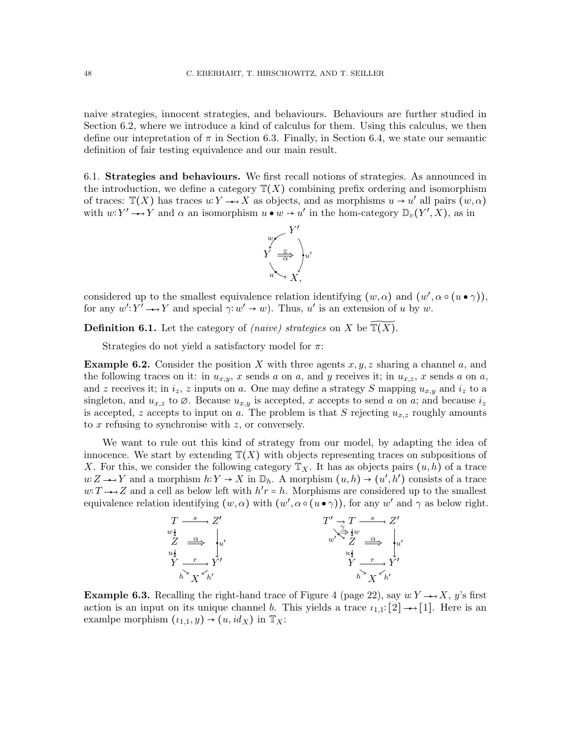naive strategies, innocent strategies, and behaviours. Behaviours are further studied in Section 6.2, where we introduce a kind of calculus for them. Using this calculus, we then define our intepretation of $\pi$ in Section 6.3. Finally, in Section 6.4, we state our semantic definition of fair testing equivalence and our main result.

### 6.1. Strategies and behaviours.

We first recall notions of strategies. As announced in the introduction, we define a category $\mathbb{T}(X)$ combining prefix ordering and isomorphism of traces: $\mathbb{T}(X)$ has traces $u: Y \twoheadrightarrow X$ as objects, and as morphisms $u \to u'$ all pairs $(w, \alpha)$ with $w: Y' \twoheadrightarrow Y$ and $\alpha$ an isomorphism $u \bullet w \to u'$ in the hom-category $\mathbb{D}_v(Y', X)$, as in

$$
\begin{array}{ccc}
 & Y' & \\
w \swarrow & & \\
Y & \overset{\cong}{\underset{\alpha}{\Longrightarrow}} & \downarrow u' \\
u \searrow & & \\
 & X, &
\end{array}
$$

considered up to the smallest equivalence relation identifying $(w, \alpha)$ and $(w', \alpha \circ (u \bullet \gamma))$, for any $w': Y' \twoheadrightarrow Y$ and special $\gamma: w' \to w$). Thus, $u'$ is an extension of $u$ by $w$.

**Definition 6.1.** Let the category of *(naive) strategies* on $X$ be $\widetilde{\mathbb{T}(X)}$.

Strategies do not yield a satisfactory model for $\pi$:

**Example 6.2.** Consider the position $X$ with three agents $x, y, z$ sharing a channel $a$, and the following traces on it: in $u_{x,y}$, $x$ sends $a$ on $a$, and $y$ receives it; in $u_{x,z}$, $x$ sends $a$ on $a$, and $z$ receives it; in $i_z$, $z$ inputs on $a$. One may define a strategy $S$ mapping $u_{x,y}$ and $i_z$ to a singleton, and $u_{x,z}$ to $\varnothing$. Because $u_{x,y}$ is accepted, $x$ accepts to send $a$ on $a$; and because $i_z$ is accepted, $z$ accepts to input on $a$. The problem is that $S$ rejecting $u_{x,z}$ roughly amounts to $x$ refusing to synchronise with $z$, or conversely.

We want to rule out this kind of strategy from our model, by adapting the idea of innocence. We start by extending $\mathbb{T}(X)$ with objects representing traces on subpositions of $X$. For this, we consider the following category $\mathbb{T}_X$. It has as objects pairs $(u, h)$ of a trace $u: Z \twoheadrightarrow Y$ and a morphism $h: Y \to X$ in $\mathbb{D}_h$. A morphism $(u, h) \to (u', h')$ consists of a trace $w: T \twoheadrightarrow Z$ and a cell as below left with $h'r = h$. Morphisms are considered up to the smallest equivalence relation identifying $(w, \alpha)$ with $(w', \alpha \circ (u \bullet \gamma))$, for any $w'$ and $\gamma$ as below right.

$$
\begin{array}{ccc}
T & \xrightarrow{s} & Z' \\
w \downarrow & & \\
Z & \overset{\alpha}{\Longrightarrow} & \downarrow u' \\
u \downarrow & & \\
Y & \xrightarrow{r} & Y' \\
 & h \searrow \; X \; \swarrow h' &
\end{array}
\qquad\qquad
\begin{array}{cccc}
T' \to & T & \xrightarrow{s} & Z' \\
 & \overset{\gamma}{\Rightarrow} \downarrow w & & \\
w' \searrow & Z & \overset{\alpha}{\Longrightarrow} & \downarrow u' \\
 & u \downarrow & & \\
 & Y & \xrightarrow{r} & Y' \\
 & & h \searrow \; X \; \swarrow h' &
\end{array}
$$

**Example 6.3.** Recalling the right-hand trace of Figure 4 (page 22), say $u: Y \twoheadrightarrow X$, $y$'s first action is an input on its unique channel $b$. This yields a trace $\iota_{1,1}: [2] \twoheadrightarrow [1]$. Here is an examlpe morphism $(\iota_{1,1}, y) \to (u, id_X)$ in $\mathbb{T}_X$: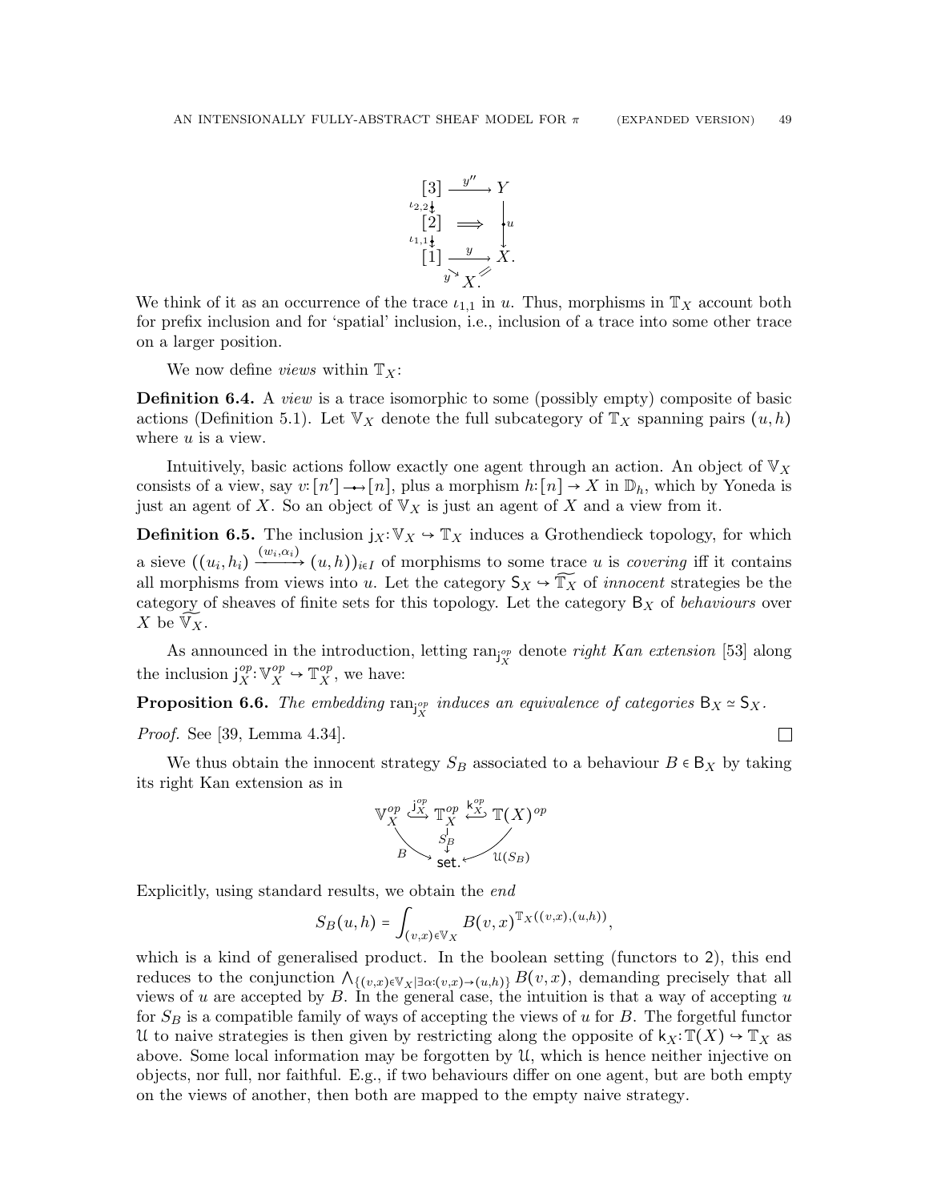$$
\begin{array}{ccc}
[3] & \xrightarrow{y''} & Y \\
{\scriptstyle \iota_{2,2}} \downarrow & & \\
[2] & \Longrightarrow & \downarrow u \\
{\scriptstyle \iota_{1,1}} \downarrow & & \\
[1] & \xrightarrow{y} & X. \\
& {\scriptstyle y} \searrow \; X. \; // &
\end{array}
$$

We think of it as an occurrence of the trace $\iota_{1,1}$ in $u$. Thus, morphisms in $\mathbb{T}_X$ account both for prefix inclusion and for 'spatial' inclusion, i.e., inclusion of a trace into some other trace on a larger position.

We now define *views* within $\mathbb{T}_X$:

**Definition 6.4.** A *view* is a trace isomorphic to some (possibly empty) composite of basic actions (Definition 5.1). Let $\mathbb{V}_X$ denote the full subcategory of $\mathbb{T}_X$ spanning pairs $(u, h)$ where $u$ is a view.

Intuitively, basic actions follow exactly one agent through an action. An object of $\mathbb{V}_X$ consists of a view, say $v: [n'] \rightarrow\!\!\!\!\!\rightarrow [n]$, plus a morphism $h: [n] \to X$ in $\mathbb{D}_h$, which by Yoneda is just an agent of $X$. So an object of $\mathbb{V}_X$ is just an agent of $X$ and a view from it.

**Definition 6.5.** The inclusion $\mathsf{j}_X: \mathbb{V}_X \hookrightarrow \mathbb{T}_X$ induces a Grothendieck topology, for which a sieve $((u_i, h_i) \xrightarrow{(w_i, \alpha_i)} (u, h))_{i \in I}$ of morphisms to some trace $u$ is *covering* iff it contains all morphisms from views into $u$. Let the category $\mathsf{S}_X \hookrightarrow \widetilde{\mathbb{T}_X}$ of *innocent* strategies be the category of sheaves of finite sets for this topology. Let the category $\mathsf{B}_X$ of *behaviours* over $X$ be $\widetilde{\mathbb{V}_X}$.

As announced in the introduction, letting $\mathrm{ran}_{\mathsf{j}_X^{op}}$ denote *right Kan extension* [53] along the inclusion $\mathsf{j}_X^{op}: \mathbb{V}_X^{op} \hookrightarrow \mathbb{T}_X^{op}$, we have:

**Proposition 6.6.** *The embedding $\mathrm{ran}_{\mathsf{j}_X^{op}}$ induces an equivalence of categories $\mathsf{B}_X \simeq \mathsf{S}_X$.*

*Proof.* See [39, Lemma 4.34]. ☐

We thus obtain the innocent strategy $S_B$ associated to a behaviour $B \in \mathsf{B}_X$ by taking its right Kan extension as in

$$
\begin{array}{ccccc}
\mathbb{V}_X^{op} & \overset{\mathsf{j}_X^{op}}{\hookrightarrow} & \mathbb{T}_X^{op} & \overset{\mathsf{k}_X^{op}}{\hookleftarrow} & \mathbb{T}(X)^{op} \\
& {\scriptstyle B} \searrow & \downarrow {\scriptstyle S_B} & \swarrow {\scriptstyle \mathcal{U}(S_B)} & \\
& & \mathsf{set.} & &
\end{array}
$$

Explicitly, using standard results, we obtain the *end*

$$S_B(u, h) = \int_{(v,x) \in \mathbb{V}_X} B(v, x)^{\mathbb{T}_X((v,x),(u,h))},$$

which is a kind of generalised product. In the boolean setting (functors to 2), this end reduces to the conjunction $\bigwedge_{\{(v,x) \in \mathbb{V}_X | \exists \alpha:(v,x) \to (u,h)\}} B(v, x)$, demanding precisely that all views of $u$ are accepted by $B$. In the general case, the intuition is that a way of accepting $u$ for $S_B$ is a compatible family of ways of accepting the views of $u$ for $B$. The forgetful functor $\mathcal{U}$ to naive strategies is then given by restricting along the opposite of $\mathsf{k}_X: \mathbb{T}(X) \hookrightarrow \mathbb{T}_X$ as above. Some local information may be forgotten by $\mathcal{U}$, which is hence neither injective on objects, nor full, nor faithful. E.g., if two behaviours differ on one agent, but are both empty on the views of another, then both are mapped to the empty naive strategy.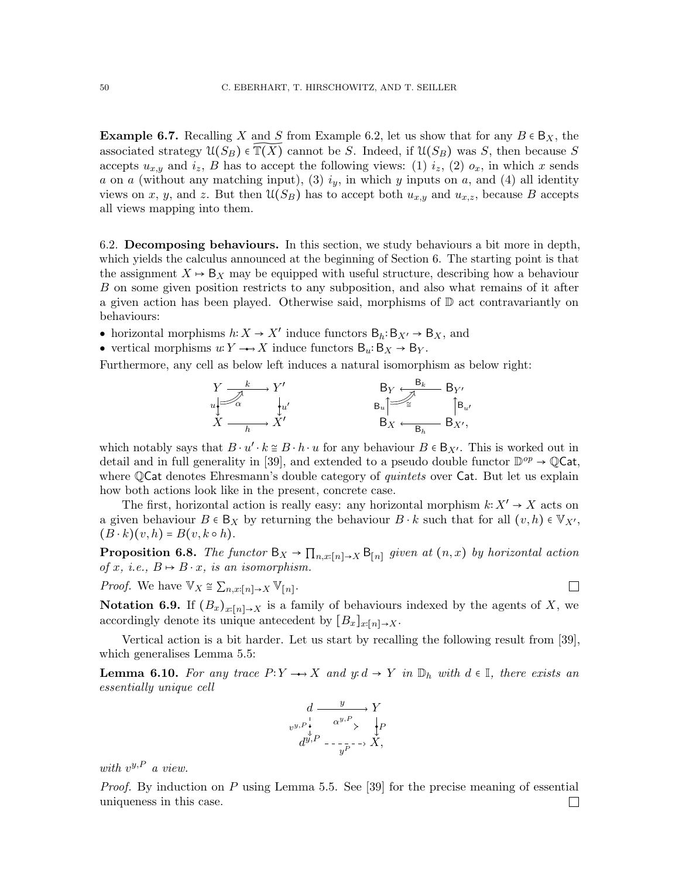**Example 6.7.** Recalling $X$ and $S$ from Example 6.2, let us show that for any $B \in \mathsf{B}_X$, the associated strategy $\mathcal{U}(S_B) \in \widetilde{\mathbb{T}(X)}$ cannot be $S$. Indeed, if $\mathcal{U}(S_B)$ was $S$, then because $S$ accepts $u_{x,y}$ and $i_z$, $B$ has to accept the following views: (1) $i_z$, (2) $o_x$, in which $x$ sends $a$ on $a$ (without any matching input), (3) $i_y$, in which $y$ inputs on $a$, and (4) all identity views on $x$, $y$, and $z$. But then $\mathcal{U}(S_B)$ has to accept both $u_{x,y}$ and $u_{x,z}$, because $B$ accepts all views mapping into them.

## 6.2. Decomposing behaviours.

In this section, we study behaviours a bit more in depth, which yields the calculus announced at the beginning of Section 6. The starting point is that the assignment $X \mapsto \mathsf{B}_X$ may be equipped with useful structure, describing how a behaviour $B$ on some given position restricts to any subposition, and also what remains of it after a given action has been played. Otherwise said, morphisms of $\mathbb{D}$ act contravariantly on behaviours:

- horizontal morphisms $h: X \to X'$ induce functors $\mathsf{B}_h: \mathsf{B}_{X'} \to \mathsf{B}_X$, and
- vertical morphisms $u: Y \to X$ induce functors $\mathsf{B}_u: \mathsf{B}_X \to \mathsf{B}_Y$.

Furthermore, any cell as below left induces a natural isomorphism as below right:

$$
\begin{array}{ccc}
Y & \xrightarrow{k} & Y' \\
{\scriptstyle u}\downarrow & \alpha & \downarrow{\scriptstyle u'} \\
X & \xrightarrow[h]{} & X'
\end{array}
\qquad\qquad
\begin{array}{ccc}
\mathsf{B}_Y & \xleftarrow{\mathsf{B}_k} & \mathsf{B}_{Y'} \\
{\scriptstyle \mathsf{B}_u}\uparrow & \cong & \uparrow{\scriptstyle \mathsf{B}_{u'}} \\
\mathsf{B}_X & \xleftarrow[\mathsf{B}_h]{} & \mathsf{B}_{X'},
\end{array}
$$

which notably says that $B \cdot u' \cdot k \cong B \cdot h \cdot u$ for any behaviour $B \in \mathsf{B}_{X'}$. This is worked out in detail and in full generality in [39], and extended to a pseudo double functor $\mathbb{D}^{op} \to \mathbb{Q}\mathsf{Cat}$, where $\mathbb{Q}\mathsf{Cat}$ denotes Ehresmann's double category of *quintets* over $\mathsf{Cat}$. But let us explain how both actions look like in the present, concrete case.

The first, horizontal action is really easy: any horizontal morphism $k: X' \to X$ acts on a given behaviour $B \in \mathsf{B}_X$ by returning the behaviour $B \cdot k$ such that for all $(v, h) \in \mathbb{V}_{X'}$, $(B \cdot k)(v, h) = B(v, k \circ h)$.

**Proposition 6.8.** *The functor $\mathsf{B}_X \to \prod_{n, x:[n] \to X} \mathsf{B}_{[n]}$ given at $(n, x)$ by horizontal action of $x$, i.e., $B \mapsto B \cdot x$, is an isomorphism.*

*Proof.* We have $\mathbb{V}_X \cong \sum_{n, x:[n] \to X} \mathbb{V}_{[n]}$. □

**Notation 6.9.** If $(B_x)_{x:[n] \to X}$ is a family of behaviours indexed by the agents of $X$, we accordingly denote its unique antecedent by $[B_x]_{x:[n] \to X}$.

Vertical action is a bit harder. Let us start by recalling the following result from [39], which generalises Lemma 5.5:

**Lemma 6.10.** *For any trace $P: Y \to X$ and $y: d \to Y$ in $\mathbb{D}_h$ with $d \in \mathbb{I}$, there exists an essentially unique cell*

$$
\begin{array}{ccc}
d & \xrightarrow{y} & Y \\
{\scriptstyle v^{y,P}}\downarrow & \alpha^{y,P} & \downarrow{\scriptstyle P} \\
d^{y,P} & \xrightarrow[y^P]{} & X,
\end{array}
$$

*with $v^{y,P}$ a view.*

*Proof.* By induction on $P$ using Lemma 5.5. See [39] for the precise meaning of essential uniqueness in this case. □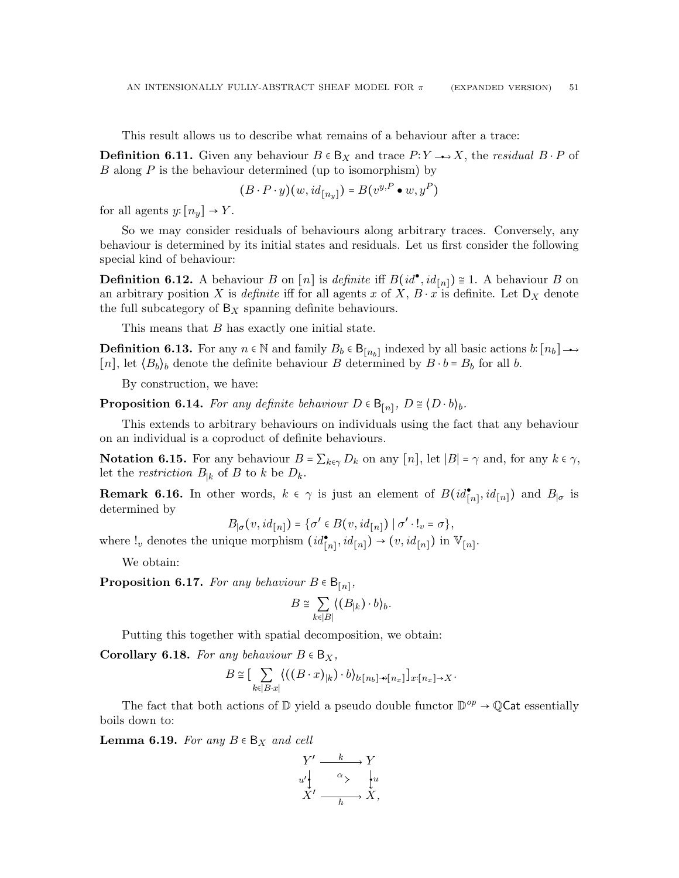This result allows us to describe what remains of a behaviour after a trace:

**Definition 6.11.** Given any behaviour $B \in \mathsf{B}_X$ and trace $P: Y \twoheadrightarrow X$, the *residual* $B \cdot P$ of $B$ along $P$ is the behaviour determined (up to isomorphism) by

$$(B \cdot P \cdot y)(w, id_{[n_y]}) = B(v^{y,P} \bullet w, y^P)$$

for all agents $y: [n_y] \to Y$.

So we may consider residuals of behaviours along arbitrary traces. Conversely, any behaviour is determined by its initial states and residuals. Let us first consider the following special kind of behaviour:

**Definition 6.12.** A behaviour $B$ on $[n]$ is *definite* iff $B(id^\bullet, id_{[n]}) \cong 1$. A behaviour $B$ on an arbitrary position $X$ is *definite* iff for all agents $x$ of $X$, $B \cdot x$ is definite. Let $\mathsf{D}_X$ denote the full subcategory of $\mathsf{B}_X$ spanning definite behaviours.

This means that $B$ has exactly one initial state.

**Definition 6.13.** For any $n \in \mathbb{N}$ and family $B_b \in \mathsf{B}_{[n_b]}$ indexed by all basic actions $b: [n_b] \twoheadrightarrow [n]$, let $\langle B_b \rangle_b$ denote the definite behaviour $B$ determined by $B \cdot b = B_b$ for all $b$.

By construction, we have:

**Proposition 6.14.** *For any definite behaviour $D \in \mathsf{B}_{[n]}$, $D \cong \langle D \cdot b \rangle_b$.*

This extends to arbitrary behaviours on individuals using the fact that any behaviour on an individual is a coproduct of definite behaviours.

**Notation 6.15.** For any behaviour $B = \sum_{k \in \gamma} D_k$ on any $[n]$, let $|B| = \gamma$ and, for any $k \in \gamma$, let the *restriction* $B_{|k}$ of $B$ to $k$ be $D_k$.

**Remark 6.16.** In other words, $k \in \gamma$ is just an element of $B(id^\bullet_{[n]}, id_{[n]})$ and $B_{|\sigma}$ is determined by

$$B_{|\sigma}(v, id_{[n]}) = \{\sigma' \in B(v, id_{[n]}) \mid \sigma' \cdot !_v = \sigma\},$$

where $!_v$ denotes the unique morphism $(id^\bullet_{[n]}, id_{[n]}) \to (v, id_{[n]})$ in $\mathbb{V}_{[n]}$.

We obtain:

**Proposition 6.17.** *For any behaviour $B \in \mathsf{B}_{[n]}$,*

$$B \cong \sum_{k \in |B|} \langle (B_{|k}) \cdot b \rangle_b.$$

Putting this together with spatial decomposition, we obtain:

**Corollary 6.18.** *For any behaviour $B \in \mathsf{B}_X$,*

$$B \cong \big[ \sum_{k \in |B \cdot x|} \langle ((B \cdot x)_{|k}) \cdot b \rangle_{b:[n_b] \twoheadrightarrow [n_x]} \big]_{x:[n_x] \to X}.$$

The fact that both actions of $\mathbb{D}$ yield a pseudo double functor $\mathbb{D}^{op} \to \mathbb{Q}\mathsf{Cat}$ essentially boils down to:

**Lemma 6.19.** *For any $B \in \mathsf{B}_X$ and cell*

$$\begin{array}{ccc} Y' & \xrightarrow{k} & Y \\ {\scriptstyle u'}\downarrow & \alpha \Rightarrow & \downarrow{\scriptstyle u} \\ X' & \xrightarrow[h]{} & X, \end{array}$$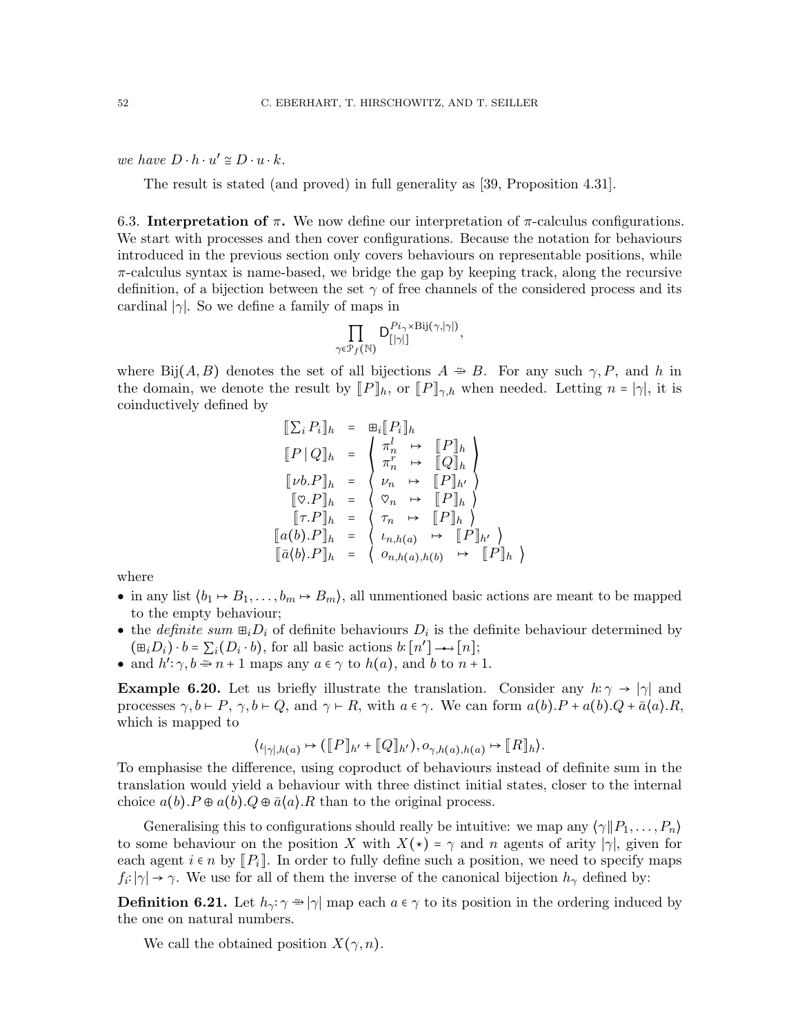*we have* $D \cdot h \cdot u' \cong D \cdot u \cdot k$.

The result is stated (and proved) in full generality as [39, Proposition 4.31].

6.3. **Interpretation of $\pi$.** We now define our interpretation of $\pi$-calculus configurations. We start with processes and then cover configurations. Because the notation for behaviours introduced in the previous section only covers behaviours on representable positions, while $\pi$-calculus syntax is name-based, we bridge the gap by keeping track, along the recursive definition, of a bijection between the set $\gamma$ of free channels of the considered process and its cardinal $|\gamma|$. So we define a family of maps in

$$\prod_{\gamma \in \mathcal{P}_f(\mathbb{N})} \mathsf{D}_{[|\gamma|]}^{Pi_\gamma \times \mathrm{Bij}(\gamma, |\gamma|)},$$

where $\mathrm{Bij}(A, B)$ denotes the set of all bijections $A \xrightarrow{\simeq} B$. For any such $\gamma, P$, and $h$ in the domain, we denote the result by $[\![P]\!]_h$, or $[\![P]\!]_{\gamma,h}$ when needed. Letting $n = |\gamma|$, it is coinductively defined by

$$\begin{array}{rcl}
[\![\sum_i P_i]\!]_h &=& \boxplus_i [\![P_i]\!]_h \\
[\![P \mid Q]\!]_h &=& \left\langle \begin{array}{lcl} \pi_n^l & \mapsto & [\![P]\!]_h \\ \pi_n^r & \mapsto & [\![Q]\!]_h \end{array} \right\rangle \\
[\![\nu b.P]\!]_h &=& \langle\ \nu_n \ \mapsto\ [\![P]\!]_{h'}\ \rangle \\
[\![\heartsuit.P]\!]_h &=& \langle\ \heartsuit_n \ \mapsto\ [\![P]\!]_h\ \rangle \\
[\![\tau.P]\!]_h &=& \langle\ \tau_n \ \mapsto\ [\![P]\!]_h\ \rangle \\
[\![a(b).P]\!]_h &=& \langle\ \iota_{n,h(a)} \ \mapsto\ [\![P]\!]_{h'}\ \rangle \\
[\![\bar{a}\langle b\rangle.P]\!]_h &=& \langle\ o_{n,h(a),h(b)} \ \mapsto\ [\![P]\!]_h\ \rangle
\end{array}$$

where

- in any list $\langle b_1 \mapsto B_1, \ldots, b_m \mapsto B_m\rangle$, all unmentioned basic actions are meant to be mapped to the empty behaviour;
- the *definite sum* $\boxplus_i D_i$ of definite behaviours $D_i$ is the definite behaviour determined by $(\boxplus_i D_i) \cdot b = \sum_i (D_i \cdot b)$, for all basic actions $b \colon [n'] \to [n]$;
- and $h' \colon \gamma, b \xrightarrow{\simeq} n+1$ maps any $a \in \gamma$ to $h(a)$, and $b$ to $n+1$.

**Example 6.20.** Let us briefly illustrate the translation. Consider any $h \colon \gamma \to |\gamma|$ and processes $\gamma, b \vdash P$, $\gamma, b \vdash Q$, and $\gamma \vdash R$, with $a \in \gamma$. We can form $a(b).P + a(b).Q + \bar{a}\langle a\rangle.R$, which is mapped to

$$\langle \iota_{|\gamma|,h(a)} \mapsto ([\![P]\!]_{h'} + [\![Q]\!]_{h'}), o_{\gamma,h(a),h(a)} \mapsto [\![R]\!]_h \rangle.$$

To emphasise the difference, using coproduct of behaviours instead of definite sum in the translation would yield a behaviour with three distinct initial states, closer to the internal choice $a(b).P \oplus a(b).Q \oplus \bar{a}\langle a\rangle.R$ than to the original process.

Generalising this to configurations should really be intuitive: we map any $\langle \gamma \| P_1, \ldots, P_n\rangle$ to some behaviour on the position $X$ with $X(\star) = \gamma$ and $n$ agents of arity $|\gamma|$, given for each agent $i \in n$ by $[\![P_i]\!]$. In order to fully define such a position, we need to specify maps $f_i \colon |\gamma| \to \gamma$. We use for all of them the inverse of the canonical bijection $h_\gamma$ defined by:

**Definition 6.21.** Let $h_\gamma \colon \gamma \xrightarrow{\simeq} |\gamma|$ map each $a \in \gamma$ to its position in the ordering induced by the one on natural numbers.

We call the obtained position $X(\gamma, n)$.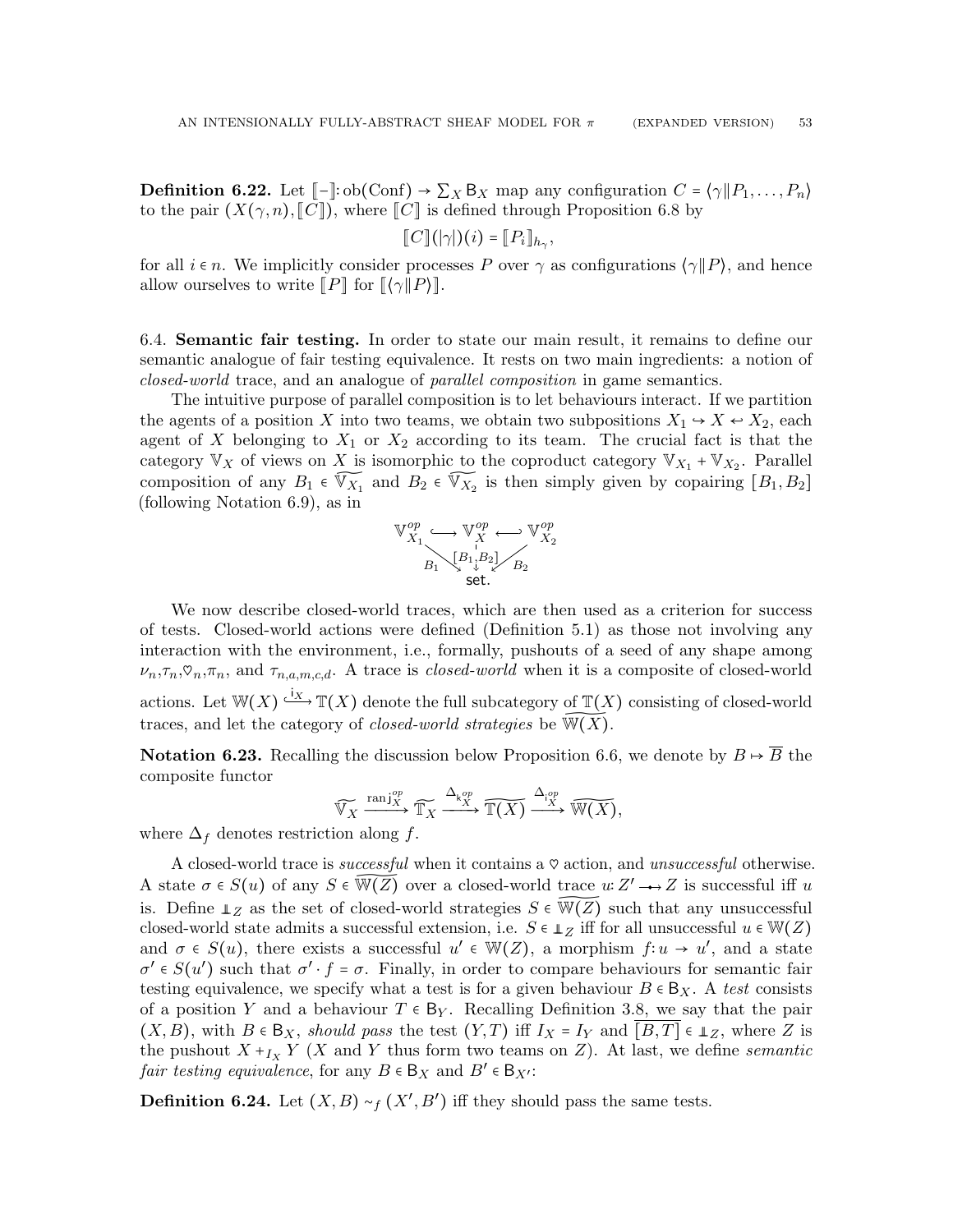**Definition 6.22.** Let $[\![-]\!]\colon \mathrm{ob}(\mathrm{Conf}) \to \sum_X \mathsf{B}_X$ map any configuration $C = \langle \gamma \| P_1, \ldots, P_n \rangle$ to the pair $(X(\gamma, n), [\![C]\!])$, where $[\![C]\!]$ is defined through Proposition 6.8 by

$$[\![C]\!](|\gamma|)(i) = [\![P_i]\!]_{h_\gamma},$$

for all $i \in n$. We implicitly consider processes $P$ over $\gamma$ as configurations $\langle \gamma \| P \rangle$, and hence allow ourselves to write $[\![P]\!]$ for $[\![\langle \gamma \| P \rangle]\!]$.

6.4. **Semantic fair testing.** In order to state our main result, it remains to define our semantic analogue of fair testing equivalence. It rests on two main ingredients: a notion of *closed-world* trace, and an analogue of *parallel composition* in game semantics.

The intuitive purpose of parallel composition is to let behaviours interact. If we partition the agents of a position $X$ into two teams, we obtain two subpositions $X_1 \hookrightarrow X \hookleftarrow X_2$, each agent of $X$ belonging to $X_1$ or $X_2$ according to its team. The crucial fact is that the category $\mathbb{V}_X$ of views on $X$ is isomorphic to the coproduct category $\mathbb{V}_{X_1} + \mathbb{V}_{X_2}$. Parallel composition of any $B_1 \in \widetilde{\mathbb{V}_{X_1}}$ and $B_2 \in \widetilde{\mathbb{V}_{X_2}}$ is then simply given by copairing $[B_1, B_2]$ (following Notation 6.9), as in

$$\begin{array}{ccccc} \mathbb{V}^{op}_{X_1} & \hookrightarrow & \mathbb{V}^{op}_X & \hookleftarrow & \mathbb{V}^{op}_{X_2} \\ & {\scriptstyle B_1}\searrow & \downarrow{\scriptstyle [B_1,B_2]} & \swarrow{\scriptstyle B_2} & \\ & & \mathsf{set}. & & \end{array}$$

We now describe closed-world traces, which are then used as a criterion for success of tests. Closed-world actions were defined (Definition 5.1) as those not involving any interaction with the environment, i.e., formally, pushouts of a seed of any shape among $\nu_n$,$\tau_n$,$\heartsuit_n$,$\pi_n$, and $\tau_{n,a,m,c,d}$. A trace is *closed-world* when it is a composite of closed-world actions. Let $\mathbb{W}(X) \xhookrightarrow{\mathrm{i}_X} \mathbb{T}(X)$ denote the full subcategory of $\mathbb{T}(X)$ consisting of closed-world traces, and let the category of *closed-world strategies* be $\widetilde{\mathbb{W}(X)}$.

**Notation 6.23.** Recalling the discussion below Proposition 6.6, we denote by $B \mapsto \overline{B}$ the composite functor

$$\widetilde{\mathbb{V}_X} \xrightarrow{\mathrm{ran}\, \mathrm{j}_X^{op}} \widetilde{\mathbb{T}_X} \xrightarrow{\Delta_{\mathrm{k}_X^{op}}} \widetilde{\mathbb{T}(X)} \xrightarrow{\Delta_{\mathrm{i}_X^{op}}} \widetilde{\mathbb{W}(X)},$$

where $\Delta_f$ denotes restriction along $f$.

A closed-world trace is *successful* when it contains a $\heartsuit$ action, and *unsuccessful* otherwise. A state $\sigma \in S(u)$ of any $S \in \widetilde{\mathbb{W}(Z)}$ over a closed-world trace $u\colon Z' \twoheadrightarrow Z$ is successful iff $u$ is. Define $\perp\!\!\!\perp_Z$ as the set of closed-world strategies $S \in \widetilde{\mathbb{W}(Z)}$ such that any unsuccessful closed-world state admits a successful extension, i.e. $S \in \perp\!\!\!\perp_Z$ iff for all unsuccessful $u \in \mathbb{W}(Z)$ and $\sigma \in S(u)$, there exists a successful $u' \in \mathbb{W}(Z)$, a morphism $f\colon u \to u'$, and a state $\sigma' \in S(u')$ such that $\sigma' \cdot f = \sigma$. Finally, in order to compare behaviours for semantic fair testing equivalence, we specify what a test is for a given behaviour $B \in \mathsf{B}_X$. A *test* consists of a position $Y$ and a behaviour $T \in \mathsf{B}_Y$. Recalling Definition 3.8, we say that the pair $(X, B)$, with $B \in \mathsf{B}_X$, *should pass* the test $(Y, T)$ iff $I_X = I_Y$ and $\overline{[B, T]} \in \perp\!\!\!\perp_Z$, where $Z$ is the pushout $X +_{I_X} Y$ ($X$ and $Y$ thus form two teams on $Z$). At last, we define *semantic fair testing equivalence*, for any $B \in \mathsf{B}_X$ and $B' \in \mathsf{B}_{X'}$:

**Definition 6.24.** Let $(X, B) \sim_f (X', B')$ iff they should pass the same tests.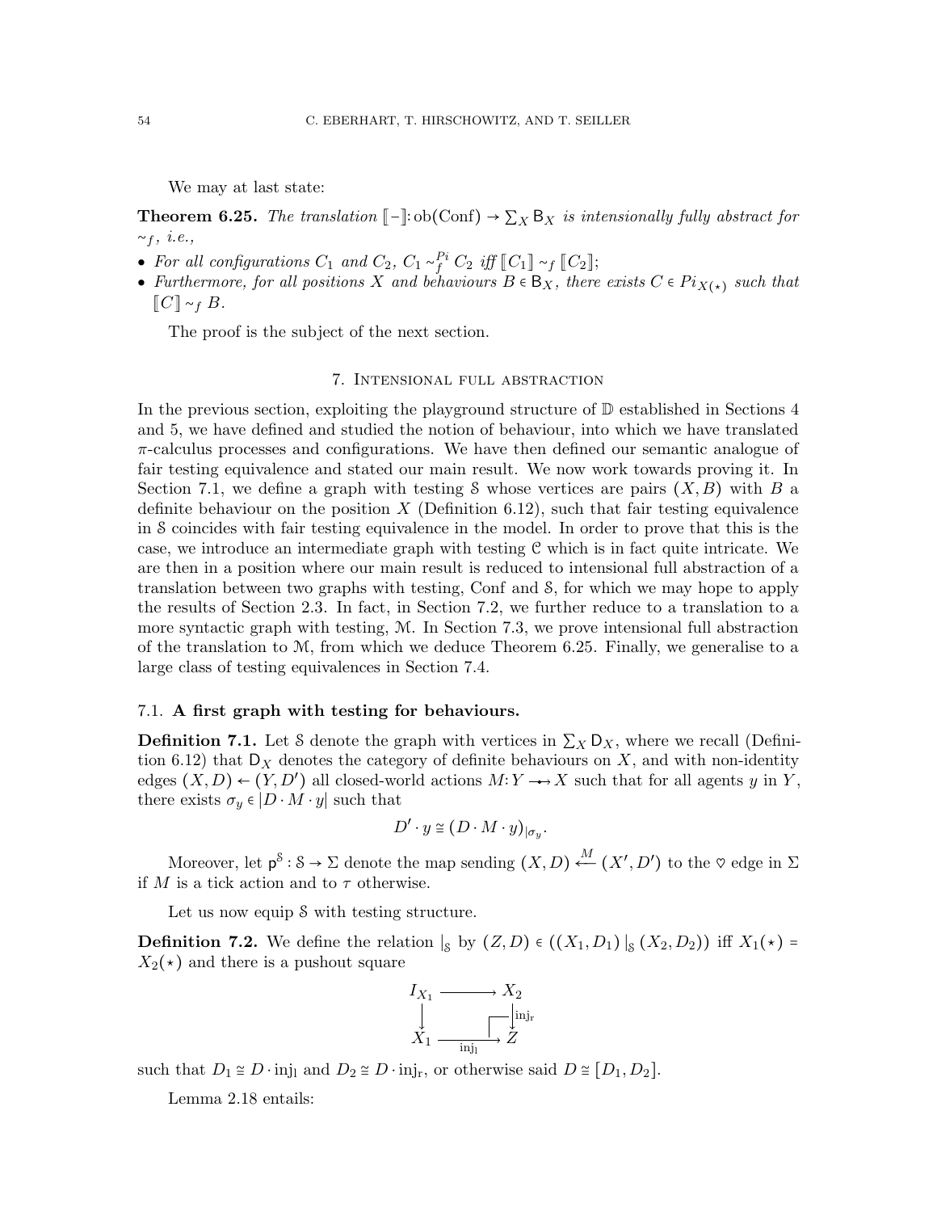We may at last state:

**Theorem 6.25.** *The translation* $[\![-]\!] \colon \mathrm{ob}(\mathrm{Conf}) \to \sum_X \mathsf{B}_X$ *is intensionally fully abstract for* $\sim_f$*, i.e.,*

- *For all configurations* $C_1$ *and* $C_2$*,* $C_1 \sim_f^{Pi} C_2$ *iff* $[\![C_1]\!] \sim_f [\![C_2]\!]$*;*
- *Furthermore, for all positions* $X$ *and behaviours* $B \in \mathsf{B}_X$*, there exists* $C \in Pi_{X(\star)}$ *such that* $[\![C]\!] \sim_f B$*.*

The proof is the subject of the next section.

## 7. Intensional full abstraction

In the previous section, exploiting the playground structure of $\mathbb{D}$ established in Sections 4 and 5, we have defined and studied the notion of behaviour, into which we have translated $\pi$-calculus processes and configurations. We have then defined our semantic analogue of fair testing equivalence and stated our main result. We now work towards proving it. In Section 7.1, we define a graph with testing $\mathcal{S}$ whose vertices are pairs $(X, B)$ with $B$ a definite behaviour on the position $X$ (Definition 6.12), such that fair testing equivalence in $\mathcal{S}$ coincides with fair testing equivalence in the model. In order to prove that this is the case, we introduce an intermediate graph with testing $\mathcal{C}$ which is in fact quite intricate. We are then in a position where our main result is reduced to intensional full abstraction of a translation between two graphs with testing, Conf and $\mathcal{S}$, for which we may hope to apply the results of Section 2.3. In fact, in Section 7.2, we further reduce to a translation to a more syntactic graph with testing, $\mathcal{M}$. In Section 7.3, we prove intensional full abstraction of the translation to $\mathcal{M}$, from which we deduce Theorem 6.25. Finally, we generalise to a large class of testing equivalences in Section 7.4.

### 7.1. A first graph with testing for behaviours.

**Definition 7.1.** Let $\mathcal{S}$ denote the graph with vertices in $\sum_X \mathsf{D}_X$, where we recall (Definition 6.12) that $\mathsf{D}_X$ denotes the category of definite behaviours on $X$, and with non-identity edges $(X, D) \leftarrow (Y, D')$ all closed-world actions $M \colon Y \twoheadrightarrow X$ such that for all agents $y$ in $Y$, there exists $\sigma_y \in |D \cdot M \cdot y|$ such that

$$D' \cdot y \cong (D \cdot M \cdot y)_{|\sigma_y}.$$

Moreover, let $\mathsf{p}^{\mathcal{S}} \colon \mathcal{S} \to \Sigma$ denote the map sending $(X, D) \xleftarrow{M} (X', D')$ to the $\heartsuit$ edge in $\Sigma$ if $M$ is a tick action and to $\tau$ otherwise.

Let us now equip $\mathcal{S}$ with testing structure.

**Definition 7.2.** We define the relation $|_{\mathcal{S}}$ by $(Z, D) \in ((X_1, D_1) \,|_{\mathcal{S}}\, (X_2, D_2))$ iff $X_1(\star) = X_2(\star)$ and there is a pushout square

$$\begin{array}{ccc} I_{X_1} & \longrightarrow & X_2 \\ \downarrow & & \downarrow \mathrm{inj_r} \\ X_1 & \xrightarrow[\mathrm{inj_l}]{} & Z \end{array}$$

such that $D_1 \cong D \cdot \mathrm{inj_l}$ and $D_2 \cong D \cdot \mathrm{inj_r}$, or otherwise said $D \cong [D_1, D_2]$.

Lemma 2.18 entails: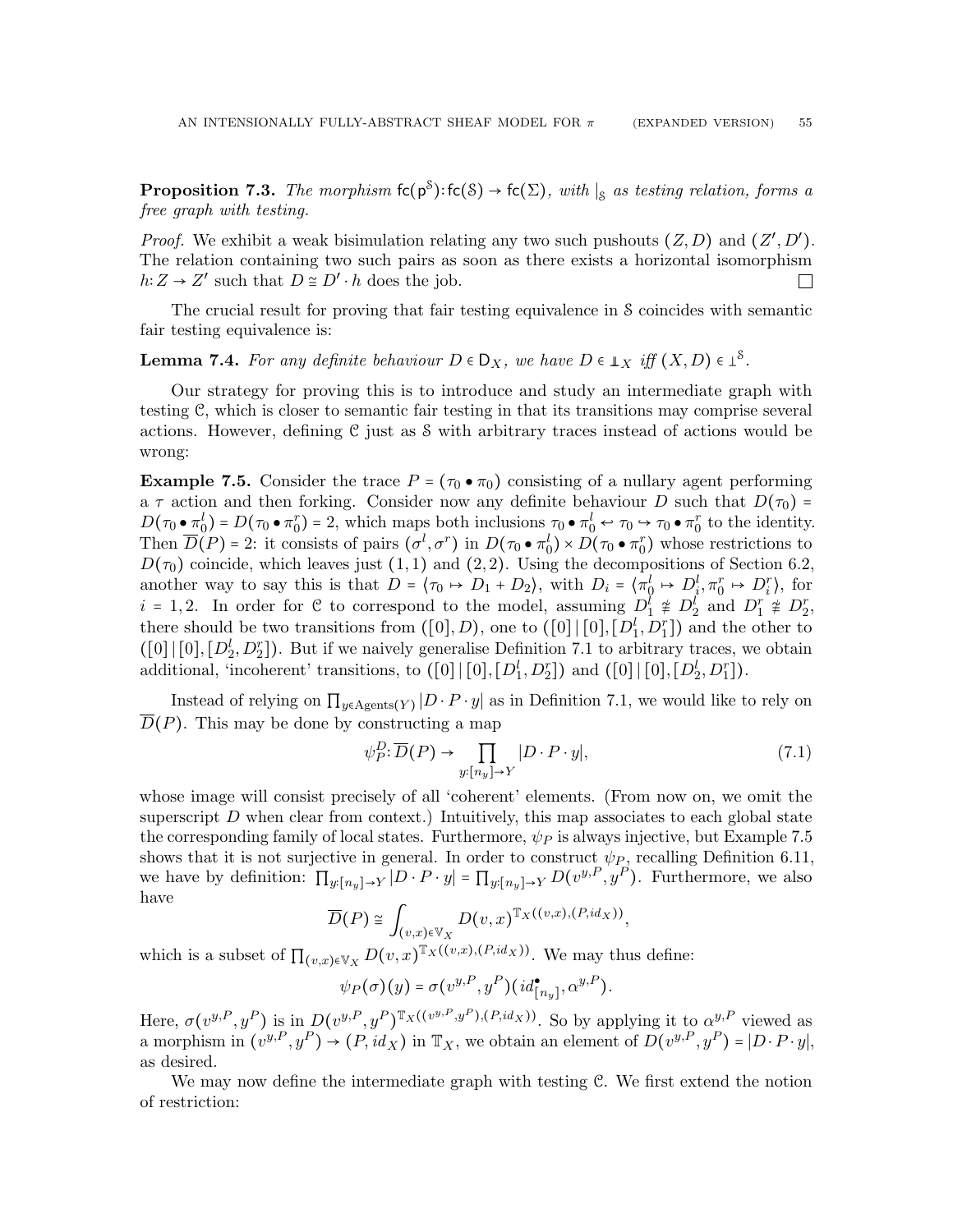**Proposition 7.3.** *The morphism* $\mathsf{fc}(\mathsf{p}^{\mathcal{S}})\colon \mathsf{fc}(\mathcal{S}) \to \mathsf{fc}(\Sigma)$*, with* $|_{\mathcal{S}}$ *as testing relation, forms a free graph with testing.*

*Proof.* We exhibit a weak bisimulation relating any two such pushouts $(Z, D)$ and $(Z', D')$. The relation containing two such pairs as soon as there exists a horizontal isomorphism $h\colon Z \to Z'$ such that $D \cong D' \cdot h$ does the job. □

The crucial result for proving that fair testing equivalence in $\mathcal{S}$ coincides with semantic fair testing equivalence is:

**Lemma 7.4.** *For any definite behaviour* $D \in \mathsf{D}_X$*, we have* $D \in \perp\!\!\!\perp_X$ *iff* $(X, D) \in \perp^{\mathcal{S}}$.

Our strategy for proving this is to introduce and study an intermediate graph with testing $\mathcal{C}$, which is closer to semantic fair testing in that its transitions may comprise several actions. However, defining $\mathcal{C}$ just as $\mathcal{S}$ with arbitrary traces instead of actions would be wrong:

**Example 7.5.** Consider the trace $P = (\tau_0 \bullet \pi_0)$ consisting of a nullary agent performing a $\tau$ action and then forking. Consider now any definite behaviour $D$ such that $D(\tau_0) = D(\tau_0 \bullet \pi_0^l) = D(\tau_0 \bullet \pi_0^r) = 2$, which maps both inclusions $\tau_0 \bullet \pi_0^l \hookleftarrow \tau_0 \hookrightarrow \tau_0 \bullet \pi_0^r$ to the identity. Then $\overline{D}(P) = 2$: it consists of pairs $(\sigma^l, \sigma^r)$ in $D(\tau_0 \bullet \pi_0^l) \times D(\tau_0 \bullet \pi_0^r)$ whose restrictions to $D(\tau_0)$ coincide, which leaves just $(1,1)$ and $(2,2)$. Using the decompositions of Section 6.2, another way to say this is that $D = \langle \tau_0 \mapsto D_1 + D_2 \rangle$, with $D_i = \langle \pi_0^l \mapsto D_i^l, \pi_0^r \mapsto D_i^r \rangle$, for $i = 1,2$. In order for $\mathcal{C}$ to correspond to the model, assuming $D_1^l \ncong D_2^l$ and $D_1^r \ncong D_2^r$, there should be two transitions from $([0], D)$, one to $([0] \,|\, [0], [D_1^l, D_1^r])$ and the other to $([0] \,|\, [0], [D_2^l, D_2^r])$. But if we naively generalise Definition 7.1 to arbitrary traces, we obtain additional, 'incoherent' transitions, to $([0] \,|\, [0], [D_1^l, D_2^r])$ and $([0] \,|\, [0], [D_2^l, D_1^r])$.

Instead of relying on $\prod_{y \in \mathrm{Agents}(Y)} |D \cdot P \cdot y|$ as in Definition 7.1, we would like to rely on $\overline{D}(P)$. This may be done by constructing a map

$$\psi_P^D \colon \overline{D}(P) \to \prod_{y\colon [n_y] \to Y} |D \cdot P \cdot y|, \tag{7.1}$$

whose image will consist precisely of all 'coherent' elements. (From now on, we omit the superscript $D$ when clear from context.) Intuitively, this map associates to each global state the corresponding family of local states. Furthermore, $\psi_P$ is always injective, but Example 7.5 shows that it is not surjective in general. In order to construct $\psi_P$, recalling Definition 6.11, we have by definition: $\prod_{y\colon [n_y] \to Y} |D \cdot P \cdot y| = \prod_{y\colon [n_y] \to Y} D(v^{y,P}, y^P)$. Furthermore, we also have

$$\overline{D}(P) \cong \int_{(v,x) \in \mathbb{V}_X} D(v,x)^{\mathbb{T}_X((v,x),(P,id_X))},$$

which is a subset of $\prod_{(v,x) \in \mathbb{V}_X} D(v,x)^{\mathbb{T}_X((v,x),(P,id_X))}$. We may thus define:

$$\psi_P(\sigma)(y) = \sigma(v^{y,P}, y^P)(id^\bullet_{[n_y]}, \alpha^{y,P}).$$

Here, $\sigma(v^{y,P}, y^P)$ is in $D(v^{y,P}, y^P)^{\mathbb{T}_X((v^{y,P}, y^P),(P,id_X))}$. So by applying it to $\alpha^{y,P}$ viewed as a morphism in $(v^{y,P}, y^P) \to (P, id_X)$ in $\mathbb{T}_X$, we obtain an element of $D(v^{y,P}, y^P) = |D \cdot P \cdot y|$, as desired.

We may now define the intermediate graph with testing $\mathcal{C}$. We first extend the notion of restriction: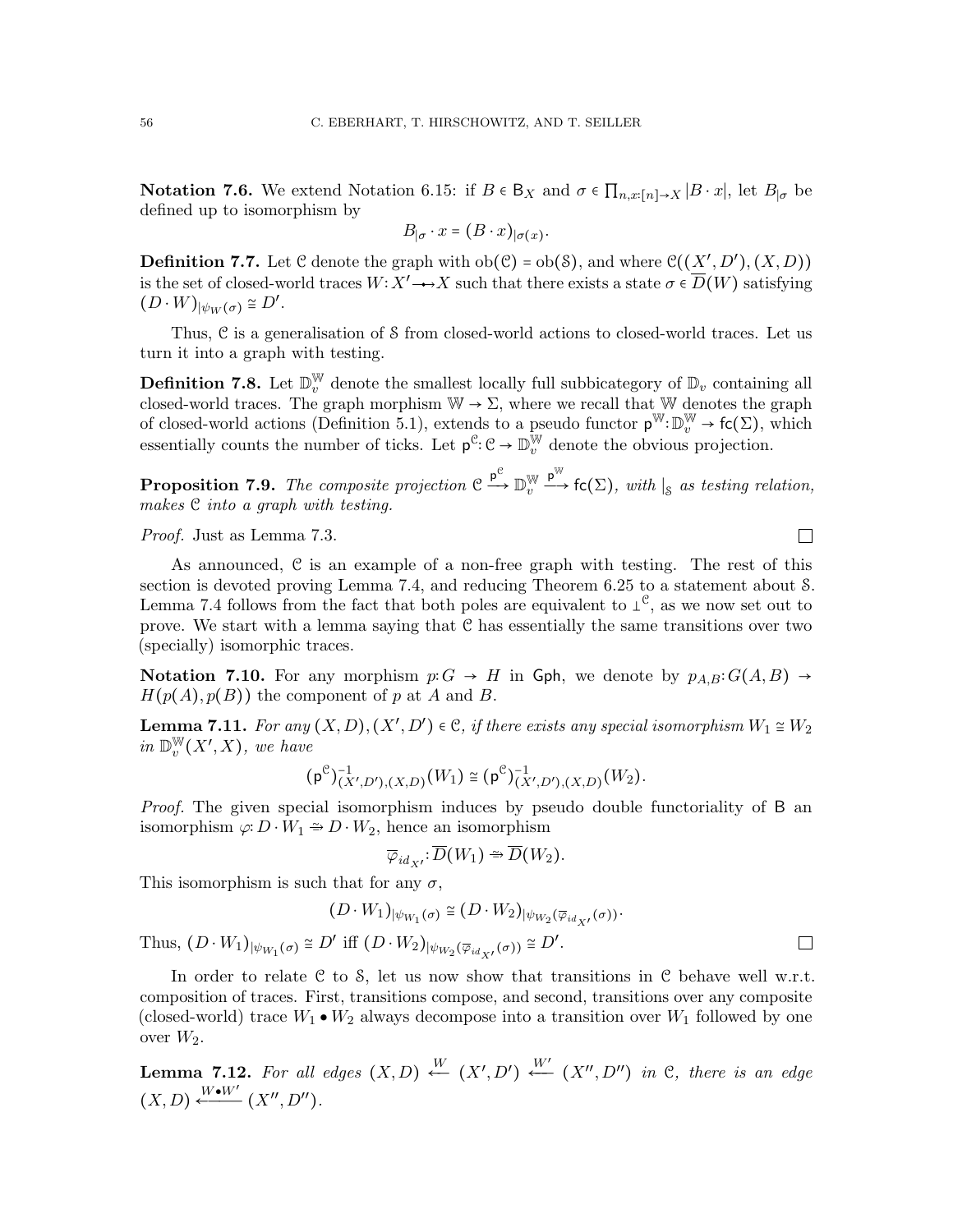**Notation 7.6.** We extend Notation 6.15: if $B \in \mathsf{B}_X$ and $\sigma \in \prod_{n,x:[n]\to X} |B \cdot x|$, let $B_{|\sigma}$ be defined up to isomorphism by

$$B_{|\sigma} \cdot x = (B \cdot x)_{|\sigma(x)}.$$

**Definition 7.7.** Let $\mathcal{C}$ denote the graph with $\mathrm{ob}(\mathcal{C}) = \mathrm{ob}(\mathcal{S})$, and where $\mathcal{C}((X', D'), (X, D))$ is the set of closed-world traces $W: X' \rightarrow\!\!\!\!\rightarrow X$ such that there exists a state $\sigma \in \overline{D}(W)$ satisfying $(D \cdot W)_{|\psi_W(\sigma)} \cong D'$.

Thus, $\mathcal{C}$ is a generalisation of $\mathcal{S}$ from closed-world actions to closed-world traces. Let us turn it into a graph with testing.

**Definition 7.8.** Let $\mathbb{D}_v^{\mathbb{W}}$ denote the smallest locally full subbicategory of $\mathbb{D}_v$ containing all closed-world traces. The graph morphism $\mathbb{W} \to \Sigma$, where we recall that $\mathbb{W}$ denotes the graph of closed-world actions (Definition 5.1), extends to a pseudo functor $\mathsf{p}^{\mathbb{W}}: \mathbb{D}_v^{\mathbb{W}} \to \mathsf{fc}(\Sigma)$, which essentially counts the number of ticks. Let $\mathsf{p}^{\mathcal{C}}: \mathcal{C} \to \mathbb{D}_v^{\mathbb{W}}$ denote the obvious projection.

**Proposition 7.9.** *The composite projection* $\mathcal{C} \xrightarrow{\mathsf{p}^{\mathcal{C}}} \mathbb{D}_v^{\mathbb{W}} \xrightarrow{\mathsf{p}^{\mathbb{W}}} \mathsf{fc}(\Sigma)$*, with* $|_{\mathcal{S}}$ *as testing relation, makes* $\mathcal{C}$ *into a graph with testing.*

*Proof.* Just as Lemma 7.3. □

As announced, $\mathcal{C}$ is an example of a non-free graph with testing. The rest of this section is devoted proving Lemma 7.4, and reducing Theorem 6.25 to a statement about $\mathcal{S}$. Lemma 7.4 follows from the fact that both poles are equivalent to $\perp^{\mathcal{C}}$, as we now set out to prove. We start with a lemma saying that $\mathcal{C}$ has essentially the same transitions over two (specially) isomorphic traces.

**Notation 7.10.** For any morphism $p: G \to H$ in $\mathsf{Gph}$, we denote by $p_{A,B}: G(A, B) \to H(p(A), p(B))$ the component of $p$ at $A$ and $B$.

**Lemma 7.11.** *For any* $(X, D), (X', D') \in \mathcal{C}$*, if there exists any special isomorphism* $W_1 \cong W_2$ *in* $\mathbb{D}_v^{\mathbb{W}}(X', X)$*, we have*

$$(\mathsf{p}^{\mathcal{C}})^{-1}_{(X',D'),(X,D)}(W_1) \cong (\mathsf{p}^{\mathcal{C}})^{-1}_{(X',D'),(X,D)}(W_2).$$

*Proof.* The given special isomorphism induces by pseudo double functoriality of $\mathsf{B}$ an isomorphism $\varphi: D \cdot W_1 \Rightarrow D \cdot W_2$, hence an isomorphism

$$\overline{\varphi}_{id_{X'}}: \overline{D}(W_1) \Rightarrow \overline{D}(W_2).$$

This isomorphism is such that for any $\sigma$,

$$(D \cdot W_1)_{|\psi_{W_1}(\sigma)} \cong (D \cdot W_2)_{|\psi_{W_2}(\overline{\varphi}_{id_{X'}}(\sigma))}.$$

Thus, $(D \cdot W_1)_{|\psi_{W_1}(\sigma)} \cong D'$ iff $(D \cdot W_2)_{|\psi_{W_2}(\overline{\varphi}_{id_{X'}}(\sigma))} \cong D'$. □

In order to relate $\mathcal{C}$ to $\mathcal{S}$, let us now show that transitions in $\mathcal{C}$ behave well w.r.t. composition of traces. First, transitions compose, and second, transitions over any composite (closed-world) trace $W_1 \bullet W_2$ always decompose into a transition over $W_1$ followed by one over $W_2$.

**Lemma 7.12.** *For all edges* $(X, D) \xleftarrow{W} (X', D') \xleftarrow{W'} (X'', D'')$ *in* $\mathcal{C}$*, there is an edge* $(X, D) \xleftarrow{W \bullet W'} (X'', D'')$.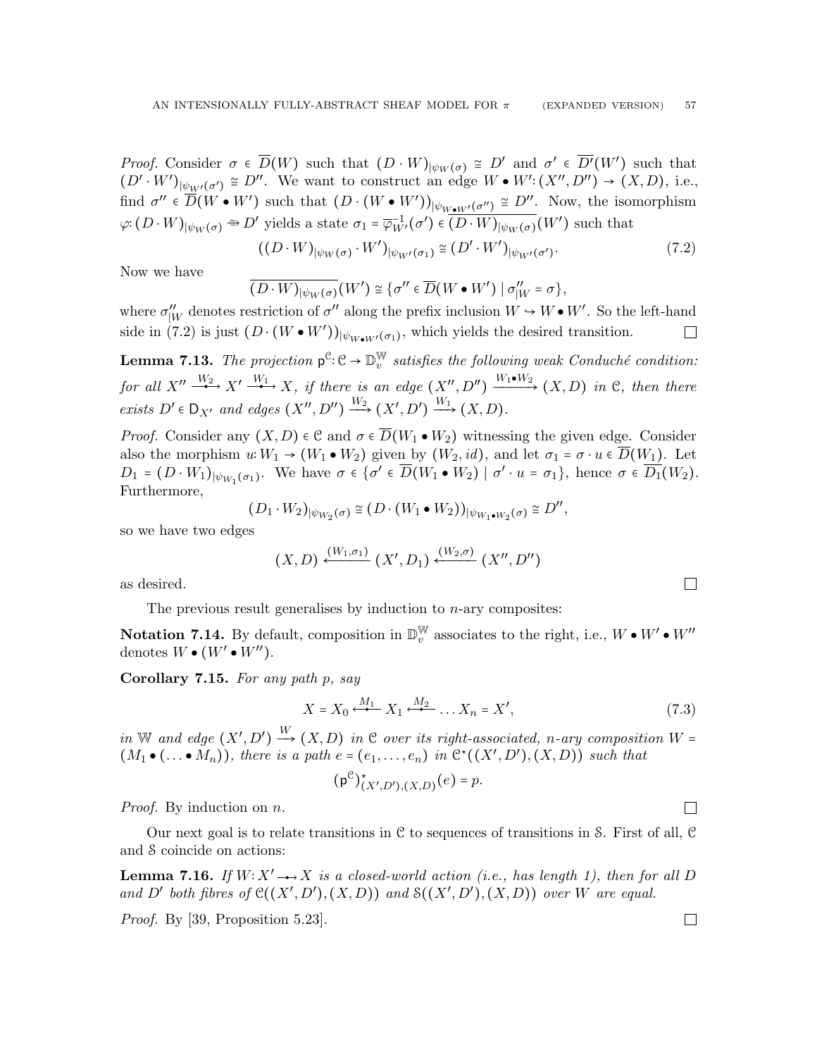*Proof.* Consider $\sigma \in \overline{D}(W)$ such that $(D \cdot W)_{|\psi_W(\sigma)} \cong D'$ and $\sigma' \in \overline{D'}(W')$ such that $(D' \cdot W')_{|\psi_{W'}(\sigma')} \cong D''$. We want to construct an edge $W \bullet W' : (X'', D'') \to (X, D)$, i.e., find $\sigma'' \in \overline{D}(W \bullet W')$ such that $(D \cdot (W \bullet W'))_{|\psi_{W \bullet W'}(\sigma'')} \cong D''$. Now, the isomorphism $\varphi : (D \cdot W)_{|\psi_W(\sigma)} \Rightarrow D'$ yields a state $\sigma_1 = \overline{\varphi}^{-1}_{W'}(\sigma') \in \overline{(D \cdot W)_{|\psi_W(\sigma)}}(W')$ such that

$$((D \cdot W)_{|\psi_W(\sigma)} \cdot W')_{|\psi_{W'}(\sigma_1)} \cong (D' \cdot W')_{|\psi_{W'}(\sigma')}. \tag{7.2}$$

Now we have

$$\overline{(D \cdot W)_{|\psi_W(\sigma)}}(W') \cong \{\sigma'' \in \overline{D}(W \bullet W') \mid \sigma''_{|W} = \sigma\},$$

where $\sigma''_{|W}$ denotes restriction of $\sigma''$ along the prefix inclusion $W \hookrightarrow W \bullet W'$. So the left-hand side in (7.2) is just $(D \cdot (W \bullet W'))_{|\psi_{W \bullet W'}(\sigma_1)}$, which yields the desired transition. $\square$

**Lemma 7.13.** *The projection $\mathsf{p}^{\mathcal{C}} : \mathcal{C} \to \mathbb{D}^{\mathbb{W}}_v$ satisfies the following weak Conduché condition: for all $X'' \xrightarrow{W_2} X' \xrightarrow{W_1} X$, if there is an edge $(X'', D'') \xrightarrow{W_1 \bullet W_2} (X, D)$ in $\mathcal{C}$, then there exists $D' \in \mathsf{D}_{X'}$ and edges $(X'', D'') \xrightarrow{W_2} (X', D') \xrightarrow{W_1} (X, D)$.*

*Proof.* Consider any $(X, D) \in \mathcal{C}$ and $\sigma \in \overline{D}(W_1 \bullet W_2)$ witnessing the given edge. Consider also the morphism $u : W_1 \to (W_1 \bullet W_2)$ given by $(W_2, id)$, and let $\sigma_1 = \sigma \cdot u \in \overline{D}(W_1)$. Let $D_1 = (D \cdot W_1)_{|\psi_{W_1}(\sigma_1)}$. We have $\sigma \in \{\sigma' \in \overline{D}(W_1 \bullet W_2) \mid \sigma' \cdot u = \sigma_1\}$, hence $\sigma \in \overline{D_1}(W_2)$. Furthermore,

$$(D_1 \cdot W_2)_{|\psi_{W_2}(\sigma)} \cong (D \cdot (W_1 \bullet W_2))_{|\psi_{W_1 \bullet W_2}(\sigma)} \cong D'',$$

so we have two edges

$$(X, D) \xleftarrow{(W_1, \sigma_1)} (X', D_1) \xleftarrow{(W_2, \sigma)} (X'', D'')$$

as desired. $\square$

The previous result generalises by induction to $n$-ary composites:

**Notation 7.14.** By default, composition in $\mathbb{D}^{\mathbb{W}}_v$ associates to the right, i.e., $W \bullet W' \bullet W''$ denotes $W \bullet (W' \bullet W'')$.

**Corollary 7.15.** *For any path $p$, say*

$$X = X_0 \overset{M_1}{\longleftarrow\!\!\bullet} X_1 \overset{M_2}{\longleftarrow\!\!\bullet} \ldots X_n = X', \tag{7.3}$$

*in $\mathbb{W}$ and edge $(X', D') \xrightarrow{W} (X, D)$ in $\mathcal{C}$ over its right-associated, $n$-ary composition $W = (M_1 \bullet (\ldots \bullet M_n))$, there is a path $e = (e_1, \ldots, e_n)$ in $\mathcal{C}^\star((X', D'), (X, D))$ such that*

$$(\mathsf{p}^{\mathcal{C}})^\star_{(X', D'), (X, D)}(e) = p.$$

*Proof.* By induction on $n$. $\square$

Our next goal is to relate transitions in $\mathcal{C}$ to sequences of transitions in $\mathcal{S}$. First of all, $\mathcal{C}$ and $\mathcal{S}$ coincide on actions:

**Lemma 7.16.** *If $W : X' \twoheadrightarrow X$ is a closed-world action (i.e., has length 1), then for all $D$ and $D'$ both fibres of $\mathcal{C}((X', D'), (X, D))$ and $\mathcal{S}((X', D'), (X, D))$ over $W$ are equal.*

*Proof.* By [39, Proposition 5.23]. $\square$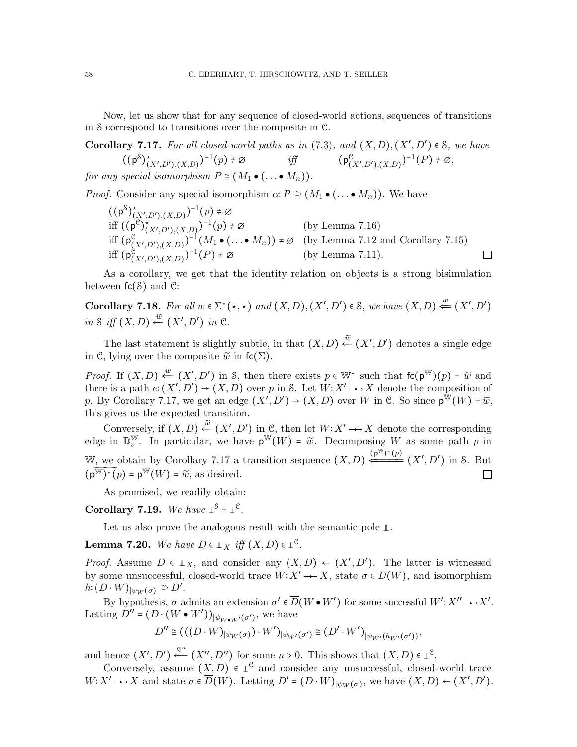Now, let us show that for any sequence of closed-world actions, sequences of transitions in $\mathcal{S}$ correspond to transitions over the composite in $\mathcal{C}$.

**Corollary 7.17.** *For all closed-world paths as in (7.3), and $(X,D),(X',D') \in \mathcal{S}$, we have*

$$((\mathsf{p}^{\mathcal{S}})^{\star}_{(X',D'),(X,D)})^{-1}(p) \neq \varnothing \qquad \textit{iff} \qquad (\mathsf{p}^{\mathcal{C}}_{(X',D'),(X,D)})^{-1}(P) \neq \varnothing,$$

*for any special isomorphism $P \cong (M_1 \bullet (\ldots \bullet M_n))$.*

*Proof.* Consider any special isomorphism $\alpha: P \xrightarrow{\simeq} (M_1 \bullet (\ldots \bullet M_n))$. We have

$$
\begin{array}{ll}
((\mathsf{p}^{\mathcal{S}})^{\star}_{(X',D'),(X,D)})^{-1}(p) \neq \varnothing & \\
\text{iff } ((\mathsf{p}^{\mathcal{C}})^{\star}_{(X',D'),(X,D)})^{-1}(p) \neq \varnothing & \text{(by Lemma 7.16)} \\
\text{iff } (\mathsf{p}^{\mathcal{C}}_{(X',D'),(X,D)})^{-1}(M_1 \bullet (\ldots \bullet M_n)) \neq \varnothing & \text{(by Lemma 7.12 and Corollary 7.15)} \\
\text{iff } (\mathsf{p}^{\mathcal{C}}_{(X',D'),(X,D)})^{-1}(P) \neq \varnothing & \text{(by Lemma 7.11).}
\end{array}
$$

□

As a corollary, we get that the identity relation on objects is a strong bisimulation between $\mathsf{fc}(\mathcal{S})$ and $\mathcal{C}$:

**Corollary 7.18.** *For all $w \in \Sigma^{\star}(\star,\star)$ and $(X,D),(X',D') \in \mathcal{S}$, we have $(X,D) \overset{w}{\Longleftarrow} (X',D')$ in $\mathcal{S}$ iff $(X,D) \overset{\widetilde{w}}{\longleftarrow} (X',D')$ in $\mathcal{C}$.*

The last statement is slightly subtle, in that $(X,D) \overset{\widetilde{w}}{\longleftarrow} (X',D')$ denotes a single edge in $\mathcal{C}$, lying over the composite $\widetilde{w}$ in $\mathsf{fc}(\Sigma)$.

*Proof.* If $(X,D) \overset{w}{\Longleftarrow} (X',D')$ in $\mathcal{S}$, then there exists $p \in \mathbb{W}^{\star}$ such that $\mathsf{fc}(\mathsf{p}^{\mathbb{W}})(p) = \widetilde{w}$ and there is a path $e: (X',D') \to (X,D)$ over $p$ in $\mathcal{S}$. Let $W: X' \twoheadrightarrow X$ denote the composition of $p$. By Corollary 7.17, we get an edge $(X',D') \to (X,D)$ over $W$ in $\mathcal{C}$. So since $\mathsf{p}^{\mathbb{W}}(W) = \widetilde{w}$, this gives us the expected transition.

Conversely, if $(X,D) \overset{\widetilde{w}}{\longleftarrow} (X',D')$ in $\mathcal{C}$, then let $W: X' \twoheadrightarrow X$ denote the corresponding edge in $\mathbb{D}^{\mathbb{W}}_{v}$. In particular, we have $\mathsf{p}^{\mathbb{W}}(W) = \widetilde{w}$. Decomposing $W$ as some path $p$ in $\mathbb{W}$, we obtain by Corollary 7.17 a transition sequence $(X,D) \overset{(\mathsf{p}^{\mathbb{W}})^{\star}(p)}{\Longleftarrow} (X',D')$ in $\mathcal{S}$. But $\widetilde{(\mathsf{p}^{\mathbb{W}})^{\star}(p)} = \mathsf{p}^{\mathbb{W}}(W) = \widetilde{w}$, as desired. □

As promised, we readily obtain:

**Corollary 7.19.** *We have $\bot^{\mathcal{S}} = \bot^{\mathcal{C}}$.*

Let us also prove the analogous result with the semantic pole $\perp\!\!\!\perp$.

**Lemma 7.20.** *We have $D \in \perp\!\!\!\perp_X$ iff $(X,D) \in \bot^{\mathcal{C}}$.*

*Proof.* Assume $D \in \perp\!\!\!\perp_X$, and consider any $(X,D) \leftarrow (X',D')$. The latter is witnessed by some unsuccessful, closed-world trace $W: X' \twoheadrightarrow X$, state $\sigma \in \overline{D}(W)$, and isomorphism $h: (D \cdot W)_{|\psi_W(\sigma)} \xrightarrow{\simeq} D'$.

By hypothesis, $\sigma$ admits an extension $\sigma' \in \overline{D}(W \bullet W')$ for some successful $W': X'' \twoheadrightarrow X'$. Letting $D'' = (D \cdot (W \bullet W'))_{|\psi_{W \bullet W'}(\sigma')}$, we have

$$D'' \cong (((D \cdot W)_{|\psi_W(\sigma)}) \cdot W')_{|\psi_{W'}(\sigma')} \cong (D' \cdot W')_{|\psi_{W'}(\overline{h}_{W'}(\sigma'))},$$

and hence $(X',D') \overset{\heartsuit^n}{\longleftarrow} (X'',D'')$ for some $n > 0$. This shows that $(X,D) \in \bot^{\mathcal{C}}$.

Conversely, assume $(X,D) \in \bot^{\mathcal{C}}$ and consider any unsuccessful, closed-world trace $W: X' \twoheadrightarrow X$ and state $\sigma \in \overline{D}(W)$. Letting $D' = (D \cdot W)_{|\psi_W(\sigma)}$, we have $(X,D) \leftarrow (X',D')$.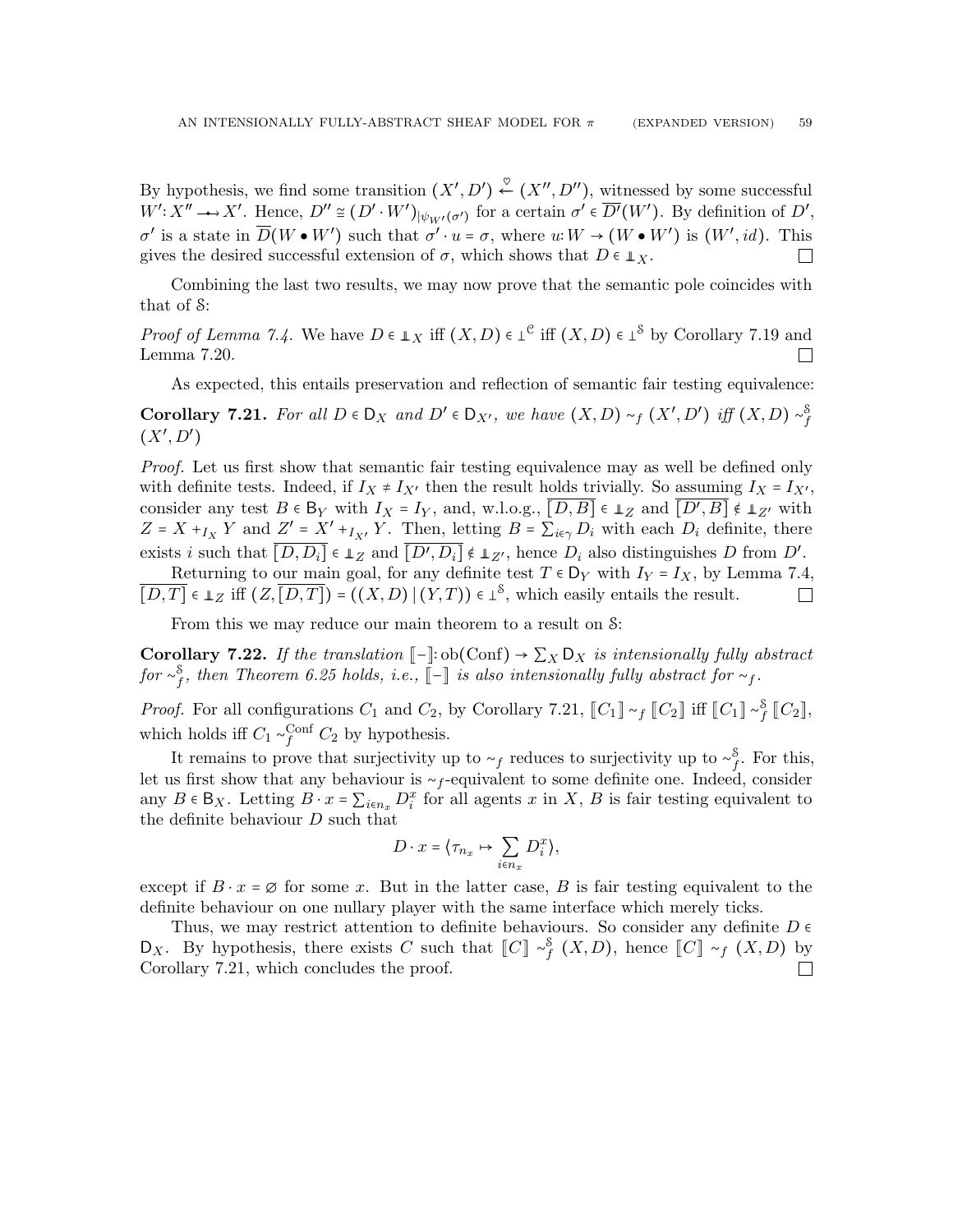By hypothesis, we find some transition $(X', D') \xleftarrow{\heartsuit} (X'', D'')$, witnessed by some successful $W' \colon X'' \multimap X'$. Hence, $D'' \cong (D' \cdot W')_{|\psi_{W'}(\sigma')}$ for a certain $\sigma' \in \overline{D'}(W')$. By definition of $D'$, $\sigma'$ is a state in $\overline{D}(W \bullet W')$ such that $\sigma' \cdot u = \sigma$, where $u \colon W \to (W \bullet W')$ is $(W', id)$. This gives the desired successful extension of $\sigma$, which shows that $D \in \Perp_X$. □

Combining the last two results, we may now prove that the semantic pole coincides with that of $\mathcal{S}$:

*Proof of Lemma 7.4.* We have $D \in \Perp_X$ iff $(X, D) \in \bot^{\mathcal{C}}$ iff $(X, D) \in \bot^{\mathcal{S}}$ by Corollary 7.19 and Lemma 7.20. □

As expected, this entails preservation and reflection of semantic fair testing equivalence:

**Corollary 7.21.** *For all $D \in \mathsf{D}_X$ and $D' \in \mathsf{D}_{X'}$, we have $(X, D) \sim_f (X', D')$ iff $(X, D) \sim_f^{\mathcal{S}} (X', D')$*

*Proof.* Let us first show that semantic fair testing equivalence may as well be defined only with definite tests. Indeed, if $I_X \neq I_{X'}$ then the result holds trivially. So assuming $I_X = I_{X'}$, consider any test $B \in \mathsf{B}_Y$ with $I_X = I_Y$, and, w.l.o.g., $\overline{[D, B]} \in \Perp_Z$ and $\overline{[D', B]} \notin \Perp_{Z'}$ with $Z = X +_{I_X} Y$ and $Z' = X' +_{I_{X'}} Y$. Then, letting $B = \sum_{i \in \gamma} D_i$ with each $D_i$ definite, there exists $i$ such that $\overline{[D, D_i]} \in \Perp_Z$ and $\overline{[D', D_i]} \notin \Perp_{Z'}$, hence $D_i$ also distinguishes $D$ from $D'$.

Returning to our main goal, for any definite test $T \in \mathsf{D}_Y$ with $I_Y = I_X$, by Lemma 7.4, $\overline{[D, T]} \in \Perp_Z$ iff $(Z, \overline{[D, T]}) = ((X, D) \mid (Y, T)) \in \bot^{\mathcal{S}}$, which easily entails the result. □

From this we may reduce our main theorem to a result on $\mathcal{S}$:

**Corollary 7.22.** *If the translation $[\![-]\!] \colon \mathrm{ob}(\mathrm{Conf}) \to \sum_X \mathsf{D}_X$ is intensionally fully abstract for $\sim_f^{\mathcal{S}}$, then Theorem 6.25 holds, i.e., $[\![-]\!]$ is also intensionally fully abstract for $\sim_f$.*

*Proof.* For all configurations $C_1$ and $C_2$, by Corollary 7.21, $[\![C_1]\!] \sim_f [\![C_2]\!]$ iff $[\![C_1]\!] \sim_f^{\mathcal{S}} [\![C_2]\!]$, which holds iff $C_1 \sim_f^{\mathrm{Conf}} C_2$ by hypothesis.

It remains to prove that surjectivity up to $\sim_f$ reduces to surjectivity up to $\sim_f^{\mathcal{S}}$. For this, let us first show that any behaviour is $\sim_f$-equivalent to some definite one. Indeed, consider any $B \in \mathsf{B}_X$. Letting $B \cdot x = \sum_{i \in n_x} D_i^x$ for all agents $x$ in $X$, $B$ is fair testing equivalent to the definite behaviour $D$ such that

$$D \cdot x = \langle \tau_{n_x} \mapsto \sum_{i \in n_x} D_i^x \rangle,$$

except if $B \cdot x = \varnothing$ for some $x$. But in the latter case, $B$ is fair testing equivalent to the definite behaviour on one nullary player with the same interface which merely ticks.

Thus, we may restrict attention to definite behaviours. So consider any definite $D \in \mathsf{D}_X$. By hypothesis, there exists $C$ such that $[\![C]\!] \sim_f^{\mathcal{S}} (X, D)$, hence $[\![C]\!] \sim_f (X, D)$ by Corollary 7.21, which concludes the proof. □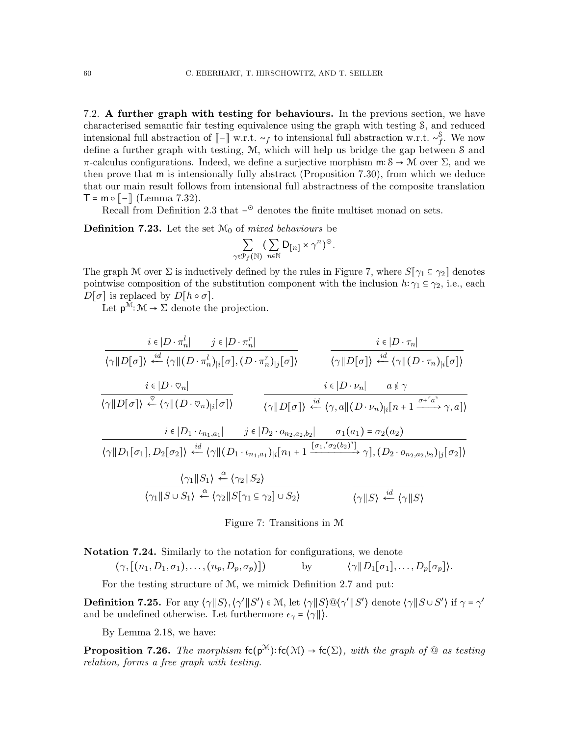7.2. **A further graph with testing for behaviours.** In the previous section, we have characterised semantic fair testing equivalence using the graph with testing $\mathcal{S}$, and reduced intensional full abstraction of $[\![-]\!]$ w.r.t. $\sim_f$ to intensional full abstraction w.r.t. $\sim_f^{\mathcal{S}}$. We now define a further graph with testing, $\mathcal{M}$, which will help us bridge the gap between $\mathcal{S}$ and $\pi$-calculus configurations. Indeed, we define a surjective morphism $\mathsf{m}\colon \mathcal{S} \to \mathcal{M}$ over $\Sigma$, and we then prove that $\mathsf{m}$ is intensionally fully abstract (Proposition 7.30), from which we deduce that our main result follows from intensional full abstractness of the composite translation $\mathsf{T} = \mathsf{m} \circ [\![-]\!]$ (Lemma 7.32).

Recall from Definition 2.3 that $-^{\odot}$ denotes the finite multiset monad on sets.

**Definition 7.23.** Let the set $\mathcal{M}_0$ of *mixed behaviours* be

$$\sum_{\gamma \in \mathcal{P}_f(\mathbb{N})} \big(\sum_{n \in \mathbb{N}} \mathsf{D}_{[n]} \times \gamma^n\big)^{\odot}.$$

The graph $\mathcal{M}$ over $\Sigma$ is inductively defined by the rules in Figure 7, where $S[\gamma_1 \subseteq \gamma_2]$ denotes pointwise composition of the substitution component with the inclusion $h\colon \gamma_1 \subseteq \gamma_2$, i.e., each $D[\sigma]$ is replaced by $D[h \circ \sigma]$.

Let $\mathsf{p}^{\mathcal{M}}\colon \mathcal{M} \to \Sigma$ denote the projection.

$$\frac{i \in |D \cdot \pi_n^l| \qquad j \in |D \cdot \pi_n^r|}{\langle \gamma \| D[\sigma] \rangle \xleftarrow{id} \langle \gamma \| (D \cdot \pi_n^l)_{|i}[\sigma], (D \cdot \pi_n^r)_{|j}[\sigma] \rangle} \qquad \frac{i \in |D \cdot \tau_n|}{\langle \gamma \| D[\sigma] \rangle \xleftarrow{id} \langle \gamma \| (D \cdot \tau_n)_{|i}[\sigma] \rangle}$$

$$\frac{i \in |D \cdot \heartsuit_n|}{\langle \gamma \| D[\sigma] \rangle \xleftarrow{\heartsuit} \langle \gamma \| (D \cdot \heartsuit_n)_{|i}[\sigma] \rangle} \qquad \frac{i \in |D \cdot \nu_n| \qquad a \notin \gamma}{\langle \gamma \| D[\sigma] \rangle \xleftarrow{id} \langle \gamma, a \| (D \cdot \nu_n)_{|i}[n+1 \xrightarrow{\sigma + \ulcorner a \urcorner} \gamma, a] \rangle}$$

$$\frac{i \in |D_1 \cdot \iota_{n_1,a_1}| \qquad j \in |D_2 \cdot o_{n_2,a_2,b_2}| \qquad \sigma_1(a_1) = \sigma_2(a_2)}{\langle \gamma \| D_1[\sigma_1], D_2[\sigma_2] \rangle \xleftarrow{id} \langle \gamma \| (D_1 \cdot \iota_{n_1,a_1})_{|i}[n_1 + 1 \xrightarrow{[\sigma_1, \ulcorner \sigma_2(b_2) \urcorner]} \gamma], (D_2 \cdot o_{n_2,a_2,b_2})_{|j}[\sigma_2] \rangle}$$

$$\frac{\langle \gamma_1 \| S_1 \rangle \xleftarrow{\alpha} \langle \gamma_2 \| S_2 \rangle}{\langle \gamma_1 \| S \cup S_1 \rangle \xleftarrow{\alpha} \langle \gamma_2 \| S[\gamma_1 \subseteq \gamma_2] \cup S_2 \rangle} \qquad \frac{}{\langle \gamma \| S \rangle \xleftarrow{id} \langle \gamma \| S \rangle}$$

Figure 7: Transitions in $\mathcal{M}$

**Notation 7.24.** Similarly to the notation for configurations, we denote

$$(\gamma, [(n_1, D_1, \sigma_1), \ldots, (n_p, D_p, \sigma_p)]) \qquad \text{by} \qquad \langle \gamma \| D_1[\sigma_1], \ldots, D_p[\sigma_p] \rangle.$$

For the testing structure of $\mathcal{M}$, we mimick Definition 2.7 and put:

**Definition 7.25.** For any $\langle \gamma \| S \rangle, \langle \gamma' \| S' \rangle \in \mathcal{M}$, let $\langle \gamma \| S \rangle @ \langle \gamma' \| S' \rangle$ denote $\langle \gamma \| S \cup S' \rangle$ if $\gamma = \gamma'$ and be undefined otherwise. Let furthermore $\epsilon_\gamma = \langle \gamma \| \rangle$.

By Lemma 2.18, we have:

**Proposition 7.26.** *The morphism $\mathsf{fc}(\mathsf{p}^{\mathcal{M}})\colon \mathsf{fc}(\mathcal{M}) \to \mathsf{fc}(\Sigma)$, with the graph of @ as testing relation, forms a free graph with testing.*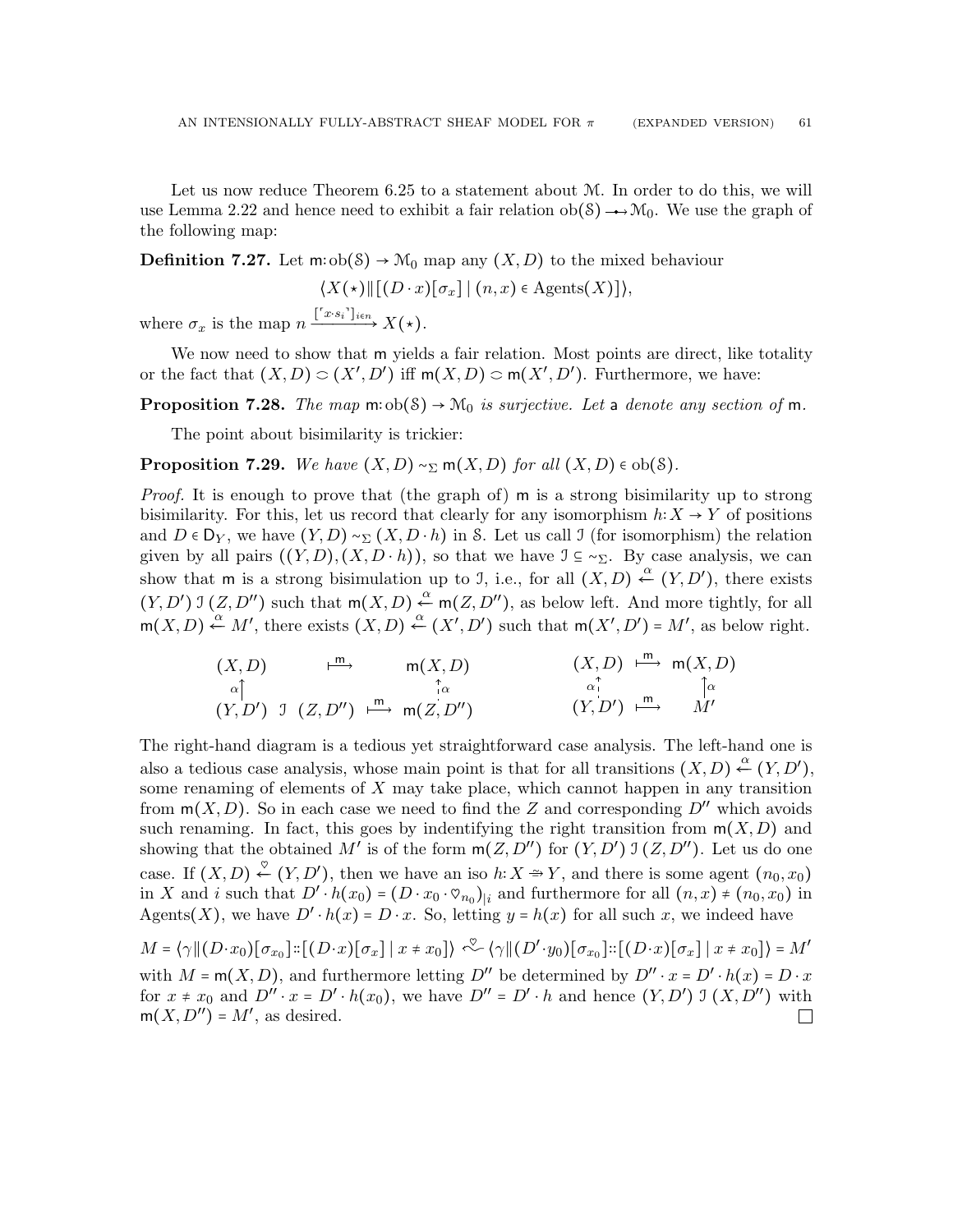Let us now reduce Theorem 6.25 to a statement about $\mathcal{M}$. In order to do this, we will use Lemma 2.22 and hence need to exhibit a fair relation $\mathrm{ob}(\mathbb{S}) \twoheadrightarrow \mathcal{M}_0$. We use the graph of the following map:

**Definition 7.27.** Let $\mathsf{m}\colon \mathrm{ob}(\mathbb{S}) \to \mathcal{M}_0$ map any $(X, D)$ to the mixed behaviour

$$\langle X(\star) \| [(D \cdot x)[\sigma_x] \mid (n, x) \in \mathrm{Agents}(X)] \rangle,$$

where $\sigma_x$ is the map $n \xrightarrow{[\ulcorner x \cdot s_i \urcorner]_{i \in n}} X(\star)$.

We now need to show that $\mathsf{m}$ yields a fair relation. Most points are direct, like totality or the fact that $(X, D) \circ (X', D')$ iff $\mathsf{m}(X, D) \circ \mathsf{m}(X', D')$. Furthermore, we have:

**Proposition 7.28.** *The map* $\mathsf{m}\colon \mathrm{ob}(\mathbb{S}) \to \mathcal{M}_0$ *is surjective. Let* $\mathsf{a}$ *denote any section of* $\mathsf{m}$.

The point about bisimilarity is trickier:

**Proposition 7.29.** *We have* $(X, D) \sim_\Sigma \mathsf{m}(X, D)$ *for all* $(X, D) \in \mathrm{ob}(\mathbb{S})$.

*Proof.* It is enough to prove that (the graph of) $\mathsf{m}$ is a strong bisimilarity up to strong bisimilarity. For this, let us record that clearly for any isomorphism $h\colon X \to Y$ of positions and $D \in \mathsf{D}_Y$, we have $(Y, D) \sim_\Sigma (X, D \cdot h)$ in $\mathbb{S}$. Let us call $\mathcal{I}$ (for isomorphism) the relation given by all pairs $((Y, D), (X, D \cdot h))$, so that we have $\mathcal{I} \subseteq \sim_\Sigma$. By case analysis, we can show that $\mathsf{m}$ is a strong bisimulation up to $\mathcal{I}$, i.e., for all $(X, D) \xleftarrow{\alpha} (Y, D')$, there exists $(Y, D')\, \mathcal{I}\, (Z, D'')$ such that $\mathsf{m}(X, D) \xleftarrow{\alpha} \mathsf{m}(Z, D'')$, as below left. And more tightly, for all $\mathsf{m}(X, D) \xleftarrow{\alpha} M'$, there exists $(X, D) \xleftarrow{\alpha} (X', D')$ such that $\mathsf{m}(X', D') = M'$, as below right.

$$\begin{array}{ccccc} (X, D) & & \overset{\mathsf{m}}{\longmapsto} & & \mathsf{m}(X, D) \\ \alpha\uparrow & & & & \uparrow\alpha \\ (Y, D') & \mathcal{I} & (Z, D'') & \overset{\mathsf{m}}{\longmapsto} & \mathsf{m}(Z, D'') \end{array} \qquad \begin{array}{ccc} (X, D) & \overset{\mathsf{m}}{\longmapsto} & \mathsf{m}(X, D) \\ \alpha\uparrow & & \uparrow\alpha \\ (Y, D') & \overset{\mathsf{m}}{\longmapsto} & M' \end{array}$$

The right-hand diagram is a tedious yet straightforward case analysis. The left-hand one is also a tedious case analysis, whose main point is that for all transitions $(X, D) \xleftarrow{\alpha} (Y, D')$, some renaming of elements of $X$ may take place, which cannot happen in any transition from $\mathsf{m}(X, D)$. So in each case we need to find the $Z$ and corresponding $D''$ which avoids such renaming. In fact, this goes by indentifying the right transition from $\mathsf{m}(X, D)$ and showing that the obtained $M'$ is of the form $\mathsf{m}(Z, D'')$ for $(Y, D')\, \mathcal{I}\, (Z, D'')$. Let us do one case. If $(X, D) \xleftarrow{\heartsuit} (Y, D')$, then we have an iso $h\colon X \cong Y$, and there is some agent $(n_0, x_0)$ in $X$ and $i$ such that $D' \cdot h(x_0) = (D \cdot x_0 \cdot \heartsuit_{n_0})_{|i}$ and furthermore for all $(n, x) \neq (n_0, x_0)$ in $\mathrm{Agents}(X)$, we have $D' \cdot h(x) = D \cdot x$. So, letting $y = h(x)$ for all such $x$, we indeed have

$$M = \langle \gamma \| (D \cdot x_0)[\sigma_{x_0}] :: [(D \cdot x)[\sigma_x] \mid x \neq x_0] \rangle \xleftarrow{\heartsuit} \langle \gamma \| (D' \cdot y_0)[\sigma_{x_0}] :: [(D \cdot x)[\sigma_x] \mid x \neq x_0] \rangle = M'$$

with $M = \mathsf{m}(X, D)$, and furthermore letting $D''$ be determined by $D'' \cdot x = D' \cdot h(x) = D \cdot x$ for $x \neq x_0$ and $D'' \cdot x = D' \cdot h(x_0)$, we have $D'' = D' \cdot h$ and hence $(Y, D')\, \mathcal{I}\, (X, D'')$ with $\mathsf{m}(X, D'') = M'$, as desired. $\square$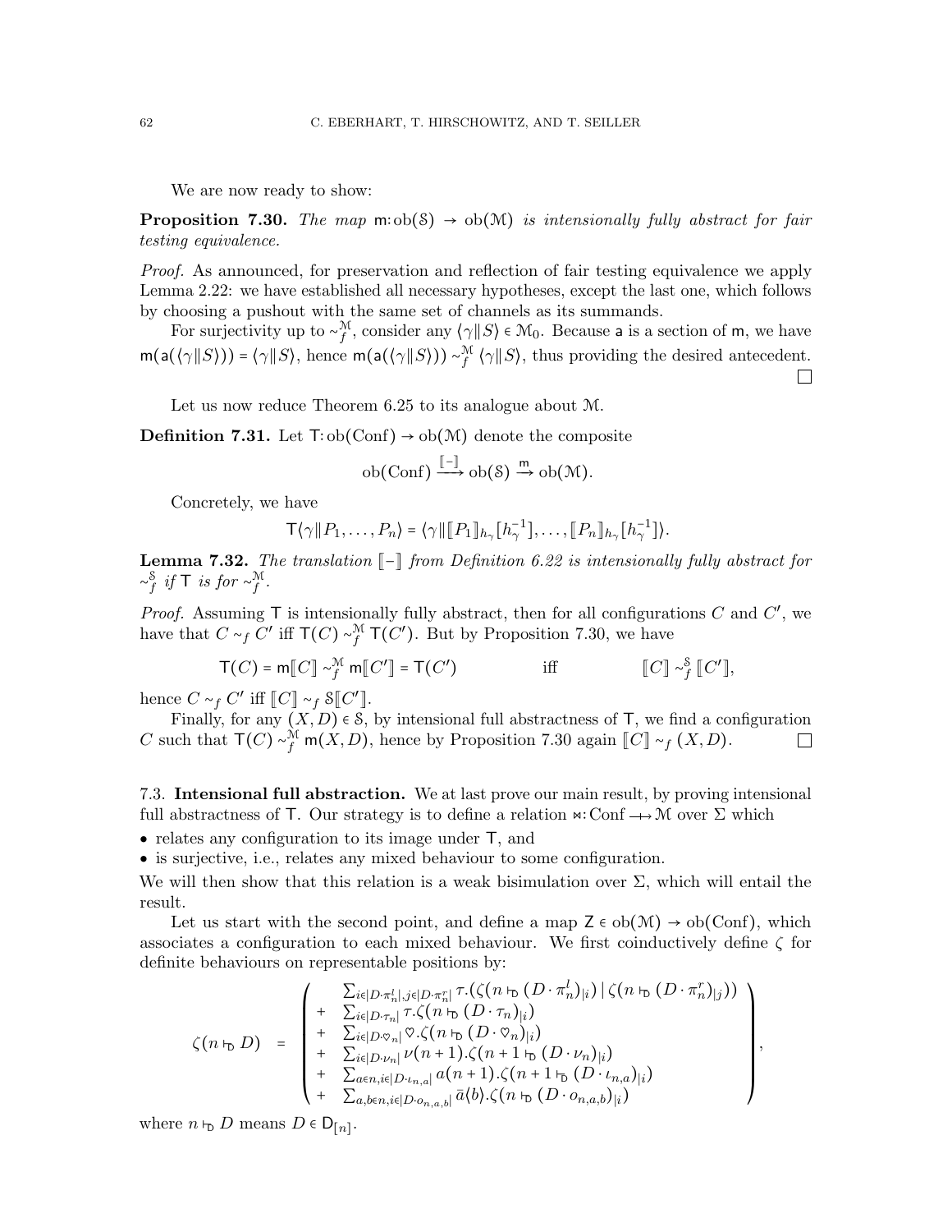We are now ready to show:

**Proposition 7.30.** *The map* $\mathsf{m}\colon \mathrm{ob}(\mathcal{S}) \to \mathrm{ob}(\mathcal{M})$ *is intensionally fully abstract for fair testing equivalence.*

*Proof.* As announced, for preservation and reflection of fair testing equivalence we apply Lemma 2.22: we have established all necessary hypotheses, except the last one, which follows by choosing a pushout with the same set of channels as its summands.

For surjectivity up to $\sim_f^{\mathcal{M}}$, consider any $\langle \gamma \| S \rangle \in \mathcal{M}_0$. Because $\mathsf{a}$ is a section of $\mathsf{m}$, we have $\mathsf{m}(\mathsf{a}(\langle \gamma \| S \rangle)) = \langle \gamma \| S \rangle$, hence $\mathsf{m}(\mathsf{a}(\langle \gamma \| S \rangle)) \sim_f^{\mathcal{M}} \langle \gamma \| S \rangle$, thus providing the desired antecedent. ☐

Let us now reduce Theorem 6.25 to its analogue about $\mathcal{M}$.

**Definition 7.31.** Let $\mathsf{T}\colon \mathrm{ob}(\mathrm{Conf}) \to \mathrm{ob}(\mathcal{M})$ denote the composite

$$\mathrm{ob}(\mathrm{Conf}) \xrightarrow{[\![-]\!]} \mathrm{ob}(\mathcal{S}) \xrightarrow{\mathsf{m}} \mathrm{ob}(\mathcal{M}).$$

Concretely, we have

$$\mathsf{T}\langle \gamma \| P_1, \ldots, P_n \rangle = \langle \gamma \| [\![P_1]\!]_{h_\gamma}[h_\gamma^{-1}], \ldots, [\![P_n]\!]_{h_\gamma}[h_\gamma^{-1}] \rangle.$$

**Lemma 7.32.** *The translation* $[\![-]\!]$ *from Definition 6.22 is intensionally fully abstract for* $\sim_f^{\mathcal{S}}$ *if* $\mathsf{T}$ *is for* $\sim_f^{\mathcal{M}}$.

*Proof.* Assuming $\mathsf{T}$ is intensionally fully abstract, then for all configurations $C$ and $C'$, we have that $C \sim_f C'$ iff $\mathsf{T}(C) \sim_f^{\mathcal{M}} \mathsf{T}(C')$. But by Proposition 7.30, we have

$$\mathsf{T}(C) = \mathsf{m}[\![C]\!] \sim_f^{\mathcal{M}} \mathsf{m}[\![C']\!] = \mathsf{T}(C') \qquad \text{iff} \qquad [\![C]\!] \sim_f^{\mathcal{S}} [\![C']\!],$$

hence $C \sim_f C'$ iff $[\![C]\!] \sim_f \mathcal{S}[\![C']\!]$.

Finally, for any $(X, D) \in \mathcal{S}$, by intensional full abstractness of $\mathsf{T}$, we find a configuration $C$ such that $\mathsf{T}(C) \sim_f^{\mathcal{M}} \mathsf{m}(X, D)$, hence by Proposition 7.30 again $[\![C]\!] \sim_f (X, D)$. ☐

### 7.3. Intensional full abstraction.

We at last prove our main result, by proving intensional full abstractness of $\mathsf{T}$. Our strategy is to define a relation $\ltimes\colon \mathrm{Conf} \relbar\!\!\!\mapsto \mathcal{M}$ over $\Sigma$ which

- relates any configuration to its image under $\mathsf{T}$, and
- is surjective, i.e., relates any mixed behaviour to some configuration.

We will then show that this relation is a weak bisimulation over $\Sigma$, which will entail the result.

Let us start with the second point, and define a map $\mathsf{Z} \in \mathrm{ob}(\mathcal{M}) \to \mathrm{ob}(\mathrm{Conf})$, which associates a configuration to each mixed behaviour. We first coinductively define $\zeta$ for definite behaviours on representable positions by:

$$\zeta(n \vdash_{\mathsf{D}} D) \quad = \quad \left( \begin{array}{ll} & \sum_{i \in |D \cdot \pi_n^l|, j \in |D \cdot \pi_n^r|} \tau.(\zeta(n \vdash_{\mathsf{D}} (D \cdot \pi_n^l)_{|i}) \mid \zeta(n \vdash_{\mathsf{D}} (D \cdot \pi_n^r)_{|j})) \\ + & \sum_{i \in |D \cdot \tau_n|} \tau.\zeta(n \vdash_{\mathsf{D}} (D \cdot \tau_n)_{|i}) \\ + & \sum_{i \in |D \cdot \heartsuit_n|} \heartsuit.\zeta(n \vdash_{\mathsf{D}} (D \cdot \heartsuit_n)_{|i}) \\ + & \sum_{i \in |D \cdot \nu_n|} \nu(n+1).\zeta(n+1 \vdash_{\mathsf{D}} (D \cdot \nu_n)_{|i}) \\ + & \sum_{a \in n, i \in |D \cdot \iota_{n,a}|} a(n+1).\zeta(n+1 \vdash_{\mathsf{D}} (D \cdot \iota_{n,a})_{|i}) \\ + & \sum_{a,b \in n, i \in |D \cdot o_{n,a,b}|} \bar{a}\langle b \rangle.\zeta(n \vdash_{\mathsf{D}} (D \cdot o_{n,a,b})_{|i}) \end{array} \right),$$

where $n \vdash_{\mathsf{D}} D$ means $D \in \mathsf{D}_{[n]}$.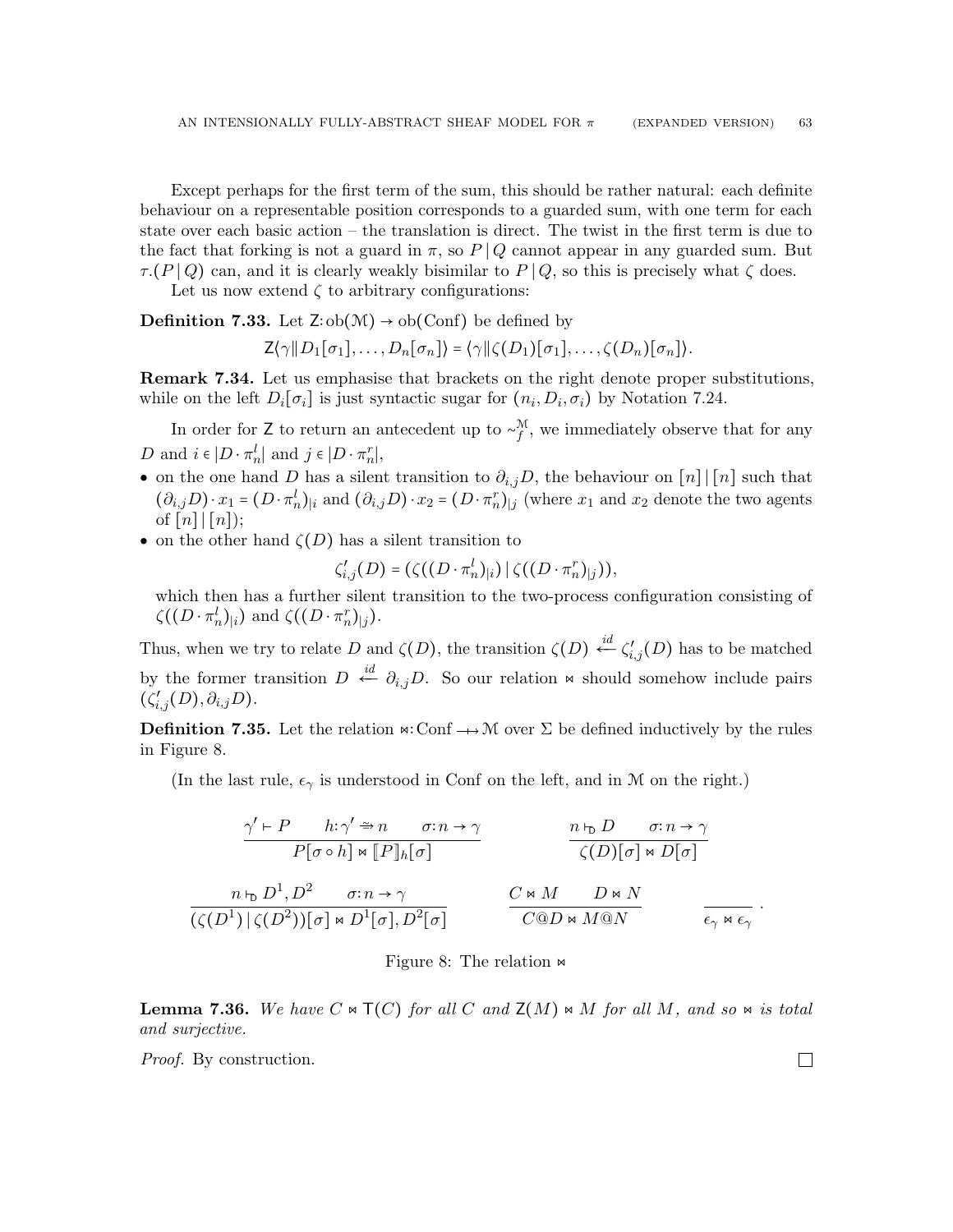Except perhaps for the first term of the sum, this should be rather natural: each definite behaviour on a representable position corresponds to a guarded sum, with one term for each state over each basic action – the translation is direct. The twist in the first term is due to the fact that forking is not a guard in $\pi$, so $P \mid Q$ cannot appear in any guarded sum. But $\tau.(P \mid Q)$ can, and it is clearly weakly bisimilar to $P \mid Q$, so this is precisely what $\zeta$ does.

Let us now extend $\zeta$ to arbitrary configurations:

**Definition 7.33.** Let $\mathsf{Z}\colon \mathrm{ob}(\mathcal{M}) \to \mathrm{ob}(\mathrm{Conf})$ be defined by

$$\mathsf{Z}\langle \gamma \| D_1[\sigma_1], \ldots, D_n[\sigma_n]\rangle = \langle \gamma \| \zeta(D_1)[\sigma_1], \ldots, \zeta(D_n)[\sigma_n]\rangle.$$

**Remark 7.34.** Let us emphasise that brackets on the right denote proper substitutions, while on the left $D_i[\sigma_i]$ is just syntactic sugar for $(n_i, D_i, \sigma_i)$ by Notation 7.24.

In order for $\mathsf{Z}$ to return an antecedent up to $\sim_f^{\mathcal{M}}$, we immediately observe that for any $D$ and $i \in |D \cdot \pi_n^l|$ and $j \in |D \cdot \pi_n^r|$,

- on the one hand $D$ has a silent transition to $\partial_{i,j} D$, the behaviour on $[n] \mid [n]$ such that $(\partial_{i,j} D) \cdot x_1 = (D \cdot \pi_n^l)_{|i}$ and $(\partial_{i,j} D) \cdot x_2 = (D \cdot \pi_n^r)_{|j}$ (where $x_1$ and $x_2$ denote the two agents of $[n] \mid [n]$);
- on the other hand $\zeta(D)$ has a silent transition to

$$\zeta'_{i,j}(D) = (\zeta((D \cdot \pi_n^l)_{|i}) \mid \zeta((D \cdot \pi_n^r)_{|j})),$$

  which then has a further silent transition to the two-process configuration consisting of $\zeta((D \cdot \pi_n^l)_{|i})$ and $\zeta((D \cdot \pi_n^r)_{|j})$.

Thus, when we try to relate $D$ and $\zeta(D)$, the transition $\zeta(D) \xleftarrow{id} \zeta'_{i,j}(D)$ has to be matched by the former transition $D \xleftarrow{id} \partial_{i,j} D$. So our relation $\bowtie$ should somehow include pairs $(\zeta'_{i,j}(D), \partial_{i,j} D)$.

**Definition 7.35.** Let the relation $\bowtie\colon \mathrm{Conf} \twoheadrightarrow \mathcal{M}$ over $\Sigma$ be defined inductively by the rules in Figure 8.

(In the last rule, $\epsilon_\gamma$ is understood in Conf on the left, and in $\mathcal{M}$ on the right.)

$$\frac{\gamma' \vdash P \qquad h\colon \gamma' \twoheadrightarrow n \qquad \sigma\colon n \to \gamma}{P[\sigma \circ h] \bowtie [\![P]\!]_h[\sigma]} \qquad \frac{n \vdash_{\mathsf{D}} D \qquad \sigma\colon n \to \gamma}{\zeta(D)[\sigma] \bowtie D[\sigma]}$$

$$\frac{n \vdash_{\mathsf{D}} D^1, D^2 \qquad \sigma\colon n \to \gamma}{(\zeta(D^1) \mid \zeta(D^2))[\sigma] \bowtie D^1[\sigma], D^2[\sigma]} \qquad \frac{C \bowtie M \qquad D \bowtie N}{C @ D \bowtie M @ N} \qquad \frac{}{\epsilon_\gamma \bowtie \epsilon_\gamma}\;.$$

Figure 8: The relation $\bowtie$

**Lemma 7.36.** *We have $C \bowtie \mathsf{T}(C)$ for all $C$ and $\mathsf{Z}(M) \bowtie M$ for all $M$, and so $\bowtie$ is total and surjective.*

*Proof.* By construction. ◻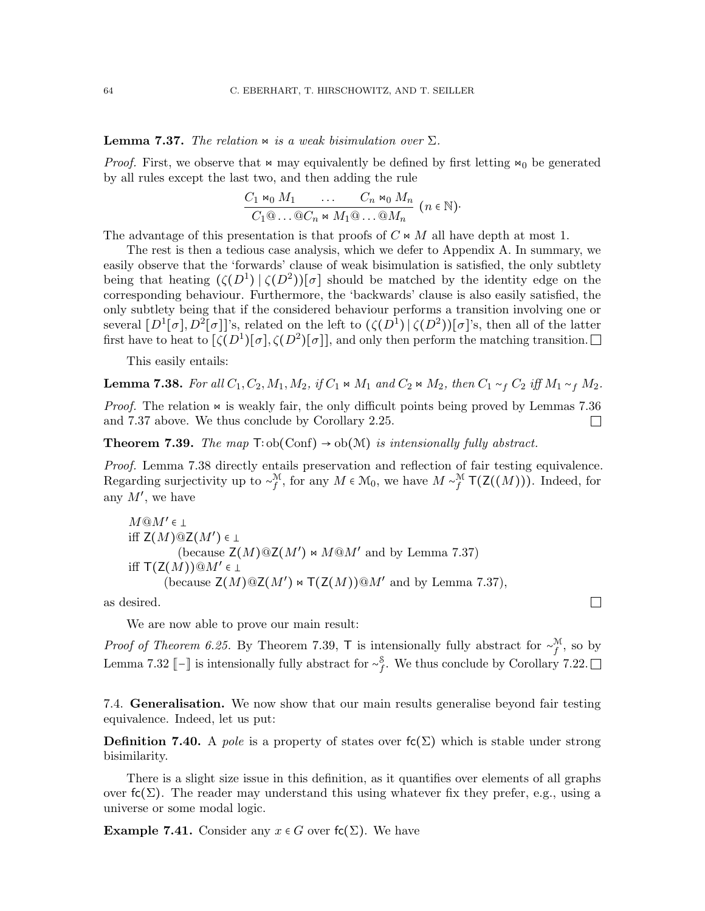**Lemma 7.37.** *The relation $\bowtie$ is a weak bisimulation over $\Sigma$.*

*Proof.* First, we observe that $\bowtie$ may equivalently be defined by first letting $\bowtie_0$ be generated by all rules except the last two, and then adding the rule

$$\frac{C_1 \bowtie_0 M_1 \qquad \ldots \qquad C_n \bowtie_0 M_n}{C_1 @ \ldots @ C_n \bowtie M_1 @ \ldots @ M_n} \ (n \in \mathbb{N}).$$

The advantage of this presentation is that proofs of $C \bowtie M$ all have depth at most 1.

The rest is then a tedious case analysis, which we defer to Appendix A. In summary, we easily observe that the 'forwards' clause of weak bisimulation is satisfied, the only subtlety being that heating $(\zeta(D^1) \mid \zeta(D^2))[\sigma]$ should be matched by the identity edge on the corresponding behaviour. Furthermore, the 'backwards' clause is also easily satisfied, the only subtlety being that if the considered behaviour performs a transition involving one or several $[D^1[\sigma], D^2[\sigma]]$'s, related on the left to $(\zeta(D^1) \mid \zeta(D^2))[\sigma]$'s, then all of the latter first have to heat to $[\zeta(D^1)[\sigma], \zeta(D^2)[\sigma]]$, and only then perform the matching transition. □

This easily entails:

**Lemma 7.38.** *For all $C_1, C_2, M_1, M_2$, if $C_1 \bowtie M_1$ and $C_2 \bowtie M_2$, then $C_1 \sim_f C_2$ iff $M_1 \sim_f M_2$.*

*Proof.* The relation $\bowtie$ is weakly fair, the only difficult points being proved by Lemmas 7.36 and 7.37 above. We thus conclude by Corollary 2.25. □

**Theorem 7.39.** *The map $\mathsf{T}\colon \mathrm{ob}(\mathrm{Conf}) \to \mathrm{ob}(\mathcal{M})$ is intensionally fully abstract.*

*Proof.* Lemma 7.38 directly entails preservation and reflection of fair testing equivalence. Regarding surjectivity up to $\sim_f^{\mathcal{M}}$, for any $M \in \mathcal{M}_0$, we have $M \sim_f^{\mathcal{M}} \mathsf{T}(\mathsf{Z}((M)))$. Indeed, for any $M'$, we have

$M @ M' \in \bot$
iff $\mathsf{Z}(M) @ \mathsf{Z}(M') \in \bot$
 (because $\mathsf{Z}(M) @ \mathsf{Z}(M') \bowtie M @ M'$ and by Lemma 7.37)
iff $\mathsf{T}(\mathsf{Z}(M)) @ M' \in \bot$
 (because $\mathsf{Z}(M) @ \mathsf{Z}(M') \bowtie \mathsf{T}(\mathsf{Z}(M)) @ M'$ and by Lemma 7.37),

as desired. □

We are now able to prove our main result:

*Proof of Theorem 6.25.* By Theorem 7.39, $\mathsf{T}$ is intensionally fully abstract for $\sim_f^{\mathcal{M}}$, so by Lemma 7.32 $[\![-]\!]$ is intensionally fully abstract for $\sim_f^{\mathcal{S}}$. We thus conclude by Corollary 7.22. □

### 7.4. Generalisation.

We now show that our main results generalise beyond fair testing equivalence. Indeed, let us put:

**Definition 7.40.** A *pole* is a property of states over $\mathsf{fc}(\Sigma)$ which is stable under strong bisimilarity.

There is a slight size issue in this definition, as it quantifies over elements of all graphs over $\mathsf{fc}(\Sigma)$. The reader may understand this using whatever fix they prefer, e.g., using a universe or some modal logic.

**Example 7.41.** Consider any $x \in G$ over $\mathsf{fc}(\Sigma)$. We have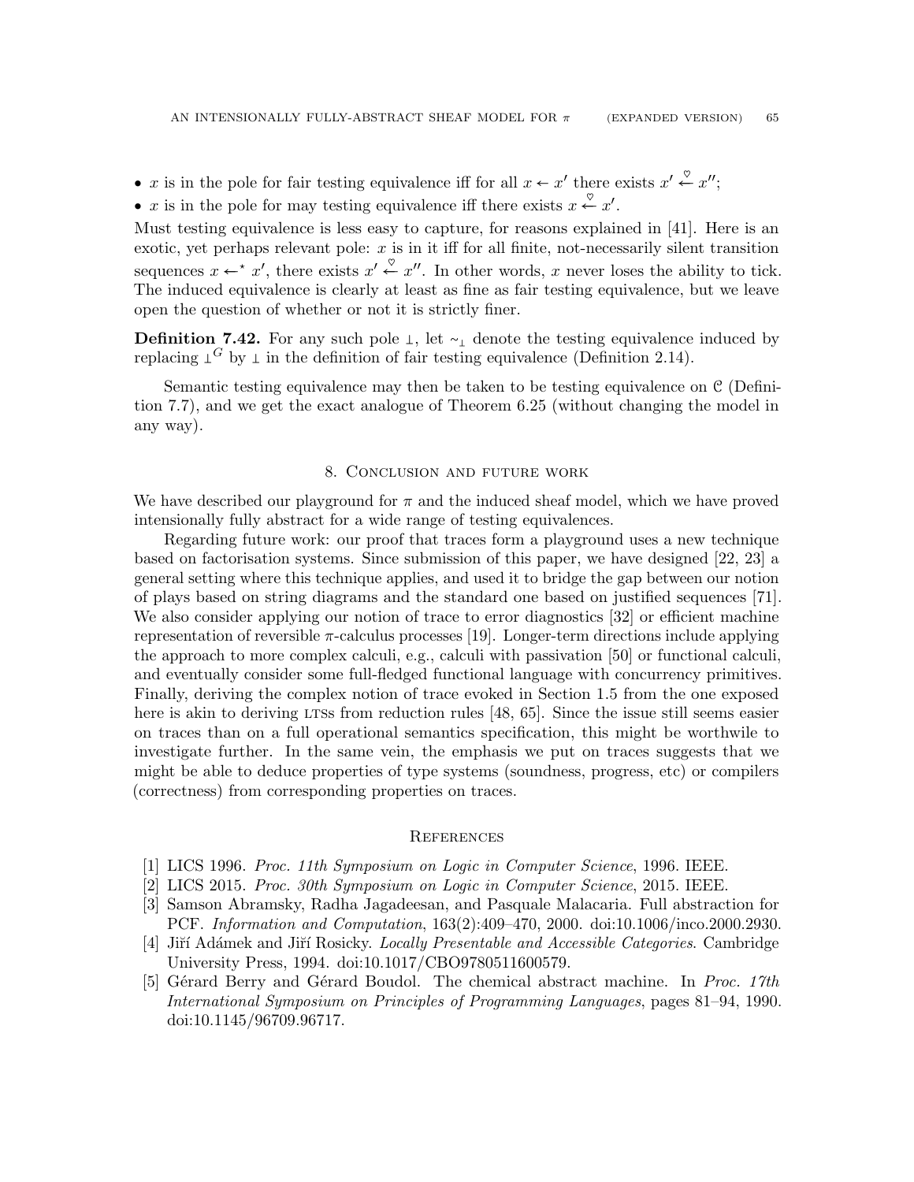- $x$ is in the pole for fair testing equivalence iff for all $x \leftarrow x'$ there exists $x' \overset{\heartsuit}{\leftarrow} x''$;
- $x$ is in the pole for may testing equivalence iff there exists $x \overset{\heartsuit}{\leftarrow} x'$.

Must testing equivalence is less easy to capture, for reasons explained in [41]. Here is an exotic, yet perhaps relevant pole: $x$ is in it iff for all finite, not-necessarily silent transition sequences $x \leftarrow^{\star} x'$, there exists $x' \overset{\heartsuit}{\leftarrow} x''$. In other words, $x$ never loses the ability to tick. The induced equivalence is clearly at least as fine as fair testing equivalence, but we leave open the question of whether or not it is strictly finer.

**Definition 7.42.** For any such pole $\perp$, let $\sim_{\perp}$ denote the testing equivalence induced by replacing $\perp^{G}$ by $\perp$ in the definition of fair testing equivalence (Definition 2.14).

Semantic testing equivalence may then be taken to be testing equivalence on $\mathcal{C}$ (Definition 7.7), and we get the exact analogue of Theorem 6.25 (without changing the model in any way).

## 8. Conclusion and future work

We have described our playground for $\pi$ and the induced sheaf model, which we have proved intensionally fully abstract for a wide range of testing equivalences.

Regarding future work: our proof that traces form a playground uses a new technique based on factorisation systems. Since submission of this paper, we have designed [22, 23] a general setting where this technique applies, and used it to bridge the gap between our notion of plays based on string diagrams and the standard one based on justified sequences [71]. We also consider applying our notion of trace to error diagnostics [32] or efficient machine representation of reversible $\pi$-calculus processes [19]. Longer-term directions include applying the approach to more complex calculi, e.g., calculi with passivation [50] or functional calculi, and eventually consider some full-fledged functional language with concurrency primitives. Finally, deriving the complex notion of trace evoked in Section 1.5 from the one exposed here is akin to deriving LTSs from reduction rules [48, 65]. Since the issue still seems easier on traces than on a full operational semantics specification, this might be worthwile to investigate further. In the same vein, the emphasis we put on traces suggests that we might be able to deduce properties of type systems (soundness, progress, etc) or compilers (correctness) from corresponding properties on traces.

## References

[1] LICS 1996. *Proc. 11th Symposium on Logic in Computer Science*, 1996. IEEE.
[2] LICS 2015. *Proc. 30th Symposium on Logic in Computer Science*, 2015. IEEE.
[3] Samson Abramsky, Radha Jagadeesan, and Pasquale Malacaria. Full abstraction for PCF. *Information and Computation*, 163(2):409–470, 2000. doi:10.1006/inco.2000.2930.
[4] Jiří Adámek and Jiří Rosicky. *Locally Presentable and Accessible Categories*. Cambridge University Press, 1994. doi:10.1017/CBO9780511600579.
[5] Gérard Berry and Gérard Boudol. The chemical abstract machine. In *Proc. 17th International Symposium on Principles of Programming Languages*, pages 81–94, 1990. doi:10.1145/96709.96717.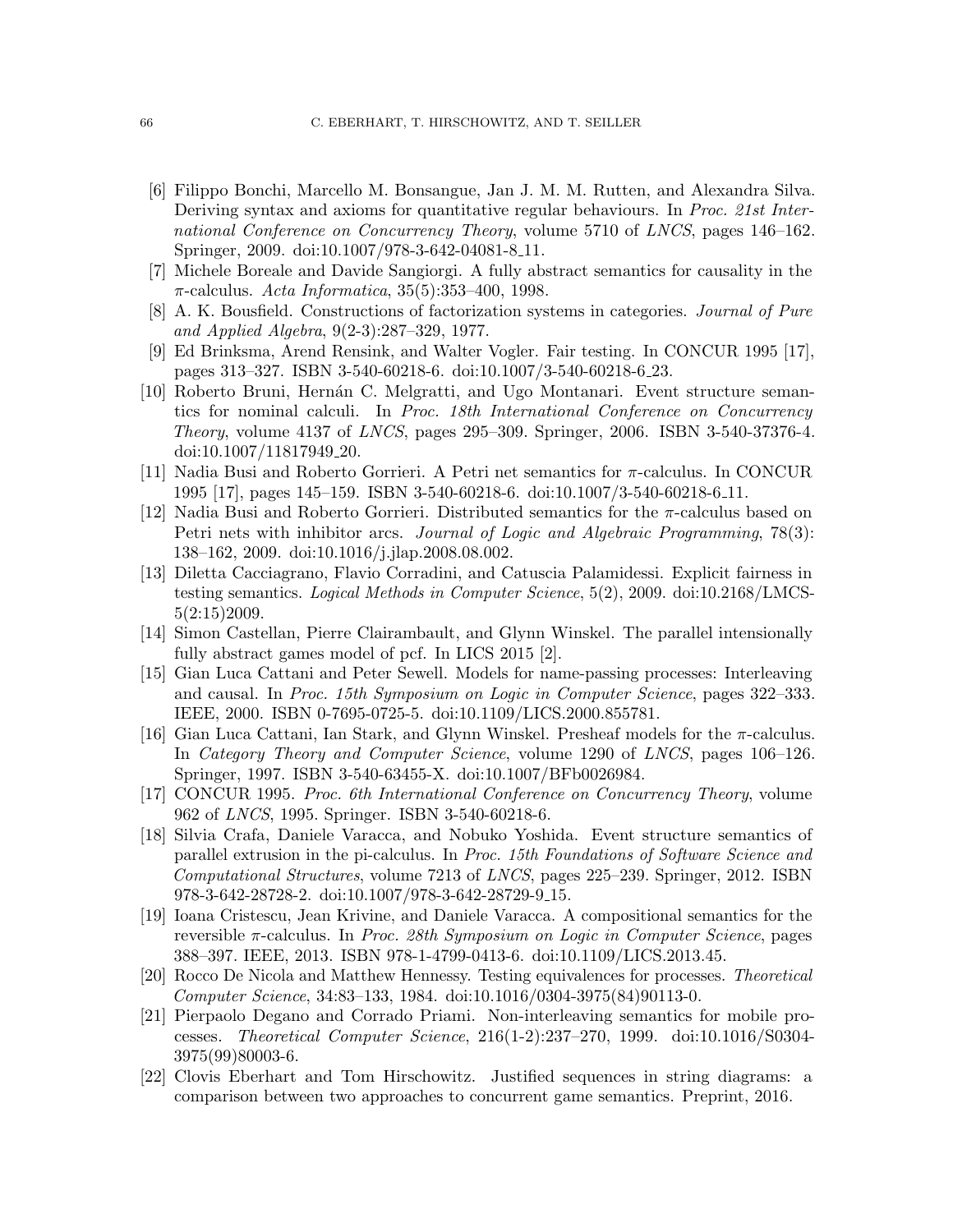[6] Filippo Bonchi, Marcello M. Bonsangue, Jan J. M. M. Rutten, and Alexandra Silva. Deriving syntax and axioms for quantitative regular behaviours. In *Proc. 21st International Conference on Concurrency Theory*, volume 5710 of *LNCS*, pages 146–162. Springer, 2009. doi:10.1007/978-3-642-04081-8_11.

[7] Michele Boreale and Davide Sangiorgi. A fully abstract semantics for causality in the $\pi$-calculus. *Acta Informatica*, 35(5):353–400, 1998.

[8] A. K. Bousfield. Constructions of factorization systems in categories. *Journal of Pure and Applied Algebra*, 9(2-3):287–329, 1977.

[9] Ed Brinksma, Arend Rensink, and Walter Vogler. Fair testing. In CONCUR 1995 [17], pages 313–327. ISBN 3-540-60218-6. doi:10.1007/3-540-60218-6_23.

[10] Roberto Bruni, Hernán C. Melgratti, and Ugo Montanari. Event structure semantics for nominal calculi. In *Proc. 18th International Conference on Concurrency Theory*, volume 4137 of *LNCS*, pages 295–309. Springer, 2006. ISBN 3-540-37376-4. doi:10.1007/11817949_20.

[11] Nadia Busi and Roberto Gorrieri. A Petri net semantics for $\pi$-calculus. In CONCUR 1995 [17], pages 145–159. ISBN 3-540-60218-6. doi:10.1007/3-540-60218-6_11.

[12] Nadia Busi and Roberto Gorrieri. Distributed semantics for the $\pi$-calculus based on Petri nets with inhibitor arcs. *Journal of Logic and Algebraic Programming*, 78(3): 138–162, 2009. doi:10.1016/j.jlap.2008.08.002.

[13] Diletta Cacciagrano, Flavio Corradini, and Catuscia Palamidessi. Explicit fairness in testing semantics. *Logical Methods in Computer Science*, 5(2), 2009. doi:10.2168/LMCS-5(2:15)2009.

[14] Simon Castellan, Pierre Clairambault, and Glynn Winskel. The parallel intensionally fully abstract games model of pcf. In LICS 2015 [2].

[15] Gian Luca Cattani and Peter Sewell. Models for name-passing processes: Interleaving and causal. In *Proc. 15th Symposium on Logic in Computer Science*, pages 322–333. IEEE, 2000. ISBN 0-7695-0725-5. doi:10.1109/LICS.2000.855781.

[16] Gian Luca Cattani, Ian Stark, and Glynn Winskel. Presheaf models for the $\pi$-calculus. In *Category Theory and Computer Science*, volume 1290 of *LNCS*, pages 106–126. Springer, 1997. ISBN 3-540-63455-X. doi:10.1007/BFb0026984.

[17] CONCUR 1995. *Proc. 6th International Conference on Concurrency Theory*, volume 962 of *LNCS*, 1995. Springer. ISBN 3-540-60218-6.

[18] Silvia Crafa, Daniele Varacca, and Nobuko Yoshida. Event structure semantics of parallel extrusion in the pi-calculus. In *Proc. 15th Foundations of Software Science and Computational Structures*, volume 7213 of *LNCS*, pages 225–239. Springer, 2012. ISBN 978-3-642-28728-2. doi:10.1007/978-3-642-28729-9_15.

[19] Ioana Cristescu, Jean Krivine, and Daniele Varacca. A compositional semantics for the reversible $\pi$-calculus. In *Proc. 28th Symposium on Logic in Computer Science*, pages 388–397. IEEE, 2013. ISBN 978-1-4799-0413-6. doi:10.1109/LICS.2013.45.

[20] Rocco De Nicola and Matthew Hennessy. Testing equivalences for processes. *Theoretical Computer Science*, 34:83–133, 1984. doi:10.1016/0304-3975(84)90113-0.

[21] Pierpaolo Degano and Corrado Priami. Non-interleaving semantics for mobile processes. *Theoretical Computer Science*, 216(1-2):237–270, 1999. doi:10.1016/S0304-3975(99)80003-6.

[22] Clovis Eberhart and Tom Hirschowitz. Justified sequences in string diagrams: a comparison between two approaches to concurrent game semantics. Preprint, 2016.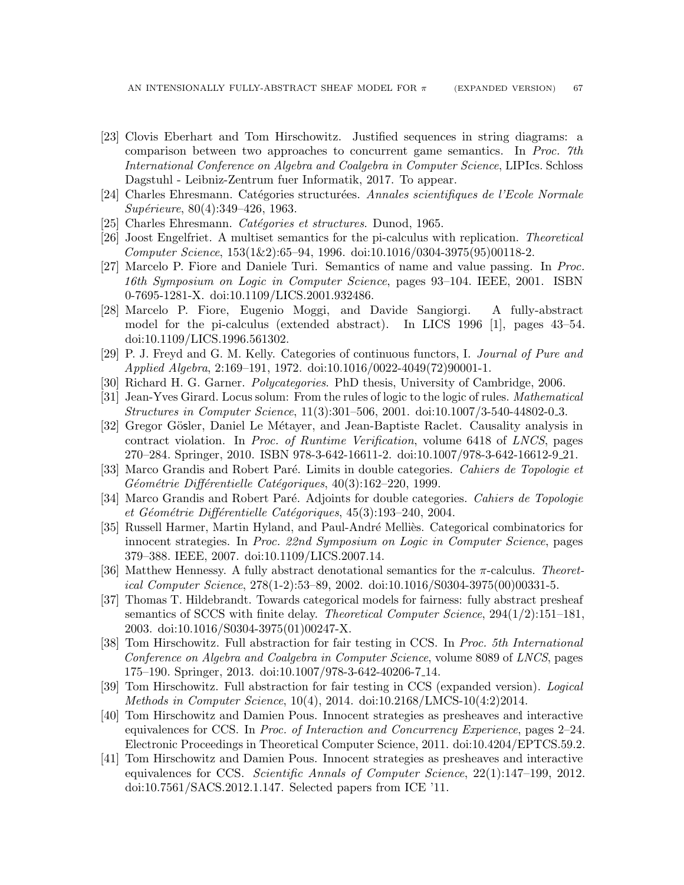[23] Clovis Eberhart and Tom Hirschowitz. Justified sequences in string diagrams: a comparison between two approaches to concurrent game semantics. In *Proc. 7th International Conference on Algebra and Coalgebra in Computer Science*, LIPIcs. Schloss Dagstuhl - Leibniz-Zentrum fuer Informatik, 2017. To appear.

[24] Charles Ehresmann. Catégories structurées. *Annales scientifiques de l'Ecole Normale Supérieure*, 80(4):349–426, 1963.

[25] Charles Ehresmann. *Catégories et structures*. Dunod, 1965.

[26] Joost Engelfriet. A multiset semantics for the pi-calculus with replication. *Theoretical Computer Science*, 153(1&2):65–94, 1996. doi:10.1016/0304-3975(95)00118-2.

[27] Marcelo P. Fiore and Daniele Turi. Semantics of name and value passing. In *Proc. 16th Symposium on Logic in Computer Science*, pages 93–104. IEEE, 2001. ISBN 0-7695-1281-X. doi:10.1109/LICS.2001.932486.

[28] Marcelo P. Fiore, Eugenio Moggi, and Davide Sangiorgi. A fully-abstract model for the pi-calculus (extended abstract). In LICS 1996 [1], pages 43–54. doi:10.1109/LICS.1996.561302.

[29] P. J. Freyd and G. M. Kelly. Categories of continuous functors, I. *Journal of Pure and Applied Algebra*, 2:169–191, 1972. doi:10.1016/0022-4049(72)90001-1.

[30] Richard H. G. Garner. *Polycategories*. PhD thesis, University of Cambridge, 2006.

[31] Jean-Yves Girard. Locus solum: From the rules of logic to the logic of rules. *Mathematical Structures in Computer Science*, 11(3):301–506, 2001. doi:10.1007/3-540-44802-0_3.

[32] Gregor Gössler, Daniel Le Métayer, and Jean-Baptiste Raclet. Causality analysis in contract violation. In *Proc. of Runtime Verification*, volume 6418 of *LNCS*, pages 270–284. Springer, 2010. ISBN 978-3-642-16611-2. doi:10.1007/978-3-642-16612-9_21.

[33] Marco Grandis and Robert Paré. Limits in double categories. *Cahiers de Topologie et Géométrie Différentielle Catégoriques*, 40(3):162–220, 1999.

[34] Marco Grandis and Robert Paré. Adjoints for double categories. *Cahiers de Topologie et Géométrie Différentielle Catégoriques*, 45(3):193–240, 2004.

[35] Russell Harmer, Martin Hyland, and Paul-André Melliès. Categorical combinatorics for innocent strategies. In *Proc. 22nd Symposium on Logic in Computer Science*, pages 379–388. IEEE, 2007. doi:10.1109/LICS.2007.14.

[36] Matthew Hennessy. A fully abstract denotational semantics for the $\pi$-calculus. *Theoretical Computer Science*, 278(1-2):53–89, 2002. doi:10.1016/S0304-3975(00)00331-5.

[37] Thomas T. Hildebrandt. Towards categorical models for fairness: fully abstract presheaf semantics of SCCS with finite delay. *Theoretical Computer Science*, 294(1/2):151–181, 2003. doi:10.1016/S0304-3975(01)00247-X.

[38] Tom Hirschowitz. Full abstraction for fair testing in CCS. In *Proc. 5th International Conference on Algebra and Coalgebra in Computer Science*, volume 8089 of *LNCS*, pages 175–190. Springer, 2013. doi:10.1007/978-3-642-40206-7_14.

[39] Tom Hirschowitz. Full abstraction for fair testing in CCS (expanded version). *Logical Methods in Computer Science*, 10(4), 2014. doi:10.2168/LMCS-10(4:2)2014.

[40] Tom Hirschowitz and Damien Pous. Innocent strategies as presheaves and interactive equivalences for CCS. In *Proc. of Interaction and Concurrency Experience*, pages 2–24. Electronic Proceedings in Theoretical Computer Science, 2011. doi:10.4204/EPTCS.59.2.

[41] Tom Hirschowitz and Damien Pous. Innocent strategies as presheaves and interactive equivalences for CCS. *Scientific Annals of Computer Science*, 22(1):147–199, 2012. doi:10.7561/SACS.2012.1.147. Selected papers from ICE '11.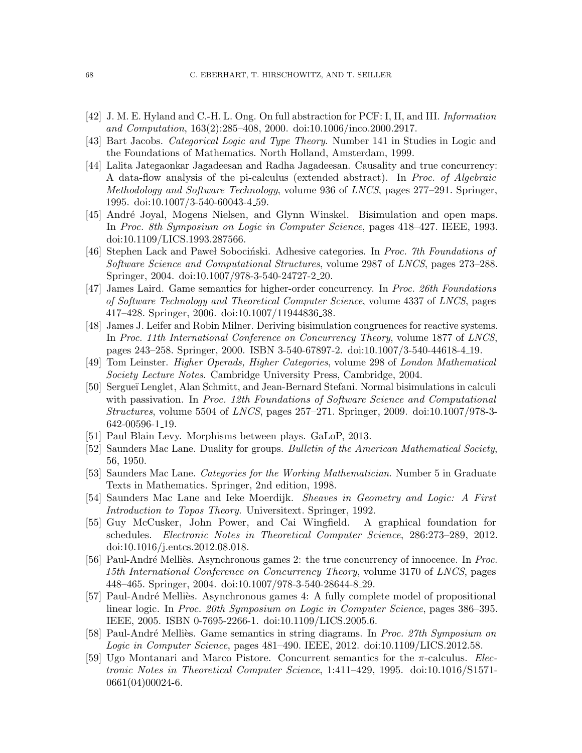[42] J. M. E. Hyland and C.-H. L. Ong. On full abstraction for PCF: I, II, and III. *Information and Computation*, 163(2):285–408, 2000. doi:10.1006/inco.2000.2917.

[43] Bart Jacobs. *Categorical Logic and Type Theory*. Number 141 in Studies in Logic and the Foundations of Mathematics. North Holland, Amsterdam, 1999.

[44] Lalita Jategaonkar Jagadeesan and Radha Jagadeesan. Causality and true concurrency: A data-flow analysis of the pi-calculus (extended abstract). In *Proc. of Algebraic Methodology and Software Technology*, volume 936 of *LNCS*, pages 277–291. Springer, 1995. doi:10.1007/3-540-60043-4_59.

[45] André Joyal, Mogens Nielsen, and Glynn Winskel. Bisimulation and open maps. In *Proc. 8th Symposium on Logic in Computer Science*, pages 418–427. IEEE, 1993. doi:10.1109/LICS.1993.287566.

[46] Stephen Lack and Paweł Sobociński. Adhesive categories. In *Proc. 7th Foundations of Software Science and Computational Structures*, volume 2987 of *LNCS*, pages 273–288. Springer, 2004. doi:10.1007/978-3-540-24727-2_20.

[47] James Laird. Game semantics for higher-order concurrency. In *Proc. 26th Foundations of Software Technology and Theoretical Computer Science*, volume 4337 of *LNCS*, pages 417–428. Springer, 2006. doi:10.1007/11944836_38.

[48] James J. Leifer and Robin Milner. Deriving bisimulation congruences for reactive systems. In *Proc. 11th International Conference on Concurrency Theory*, volume 1877 of *LNCS*, pages 243–258. Springer, 2000. ISBN 3-540-67897-2. doi:10.1007/3-540-44618-4_19.

[49] Tom Leinster. *Higher Operads, Higher Categories*, volume 298 of *London Mathematical Society Lecture Notes*. Cambridge University Press, Cambridge, 2004.

[50] Sergueï Lenglet, Alan Schmitt, and Jean-Bernard Stefani. Normal bisimulations in calculi with passivation. In *Proc. 12th Foundations of Software Science and Computational Structures*, volume 5504 of *LNCS*, pages 257–271. Springer, 2009. doi:10.1007/978-3-642-00596-1_19.

[51] Paul Blain Levy. Morphisms between plays. GaLoP, 2013.

[52] Saunders Mac Lane. Duality for groups. *Bulletin of the American Mathematical Society*, 56, 1950.

[53] Saunders Mac Lane. *Categories for the Working Mathematician*. Number 5 in Graduate Texts in Mathematics. Springer, 2nd edition, 1998.

[54] Saunders Mac Lane and Ieke Moerdijk. *Sheaves in Geometry and Logic: A First Introduction to Topos Theory*. Universitext. Springer, 1992.

[55] Guy McCusker, John Power, and Cai Wingfield. A graphical foundation for schedules. *Electronic Notes in Theoretical Computer Science*, 286:273–289, 2012. doi:10.1016/j.entcs.2012.08.018.

[56] Paul-André Melliès. Asynchronous games 2: the true concurrency of innocence. In *Proc. 15th International Conference on Concurrency Theory*, volume 3170 of *LNCS*, pages 448–465. Springer, 2004. doi:10.1007/978-3-540-28644-8_29.

[57] Paul-André Melliès. Asynchronous games 4: A fully complete model of propositional linear logic. In *Proc. 20th Symposium on Logic in Computer Science*, pages 386–395. IEEE, 2005. ISBN 0-7695-2266-1. doi:10.1109/LICS.2005.6.

[58] Paul-André Melliès. Game semantics in string diagrams. In *Proc. 27th Symposium on Logic in Computer Science*, pages 481–490. IEEE, 2012. doi:10.1109/LICS.2012.58.

[59] Ugo Montanari and Marco Pistore. Concurrent semantics for the $\pi$-calculus. *Electronic Notes in Theoretical Computer Science*, 1:411–429, 1995. doi:10.1016/S1571-0661(04)00024-6.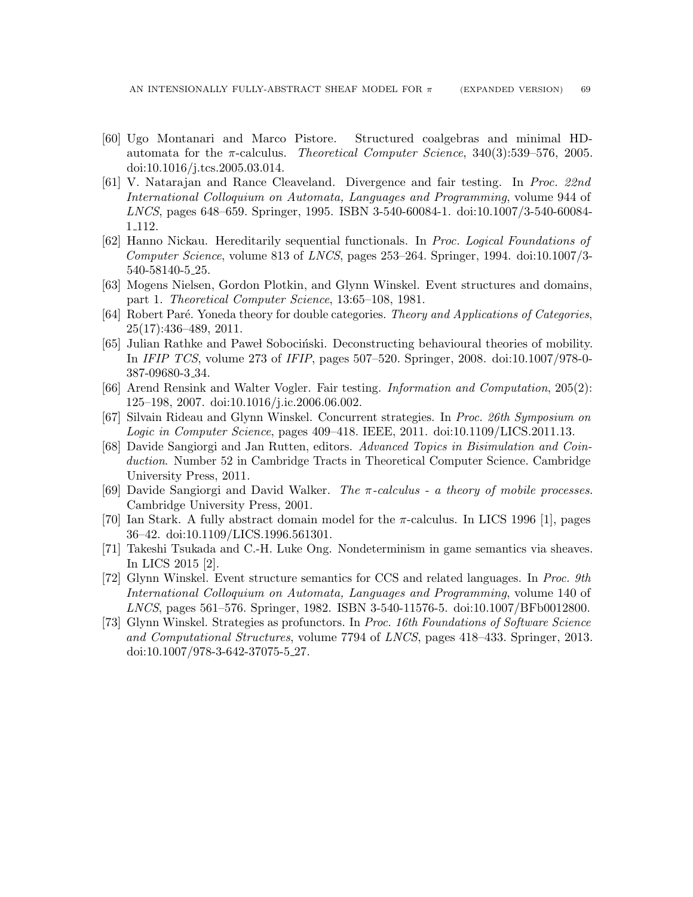- [60] Ugo Montanari and Marco Pistore. Structured coalgebras and minimal HD-automata for the $\pi$-calculus. *Theoretical Computer Science*, 340(3):539–576, 2005. doi:10.1016/j.tcs.2005.03.014.
- [61] V. Natarajan and Rance Cleaveland. Divergence and fair testing. In *Proc. 22nd International Colloquium on Automata, Languages and Programming*, volume 944 of *LNCS*, pages 648–659. Springer, 1995. ISBN 3-540-60084-1. doi:10.1007/3-540-60084-1_112.
- [62] Hanno Nickau. Hereditarily sequential functionals. In *Proc. Logical Foundations of Computer Science*, volume 813 of *LNCS*, pages 253–264. Springer, 1994. doi:10.1007/3-540-58140-5_25.
- [63] Mogens Nielsen, Gordon Plotkin, and Glynn Winskel. Event structures and domains, part 1. *Theoretical Computer Science*, 13:65–108, 1981.
- [64] Robert Paré. Yoneda theory for double categories. *Theory and Applications of Categories*, 25(17):436–489, 2011.
- [65] Julian Rathke and Paweł Sobociński. Deconstructing behavioural theories of mobility. In *IFIP TCS*, volume 273 of *IFIP*, pages 507–520. Springer, 2008. doi:10.1007/978-0-387-09680-3_34.
- [66] Arend Rensink and Walter Vogler. Fair testing. *Information and Computation*, 205(2): 125–198, 2007. doi:10.1016/j.ic.2006.06.002.
- [67] Silvain Rideau and Glynn Winskel. Concurrent strategies. In *Proc. 26th Symposium on Logic in Computer Science*, pages 409–418. IEEE, 2011. doi:10.1109/LICS.2011.13.
- [68] Davide Sangiorgi and Jan Rutten, editors. *Advanced Topics in Bisimulation and Coinduction*. Number 52 in Cambridge Tracts in Theoretical Computer Science. Cambridge University Press, 2011.
- [69] Davide Sangiorgi and David Walker. *The $\pi$-calculus - a theory of mobile processes*. Cambridge University Press, 2001.
- [70] Ian Stark. A fully abstract domain model for the $\pi$-calculus. In LICS 1996 [1], pages 36–42. doi:10.1109/LICS.1996.561301.
- [71] Takeshi Tsukada and C.-H. Luke Ong. Nondeterminism in game semantics via sheaves. In LICS 2015 [2].
- [72] Glynn Winskel. Event structure semantics for CCS and related languages. In *Proc. 9th International Colloquium on Automata, Languages and Programming*, volume 140 of *LNCS*, pages 561–576. Springer, 1982. ISBN 3-540-11576-5. doi:10.1007/BFb0012800.
- [73] Glynn Winskel. Strategies as profunctors. In *Proc. 16th Foundations of Software Science and Computational Structures*, volume 7794 of *LNCS*, pages 418–433. Springer, 2013. doi:10.1007/978-3-642-37075-5_27.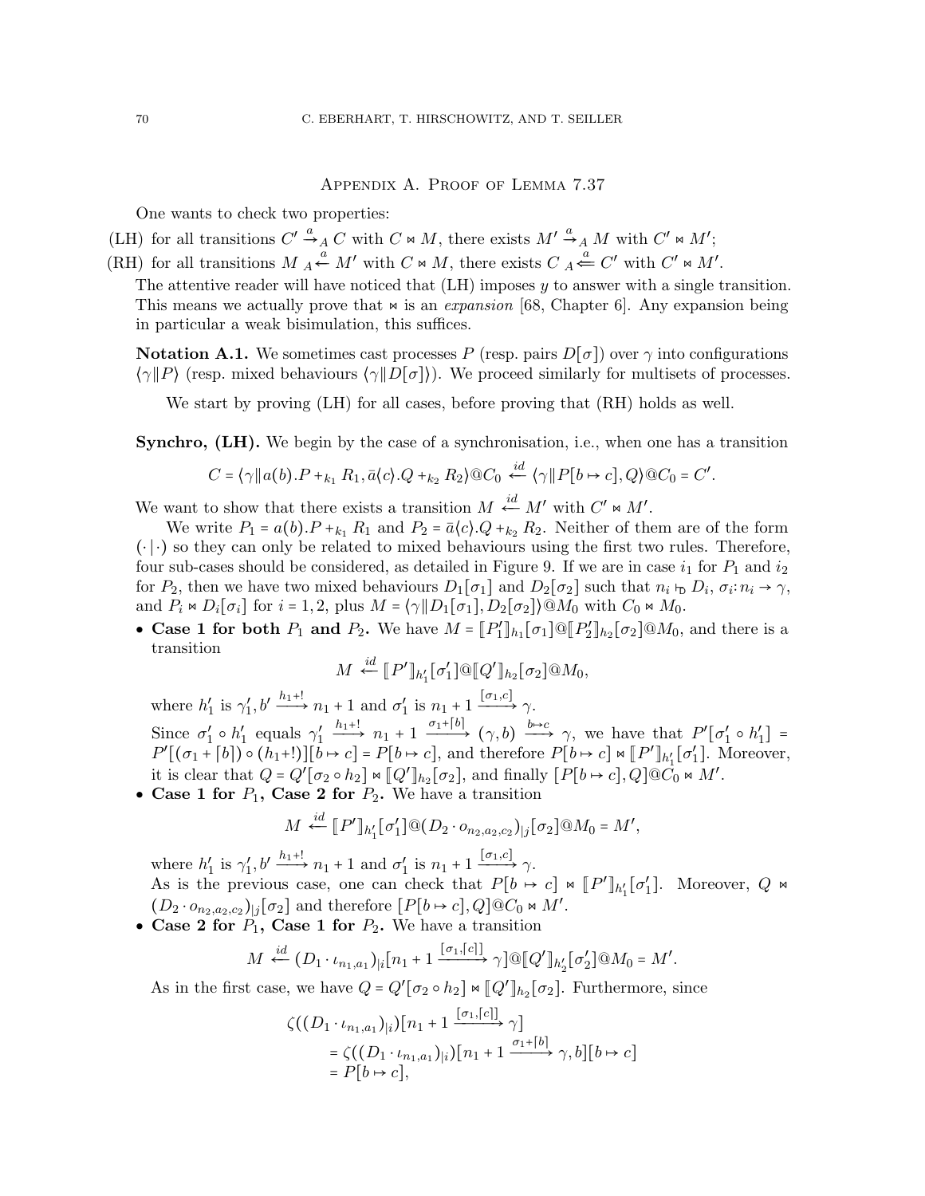## Appendix A. Proof of Lemma 7.37

One wants to check two properties:

(LH) for all transitions $C' \xrightarrow{a}_A C$ with $C \bowtie M$, there exists $M' \xrightarrow{a}_A M$ with $C' \bowtie M'$;

(RH) for all transitions $M \ {}_A\!\xleftarrow{a} M'$ with $C \bowtie M$, there exists $C \ {}_A\!\xLeftarrow{a} C'$ with $C' \bowtie M'$.

The attentive reader will have noticed that (LH) imposes $y$ to answer with a single transition. This means we actually prove that $\bowtie$ is an *expansion* [68, Chapter 6]. Any expansion being in particular a weak bisimulation, this suffices.

**Notation A.1.** We sometimes cast processes $P$ (resp. pairs $D[\sigma]$) over $\gamma$ into configurations $\langle\gamma\|P\rangle$ (resp. mixed behaviours $\langle\gamma\|D[\sigma]\rangle$). We proceed similarly for multisets of processes.

We start by proving (LH) for all cases, before proving that (RH) holds as well.

**Synchro, (LH).** We begin by the case of a synchronisation, i.e., when one has a transition

$$C = \langle\gamma\| a(b).P +_{k_1} R_1, \bar{a}\langle c\rangle.Q +_{k_2} R_2\rangle@C_0 \xleftarrow{id} \langle\gamma\|P[b\mapsto c], Q\rangle@C_0 = C'.$$

We want to show that there exists a transition $M \xleftarrow{id} M'$ with $C' \bowtie M'$.

We write $P_1 = a(b).P +_{k_1} R_1$ and $P_2 = \bar{a}\langle c\rangle.Q +_{k_2} R_2$. Neither of them are of the form $(\cdot|\cdot)$ so they can only be related to mixed behaviours using the first two rules. Therefore, four sub-cases should be considered, as detailed in Figure 9. If we are in case $i_1$ for $P_1$ and $i_2$ for $P_2$, then we have two mixed behaviours $D_1[\sigma_1]$ and $D_2[\sigma_2]$ such that $n_i \vdash_{\mathrm{D}} D_i$, $\sigma_i : n_i \to \gamma$, and $P_i \bowtie D_i[\sigma_i]$ for $i = 1, 2$, plus $M = \langle\gamma\|D_1[\sigma_1], D_2[\sigma_2]\rangle@M_0$ with $C_0 \bowtie M_0$.

- **Case 1 for both $P_1$ and $P_2$.** We have $M = [\![P'_1]\!]_{h_1}[\sigma_1]@[\![P'_2]\!]_{h_2}[\sigma_2]@M_0$, and there is a transition
$$M \xleftarrow{id} [\![P']\!]_{h'_1}[\sigma'_1]@[\![Q']\!]_{h_2}[\sigma_2]@M_0,$$
where $h'_1$ is $\gamma'_1, b' \xrightarrow{h_1+!} n_1 + 1$ and $\sigma'_1$ is $n_1 + 1 \xrightarrow{[\sigma_1, c]} \gamma$.
Since $\sigma'_1 \circ h'_1$ equals $\gamma'_1 \xrightarrow{h_1+!} n_1 + 1 \xrightarrow{\sigma_1 + \lceil b\rceil} (\gamma, b) \xrightarrow{b\mapsto c} \gamma$, we have that $P'[\sigma'_1 \circ h'_1] = P'[(\sigma_1 + \lceil b\rceil) \circ (h_1+!)][b \mapsto c] = P[b \mapsto c]$, and therefore $P[b \mapsto c] \bowtie [\![P']\!]_{h'_1}[\sigma'_1]$. Moreover, it is clear that $Q = Q'[\sigma_2 \circ h_2] \bowtie [\![Q']\!]_{h_2}[\sigma_2]$, and finally $[P[b \mapsto c], Q]@C_0 \bowtie M'$.
- **Case 1 for $P_1$, Case 2 for $P_2$.** We have a transition
$$M \xleftarrow{id} [\![P']\!]_{h'_1}[\sigma'_1]@(D_2 \cdot o_{n_2,a_2,c_2})_{|j}[\sigma_2]@M_0 = M',$$
where $h'_1$ is $\gamma'_1, b' \xrightarrow{h_1+!} n_1 + 1$ and $\sigma'_1$ is $n_1 + 1 \xrightarrow{[\sigma_1, c]} \gamma$.
As is the previous case, one can check that $P[b \mapsto c] \bowtie [\![P']\!]_{h'_1}[\sigma'_1]$. Moreover, $Q \bowtie (D_2 \cdot o_{n_2,a_2,c_2})_{|j}[\sigma_2]$ and therefore $[P[b \mapsto c], Q]@C_0 \bowtie M'$.
- **Case 2 for $P_1$, Case 1 for $P_2$.** We have a transition
$$M \xleftarrow{id} (D_1 \cdot \iota_{n_1,a_1})_{|i}[n_1 + 1 \xrightarrow{[\sigma_1, \lceil c\rceil]} \gamma]@[\![Q']\!]_{h'_2}[\sigma'_2]@M_0 = M'.$$
As in the first case, we have $Q = Q'[\sigma_2 \circ h_2] \bowtie [\![Q']\!]_{h_2}[\sigma_2]$. Furthermore, since
$$\begin{aligned}
&\zeta((D_1 \cdot \iota_{n_1,a_1})_{|i})[n_1 + 1 \xrightarrow{[\sigma_1, \lceil c\rceil]} \gamma] \\
&\quad = \zeta((D_1 \cdot \iota_{n_1,a_1})_{|i})[n_1 + 1 \xrightarrow{\sigma_1 + \lceil b\rceil} \gamma, b][b \mapsto c] \\
&\quad = P[b \mapsto c],
\end{aligned}$$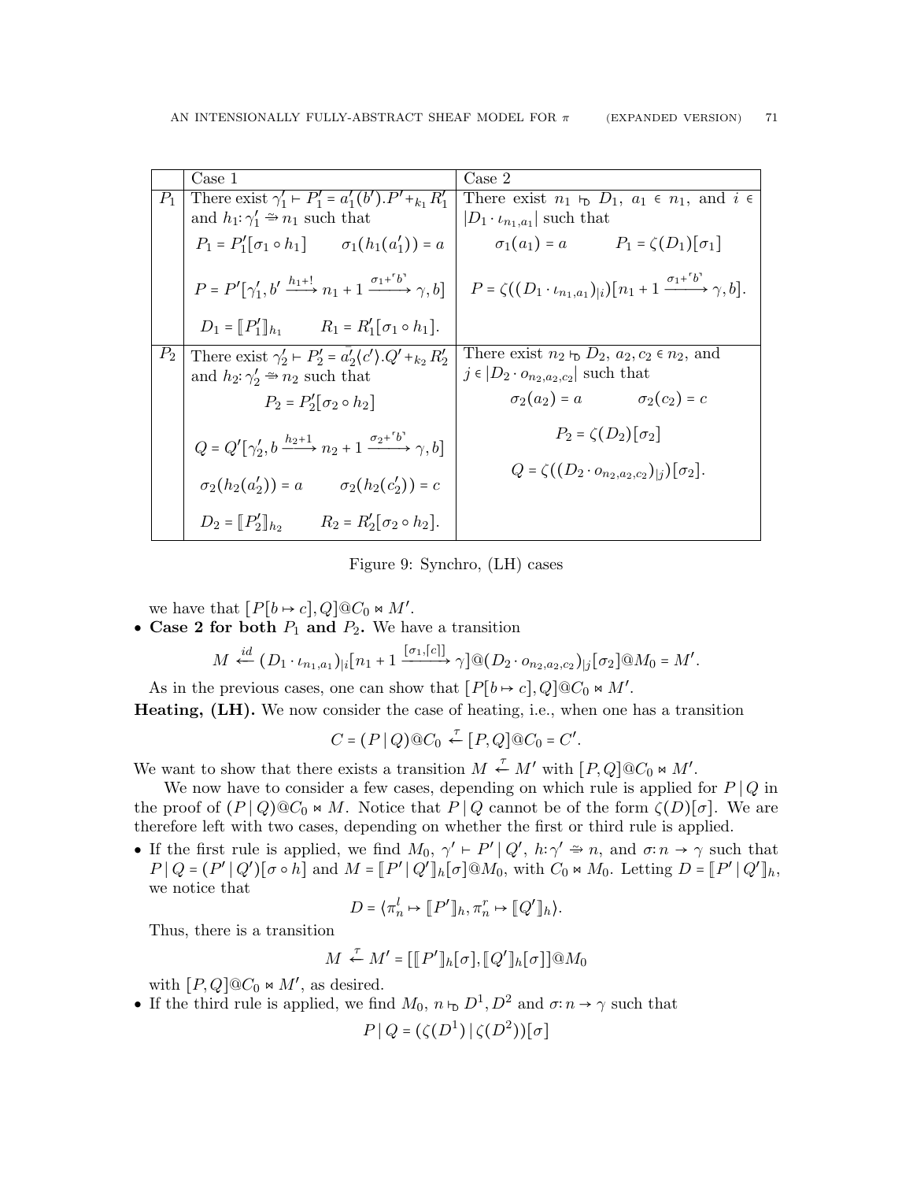| | Case 1 | Case 2 |
|---|---|---|
| $P_1$ | There exist $\gamma_1' \vdash P_1' = a_1'(b').P' +_{k_1} R_1'$ and $h_1 \colon \gamma_1' \mathrel{\dot{\Rightarrow}} n_1$ such that $P_1 = P_1'[\sigma_1 \circ h_1] \qquad \sigma_1(h_1(a_1')) = a$ $P = P'[\gamma_1', b' \xrightarrow{h_1 + !} n_1 + 1 \xrightarrow{\sigma_1 + \ulcorner b \urcorner} \gamma, b]$ $D_1 = [\![P_1']\!]_{h_1} \qquad R_1 = R_1'[\sigma_1 \circ h_1]$. | There exist $n_1 \vdash_{\mathrm{D}} D_1$, $a_1 \in n_1$, and $i \in \lvert D_1 \cdot \iota_{n_1,a_1} \rvert$ such that $\sigma_1(a_1) = a \qquad P_1 = \zeta(D_1)[\sigma_1]$ $P = \zeta((D_1 \cdot \iota_{n_1,a_1})_{\lvert i})[n_1 + 1 \xrightarrow{\sigma_1 + \ulcorner b \urcorner} \gamma, b]$. |
| $P_2$ | There exist $\gamma_2' \vdash P_2' = \bar{a_2'}\langle c' \rangle.Q' +_{k_2} R_2'$ and $h_2 \colon \gamma_2' \mathrel{\dot{\Rightarrow}} n_2$ such that $P_2 = P_2'[\sigma_2 \circ h_2]$ $Q = Q'[\gamma_2', b \xrightarrow{h_2 + 1} n_2 + 1 \xrightarrow{\sigma_2 + \ulcorner b \urcorner} \gamma, b]$ $\sigma_2(h_2(a_2')) = a \qquad \sigma_2(h_2(c_2')) = c$ $D_2 = [\![P_2']\!]_{h_2} \qquad R_2 = R_2'[\sigma_2 \circ h_2]$. | There exist $n_2 \vdash_{\mathrm{D}} D_2$, $a_2, c_2 \in n_2$, and $j \in \lvert D_2 \cdot o_{n_2,a_2,c_2} \rvert$ such that $\sigma_2(a_2) = a \qquad \sigma_2(c_2) = c$ $P_2 = \zeta(D_2)[\sigma_2]$ $Q = \zeta((D_2 \cdot o_{n_2,a_2,c_2})_{\lvert j})[\sigma_2]$. |

Figure 9: Synchro, (LH) cases

we have that $[P[b \mapsto c], Q]@C_0 \bowtie M'$.

- **Case 2 for both $P_1$ and $P_2$.** We have a transition
$$M \xleftarrow{id} (D_1 \cdot \iota_{n_1,a_1})_{\lvert i}[n_1 + 1 \xrightarrow{[\sigma_1, \lceil c \rceil]} \gamma]@(D_2 \cdot o_{n_2,a_2,c_2})_{\lvert j}[\sigma_2]@M_0 = M'.$$
As in the previous cases, one can show that $[P[b \mapsto c], Q]@C_0 \bowtie M'$.

**Heating, (LH).** We now consider the case of heating, i.e., when one has a transition
$$C = (P \mid Q)@C_0 \xleftarrow{\tau} [P, Q]@C_0 = C'.$$
We want to show that there exists a transition $M \xleftarrow{\tau} M'$ with $[P, Q]@C_0 \bowtie M'$.

We now have to consider a few cases, depending on which rule is applied for $P \mid Q$ in the proof of $(P \mid Q)@C_0 \bowtie M$. Notice that $P \mid Q$ cannot be of the form $\zeta(D)[\sigma]$. We are therefore left with two cases, depending on whether the first or third rule is applied.

- If the first rule is applied, we find $M_0$, $\gamma' \vdash P' \mid Q'$, $h \colon \gamma' \mathrel{\dot{\Rightarrow}} n$, and $\sigma \colon n \to \gamma$ such that $P \mid Q = (P' \mid Q')[\sigma \circ h]$ and $M = [\![P' \mid Q']\!]_h[\sigma]@M_0$, with $C_0 \bowtie M_0$. Letting $D = [\![P' \mid Q']\!]_h$, we notice that
$$D = \langle \pi_n^l \mapsto [\![P']\!]_h, \pi_n^r \mapsto [\![Q']\!]_h \rangle.$$
Thus, there is a transition
$$M \xleftarrow{\tau} M' = [[\![P']\!]_h[\sigma], [\![Q']\!]_h[\sigma]]@M_0$$
with $[P, Q]@C_0 \bowtie M'$, as desired.
- If the third rule is applied, we find $M_0$, $n \vdash_{\mathrm{D}} D^1, D^2$ and $\sigma \colon n \to \gamma$ such that
$$P \mid Q = (\zeta(D^1) \mid \zeta(D^2))[\sigma]$$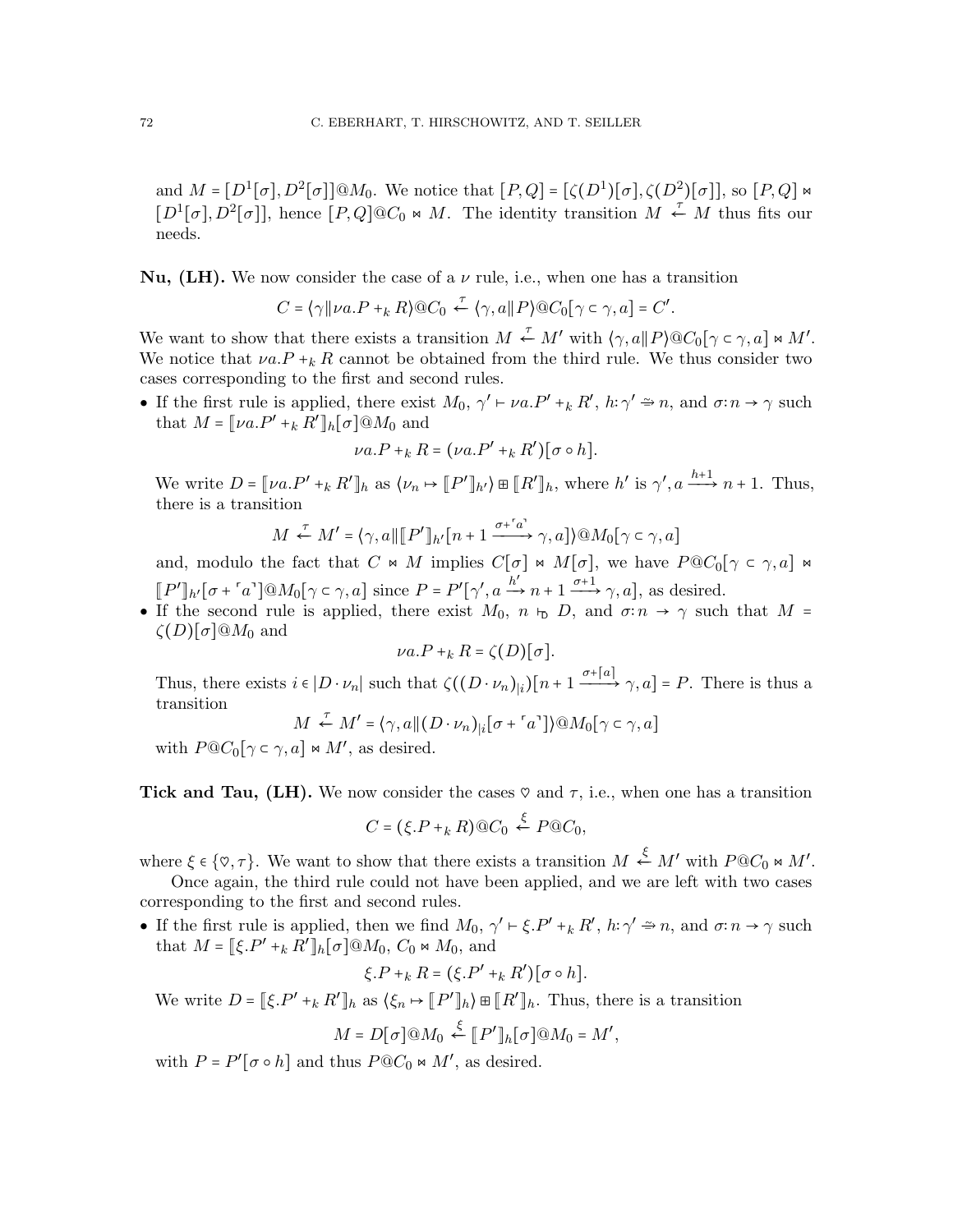and $M = [D^1[\sigma], D^2[\sigma]]@M_0$. We notice that $[P, Q] = [\zeta(D^1)[\sigma], \zeta(D^2)[\sigma]]$, so $[P, Q] \bowtie [D^1[\sigma], D^2[\sigma]]$, hence $[P, Q]@C_0 \bowtie M$. The identity transition $M \xleftarrow{\tau} M$ thus fits our needs.

**Nu, (LH).** We now consider the case of a $\nu$ rule, i.e., when one has a transition

$$C = \langle \gamma \| \nu a.P +_k R \rangle @C_0 \xleftarrow{\tau} \langle \gamma, a \| P \rangle @C_0[\gamma \subset \gamma, a] = C'.$$

We want to show that there exists a transition $M \xleftarrow{\tau} M'$ with $\langle \gamma, a \| P \rangle @C_0[\gamma \subset \gamma, a] \bowtie M'$. We notice that $\nu a.P +_k R$ cannot be obtained from the third rule. We thus consider two cases corresponding to the first and second rules.

- If the first rule is applied, there exist $M_0$, $\gamma' \vdash \nu a.P' +_k R'$, $h: \gamma' \doteqdot n$, and $\sigma: n \to \gamma$ such that $M = [\![\nu a.P' +_k R']\!]_h[\sigma]@M_0$ and
$$\nu a.P +_k R = (\nu a.P' +_k R')[\sigma \circ h].$$
We write $D = [\![\nu a.P' +_k R']\!]_h$ as $\langle \nu_n \mapsto [\![P']\!]_{h'} \rangle \boxplus [\![R']\!]_h$, where $h'$ is $\gamma', a \xrightarrow{h+1} n+1$. Thus, there is a transition
$$M \xleftarrow{\tau} M' = \langle \gamma, a \| [\![P']\!]_{h'}[n+1 \xrightarrow{\sigma + \ulcorner a \urcorner} \gamma, a] \rangle @M_0[\gamma \subset \gamma, a]$$
and, modulo the fact that $C \bowtie M$ implies $C[\sigma] \bowtie M[\sigma]$, we have $P@C_0[\gamma \subset \gamma, a] \bowtie [\![P']\!]_{h'}[\sigma + \ulcorner a \urcorner]@M_0[\gamma \subset \gamma, a]$ since $P = P'[\gamma', a \xrightarrow{h'} n+1 \xrightarrow{\sigma+1} \gamma, a]$, as desired.
- If the second rule is applied, there exist $M_0$, $n \vdash_{\mathrm{D}} D$, and $\sigma: n \to \gamma$ such that $M = \zeta(D)[\sigma]@M_0$ and
$$\nu a.P +_k R = \zeta(D)[\sigma].$$
Thus, there exists $i \in |D \cdot \nu_n|$ such that $\zeta((D \cdot \nu_n)_{|i})[n+1 \xrightarrow{\sigma + [a]} \gamma, a] = P$. There is thus a transition
$$M \xleftarrow{\tau} M' = \langle \gamma, a \| (D \cdot \nu_n)_{|i}[\sigma + \ulcorner a \urcorner] \rangle @M_0[\gamma \subset \gamma, a]$$
with $P@C_0[\gamma \subset \gamma, a] \bowtie M'$, as desired.

**Tick and Tau, (LH).** We now consider the cases $\heartsuit$ and $\tau$, i.e., when one has a transition

$$C = (\xi.P +_k R)@C_0 \xleftarrow{\xi} P@C_0,$$

where $\xi \in \{\heartsuit, \tau\}$. We want to show that there exists a transition $M \xleftarrow{\xi} M'$ with $P@C_0 \bowtie M'$.

Once again, the third rule could not have been applied, and we are left with two cases corresponding to the first and second rules.

- If the first rule is applied, then we find $M_0$, $\gamma' \vdash \xi.P' +_k R'$, $h: \gamma' \doteqdot n$, and $\sigma: n \to \gamma$ such that $M = [\![\xi.P' +_k R']\!]_h[\sigma]@M_0$, $C_0 \bowtie M_0$, and
$$\xi.P +_k R = (\xi.P' +_k R')[\sigma \circ h].$$
We write $D = [\![\xi.P' +_k R']\!]_h$ as $\langle \xi_n \mapsto [\![P']\!]_h \rangle \boxplus [\![R']\!]_h$. Thus, there is a transition
$$M = D[\sigma]@M_0 \xleftarrow{\xi} [\![P']\!]_h[\sigma]@M_0 = M',$$
with $P = P'[\sigma \circ h]$ and thus $P@C_0 \bowtie M'$, as desired.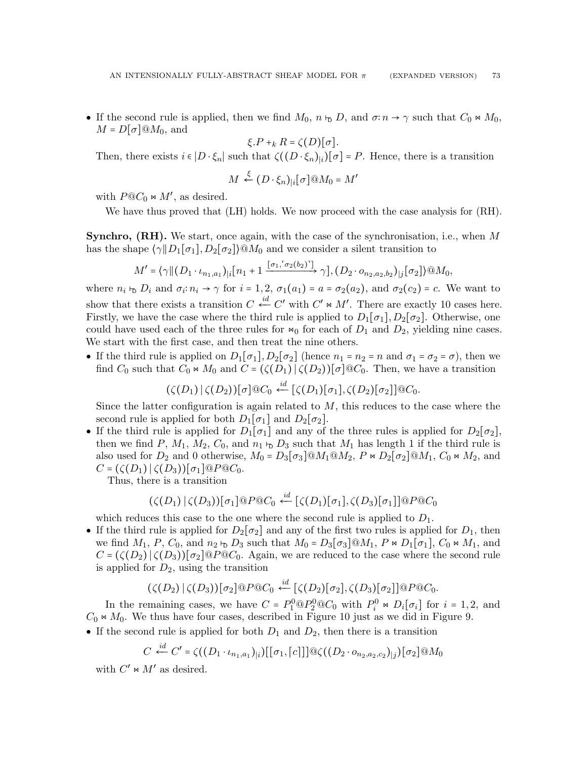- If the second rule is applied, then we find $M_0$, $n \vdash_{\mathsf{D}} D$, and $\sigma : n \to \gamma$ such that $C_0 \bowtie M_0$, $M = D[\sigma]@M_0$, and
$$\xi.P +_k R = \zeta(D)[\sigma].$$
Then, there exists $i \in |D \cdot \xi_n|$ such that $\zeta((D \cdot \xi_n)_{|i})[\sigma] = P$. Hence, there is a transition
$$M \xleftarrow{\xi} (D \cdot \xi_n)_{|i}[\sigma]@M_0 = M'$$
with $P@C_0 \bowtie M'$, as desired.

We have thus proved that (LH) holds. We now proceed with the case analysis for (RH).

**Synchro, (RH).** We start, once again, with the case of the synchronisation, i.e., when $M$ has the shape $\langle \gamma \| D_1[\sigma_1], D_2[\sigma_2] \rangle @M_0$ and we consider a silent transition to
$$M' = \langle \gamma \| (D_1 \cdot \iota_{n_1,a_1})_{|i}[n_1 + 1 \xrightarrow{[\sigma_1, \ulcorner \sigma_2(b_2) \urcorner]} \gamma], (D_2 \cdot o_{n_2,a_2,b_2})_{|j}[\sigma_2] \rangle @M_0,$$
where $n_i \vdash_{\mathsf{D}} D_i$ and $\sigma_i : n_i \to \gamma$ for $i = 1, 2$, $\sigma_1(a_1) = a = \sigma_2(a_2)$, and $\sigma_2(c_2) = c$. We want to show that there exists a transition $C \xleftarrow{id} C'$ with $C' \bowtie M'$. There are exactly 10 cases here. Firstly, we have the case where the third rule is applied to $D_1[\sigma_1], D_2[\sigma_2]$. Otherwise, one could have used each of the three rules for $\bowtie_0$ for each of $D_1$ and $D_2$, yielding nine cases. We start with the first case, and then treat the nine others.

- If the third rule is applied on $D_1[\sigma_1], D_2[\sigma_2]$ (hence $n_1 = n_2 = n$ and $\sigma_1 = \sigma_2 = \sigma$), then we find $C_0$ such that $C_0 \bowtie M_0$ and $C = (\zeta(D_1) \mid \zeta(D_2))[\sigma]@C_0$. Then, we have a transition
$$(\zeta(D_1) \mid \zeta(D_2))[\sigma]@C_0 \xleftarrow{id} [\zeta(D_1)[\sigma_1], \zeta(D_2)[\sigma_2]]@C_0.$$
Since the latter configuration is again related to $M$, this reduces to the case where the second rule is applied for both $D_1[\sigma_1]$ and $D_2[\sigma_2]$.
- If the third rule is applied for $D_1[\sigma_1]$ and any of the three rules is applied for $D_2[\sigma_2]$, then we find $P$, $M_1$, $M_2$, $C_0$, and $n_1 \vdash_{\mathsf{D}} D_3$ such that $M_1$ has length 1 if the third rule is also used for $D_2$ and 0 otherwise, $M_0 = D_3[\sigma_3]@M_1@M_2$, $P \bowtie D_2[\sigma_2]@M_1$, $C_0 \bowtie M_2$, and $C = (\zeta(D_1) \mid \zeta(D_3))[\sigma_1]@P@C_0$.

  Thus, there is a transition
$$(\zeta(D_1) \mid \zeta(D_3))[\sigma_1]@P@C_0 \xleftarrow{id} [\zeta(D_1)[\sigma_1], \zeta(D_3)[\sigma_1]]@P@C_0$$
which reduces this case to the one where the second rule is applied to $D_1$.
- If the third rule is applied for $D_2[\sigma_2]$ and any of the first two rules is applied for $D_1$, then we find $M_1$, $P$, $C_0$, and $n_2 \vdash_{\mathsf{D}} D_3$ such that $M_0 = D_3[\sigma_3]@M_1$, $P \bowtie D_1[\sigma_1]$, $C_0 \bowtie M_1$, and $C = (\zeta(D_2) \mid \zeta(D_3))[\sigma_2]@P@C_0$. Again, we are reduced to the case where the second rule is applied for $D_2$, using the transition
$$(\zeta(D_2) \mid \zeta(D_3))[\sigma_2]@P@C_0 \xleftarrow{id} [\zeta(D_2)[\sigma_2], \zeta(D_3)[\sigma_2]]@P@C_0.$$

In the remaining cases, we have $C = P_1^0@P_2^0@C_0$ with $P_i^0 \bowtie D_i[\sigma_i]$ for $i = 1, 2$, and $C_0 \bowtie M_0$. We thus have four cases, described in Figure 10 just as we did in Figure 9.

- If the second rule is applied for both $D_1$ and $D_2$, then there is a transition
$$C \xleftarrow{id} C' = \zeta((D_1 \cdot \iota_{n_1,a_1})_{|i})[[\sigma_1, \lceil c \rceil]]@\zeta((D_2 \cdot o_{n_2,a_2,c_2})_{|j})[\sigma_2]@M_0$$
with $C' \bowtie M'$ as desired.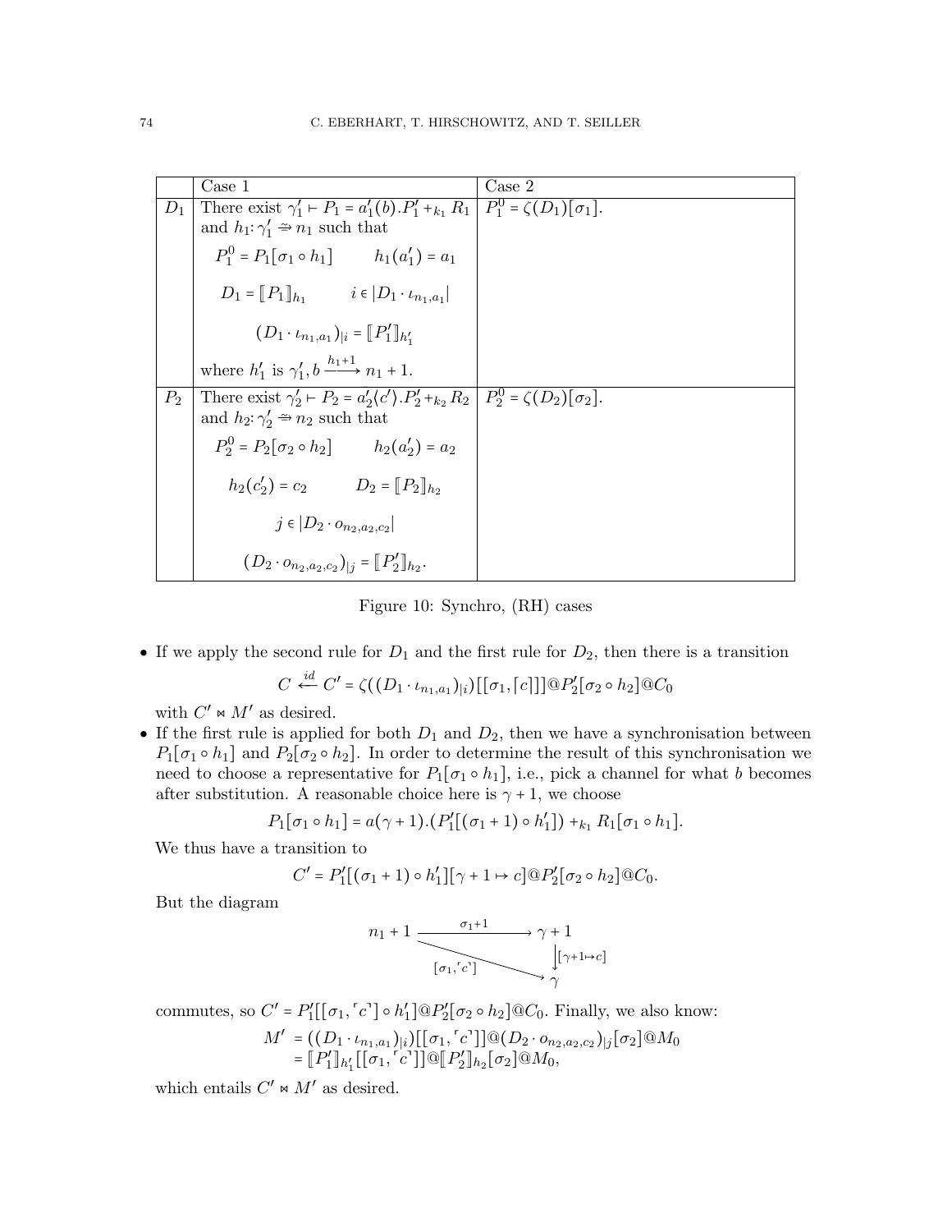| | Case 1 | Case 2 |
|---|---|---|
| $D_1$ | There exist $\gamma_1' \vdash P_1 = a_1'(b).P_1' +_{k_1} R_1$ and $h_1 \colon \gamma_1' \rightleftharpoons n_1$ such that $P_1^0 = P_1[\sigma_1 \circ h_1]$ $\quad h_1(a_1') = a_1$ $\quad D_1 = [\![P_1]\!]_{h_1}$ $\quad i \in \lvert D_1 \cdot \iota_{n_1,a_1} \rvert$ $\quad (D_1 \cdot \iota_{n_1,a_1})_{\lvert i} = [\![P_1']\!]_{h_1'}$ where $h_1'$ is $\gamma_1', b \xrightarrow{h_1+1} n_1 + 1$. | $P_1^0 = \zeta(D_1)[\sigma_1]$. |
| $P_2$ | There exist $\gamma_2' \vdash P_2 = a_2'\langle c' \rangle.P_2' +_{k_2} R_2$ and $h_2 \colon \gamma_2' \rightleftharpoons n_2$ such that $P_2^0 = P_2[\sigma_2 \circ h_2]$ $\quad h_2(a_2') = a_2$ $\quad h_2(c_2') = c_2$ $\quad D_2 = [\![P_2]\!]_{h_2}$ $\quad j \in \lvert D_2 \cdot o_{n_2,a_2,c_2} \rvert$ $\quad (D_2 \cdot o_{n_2,a_2,c_2})_{\lvert j} = [\![P_2']\!]_{h_2}$. | $P_2^0 = \zeta(D_2)[\sigma_2]$. |

Figure 10: Synchro, (RH) cases

- If we apply the second rule for $D_1$ and the first rule for $D_2$, then there is a transition
$$C \xleftarrow{id} C' = \zeta((D_1 \cdot \iota_{n_1,a_1})_{\lvert i})[[\sigma_1, \lceil c \rceil]] @ P_2'[\sigma_2 \circ h_2] @ C_0$$
with $C' \bowtie M'$ as desired.
- If the first rule is applied for both $D_1$ and $D_2$, then we have a synchronisation between $P_1[\sigma_1 \circ h_1]$ and $P_2[\sigma_2 \circ h_2]$. In order to determine the result of this synchronisation we need to choose a representative for $P_1[\sigma_1 \circ h_1]$, i.e., pick a channel for what $b$ becomes after substitution. A reasonable choice here is $\gamma + 1$, we choose
$$P_1[\sigma_1 \circ h_1] = a(\gamma + 1).(P_1'[(\sigma_1 + 1) \circ h_1']) +_{k_1} R_1[\sigma_1 \circ h_1].$$
We thus have a transition to
$$C' = P_1'[(\sigma_1 + 1) \circ h_1'][\gamma + 1 \mapsto c] @ P_2'[\sigma_2 \circ h_2] @ C_0.$$
But the diagram
$$\begin{array}{ccc} n_1 + 1 & \xrightarrow{\sigma_1 + 1} & \gamma + 1 \\ & \searrow^{[\sigma_1, \ulcorner c \urcorner]} & \downarrow{\scriptstyle [\gamma+1 \mapsto c]} \\ & & \gamma \end{array}$$
commutes, so $C' = P_1'[[\sigma_1, \ulcorner c \urcorner] \circ h_1'] @ P_2'[\sigma_2 \circ h_2] @ C_0$. Finally, we also know:
$$\begin{aligned} M' &= ((D_1 \cdot \iota_{n_1,a_1})_{\lvert i})[[\sigma_1, \ulcorner c \urcorner]] @ (D_2 \cdot o_{n_2,a_2,c_2})_{\lvert j}[\sigma_2] @ M_0 \\ &= [\![P_1']\!]_{h_1'}[[\sigma_1, \ulcorner c \urcorner]] @ [\![P_2']\!]_{h_2}[\sigma_2] @ M_0, \end{aligned}$$
which entails $C' \bowtie M'$ as desired.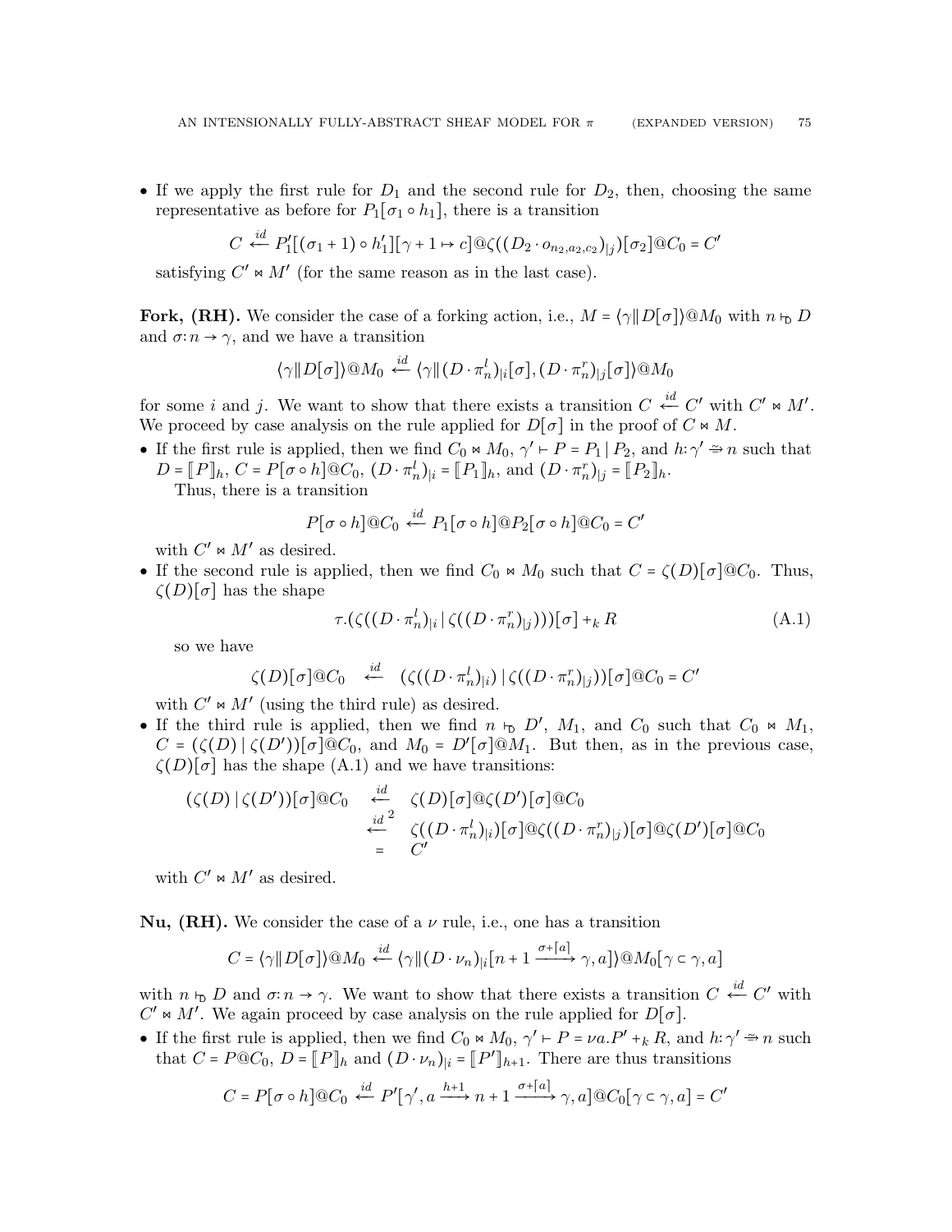- If we apply the first rule for $D_1$ and the second rule for $D_2$, then, choosing the same representative as before for $P_1[\sigma_1 \circ h_1]$, there is a transition

$$C \xleftarrow{id} P_1'[(\sigma_1 + 1) \circ h_1'][\gamma + 1 \mapsto c]@\zeta((D_2 \cdot o_{n_2,a_2,c_2})_{|j})[\sigma_2]@C_0 = C'$$

satisfying $C' \bowtie M'$ (for the same reason as in the last case).

**Fork, (RH).** We consider the case of a forking action, i.e., $M = \langle \gamma \| D[\sigma] \rangle @M_0$ with $n \vdash_{\mathsf{D}} D$ and $\sigma: n \to \gamma$, and we have a transition

$$\langle \gamma \| D[\sigma] \rangle @M_0 \xleftarrow{id} \langle \gamma \| (D \cdot \pi_n^l)_{|i}[\sigma], (D \cdot \pi_n^r)_{|j}[\sigma] \rangle @M_0$$

for some $i$ and $j$. We want to show that there exists a transition $C \xleftarrow{id} C'$ with $C' \bowtie M'$. We proceed by case analysis on the rule applied for $D[\sigma]$ in the proof of $C \bowtie M$.

- If the first rule is applied, then we find $C_0 \bowtie M_0$, $\gamma' \vdash P = P_1 \mid P_2$, and $h: \gamma' \Rightarrow n$ such that $D = [\![P]\!]_h$, $C = P[\sigma \circ h]@C_0$, $(D \cdot \pi_n^l)_{|i} = [\![P_1]\!]_h$, and $(D \cdot \pi_n^r)_{|j} = [\![P_2]\!]_h$.
  Thus, there is a transition

$$P[\sigma \circ h]@C_0 \xleftarrow{id} P_1[\sigma \circ h]@P_2[\sigma \circ h]@C_0 = C'$$

with $C' \bowtie M'$ as desired.
- If the second rule is applied, then we find $C_0 \bowtie M_0$ such that $C = \zeta(D)[\sigma]@C_0$. Thus, $\zeta(D)[\sigma]$ has the shape

$$\tau.(\zeta((D \cdot \pi_n^l)_{|i} \mid \zeta((D \cdot \pi_n^r)_{|j})))[\sigma] +_k R \tag{A.1}$$

so we have

$$\zeta(D)[\sigma]@C_0 \quad \xleftarrow{id} \quad (\zeta((D \cdot \pi_n^l)_{|i}) \mid \zeta((D \cdot \pi_n^r)_{|j}))[\sigma]@C_0 = C'$$

with $C' \bowtie M'$ (using the third rule) as desired.
- If the third rule is applied, then we find $n \vdash_{\mathsf{D}} D'$, $M_1$, and $C_0$ such that $C_0 \bowtie M_1$, $C = (\zeta(D) \mid \zeta(D'))[\sigma]@C_0$, and $M_0 = D'[\sigma]@M_1$. But then, as in the previous case, $\zeta(D)[\sigma]$ has the shape (A.1) and we have transitions:

$$\begin{array}{rcl}(\zeta(D) \mid \zeta(D'))[\sigma]@C_0 & \xleftarrow{id} & \zeta(D)[\sigma]@\zeta(D')[\sigma]@C_0 \\ & \xleftarrow{id}^2 & \zeta((D \cdot \pi_n^l)_{|i})[\sigma]@\zeta((D \cdot \pi_n^r)_{|j})[\sigma]@\zeta(D')[\sigma]@C_0 \\ & = & C'\end{array}$$

with $C' \bowtie M'$ as desired.

**Nu, (RH).** We consider the case of a $\nu$ rule, i.e., one has a transition

$$C = \langle \gamma \| D[\sigma] \rangle @M_0 \xleftarrow{id} \langle \gamma \| (D \cdot \nu_n)_{|i}[n + 1 \xrightarrow{\sigma + [a]} \gamma, a] \rangle @M_0[\gamma \subset \gamma, a]$$

with $n \vdash_{\mathsf{D}} D$ and $\sigma: n \to \gamma$. We want to show that there exists a transition $C \xleftarrow{id} C'$ with $C' \bowtie M'$. We again proceed by case analysis on the rule applied for $D[\sigma]$.

- If the first rule is applied, then we find $C_0 \bowtie M_0$, $\gamma' \vdash P = \nu a.P' +_k R$, and $h: \gamma' \Rightarrow n$ such that $C = P@C_0$, $D = [\![P]\!]_h$ and $(D \cdot \nu_n)_{|i} = [\![P']\!]_{h+1}$. There are thus transitions

$$C = P[\sigma \circ h]@C_0 \xleftarrow{id} P'[\gamma', a \xrightarrow{h+1} n + 1 \xrightarrow{\sigma + [a]} \gamma, a]@C_0[\gamma \subset \gamma, a] = C'$$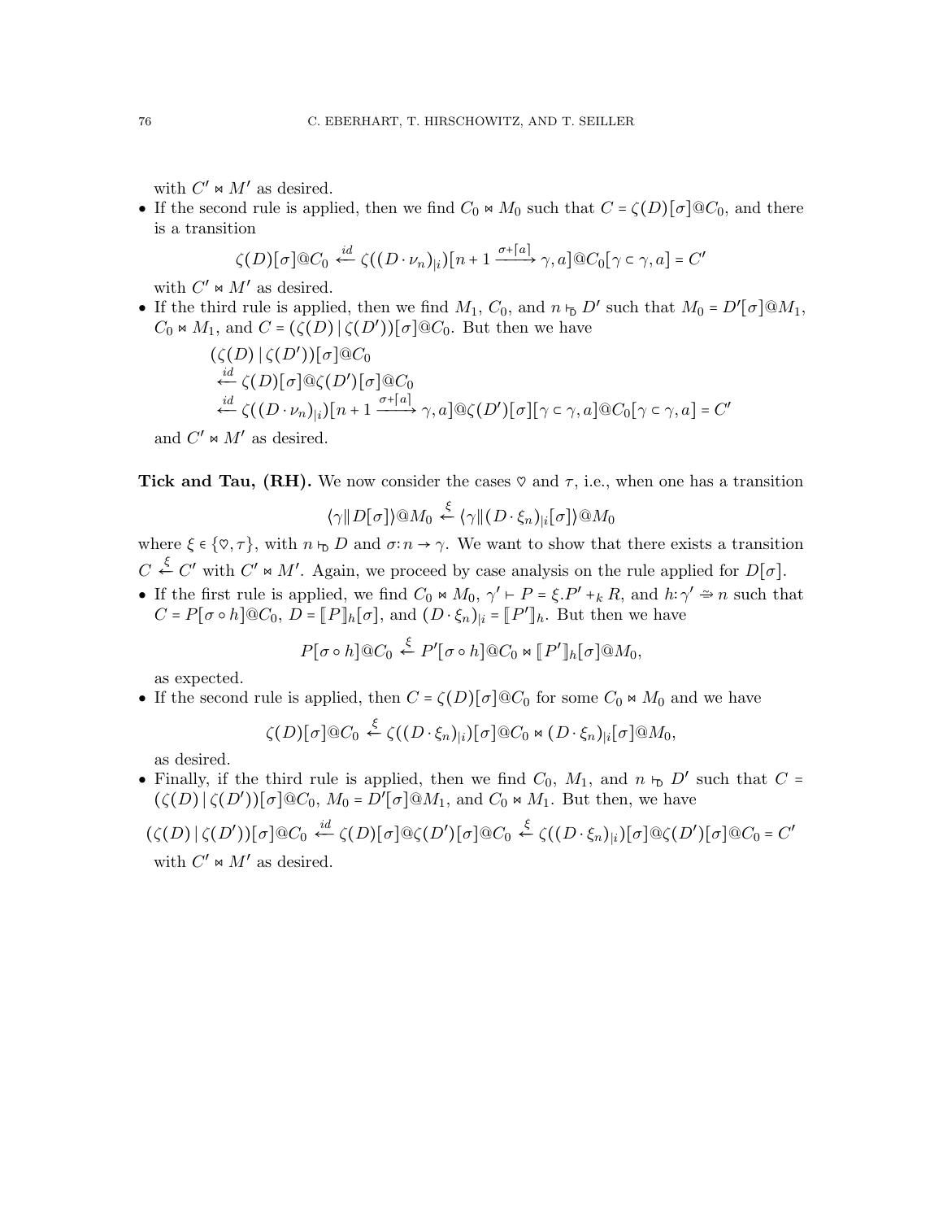with $C' \bowtie M'$ as desired.

- If the second rule is applied, then we find $C_0 \bowtie M_0$ such that $C = \zeta(D)[\sigma]@C_0$, and there is a transition

$$\zeta(D)[\sigma]@C_0 \xleftarrow{id} \zeta((D \cdot \nu_n)_{|i})[n+1 \xrightarrow{\sigma+\lceil a \rceil} \gamma, a]@C_0[\gamma \subset \gamma, a] = C'$$

with $C' \bowtie M'$ as desired.

- If the third rule is applied, then we find $M_1$, $C_0$, and $n \vdash_{\mathsf{D}} D'$ such that $M_0 = D'[\sigma]@M_1$, $C_0 \bowtie M_1$, and $C = (\zeta(D) \mid \zeta(D'))[\sigma]@C_0$. But then we have

$$\begin{aligned}
&(\zeta(D) \mid \zeta(D'))[\sigma]@C_0 \\
&\xleftarrow{id} \zeta(D)[\sigma]@\zeta(D')[\sigma]@C_0 \\
&\xleftarrow{id} \zeta((D \cdot \nu_n)_{|i})[n+1 \xrightarrow{\sigma+\lceil a \rceil} \gamma, a]@\zeta(D')[\sigma][\gamma \subset \gamma, a]@C_0[\gamma \subset \gamma, a] = C'
\end{aligned}$$

and $C' \bowtie M'$ as desired.

**Tick and Tau, (RH).** We now consider the cases $\heartsuit$ and $\tau$, i.e., when one has a transition

$$\langle \gamma \| D[\sigma] \rangle @M_0 \xleftarrow{\xi} \langle \gamma \| (D \cdot \xi_n)_{|i}[\sigma] \rangle @M_0$$

where $\xi \in \{\heartsuit, \tau\}$, with $n \vdash_{\mathsf{D}} D$ and $\sigma : n \to \gamma$. We want to show that there exists a transition $C \xleftarrow{\xi} C'$ with $C' \bowtie M'$. Again, we proceed by case analysis on the rule applied for $D[\sigma]$.

- If the first rule is applied, we find $C_0 \bowtie M_0$, $\gamma' \vdash P = \xi.P' +_k R$, and $h : \gamma' \rightleftharpoons n$ such that $C = P[\sigma \circ h]@C_0$, $D = [\![P]\!]_h[\sigma]$, and $(D \cdot \xi_n)_{|i} = [\![P']\!]_h$. But then we have

$$P[\sigma \circ h]@C_0 \xleftarrow{\xi} P'[\sigma \circ h]@C_0 \bowtie [\![P']\!]_h[\sigma]@M_0,$$

as expected.

- If the second rule is applied, then $C = \zeta(D)[\sigma]@C_0$ for some $C_0 \bowtie M_0$ and we have

$$\zeta(D)[\sigma]@C_0 \xleftarrow{\xi} \zeta((D \cdot \xi_n)_{|i})[\sigma]@C_0 \bowtie (D \cdot \xi_n)_{|i}[\sigma]@M_0,$$

as desired.

- Finally, if the third rule is applied, then we find $C_0$, $M_1$, and $n \vdash_{\mathsf{D}} D'$ such that $C = (\zeta(D) \mid \zeta(D'))[\sigma]@C_0$, $M_0 = D'[\sigma]@M_1$, and $C_0 \bowtie M_1$. But then, we have

$$(\zeta(D) \mid \zeta(D'))[\sigma]@C_0 \xleftarrow{id} \zeta(D)[\sigma]@\zeta(D')[\sigma]@C_0 \xleftarrow{\xi} \zeta((D \cdot \xi_n)_{|i})[\sigma]@\zeta(D')[\sigma]@C_0 = C'$$

with $C' \bowtie M'$ as desired.